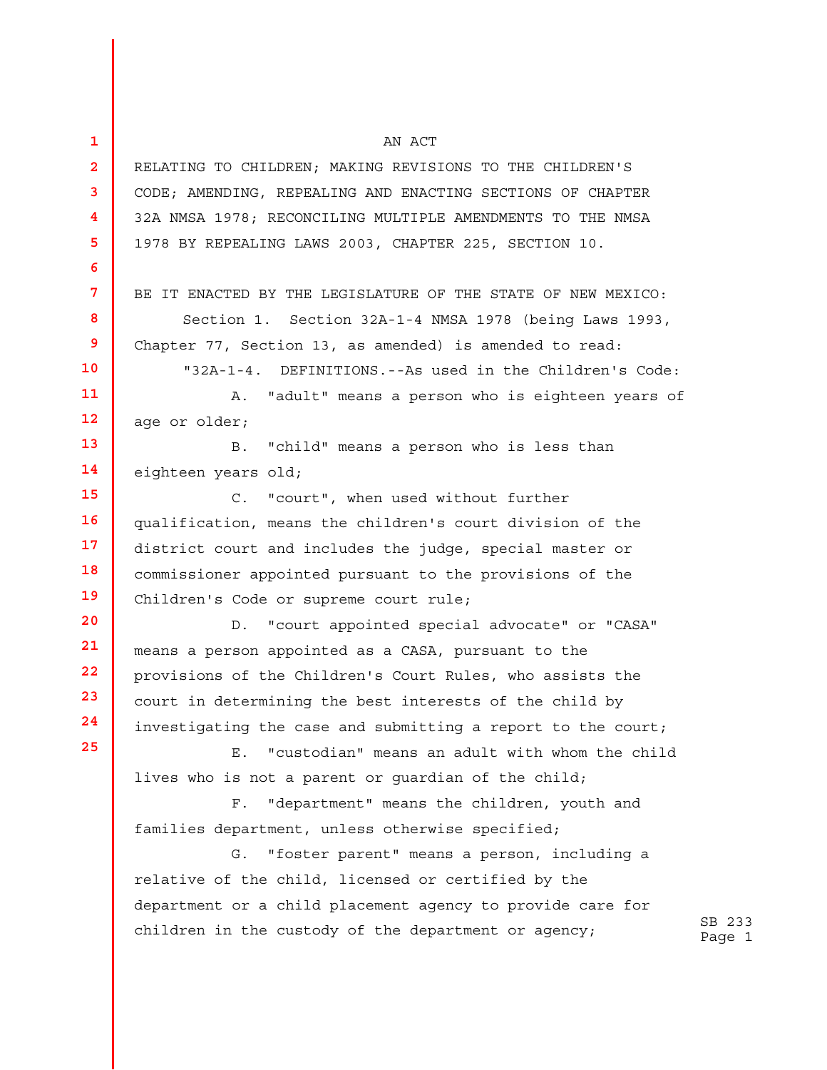AN ACT

RELATING TO CHILDREN; MAKING REVISIONS TO THE CHILDREN'S CODE; AMENDING, REPEALING AND ENACTING SECTIONS OF CHAPTER 32A NMSA 1978; RECONCILING MULTIPLE AMENDMENTS TO THE NMSA 1978 BY REPEALING LAWS 2003, CHAPTER 225, SECTION 10.

BE IT ENACTED BY THE LEGISLATURE OF THE STATE OF NEW MEXICO:

Section 1. Section 32A-1-4 NMSA 1978 (being Laws 1993, Chapter 77, Section 13, as amended) is amended to read:

"32A-1-4. DEFINITIONS.--As used in the Children's Code:

A. "adult" means a person who is eighteen years of age or older;

B. "child" means a person who is less than eighteen years old;

C. "court", when used without further qualification, means the children's court division of the district court and includes the judge, special master or commissioner appointed pursuant to the provisions of the Children's Code or supreme court rule;

D. "court appointed special advocate" or "CASA" means a person appointed as a CASA, pursuant to the provisions of the Children's Court Rules, who assists the court in determining the best interests of the child by investigating the case and submitting a report to the court;

E. "custodian" means an adult with whom the child lives who is not a parent or guardian of the child;

F. "department" means the children, youth and families department, unless otherwise specified;

G. "foster parent" means a person, including a relative of the child, licensed or certified by the department or a child placement agency to provide care for children in the custody of the department or agency;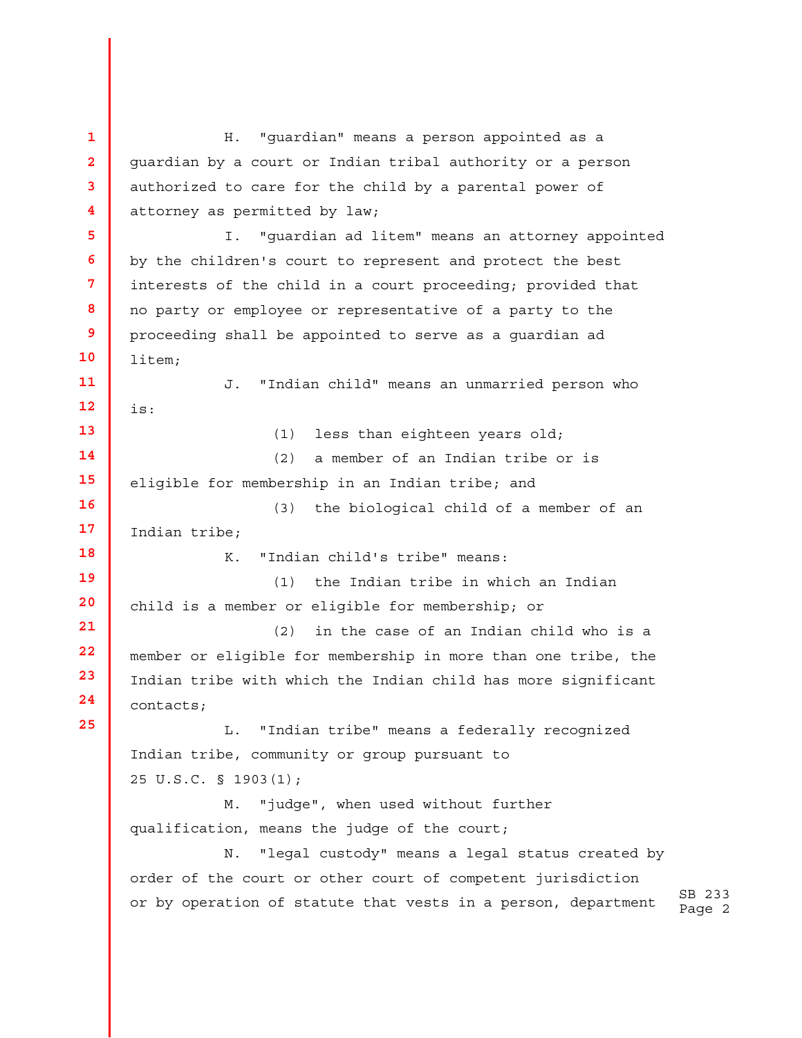H. "guardian" means a person appointed as a guardian by a court or Indian tribal authority or a person authorized to care for the child by a parental power of attorney as permitted by law;

I. "guardian ad litem" means an attorney appointed by the children's court to represent and protect the best interests of the child in a court proceeding; provided that no party or employee or representative of a party to the proceeding shall be appointed to serve as a guardian ad litem;

J. "Indian child" means an unmarried person who is:

(1) less than eighteen years old;

(2) a member of an Indian tribe or is eligible for membership in an Indian tribe; and

(3) the biological child of a member of an Indian tribe;

K. "Indian child's tribe" means:

(1) the Indian tribe in which an Indian child is a member or eligible for membership; or

(2) in the case of an Indian child who is a member or eligible for membership in more than one tribe, the Indian tribe with which the Indian child has more significant contacts;

L. "Indian tribe" means a federally recognized Indian tribe, community or group pursuant to 25 U.S.C. § 1903(1);

M. "judge", when used without further qualification, means the judge of the court;

N. "legal custody" means a legal status created by order of the court or other court of competent jurisdiction or by operation of statute that vests in a person, department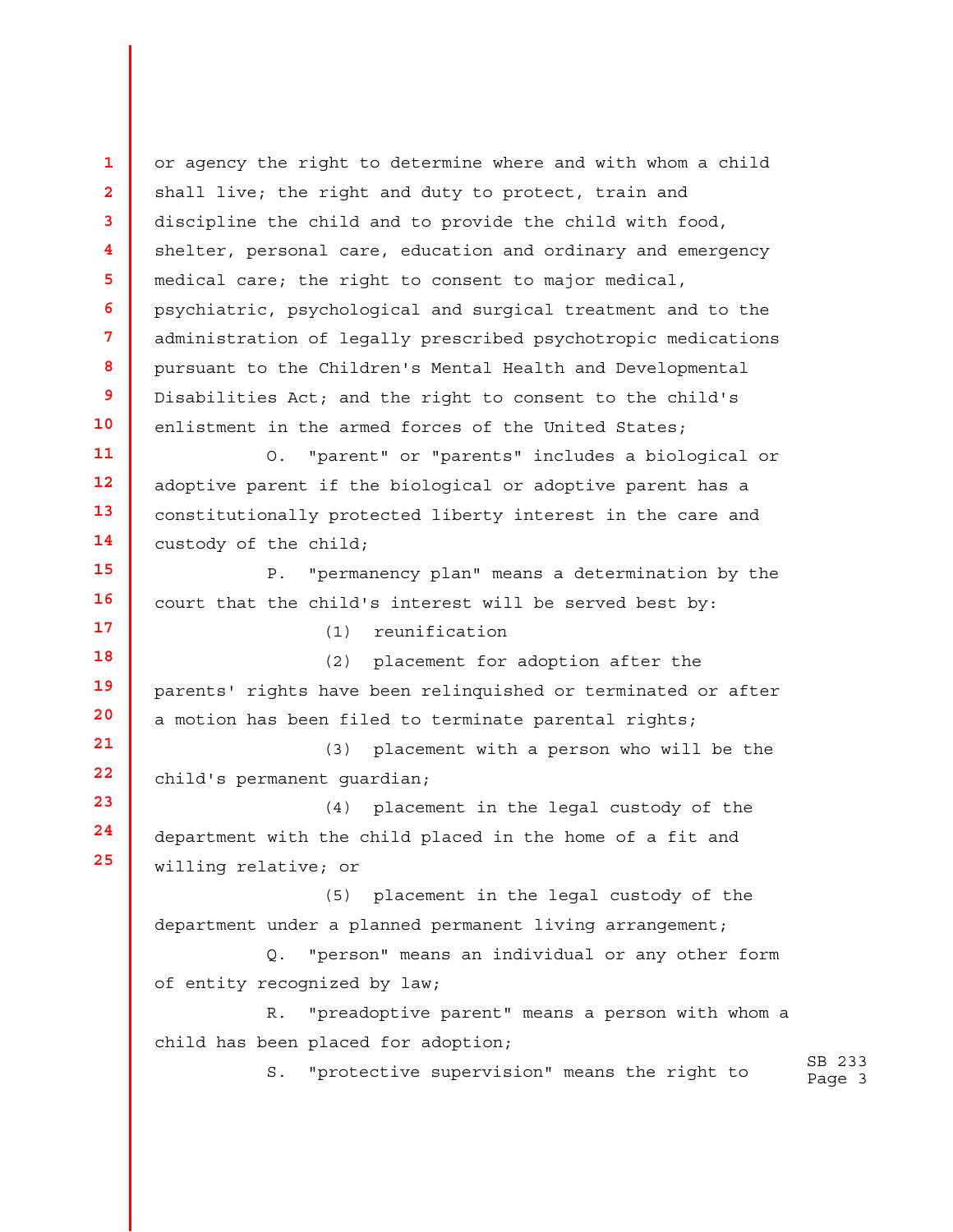or agency the right to determine where and with whom a child shall live; the right and duty to protect, train and discipline the child and to provide the child with food, shelter, personal care, education and ordinary and emergency medical care; the right to consent to major medical, psychiatric, psychological and surgical treatment and to the administration of legally prescribed psychotropic medications pursuant to the Children's Mental Health and Developmental Disabilities Act; and the right to consent to the child's enlistment in the armed forces of the United States;

O. "parent" or "parents" includes a biological or adoptive parent if the biological or adoptive parent has a constitutionally protected liberty interest in the care and custody of the child;

P. "permanency plan" means a determination by the court that the child's interest will be served best by:

(1) reunification

(2) placement for adoption after the parents' rights have been relinquished or terminated or after a motion has been filed to terminate parental rights;

(3) placement with a person who will be the child's permanent guardian;

(4) placement in the legal custody of the department with the child placed in the home of a fit and willing relative; or

(5) placement in the legal custody of the department under a planned permanent living arrangement;

Q. "person" means an individual or any other form of entity recognized by law;

R. "preadoptive parent" means a person with whom a child has been placed for adoption;

S. "protective supervision" means the right to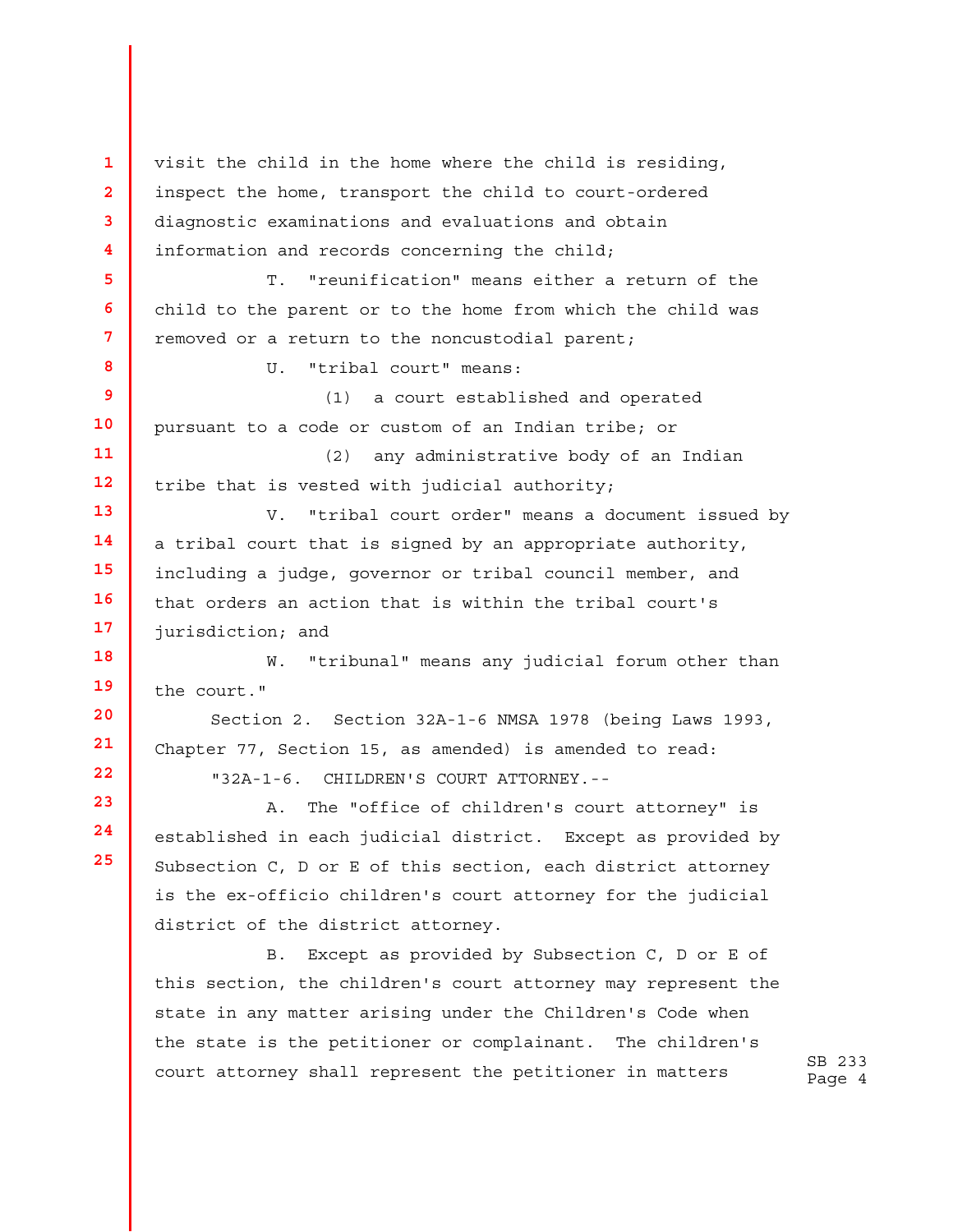visit the child in the home where the child is residing, inspect the home, transport the child to court-ordered diagnostic examinations and evaluations and obtain information and records concerning the child;

T. "reunification" means either a return of the child to the parent or to the home from which the child was removed or a return to the noncustodial parent;

U. "tribal court" means:

(1) a court established and operated pursuant to a code or custom of an Indian tribe; or

(2) any administrative body of an Indian tribe that is vested with judicial authority;

V. "tribal court order" means a document issued by a tribal court that is signed by an appropriate authority, including a judge, governor or tribal council member, and that orders an action that is within the tribal court's jurisdiction; and

W. "tribunal" means any judicial forum other than the court."

Section 2. Section 32A-1-6 NMSA 1978 (being Laws 1993, Chapter 77, Section 15, as amended) is amended to read:

"32A-1-6. CHILDREN'S COURT ATTORNEY.--

A. The "office of children's court attorney" is established in each judicial district. Except as provided by Subsection C, D or E of this section, each district attorney is the ex-officio children's court attorney for the judicial district of the district attorney.

B. Except as provided by Subsection C, D or E of this section, the children's court attorney may represent the state in any matter arising under the Children's Code when the state is the petitioner or complainant. The children's court attorney shall represent the petitioner in matters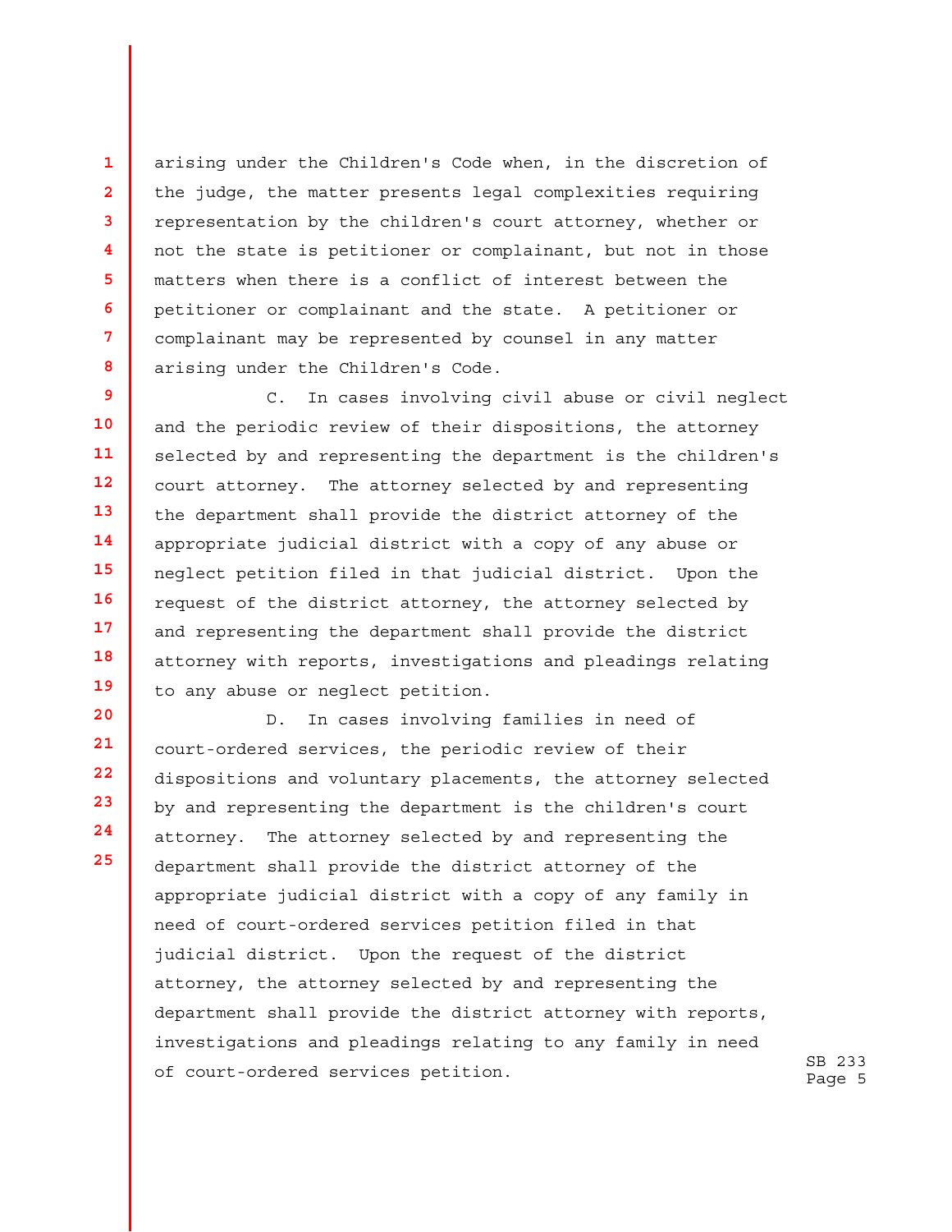arising under the Children's Code when, in the discretion of the judge, the matter presents legal complexities requiring representation by the children's court attorney, whether or not the state is petitioner or complainant, but not in those matters when there is a conflict of interest between the petitioner or complainant and the state. A petitioner or complainant may be represented by counsel in any matter arising under the Children's Code.

C. In cases involving civil abuse or civil neglect and the periodic review of their dispositions, the attorney selected by and representing the department is the children's court attorney. The attorney selected by and representing the department shall provide the district attorney of the appropriate judicial district with a copy of any abuse or neglect petition filed in that judicial district. Upon the request of the district attorney, the attorney selected by and representing the department shall provide the district attorney with reports, investigations and pleadings relating to any abuse or neglect petition.

D. In cases involving families in need of court-ordered services, the periodic review of their dispositions and voluntary placements, the attorney selected by and representing the department is the children's court attorney. The attorney selected by and representing the department shall provide the district attorney of the appropriate judicial district with a copy of any family in need of court-ordered services petition filed in that judicial district. Upon the request of the district attorney, the attorney selected by and representing the department shall provide the district attorney with reports, investigations and pleadings relating to any family in need of court-ordered services petition.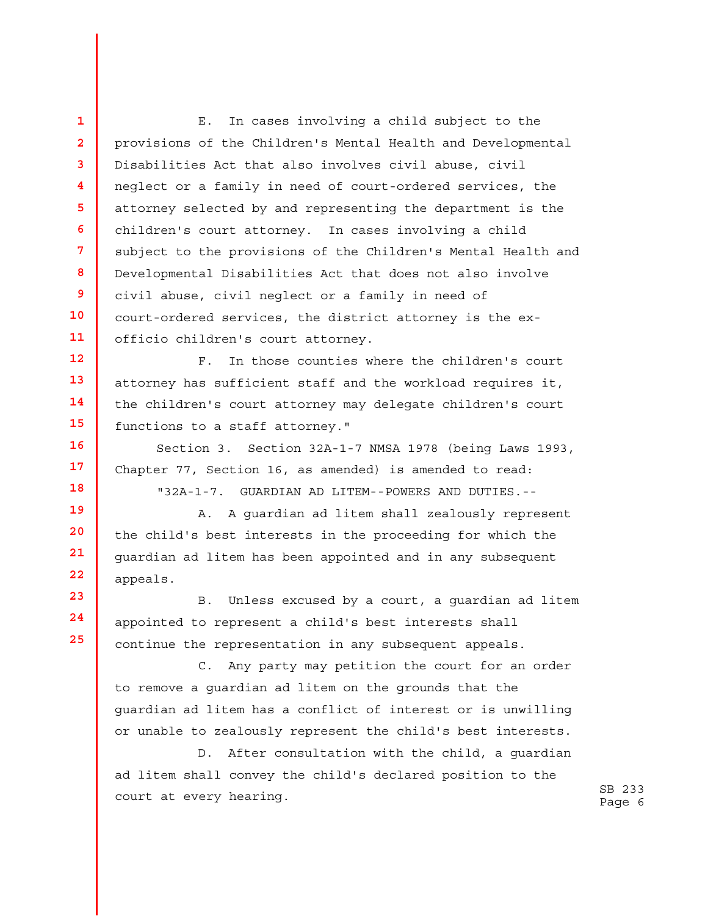E. In cases involving a child subject to the provisions of the Children's Mental Health and Developmental Disabilities Act that also involves civil abuse, civil neglect or a family in need of court-ordered services, the attorney selected by and representing the department is the children's court attorney. In cases involving a child subject to the provisions of the Children's Mental Health and Developmental Disabilities Act that does not also involve civil abuse, civil neglect or a family in need of court-ordered services, the district attorney is the ex-officio children's court attorney.

F. In those counties where the children's court attorney has sufficient staff and the workload requires it, the children's court attorney may delegate children's court functions to a staff attorney."

Section 3. Section 32A-1-7 NMSA 1978 (being Laws 1993, Chapter 77, Section 16, as amended) is amended to read:

"32A-1-7. GUARDIAN AD LITEM--POWERS AND DUTIES.--

A. A guardian ad litem shall zealously represent the child's best interests in the proceeding for which the guardian ad litem has been appointed and in any subsequent appeals.

B. Unless excused by a court, a guardian ad litem appointed to represent a child's best interests shall continue the representation in any subsequent appeals.

C. Any party may petition the court for an order to remove a guardian ad litem on the grounds that the guardian ad litem has a conflict of interest or is unwilling or unable to zealously represent the child's best interests.

D. After consultation with the child, a guardian ad litem shall convey the child's declared position to the court at every hearing.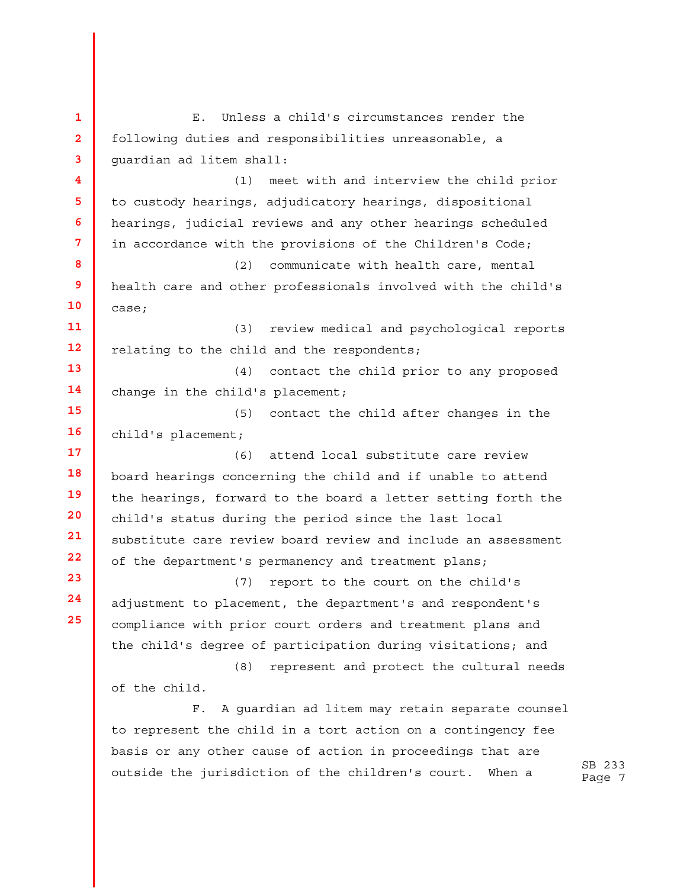E. Unless a child's circumstances render the following duties and responsibilities unreasonable, a guardian ad litem shall:

(1) meet with and interview the child prior to custody hearings, adjudicatory hearings, dispositional hearings, judicial reviews and any other hearings scheduled in accordance with the provisions of the Children's Code;

(2) communicate with health care, mental health care and other professionals involved with the child's case;

(3) review medical and psychological reports relating to the child and the respondents;

(4) contact the child prior to any proposed change in the child's placement;

(5) contact the child after changes in the child's placement;

(6) attend local substitute care review board hearings concerning the child and if unable to attend the hearings, forward to the board a letter setting forth the child's status during the period since the last local substitute care review board review and include an assessment of the department's permanency and treatment plans;

(7) report to the court on the child's adjustment to placement, the department's and respondent's compliance with prior court orders and treatment plans and the child's degree of participation during visitations; and

(8) represent and protect the cultural needs of the child.

F. A guardian ad litem may retain separate counsel to represent the child in a tort action on a contingency fee basis or any other cause of action in proceedings that are outside the jurisdiction of the children's court. When a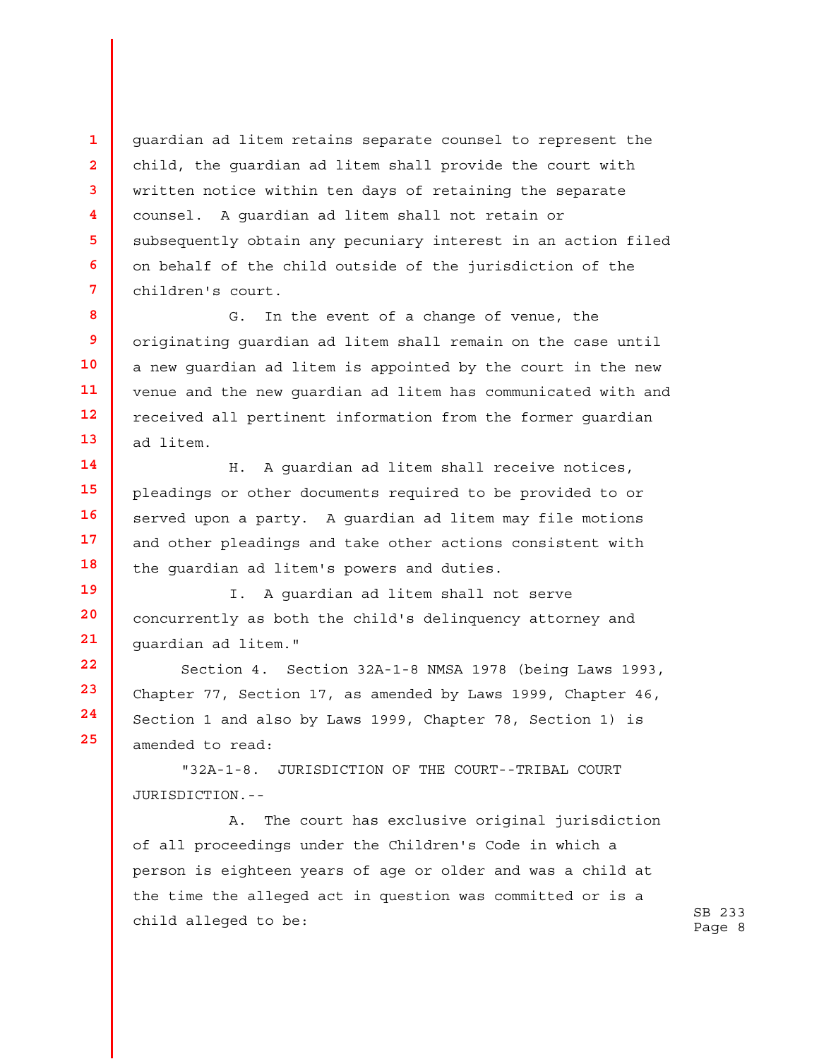guardian ad litem retains separate counsel to represent the child, the guardian ad litem shall provide the court with written notice within ten days of retaining the separate counsel. A guardian ad litem shall not retain or subsequently obtain any pecuniary interest in an action filed on behalf of the child outside of the jurisdiction of the children's court.

G. In the event of a change of venue, the originating guardian ad litem shall remain on the case until a new guardian ad litem is appointed by the court in the new venue and the new guardian ad litem has communicated with and received all pertinent information from the former guardian ad litem.

H. A guardian ad litem shall receive notices, pleadings or other documents required to be provided to or served upon a party. A guardian ad litem may file motions and other pleadings and take other actions consistent with the guardian ad litem's powers and duties.

I. A guardian ad litem shall not serve concurrently as both the child's delinquency attorney and guardian ad litem."

Section 4. Section 32A-1-8 NMSA 1978 (being Laws 1993, Chapter 77, Section 17, as amended by Laws 1999, Chapter 46, Section 1 and also by Laws 1999, Chapter 78, Section 1) is amended to read:

"32A-1-8. JURISDICTION OF THE COURT--TRIBAL COURT JURISDICTION.--

A. The court has exclusive original jurisdiction of all proceedings under the Children's Code in which a person is eighteen years of age or older and was a child at the time the alleged act in question was committed or is a child alleged to be: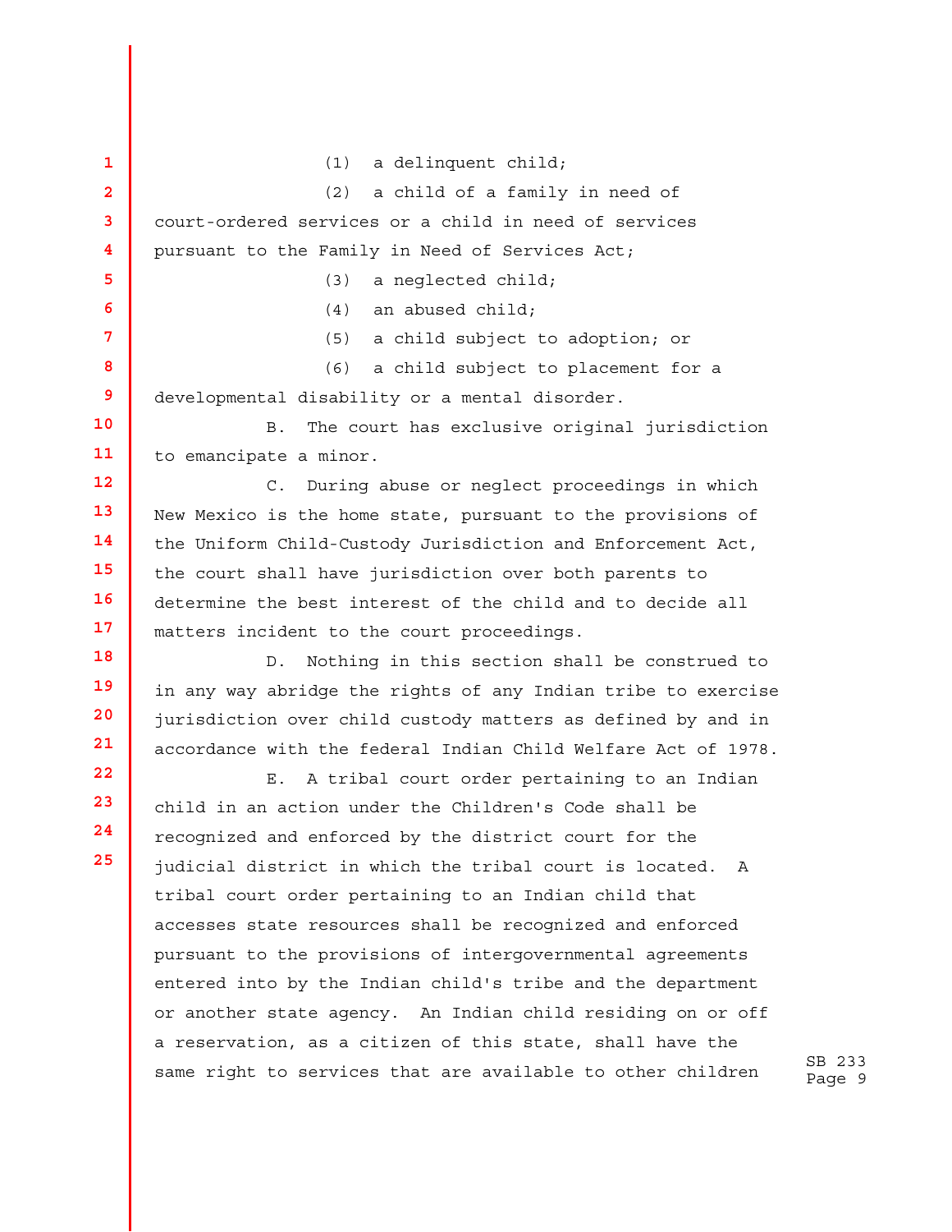(1) a delinquent child;

(2) a child of a family in need of court-ordered services or a child in need of services pursuant to the Family in Need of Services Act;

(3) a neglected child;

(4) an abused child;

(5) a child subject to adoption; or

(6) a child subject to placement for a developmental disability or a mental disorder.

B. The court has exclusive original jurisdiction to emancipate a minor.

C. During abuse or neglect proceedings in which New Mexico is the home state, pursuant to the provisions of the Uniform Child-Custody Jurisdiction and Enforcement Act, the court shall have jurisdiction over both parents to determine the best interest of the child and to decide all matters incident to the court proceedings.

D. Nothing in this section shall be construed to in any way abridge the rights of any Indian tribe to exercise jurisdiction over child custody matters as defined by and in accordance with the federal Indian Child Welfare Act of 1978.

E. A tribal court order pertaining to an Indian child in an action under the Children's Code shall be recognized and enforced by the district court for the judicial district in which the tribal court is located. A tribal court order pertaining to an Indian child that accesses state resources shall be recognized and enforced pursuant to the provisions of intergovernmental agreements entered into by the Indian child's tribe and the department or another state agency. An Indian child residing on or off a reservation, as a citizen of this state, shall have the same right to services that are available to other children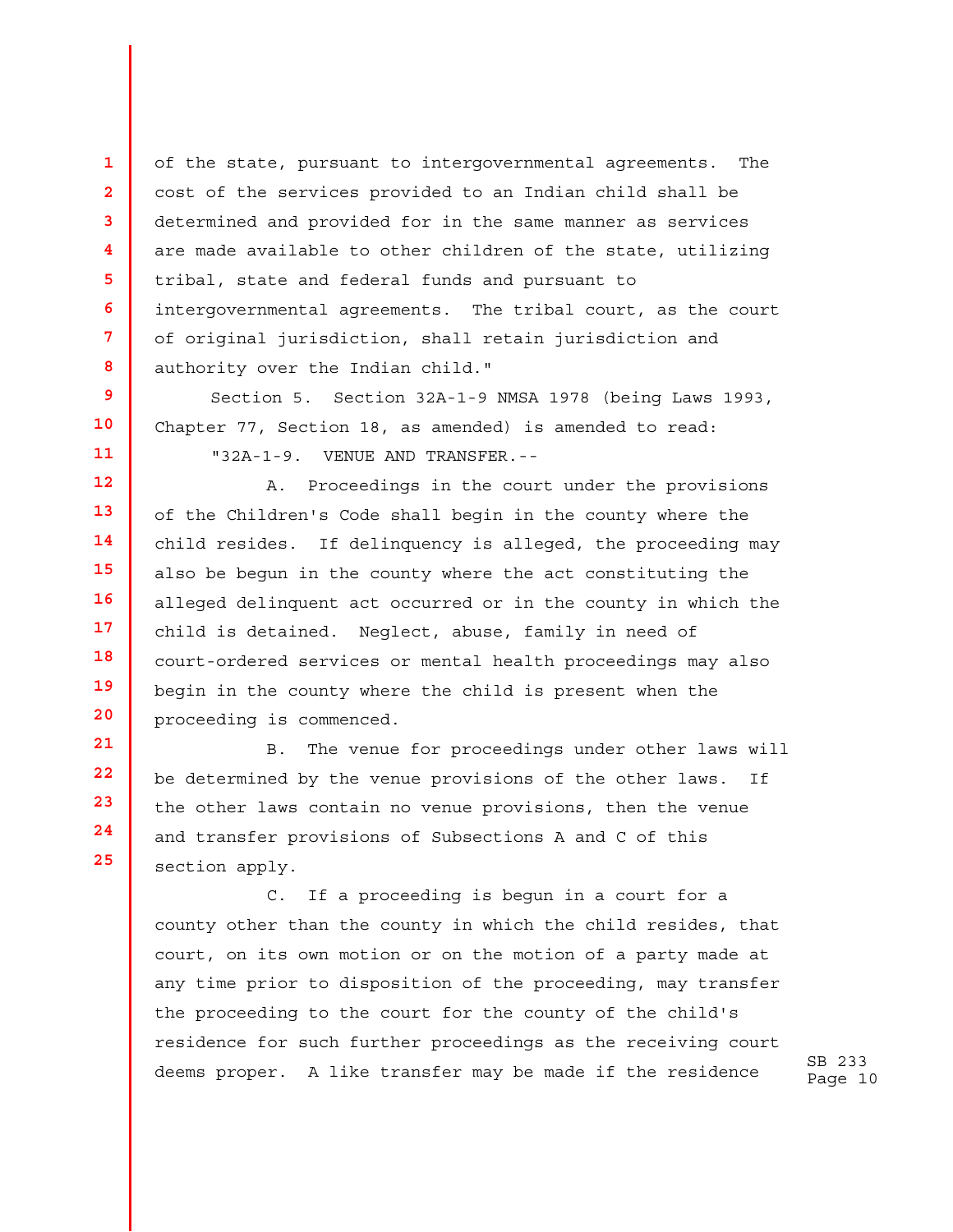of the state, pursuant to intergovernmental agreements. The cost of the services provided to an Indian child shall be determined and provided for in the same manner as services are made available to other children of the state, utilizing tribal, state and federal funds and pursuant to intergovernmental agreements. The tribal court, as the court of original jurisdiction, shall retain jurisdiction and authority over the Indian child."

Section 5. Section 32A-1-9 NMSA 1978 (being Laws 1993, Chapter 77, Section 18, as amended) is amended to read:

"32A-1-9. VENUE AND TRANSFER.--

A. Proceedings in the court under the provisions of the Children's Code shall begin in the county where the child resides. If delinquency is alleged, the proceeding may also be begun in the county where the act constituting the alleged delinquent act occurred or in the county in which the child is detained. Neglect, abuse, family in need of court-ordered services or mental health proceedings may also begin in the county where the child is present when the proceeding is commenced.

B. The venue for proceedings under other laws will be determined by the venue provisions of the other laws. If the other laws contain no venue provisions, then the venue and transfer provisions of Subsections A and C of this section apply.

C. If a proceeding is begun in a court for a county other than the county in which the child resides, that court, on its own motion or on the motion of a party made at any time prior to disposition of the proceeding, may transfer the proceeding to the court for the county of the child's residence for such further proceedings as the receiving court deems proper. A like transfer may be made if the residence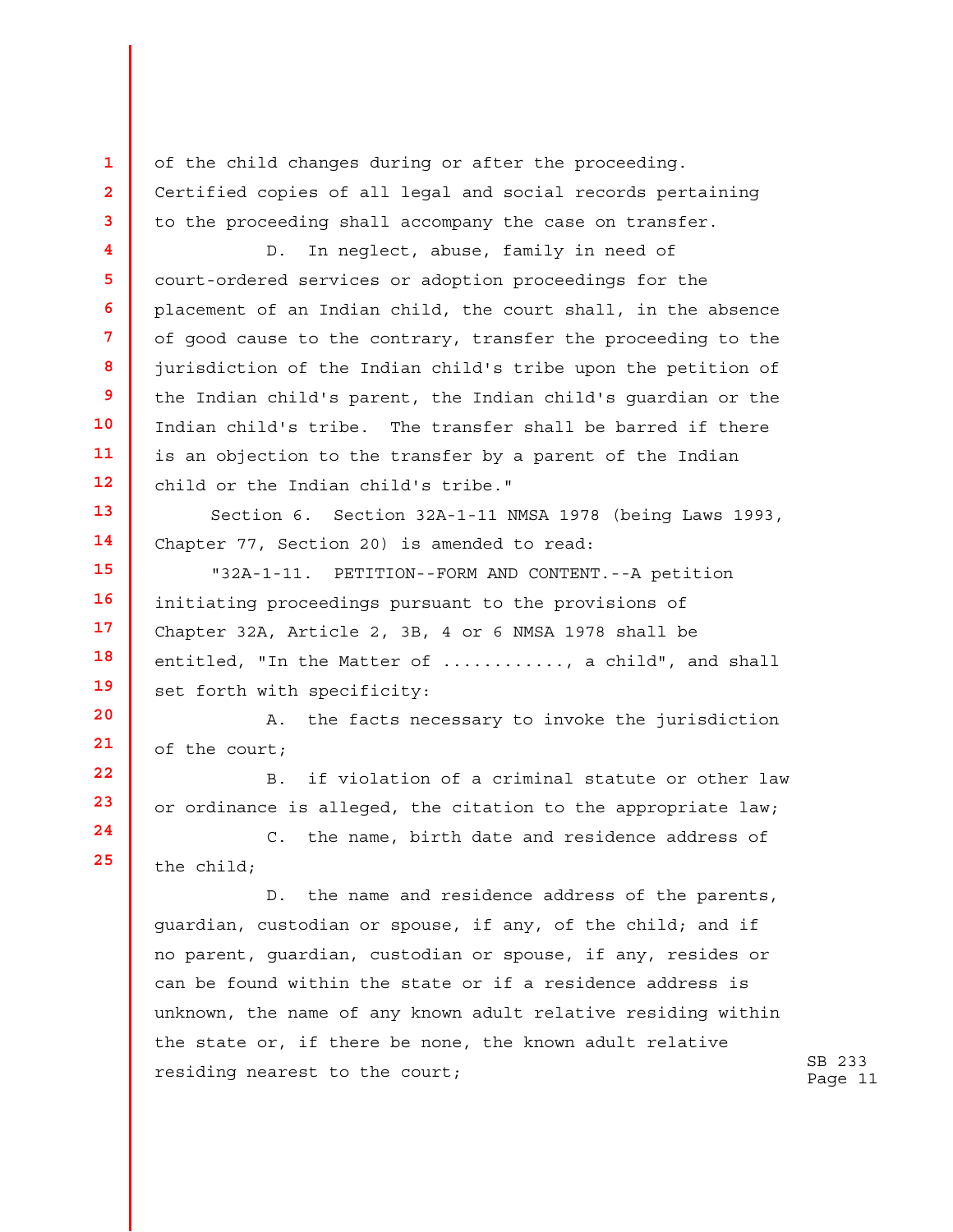of the child changes during or after the proceeding. Certified copies of all legal and social records pertaining to the proceeding shall accompany the case on transfer.

D. In neglect, abuse, family in need of court-ordered services or adoption proceedings for the placement of an Indian child, the court shall, in the absence of good cause to the contrary, transfer the proceeding to the jurisdiction of the Indian child's tribe upon the petition of the Indian child's parent, the Indian child's guardian or the Indian child's tribe. The transfer shall be barred if there is an objection to the transfer by a parent of the Indian child or the Indian child's tribe."

Section 6. Section 32A-1-11 NMSA 1978 (being Laws 1993, Chapter 77, Section 20) is amended to read:

"32A-1-11. PETITION--FORM AND CONTENT.--A petition initiating proceedings pursuant to the provisions of Chapter 32A, Article 2, 3B, 4 or 6 NMSA 1978 shall be entitled, "In the Matter of ..........., a child", and shall set forth with specificity:

A. the facts necessary to invoke the jurisdiction of the court;

B. if violation of a criminal statute or other law or ordinance is alleged, the citation to the appropriate law;

C. the name, birth date and residence address of the child;

D. the name and residence address of the parents, guardian, custodian or spouse, if any, of the child; and if no parent, guardian, custodian or spouse, if any, resides or can be found within the state or if a residence address is unknown, the name of any known adult relative residing within the state or, if there be none, the known adult relative residing nearest to the court;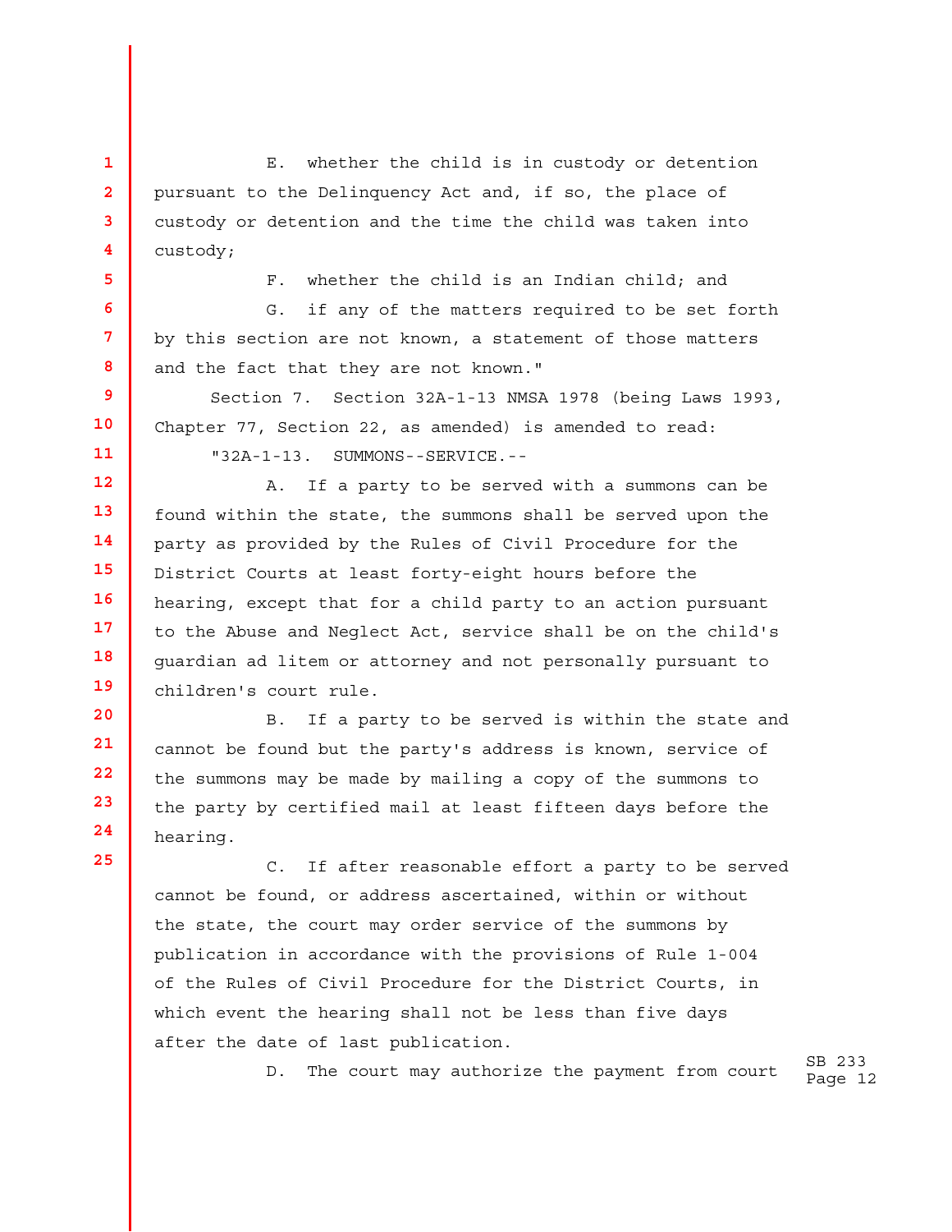E. whether the child is in custody or detention pursuant to the Delinquency Act and, if so, the place of custody or detention and the time the child was taken into custody;

F. whether the child is an Indian child; and

G. if any of the matters required to be set forth by this section are not known, a statement of those matters and the fact that they are not known."

Section 7. Section 32A-1-13 NMSA 1978 (being Laws 1993, Chapter 77, Section 22, as amended) is amended to read:

"32A-1-13. SUMMONS--SERVICE.--

A. If a party to be served with a summons can be found within the state, the summons shall be served upon the party as provided by the Rules of Civil Procedure for the District Courts at least forty-eight hours before the hearing, except that for a child party to an action pursuant to the Abuse and Neglect Act, service shall be on the child's guardian ad litem or attorney and not personally pursuant to children's court rule.

B. If a party to be served is within the state and cannot be found but the party's address is known, service of the summons may be made by mailing a copy of the summons to the party by certified mail at least fifteen days before the hearing.

C. If after reasonable effort a party to be served cannot be found, or address ascertained, within or without the state, the court may order service of the summons by publication in accordance with the provisions of Rule 1-004 of the Rules of Civil Procedure for the District Courts, in which event the hearing shall not be less than five days after the date of last publication.

D. The court may authorize the payment from court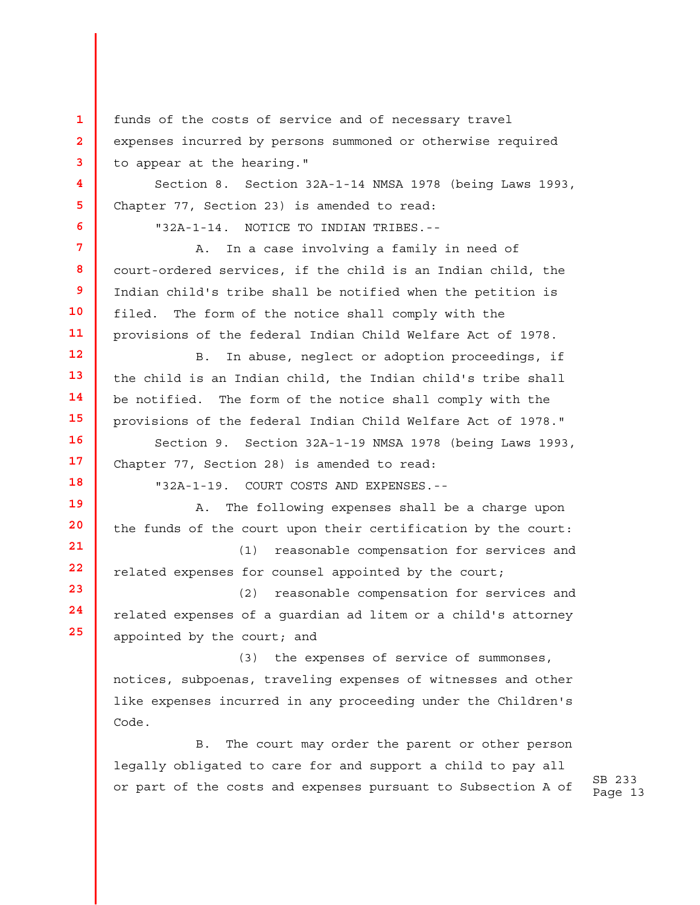funds of the costs of service and of necessary travel expenses incurred by persons summoned or otherwise required to appear at the hearing."

Section 8. Section 32A-1-14 NMSA 1978 (being Laws 1993, Chapter 77, Section 23) is amended to read:

"32A-1-14. NOTICE TO INDIAN TRIBES.--

A. In a case involving a family in need of court-ordered services, if the child is an Indian child, the Indian child's tribe shall be notified when the petition is filed. The form of the notice shall comply with the provisions of the federal Indian Child Welfare Act of 1978.

B. In abuse, neglect or adoption proceedings, if the child is an Indian child, the Indian child's tribe shall be notified. The form of the notice shall comply with the provisions of the federal Indian Child Welfare Act of 1978."

Section 9. Section 32A-1-19 NMSA 1978 (being Laws 1993, Chapter 77, Section 28) is amended to read:

"32A-1-19. COURT COSTS AND EXPENSES.--

A. The following expenses shall be a charge upon the funds of the court upon their certification by the court:

(1) reasonable compensation for services and related expenses for counsel appointed by the court;

(2) reasonable compensation for services and related expenses of a guardian ad litem or a child's attorney appointed by the court; and

(3) the expenses of service of summonses, notices, subpoenas, traveling expenses of witnesses and other like expenses incurred in any proceeding under the Children's Code.

B. The court may order the parent or other person legally obligated to care for and support a child to pay all or part of the costs and expenses pursuant to Subsection A of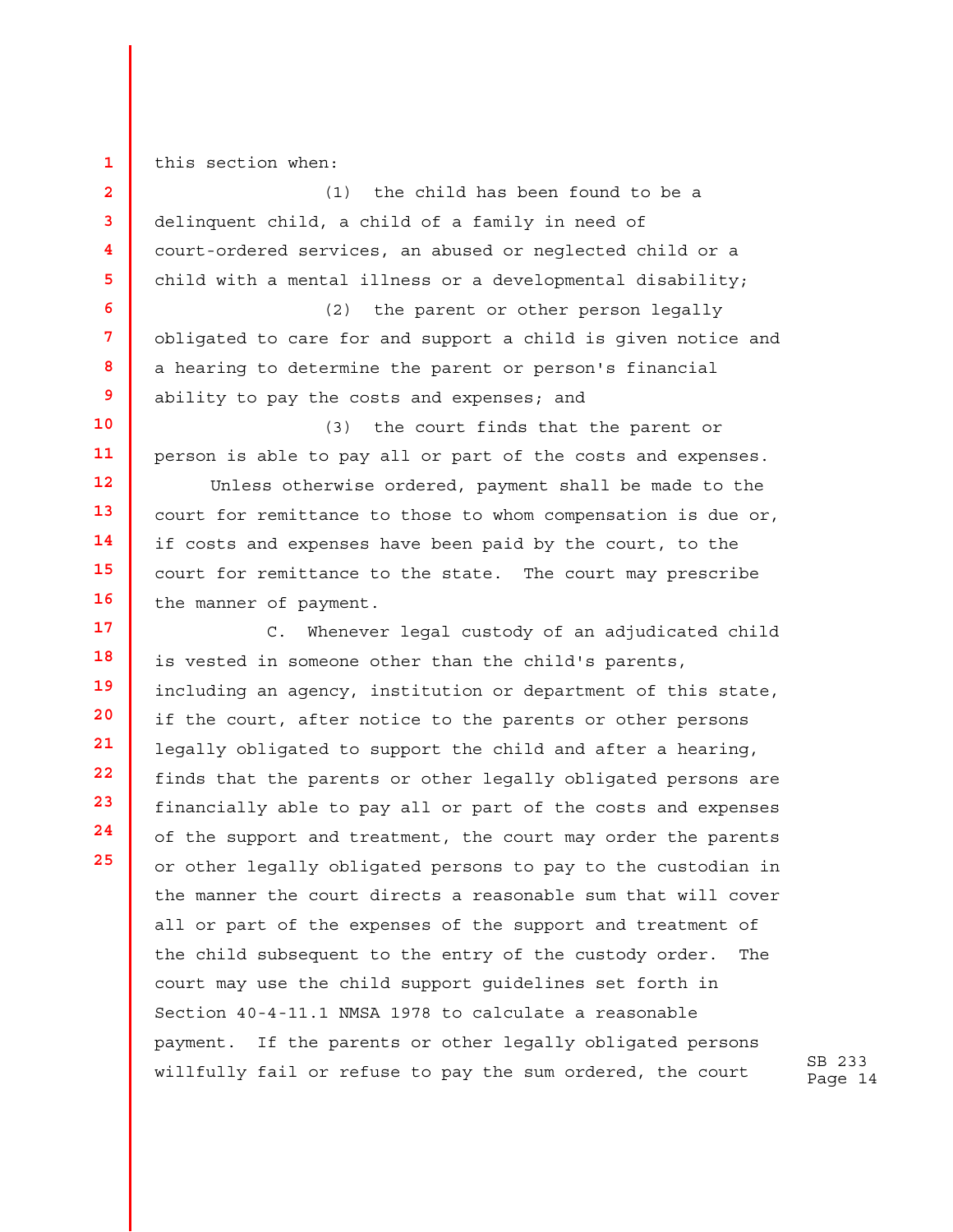this section when:

(1) the child has been found to be a delinquent child, a child of a family in need of court-ordered services, an abused or neglected child or a child with a mental illness or a developmental disability;

(2) the parent or other person legally obligated to care for and support a child is given notice and a hearing to determine the parent or person's financial ability to pay the costs and expenses; and

(3) the court finds that the parent or person is able to pay all or part of the costs and expenses.

Unless otherwise ordered, payment shall be made to the court for remittance to those to whom compensation is due or, if costs and expenses have been paid by the court, to the court for remittance to the state. The court may prescribe the manner of payment.

C. Whenever legal custody of an adjudicated child is vested in someone other than the child's parents, including an agency, institution or department of this state, if the court, after notice to the parents or other persons legally obligated to support the child and after a hearing, finds that the parents or other legally obligated persons are financially able to pay all or part of the costs and expenses of the support and treatment, the court may order the parents or other legally obligated persons to pay to the custodian in the manner the court directs a reasonable sum that will cover all or part of the expenses of the support and treatment of the child subsequent to the entry of the custody order. The court may use the child support guidelines set forth in Section 40-4-11.1 NMSA 1978 to calculate a reasonable payment. If the parents or other legally obligated persons willfully fail or refuse to pay the sum ordered, the court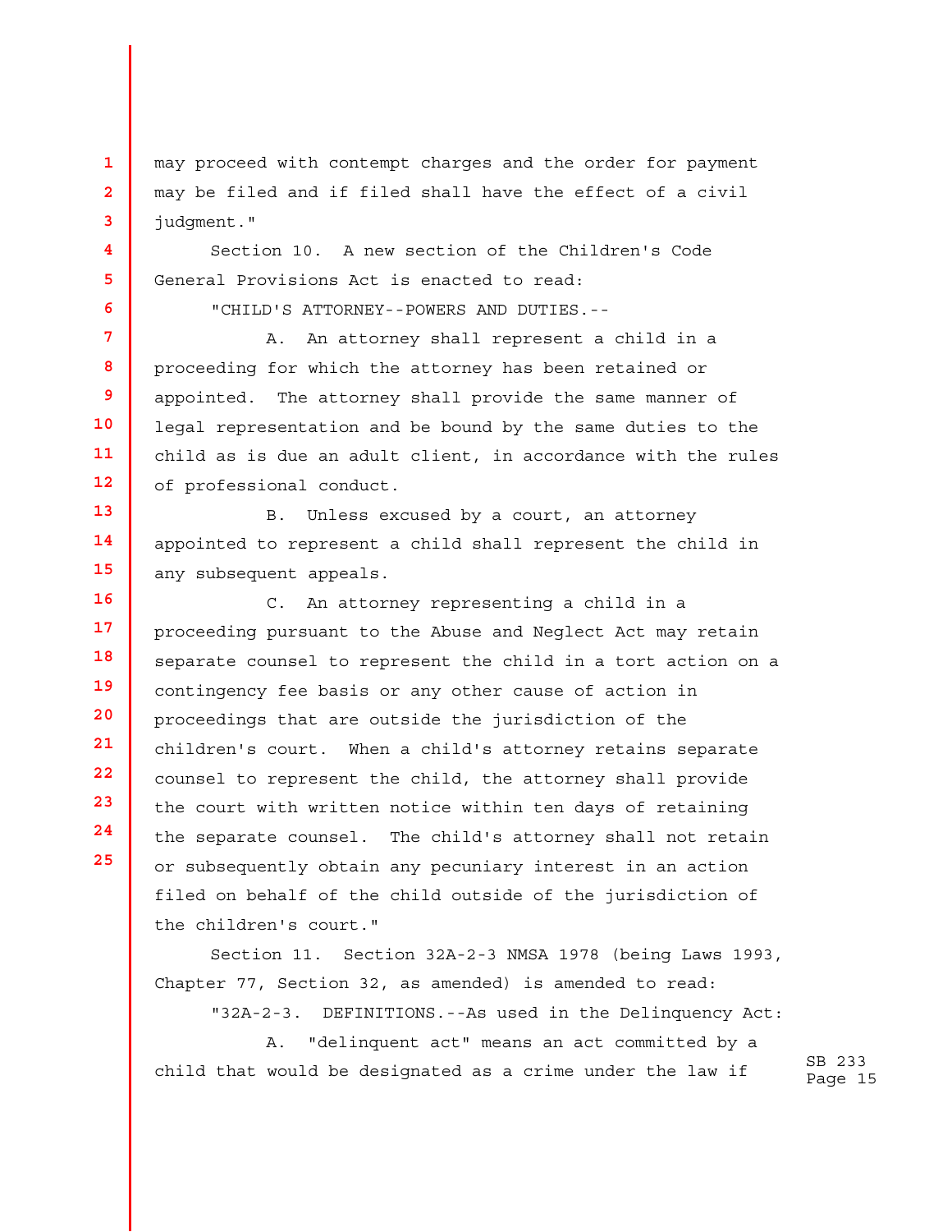may proceed with contempt charges and the order for payment may be filed and if filed shall have the effect of a civil judgment."

Section 10. A new section of the Children's Code General Provisions Act is enacted to read:

"CHILD'S ATTORNEY--POWERS AND DUTIES.--

A. An attorney shall represent a child in a proceeding for which the attorney has been retained or appointed. The attorney shall provide the same manner of legal representation and be bound by the same duties to the child as is due an adult client, in accordance with the rules of professional conduct.

B. Unless excused by a court, an attorney appointed to represent a child shall represent the child in any subsequent appeals.

C. An attorney representing a child in a proceeding pursuant to the Abuse and Neglect Act may retain separate counsel to represent the child in a tort action on a contingency fee basis or any other cause of action in proceedings that are outside the jurisdiction of the children's court. When a child's attorney retains separate counsel to represent the child, the attorney shall provide the court with written notice within ten days of retaining the separate counsel. The child's attorney shall not retain or subsequently obtain any pecuniary interest in an action filed on behalf of the child outside of the jurisdiction of the children's court."

Section 11. Section 32A-2-3 NMSA 1978 (being Laws 1993, Chapter 77, Section 32, as amended) is amended to read:

"32A-2-3. DEFINITIONS.--As used in the Delinquency Act:

A. "delinquent act" means an act committed by a child that would be designated as a crime under the law if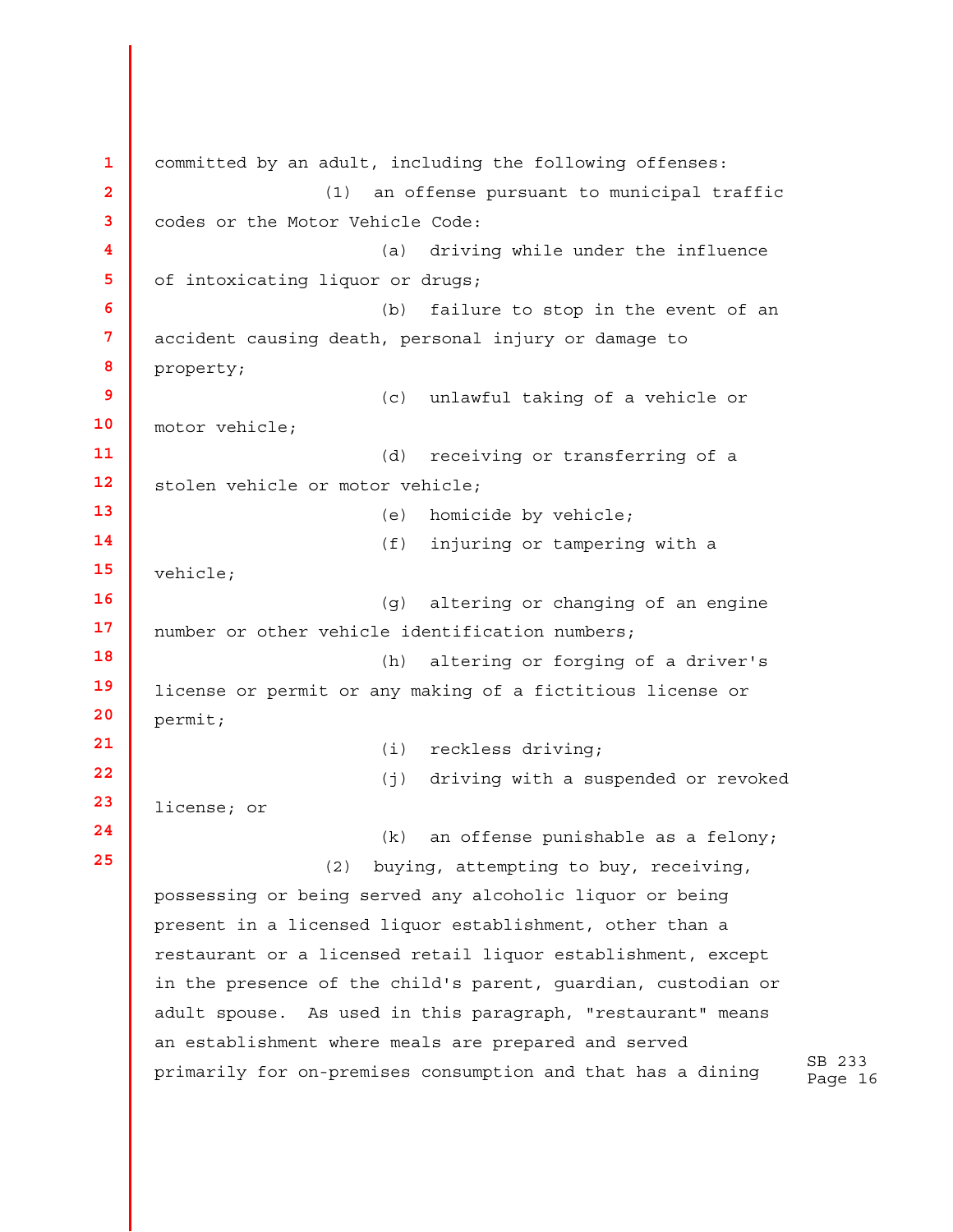committed by an adult, including the following offenses:

(1) an offense pursuant to municipal traffic codes or the Motor Vehicle Code:

(a) driving while under the influence of intoxicating liquor or drugs;

(b) failure to stop in the event of an accident causing death, personal injury or damage to property;

(c) unlawful taking of a vehicle or motor vehicle;

(d) receiving or transferring of a stolen vehicle or motor vehicle;

(e) homicide by vehicle;

(f) injuring or tampering with a vehicle;

(g) altering or changing of an engine number or other vehicle identification numbers;

(h) altering or forging of a driver's license or permit or any making of a fictitious license or permit;

(i) reckless driving;

(j) driving with a suspended or revoked license; or

(k) an offense punishable as a felony;

(2) buying, attempting to buy, receiving, possessing or being served any alcoholic liquor or being present in a licensed liquor establishment, other than a restaurant or a licensed retail liquor establishment, except in the presence of the child's parent, guardian, custodian or adult spouse. As used in this paragraph, "restaurant" means an establishment where meals are prepared and served primarily for on-premises consumption and that has a dining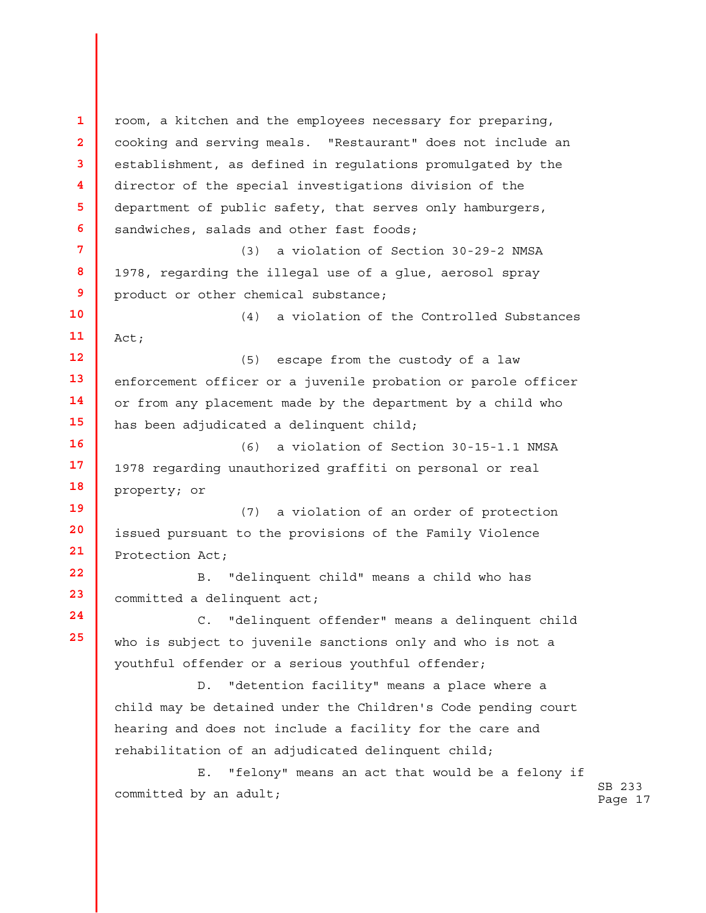room, a kitchen and the employees necessary for preparing, cooking and serving meals. "Restaurant" does not include an establishment, as defined in regulations promulgated by the director of the special investigations division of the department of public safety, that serves only hamburgers, sandwiches, salads and other fast foods;

(3) a violation of Section 30-29-2 NMSA 1978, regarding the illegal use of a glue, aerosol spray product or other chemical substance;

(4) a violation of the Controlled Substances Act;

(5) escape from the custody of a law enforcement officer or a juvenile probation or parole officer or from any placement made by the department by a child who has been adjudicated a delinquent child;

(6) a violation of Section 30-15-1.1 NMSA 1978 regarding unauthorized graffiti on personal or real property; or

(7) a violation of an order of protection issued pursuant to the provisions of the Family Violence Protection Act;

B. "delinquent child" means a child who has committed a delinquent act;

C. "delinquent offender" means a delinquent child who is subject to juvenile sanctions only and who is not a youthful offender or a serious youthful offender;

D. "detention facility" means a place where a child may be detained under the Children's Code pending court hearing and does not include a facility for the care and rehabilitation of an adjudicated delinquent child;

E. "felony" means an act that would be a felony if committed by an adult;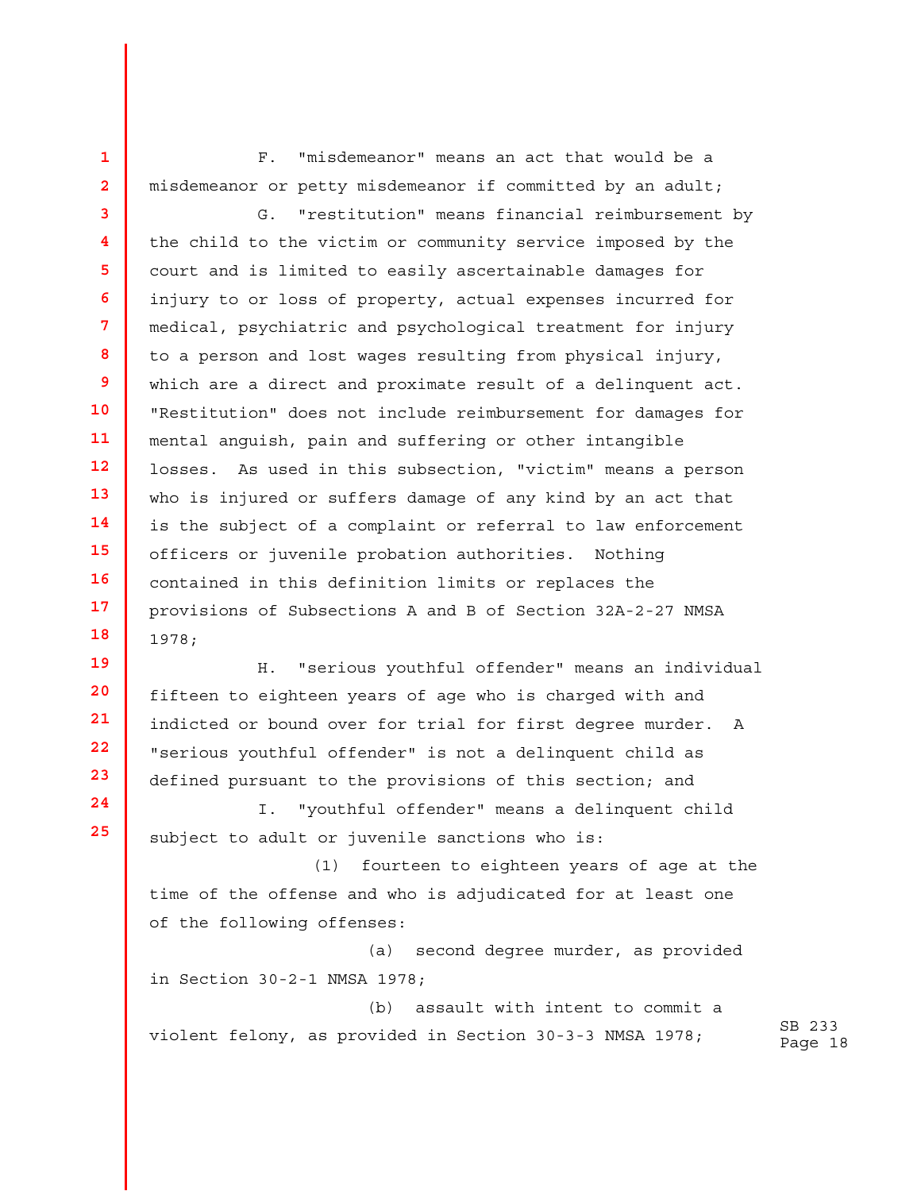F. "misdemeanor" means an act that would be a misdemeanor or petty misdemeanor if committed by an adult;

G. "restitution" means financial reimbursement by the child to the victim or community service imposed by the court and is limited to easily ascertainable damages for injury to or loss of property, actual expenses incurred for medical, psychiatric and psychological treatment for injury to a person and lost wages resulting from physical injury, which are a direct and proximate result of a delinquent act. "Restitution" does not include reimbursement for damages for mental anguish, pain and suffering or other intangible losses. As used in this subsection, "victim" means a person who is injured or suffers damage of any kind by an act that is the subject of a complaint or referral to law enforcement officers or juvenile probation authorities. Nothing contained in this definition limits or replaces the provisions of Subsections A and B of Section 32A-2-27 NMSA 1978;

H. "serious youthful offender" means an individual fifteen to eighteen years of age who is charged with and indicted or bound over for trial for first degree murder. A "serious youthful offender" is not a delinquent child as defined pursuant to the provisions of this section; and

I. "youthful offender" means a delinquent child subject to adult or juvenile sanctions who is:

(1) fourteen to eighteen years of age at the time of the offense and who is adjudicated for at least one of the following offenses:

(a) second degree murder, as provided in Section 30-2-1 NMSA 1978;

(b) assault with intent to commit a violent felony, as provided in Section 30-3-3 NMSA 1978;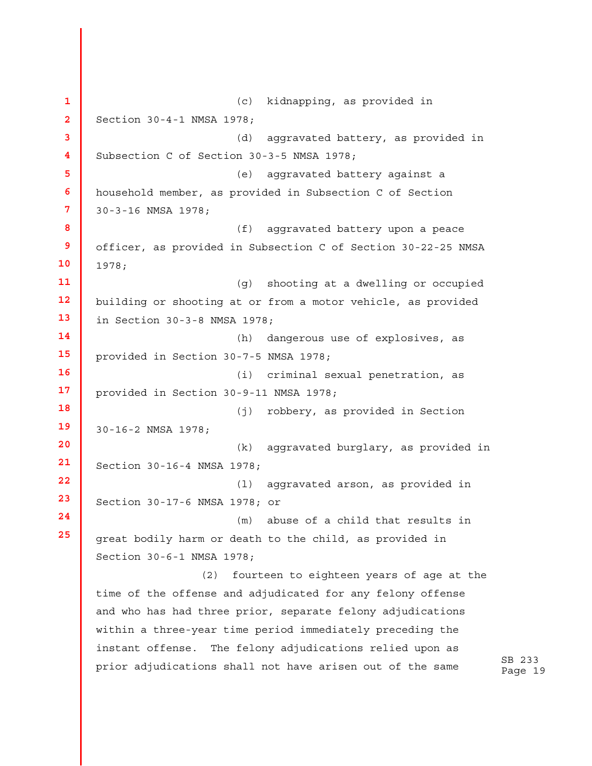(c) kidnapping, as provided in Section 30-4-1 NMSA 1978;

(d) aggravated battery, as provided in Subsection C of Section 30-3-5 NMSA 1978;

(e) aggravated battery against a household member, as provided in Subsection C of Section 30-3-16 NMSA 1978;

(f) aggravated battery upon a peace officer, as provided in Subsection C of Section 30-22-25 NMSA 1978;

(g) shooting at a dwelling or occupied building or shooting at or from a motor vehicle, as provided in Section 30-3-8 NMSA 1978;

(h) dangerous use of explosives, as provided in Section 30-7-5 NMSA 1978;

(i) criminal sexual penetration, as provided in Section 30-9-11 NMSA 1978;

(j) robbery, as provided in Section 30-16-2 NMSA 1978;

(k) aggravated burglary, as provided in Section 30-16-4 NMSA 1978;

(l) aggravated arson, as provided in Section 30-17-6 NMSA 1978; or

(m) abuse of a child that results in great bodily harm or death to the child, as provided in Section 30-6-1 NMSA 1978;

(2) fourteen to eighteen years of age at the time of the offense and adjudicated for any felony offense and who has had three prior, separate felony adjudications within a three-year time period immediately preceding the instant offense. The felony adjudications relied upon as prior adjudications shall not have arisen out of the same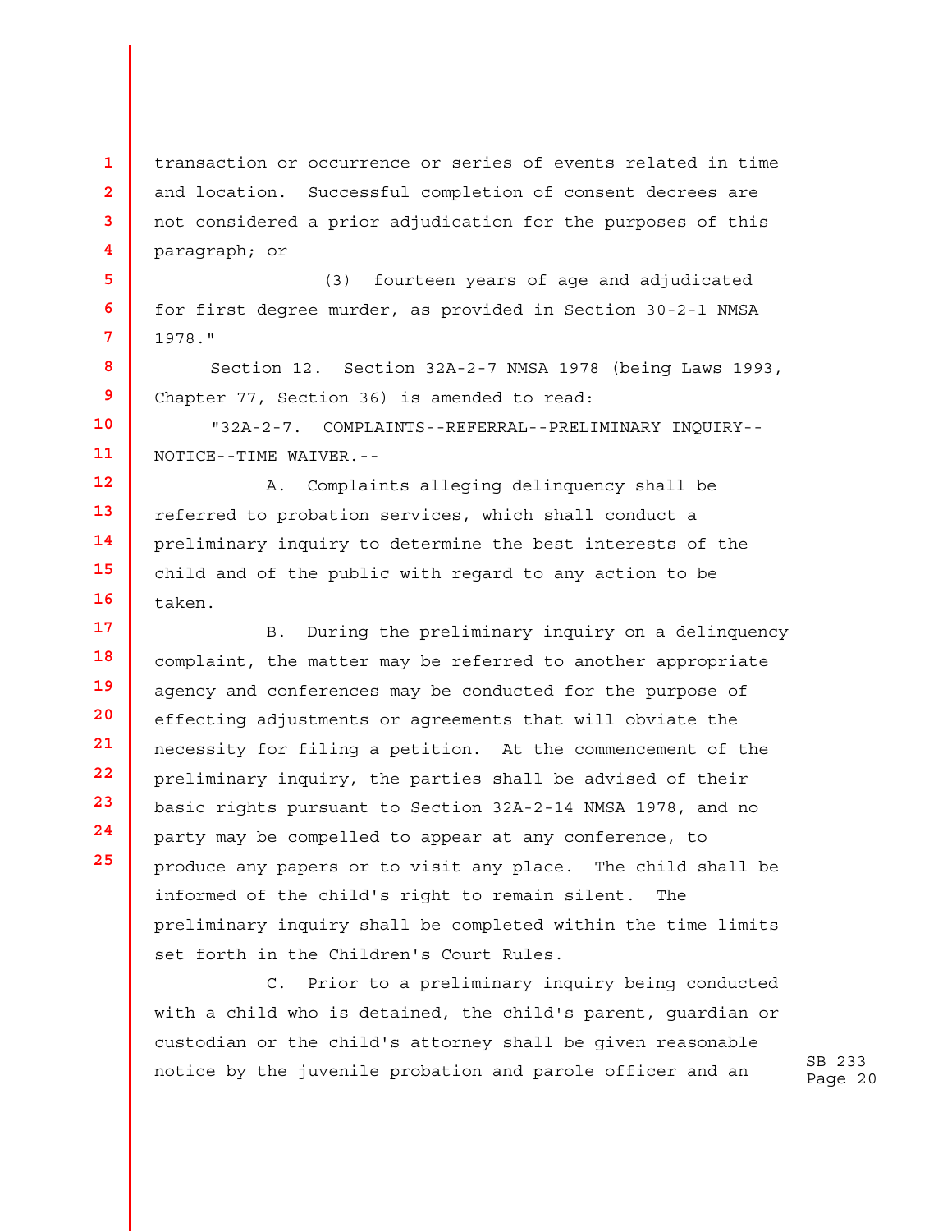transaction or occurrence or series of events related in time and location. Successful completion of consent decrees are not considered a prior adjudication for the purposes of this paragraph; or

(3) fourteen years of age and adjudicated for first degree murder, as provided in Section 30-2-1 NMSA 1978."

Section 12. Section 32A-2-7 NMSA 1978 (being Laws 1993, Chapter 77, Section 36) is amended to read:

"32A-2-7. COMPLAINTS--REFERRAL--PRELIMINARY INQUIRY--NOTICE--TIME WAIVER.--

A. Complaints alleging delinquency shall be referred to probation services, which shall conduct a preliminary inquiry to determine the best interests of the child and of the public with regard to any action to be taken.

B. During the preliminary inquiry on a delinquency complaint, the matter may be referred to another appropriate agency and conferences may be conducted for the purpose of effecting adjustments or agreements that will obviate the necessity for filing a petition. At the commencement of the preliminary inquiry, the parties shall be advised of their basic rights pursuant to Section 32A-2-14 NMSA 1978, and no party may be compelled to appear at any conference, to produce any papers or to visit any place. The child shall be informed of the child's right to remain silent. The preliminary inquiry shall be completed within the time limits set forth in the Children's Court Rules.

C. Prior to a preliminary inquiry being conducted with a child who is detained, the child's parent, guardian or custodian or the child's attorney shall be given reasonable notice by the juvenile probation and parole officer and an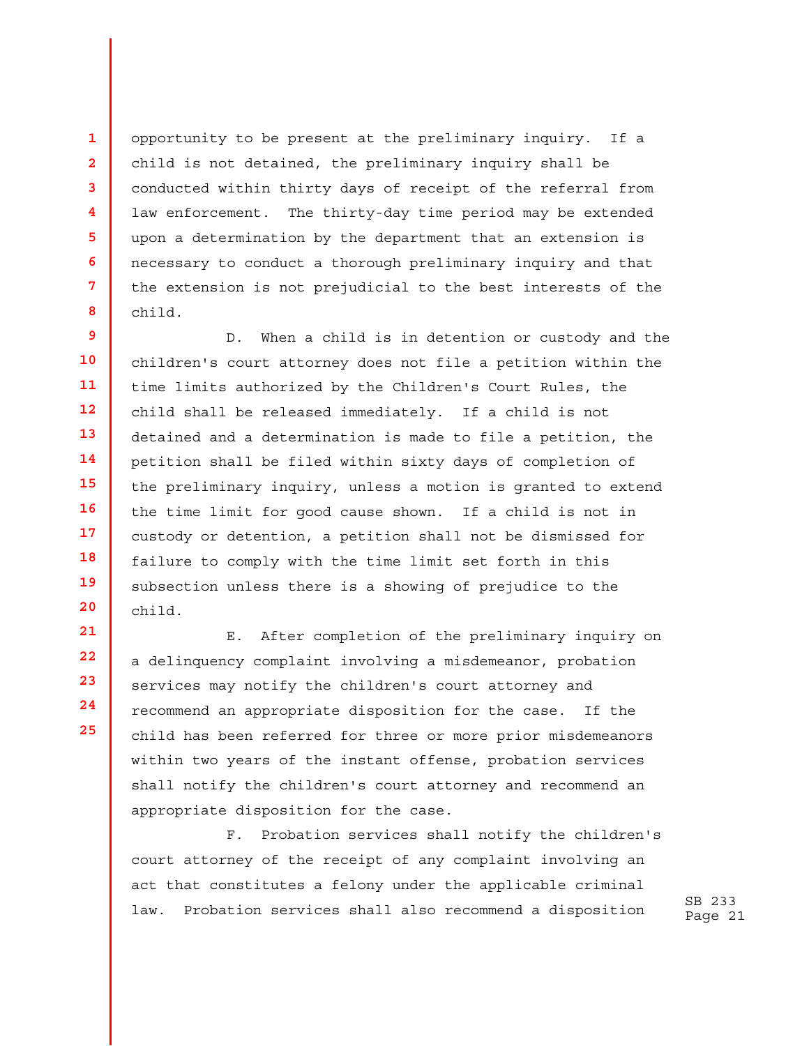opportunity to be present at the preliminary inquiry. If a child is not detained, the preliminary inquiry shall be conducted within thirty days of receipt of the referral from law enforcement. The thirty-day time period may be extended upon a determination by the department that an extension is necessary to conduct a thorough preliminary inquiry and that the extension is not prejudicial to the best interests of the child.

D. When a child is in detention or custody and the children's court attorney does not file a petition within the time limits authorized by the Children's Court Rules, the child shall be released immediately. If a child is not detained and a determination is made to file a petition, the petition shall be filed within sixty days of completion of the preliminary inquiry, unless a motion is granted to extend the time limit for good cause shown. If a child is not in custody or detention, a petition shall not be dismissed for failure to comply with the time limit set forth in this subsection unless there is a showing of prejudice to the child.

E. After completion of the preliminary inquiry on a delinquency complaint involving a misdemeanor, probation services may notify the children's court attorney and recommend an appropriate disposition for the case. If the child has been referred for three or more prior misdemeanors within two years of the instant offense, probation services shall notify the children's court attorney and recommend an appropriate disposition for the case.

F. Probation services shall notify the children's court attorney of the receipt of any complaint involving an act that constitutes a felony under the applicable criminal law. Probation services shall also recommend a disposition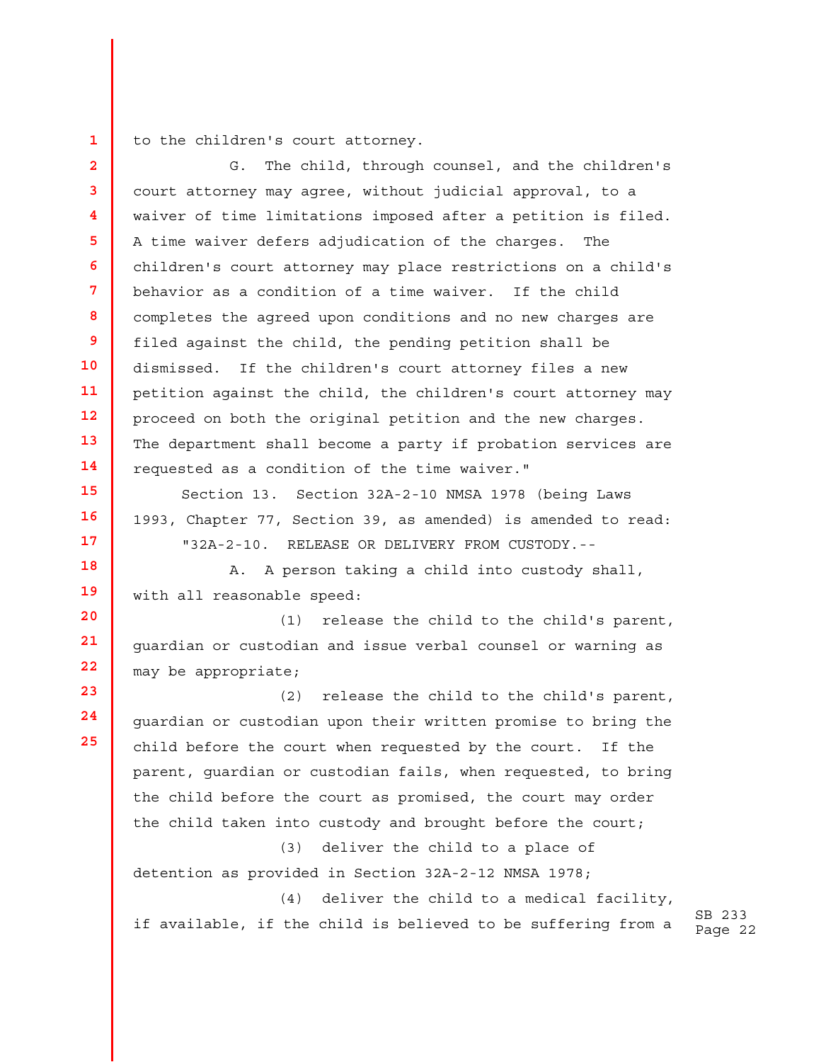to the children's court attorney.

G. The child, through counsel, and the children's court attorney may agree, without judicial approval, to a waiver of time limitations imposed after a petition is filed. A time waiver defers adjudication of the charges. The children's court attorney may place restrictions on a child's behavior as a condition of a time waiver. If the child completes the agreed upon conditions and no new charges are filed against the child, the pending petition shall be dismissed. If the children's court attorney files a new petition against the child, the children's court attorney may proceed on both the original petition and the new charges. The department shall become a party if probation services are requested as a condition of the time waiver."

Section 13. Section 32A-2-10 NMSA 1978 (being Laws 1993, Chapter 77, Section 39, as amended) is amended to read:

"32A-2-10. RELEASE OR DELIVERY FROM CUSTODY.--

A. A person taking a child into custody shall, with all reasonable speed:

(1) release the child to the child's parent, guardian or custodian and issue verbal counsel or warning as may be appropriate;

(2) release the child to the child's parent, guardian or custodian upon their written promise to bring the child before the court when requested by the court. If the parent, guardian or custodian fails, when requested, to bring the child before the court as promised, the court may order the child taken into custody and brought before the court;

(3) deliver the child to a place of detention as provided in Section 32A-2-12 NMSA 1978;

(4) deliver the child to a medical facility, if available, if the child is believed to be suffering from a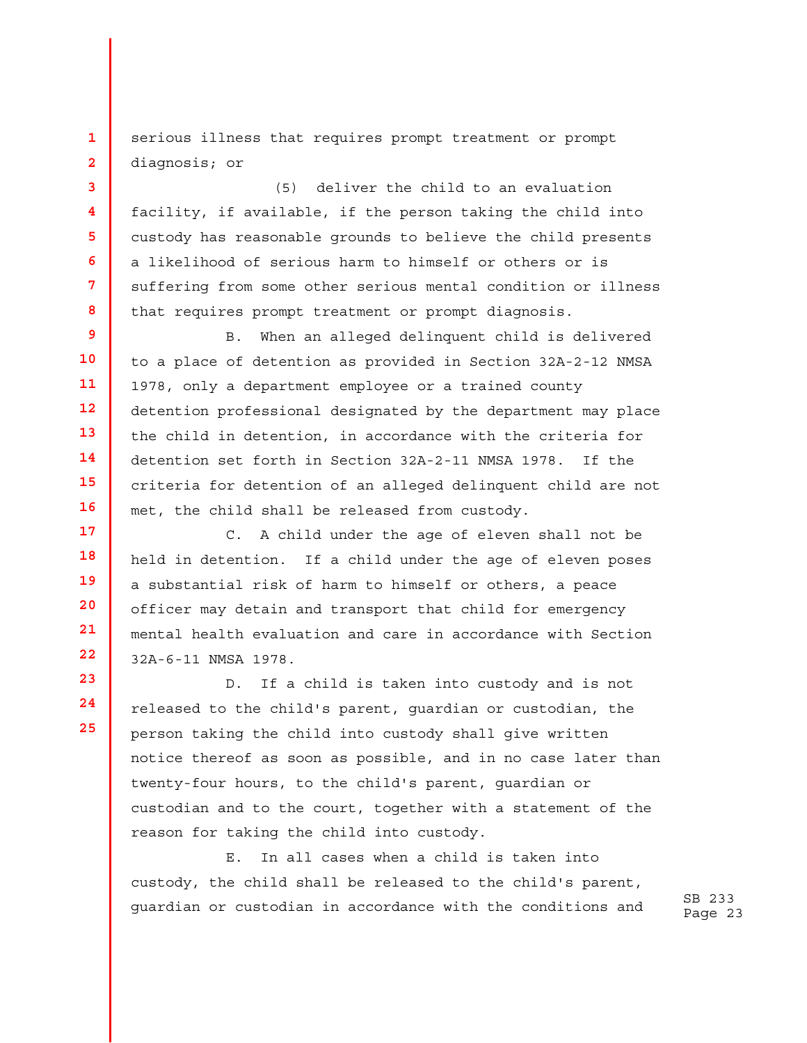serious illness that requires prompt treatment or prompt diagnosis; or

(5) deliver the child to an evaluation facility, if available, if the person taking the child into custody has reasonable grounds to believe the child presents a likelihood of serious harm to himself or others or is suffering from some other serious mental condition or illness that requires prompt treatment or prompt diagnosis.

B. When an alleged delinquent child is delivered to a place of detention as provided in Section 32A-2-12 NMSA 1978, only a department employee or a trained county detention professional designated by the department may place the child in detention, in accordance with the criteria for detention set forth in Section 32A-2-11 NMSA 1978. If the criteria for detention of an alleged delinquent child are not met, the child shall be released from custody.

C. A child under the age of eleven shall not be held in detention. If a child under the age of eleven poses a substantial risk of harm to himself or others, a peace officer may detain and transport that child for emergency mental health evaluation and care in accordance with Section 32A-6-11 NMSA 1978.

D. If a child is taken into custody and is not released to the child's parent, guardian or custodian, the person taking the child into custody shall give written notice thereof as soon as possible, and in no case later than twenty-four hours, to the child's parent, guardian or custodian and to the court, together with a statement of the reason for taking the child into custody.

E. In all cases when a child is taken into custody, the child shall be released to the child's parent, guardian or custodian in accordance with the conditions and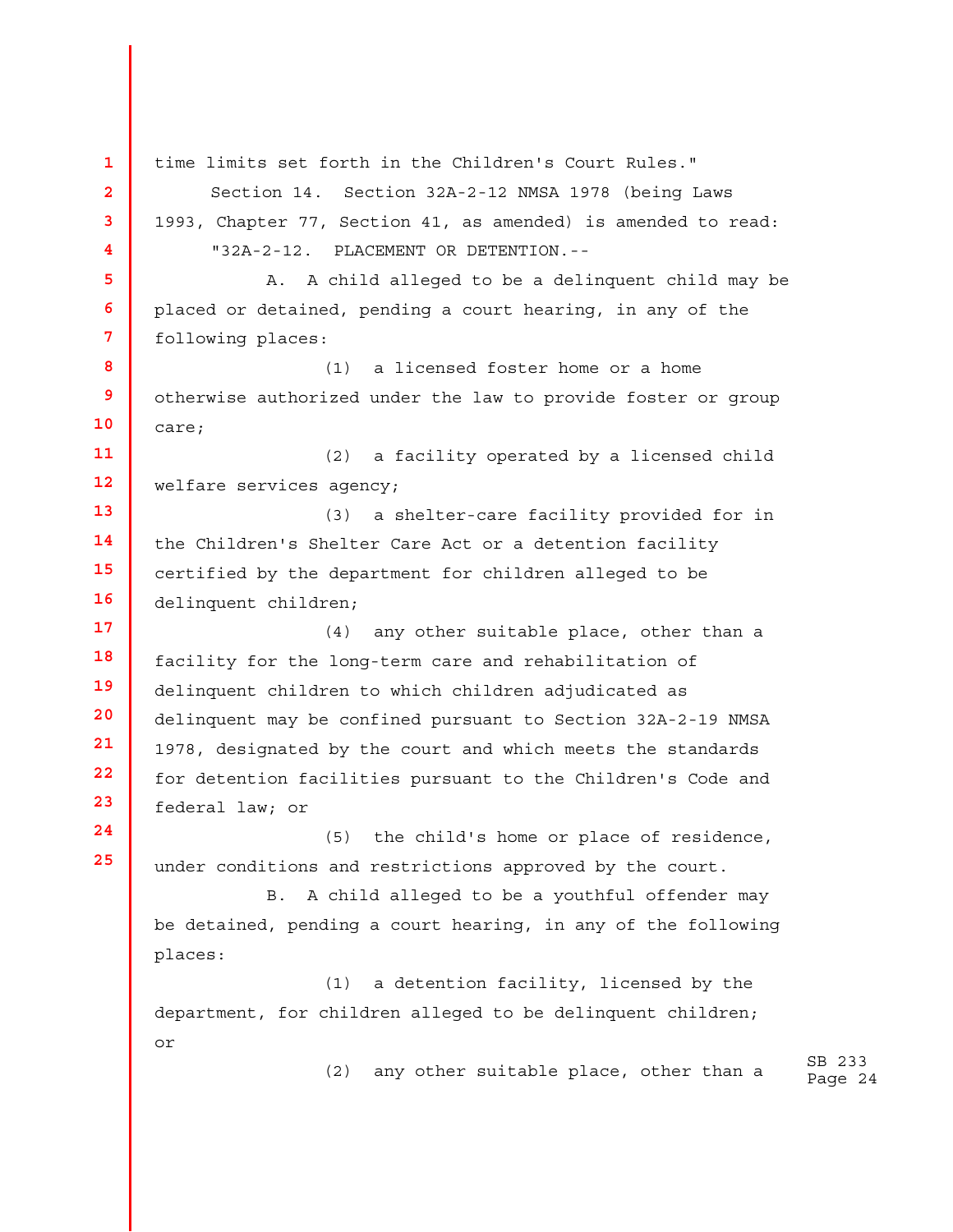time limits set forth in the Children's Court Rules."

Section 14. Section 32A-2-12 NMSA 1978 (being Laws 1993, Chapter 77, Section 41, as amended) is amended to read:

"32A-2-12. PLACEMENT OR DETENTION.--

A. A child alleged to be a delinquent child may be placed or detained, pending a court hearing, in any of the following places:

(1) a licensed foster home or a home otherwise authorized under the law to provide foster or group care;

(2) a facility operated by a licensed child welfare services agency;

(3) a shelter-care facility provided for in the Children's Shelter Care Act or a detention facility certified by the department for children alleged to be delinquent children;

(4) any other suitable place, other than a facility for the long-term care and rehabilitation of delinquent children to which children adjudicated as delinquent may be confined pursuant to Section 32A-2-19 NMSA 1978, designated by the court and which meets the standards for detention facilities pursuant to the Children's Code and federal law; or

(5) the child's home or place of residence, under conditions and restrictions approved by the court.

B. A child alleged to be a youthful offender may be detained, pending a court hearing, in any of the following places:

(1) a detention facility, licensed by the department, for children alleged to be delinquent children; or

(2) any other suitable place, other than a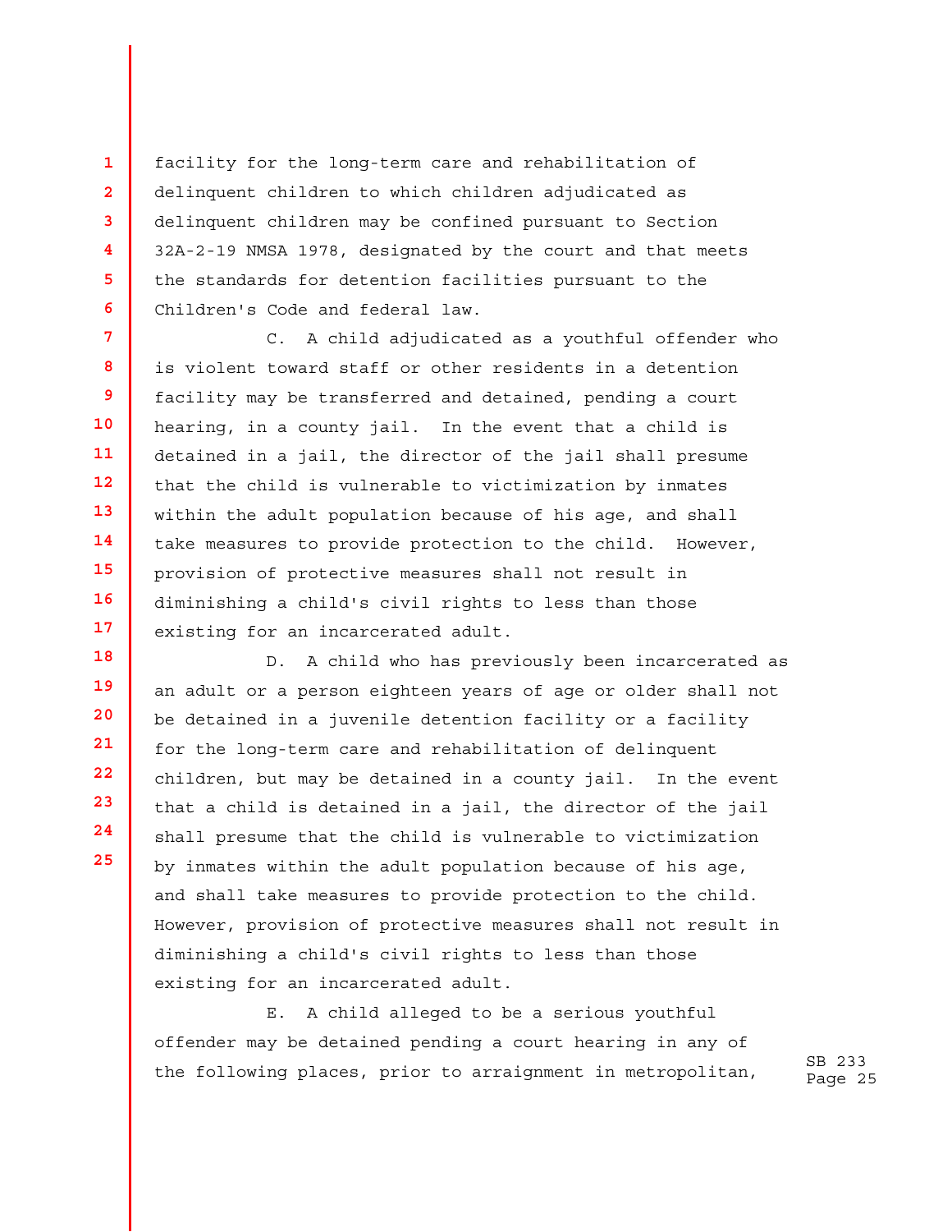facility for the long-term care and rehabilitation of delinquent children to which children adjudicated as delinquent children may be confined pursuant to Section 32A-2-19 NMSA 1978, designated by the court and that meets the standards for detention facilities pursuant to the Children's Code and federal law.

C. A child adjudicated as a youthful offender who is violent toward staff or other residents in a detention facility may be transferred and detained, pending a court hearing, in a county jail. In the event that a child is detained in a jail, the director of the jail shall presume that the child is vulnerable to victimization by inmates within the adult population because of his age, and shall take measures to provide protection to the child. However, provision of protective measures shall not result in diminishing a child's civil rights to less than those existing for an incarcerated adult.

D. A child who has previously been incarcerated as an adult or a person eighteen years of age or older shall not be detained in a juvenile detention facility or a facility for the long-term care and rehabilitation of delinquent children, but may be detained in a county jail. In the event that a child is detained in a jail, the director of the jail shall presume that the child is vulnerable to victimization by inmates within the adult population because of his age, and shall take measures to provide protection to the child. However, provision of protective measures shall not result in diminishing a child's civil rights to less than those existing for an incarcerated adult.

E. A child alleged to be a serious youthful offender may be detained pending a court hearing in any of the following places, prior to arraignment in metropolitan,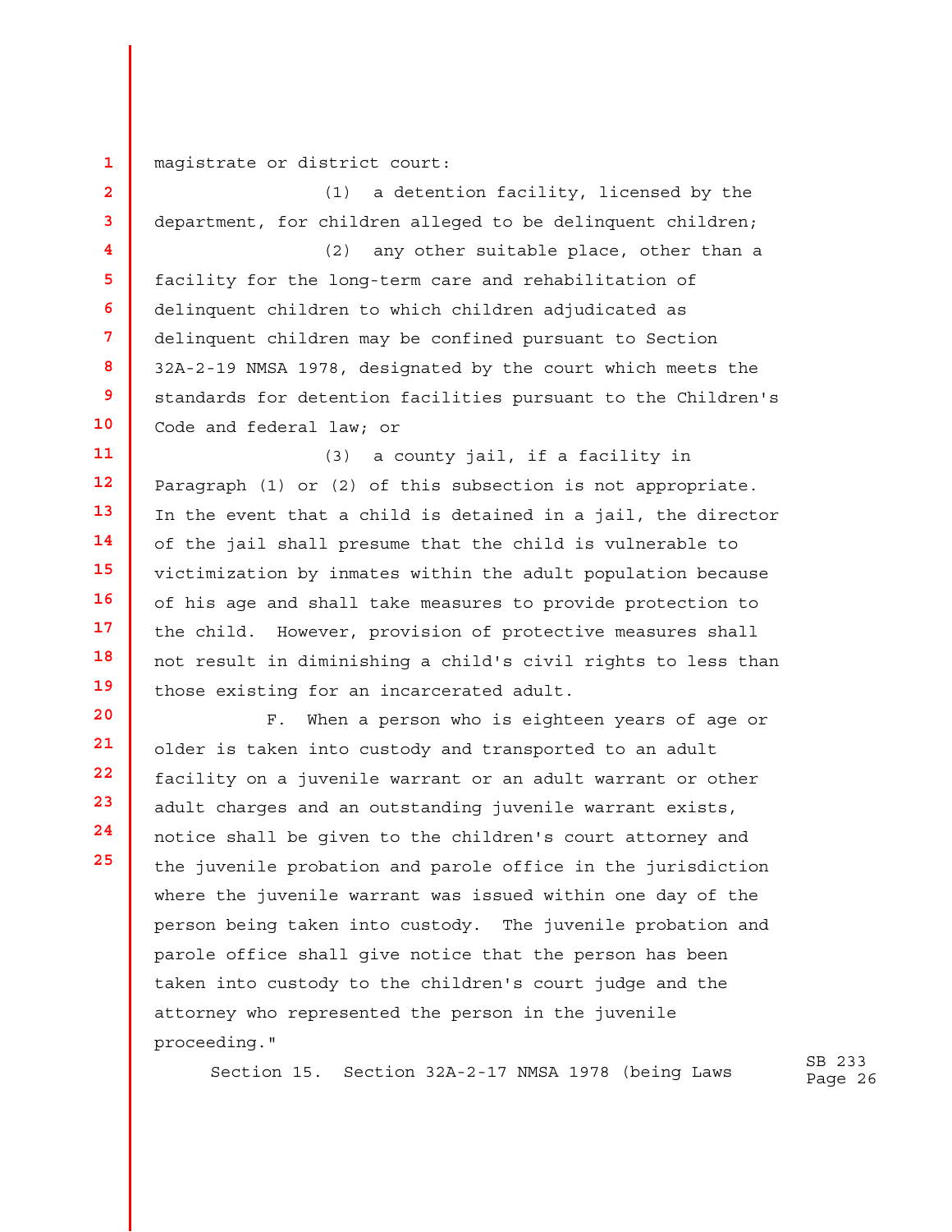magistrate or district court:

(1) a detention facility, licensed by the department, for children alleged to be delinquent children;

(2) any other suitable place, other than a facility for the long-term care and rehabilitation of delinquent children to which children adjudicated as delinquent children may be confined pursuant to Section 32A-2-19 NMSA 1978, designated by the court which meets the standards for detention facilities pursuant to the Children's Code and federal law; or

(3) a county jail, if a facility in Paragraph (1) or (2) of this subsection is not appropriate. In the event that a child is detained in a jail, the director of the jail shall presume that the child is vulnerable to victimization by inmates within the adult population because of his age and shall take measures to provide protection to the child. However, provision of protective measures shall not result in diminishing a child's civil rights to less than those existing for an incarcerated adult.

F. When a person who is eighteen years of age or older is taken into custody and transported to an adult facility on a juvenile warrant or an adult warrant or other adult charges and an outstanding juvenile warrant exists, notice shall be given to the children's court attorney and the juvenile probation and parole office in the jurisdiction where the juvenile warrant was issued within one day of the person being taken into custody. The juvenile probation and parole office shall give notice that the person has been taken into custody to the children's court judge and the attorney who represented the person in the juvenile proceeding."

Section 15. Section 32A-2-17 NMSA 1978 (being Laws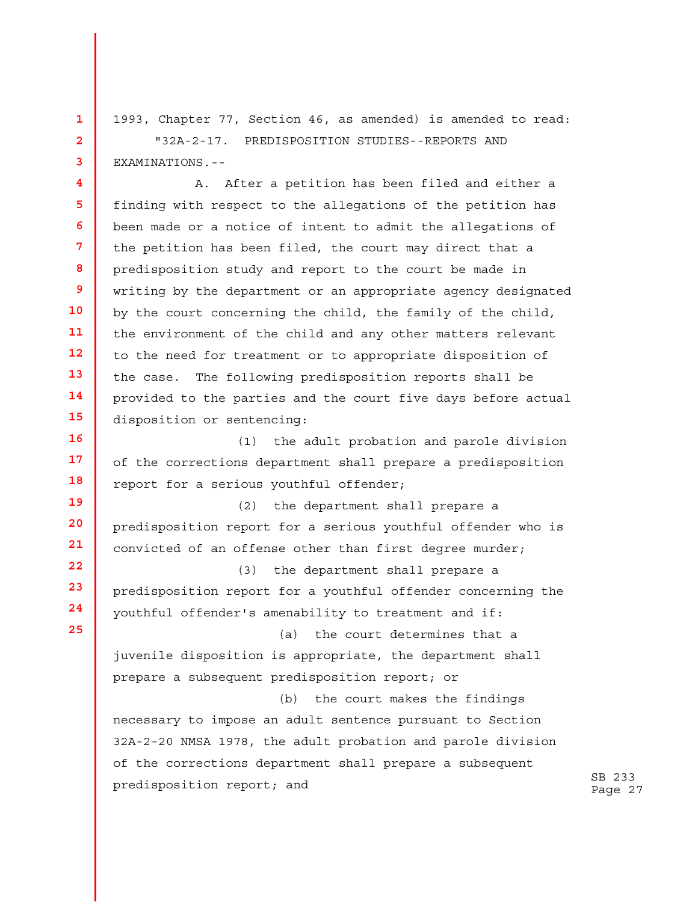1993, Chapter 77, Section 46, as amended) is amended to read:

"32A-2-17. PREDISPOSITION STUDIES--REPORTS AND EXAMINATIONS.--

A. After a petition has been filed and either a finding with respect to the allegations of the petition has been made or a notice of intent to admit the allegations of the petition has been filed, the court may direct that a predisposition study and report to the court be made in writing by the department or an appropriate agency designated by the court concerning the child, the family of the child, the environment of the child and any other matters relevant to the need for treatment or to appropriate disposition of the case. The following predisposition reports shall be provided to the parties and the court five days before actual disposition or sentencing:

(1) the adult probation and parole division of the corrections department shall prepare a predisposition report for a serious youthful offender;

(2) the department shall prepare a predisposition report for a serious youthful offender who is convicted of an offense other than first degree murder;

(3) the department shall prepare a predisposition report for a youthful offender concerning the youthful offender's amenability to treatment and if:

(a) the court determines that a juvenile disposition is appropriate, the department shall prepare a subsequent predisposition report; or

(b) the court makes the findings necessary to impose an adult sentence pursuant to Section 32A-2-20 NMSA 1978, the adult probation and parole division of the corrections department shall prepare a subsequent predisposition report; and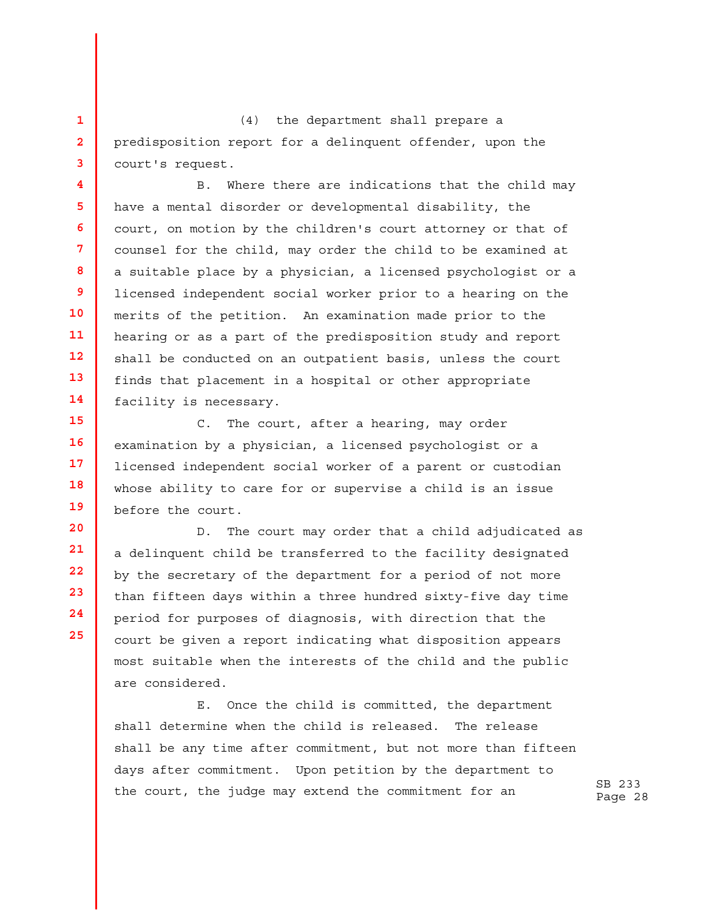(4) the department shall prepare a predisposition report for a delinquent offender, upon the court's request.

B. Where there are indications that the child may have a mental disorder or developmental disability, the court, on motion by the children's court attorney or that of counsel for the child, may order the child to be examined at a suitable place by a physician, a licensed psychologist or a licensed independent social worker prior to a hearing on the merits of the petition. An examination made prior to the hearing or as a part of the predisposition study and report shall be conducted on an outpatient basis, unless the court finds that placement in a hospital or other appropriate facility is necessary.

C. The court, after a hearing, may order examination by a physician, a licensed psychologist or a licensed independent social worker of a parent or custodian whose ability to care for or supervise a child is an issue before the court.

D. The court may order that a child adjudicated as a delinquent child be transferred to the facility designated by the secretary of the department for a period of not more than fifteen days within a three hundred sixty-five day time period for purposes of diagnosis, with direction that the court be given a report indicating what disposition appears most suitable when the interests of the child and the public are considered.

E. Once the child is committed, the department shall determine when the child is released. The release shall be any time after commitment, but not more than fifteen days after commitment. Upon petition by the department to the court, the judge may extend the commitment for an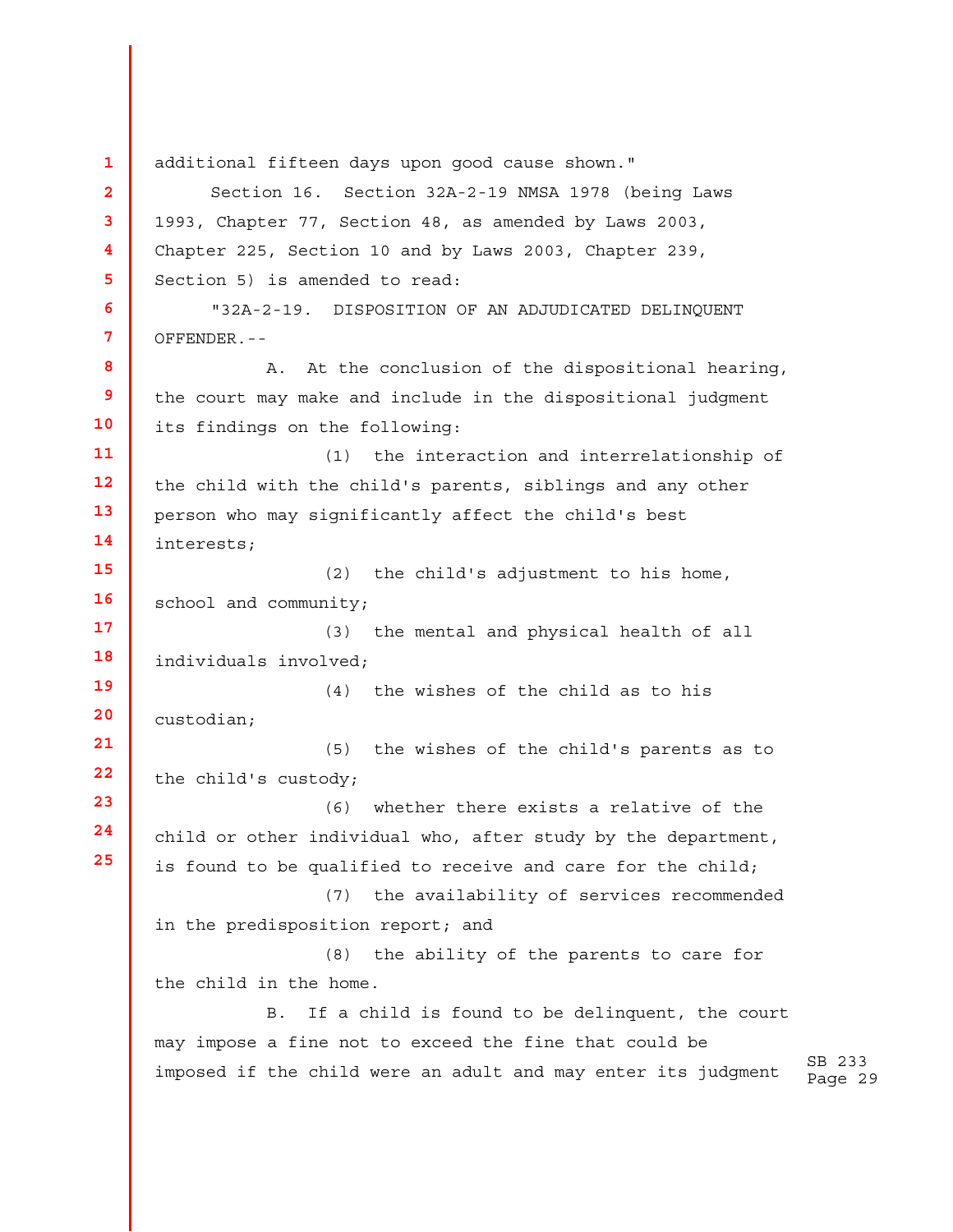additional fifteen days upon good cause shown."

Section 16. Section 32A-2-19 NMSA 1978 (being Laws 1993, Chapter 77, Section 48, as amended by Laws 2003, Chapter 225, Section 10 and by Laws 2003, Chapter 239, Section 5) is amended to read:

"32A-2-19. DISPOSITION OF AN ADJUDICATED DELINQUENT OFFENDER.--

A. At the conclusion of the dispositional hearing, the court may make and include in the dispositional judgment its findings on the following:

(1) the interaction and interrelationship of the child with the child's parents, siblings and any other person who may significantly affect the child's best interests;

(2) the child's adjustment to his home, school and community;

(3) the mental and physical health of all individuals involved;

(4) the wishes of the child as to his custodian;

(5) the wishes of the child's parents as to the child's custody;

(6) whether there exists a relative of the child or other individual who, after study by the department, is found to be qualified to receive and care for the child;

(7) the availability of services recommended in the predisposition report; and

(8) the ability of the parents to care for the child in the home.

B. If a child is found to be delinquent, the court may impose a fine not to exceed the fine that could be imposed if the child were an adult and may enter its judgment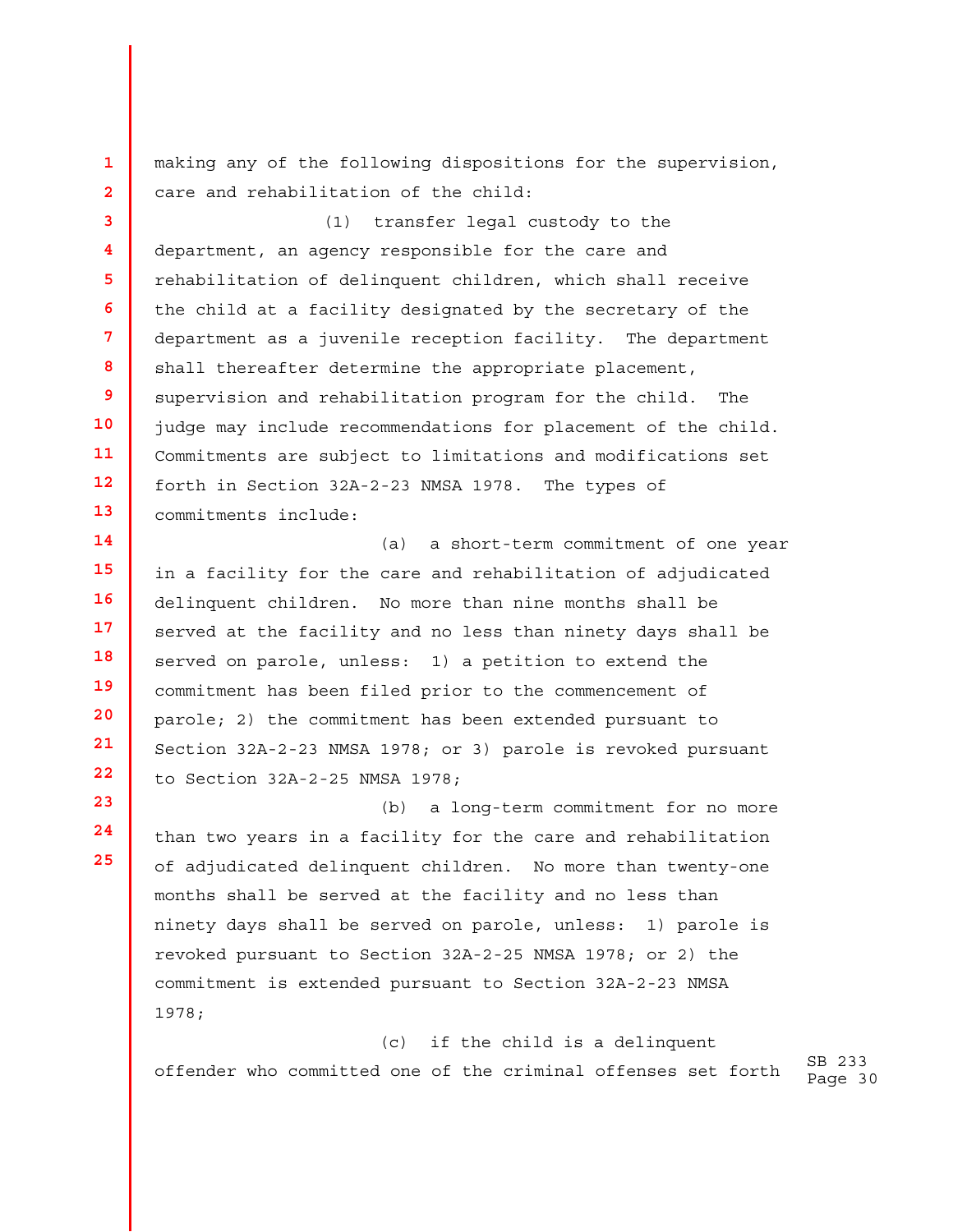making any of the following dispositions for the supervision, care and rehabilitation of the child:

(1) transfer legal custody to the department, an agency responsible for the care and rehabilitation of delinquent children, which shall receive the child at a facility designated by the secretary of the department as a juvenile reception facility. The department shall thereafter determine the appropriate placement, supervision and rehabilitation program for the child. The judge may include recommendations for placement of the child. Commitments are subject to limitations and modifications set forth in Section 32A-2-23 NMSA 1978. The types of commitments include:

(a) a short-term commitment of one year in a facility for the care and rehabilitation of adjudicated delinquent children. No more than nine months shall be served at the facility and no less than ninety days shall be served on parole, unless: 1) a petition to extend the commitment has been filed prior to the commencement of parole; 2) the commitment has been extended pursuant to Section 32A-2-23 NMSA 1978; or 3) parole is revoked pursuant to Section 32A-2-25 NMSA 1978;

(b) a long-term commitment for no more than two years in a facility for the care and rehabilitation of adjudicated delinquent children. No more than twenty-one months shall be served at the facility and no less than ninety days shall be served on parole, unless: 1) parole is revoked pursuant to Section 32A-2-25 NMSA 1978; or 2) the commitment is extended pursuant to Section 32A-2-23 NMSA 1978;

(c) if the child is a delinquent offender who committed one of the criminal offenses set forth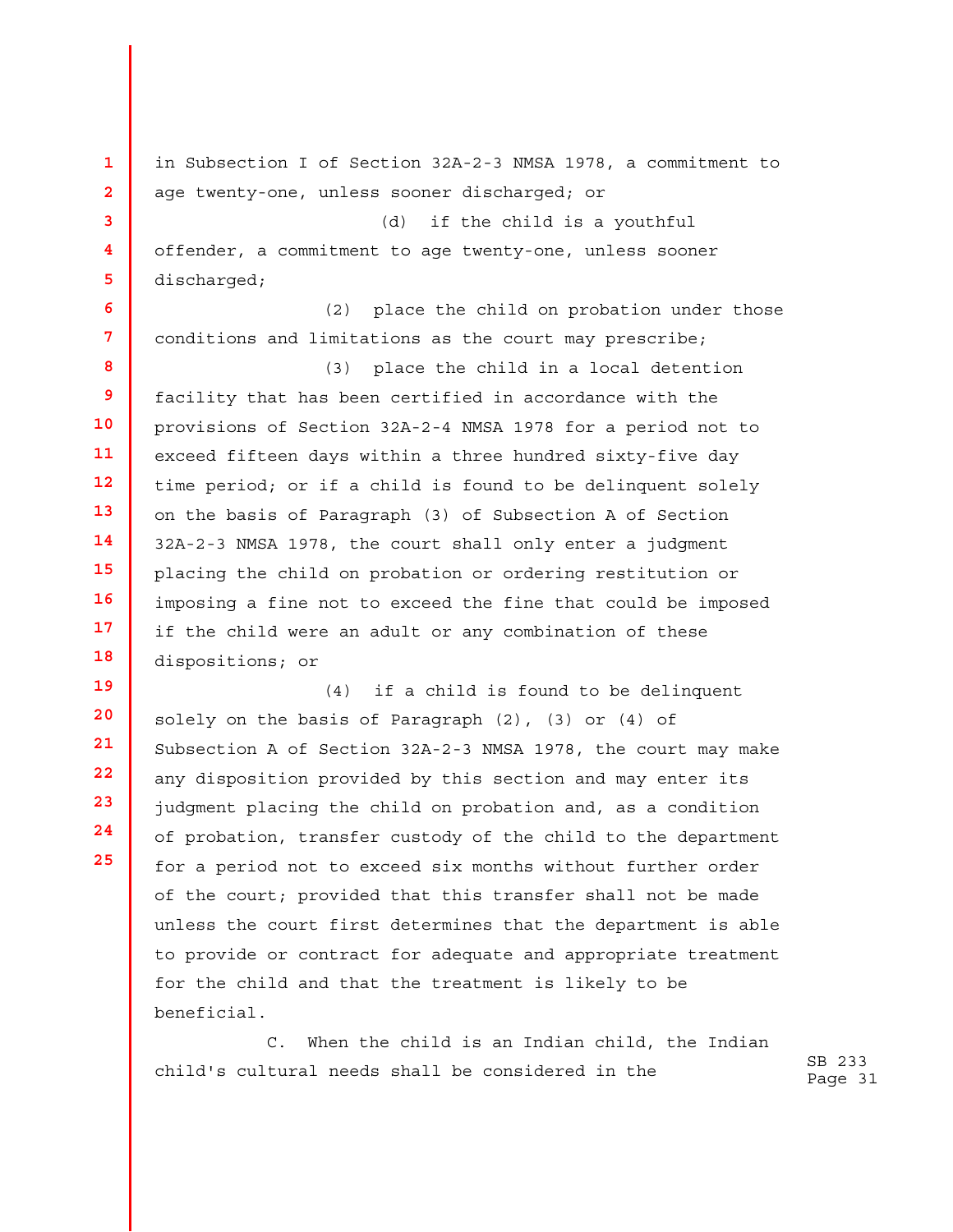in Subsection I of Section 32A-2-3 NMSA 1978, a commitment to age twenty-one, unless sooner discharged; or

(d) if the child is a youthful offender, a commitment to age twenty-one, unless sooner discharged;

(2) place the child on probation under those conditions and limitations as the court may prescribe;

(3) place the child in a local detention facility that has been certified in accordance with the provisions of Section 32A-2-4 NMSA 1978 for a period not to exceed fifteen days within a three hundred sixty-five day time period; or if a child is found to be delinquent solely on the basis of Paragraph (3) of Subsection A of Section 32A-2-3 NMSA 1978, the court shall only enter a judgment placing the child on probation or ordering restitution or imposing a fine not to exceed the fine that could be imposed if the child were an adult or any combination of these dispositions; or

(4) if a child is found to be delinquent solely on the basis of Paragraph (2), (3) or (4) of Subsection A of Section 32A-2-3 NMSA 1978, the court may make any disposition provided by this section and may enter its judgment placing the child on probation and, as a condition of probation, transfer custody of the child to the department for a period not to exceed six months without further order of the court; provided that this transfer shall not be made unless the court first determines that the department is able to provide or contract for adequate and appropriate treatment for the child and that the treatment is likely to be beneficial.

C. When the child is an Indian child, the Indian child's cultural needs shall be considered in the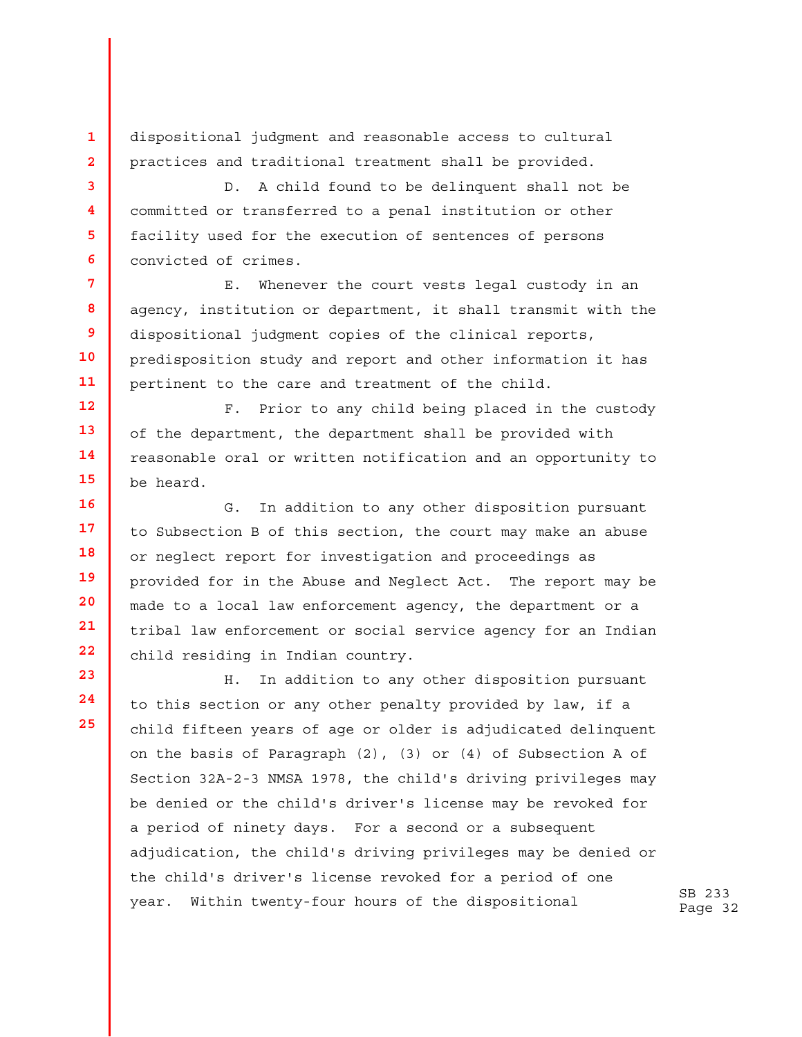dispositional judgment and reasonable access to cultural practices and traditional treatment shall be provided.

D. A child found to be delinquent shall not be committed or transferred to a penal institution or other facility used for the execution of sentences of persons convicted of crimes.

E. Whenever the court vests legal custody in an agency, institution or department, it shall transmit with the dispositional judgment copies of the clinical reports, predisposition study and report and other information it has pertinent to the care and treatment of the child.

F. Prior to any child being placed in the custody of the department, the department shall be provided with reasonable oral or written notification and an opportunity to be heard.

G. In addition to any other disposition pursuant to Subsection B of this section, the court may make an abuse or neglect report for investigation and proceedings as provided for in the Abuse and Neglect Act. The report may be made to a local law enforcement agency, the department or a tribal law enforcement or social service agency for an Indian child residing in Indian country.

H. In addition to any other disposition pursuant to this section or any other penalty provided by law, if a child fifteen years of age or older is adjudicated delinquent on the basis of Paragraph (2), (3) or (4) of Subsection A of Section 32A-2-3 NMSA 1978, the child's driving privileges may be denied or the child's driver's license may be revoked for a period of ninety days. For a second or a subsequent adjudication, the child's driving privileges may be denied or the child's driver's license revoked for a period of one year. Within twenty-four hours of the dispositional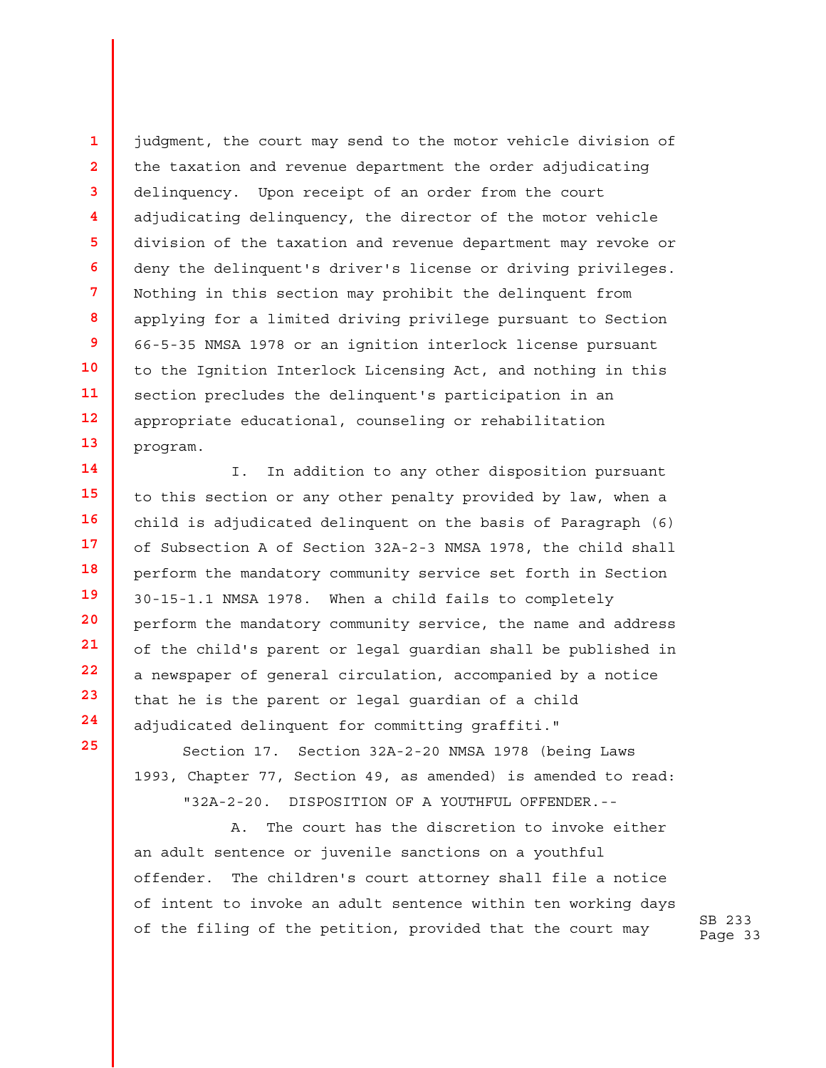judgment, the court may send to the motor vehicle division of the taxation and revenue department the order adjudicating delinquency. Upon receipt of an order from the court adjudicating delinquency, the director of the motor vehicle division of the taxation and revenue department may revoke or deny the delinquent's driver's license or driving privileges. Nothing in this section may prohibit the delinquent from applying for a limited driving privilege pursuant to Section 66-5-35 NMSA 1978 or an ignition interlock license pursuant to the Ignition Interlock Licensing Act, and nothing in this section precludes the delinquent's participation in an appropriate educational, counseling or rehabilitation program.

I. In addition to any other disposition pursuant to this section or any other penalty provided by law, when a child is adjudicated delinquent on the basis of Paragraph (6) of Subsection A of Section 32A-2-3 NMSA 1978, the child shall perform the mandatory community service set forth in Section 30-15-1.1 NMSA 1978. When a child fails to completely perform the mandatory community service, the name and address of the child's parent or legal guardian shall be published in a newspaper of general circulation, accompanied by a notice that he is the parent or legal guardian of a child adjudicated delinquent for committing graffiti."

Section 17. Section 32A-2-20 NMSA 1978 (being Laws 1993, Chapter 77, Section 49, as amended) is amended to read:

"32A-2-20. DISPOSITION OF A YOUTHFUL OFFENDER.--

A. The court has the discretion to invoke either an adult sentence or juvenile sanctions on a youthful offender. The children's court attorney shall file a notice of intent to invoke an adult sentence within ten working days of the filing of the petition, provided that the court may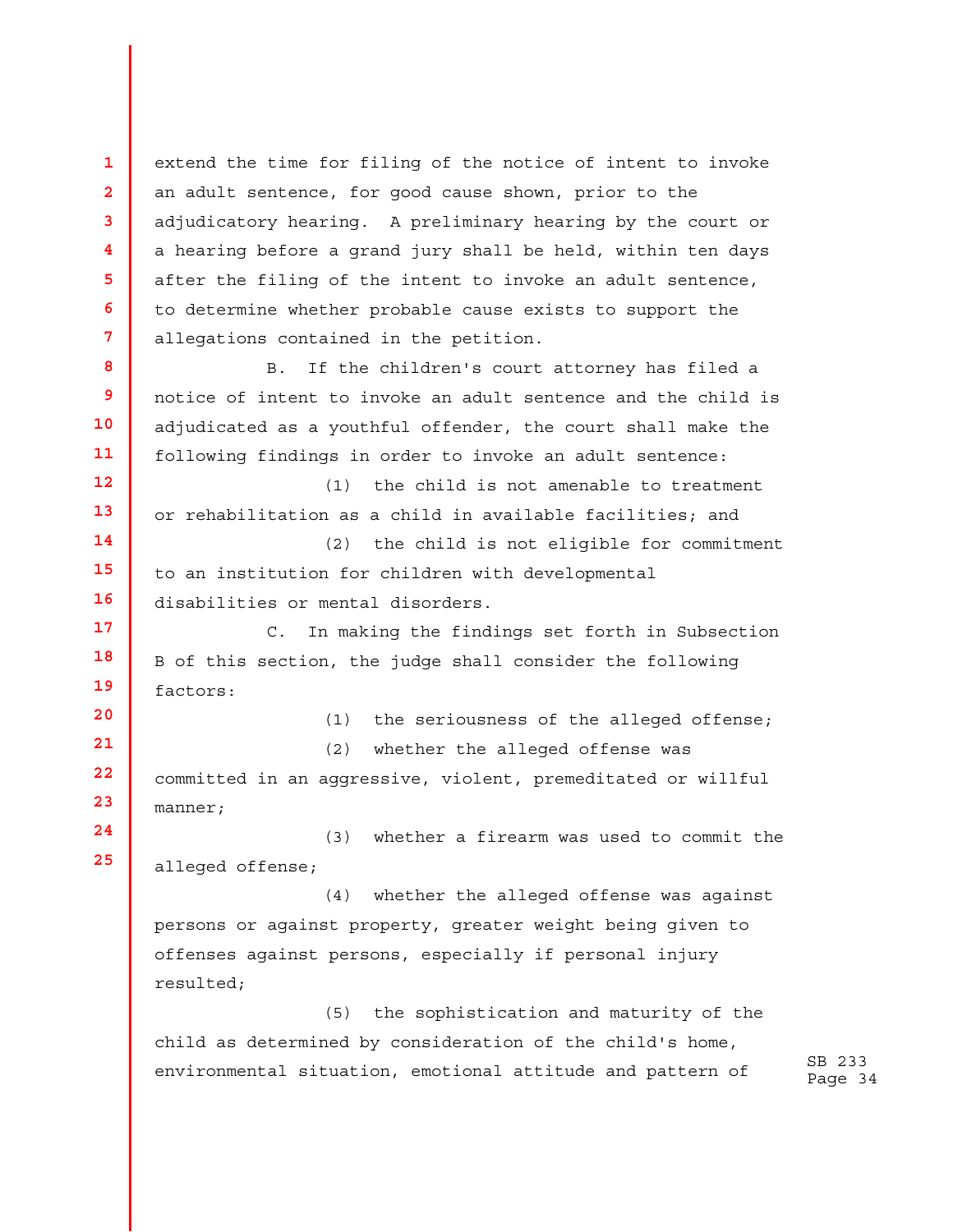extend the time for filing of the notice of intent to invoke an adult sentence, for good cause shown, prior to the adjudicatory hearing. A preliminary hearing by the court or a hearing before a grand jury shall be held, within ten days after the filing of the intent to invoke an adult sentence, to determine whether probable cause exists to support the allegations contained in the petition.

B. If the children's court attorney has filed a notice of intent to invoke an adult sentence and the child is adjudicated as a youthful offender, the court shall make the following findings in order to invoke an adult sentence:

(1) the child is not amenable to treatment or rehabilitation as a child in available facilities; and

(2) the child is not eligible for commitment to an institution for children with developmental disabilities or mental disorders.

C. In making the findings set forth in Subsection B of this section, the judge shall consider the following factors:

(1) the seriousness of the alleged offense;

(2) whether the alleged offense was committed in an aggressive, violent, premeditated or willful manner;

(3) whether a firearm was used to commit the alleged offense;

(4) whether the alleged offense was against persons or against property, greater weight being given to offenses against persons, especially if personal injury resulted;

(5) the sophistication and maturity of the child as determined by consideration of the child's home, environmental situation, emotional attitude and pattern of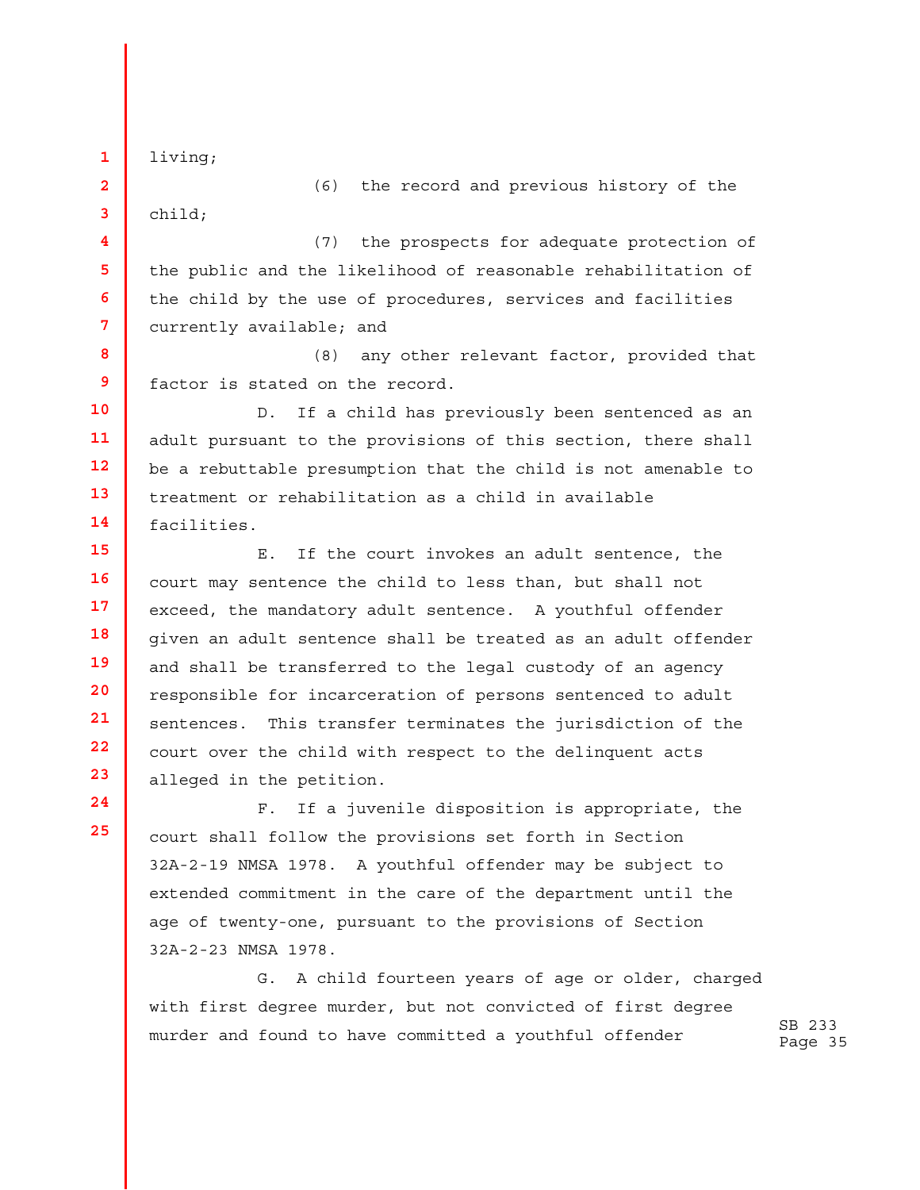living;

(6) the record and previous history of the child;

(7) the prospects for adequate protection of the public and the likelihood of reasonable rehabilitation of the child by the use of procedures, services and facilities currently available; and

(8) any other relevant factor, provided that factor is stated on the record.

D. If a child has previously been sentenced as an adult pursuant to the provisions of this section, there shall be a rebuttable presumption that the child is not amenable to treatment or rehabilitation as a child in available facilities.

E. If the court invokes an adult sentence, the court may sentence the child to less than, but shall not exceed, the mandatory adult sentence. A youthful offender given an adult sentence shall be treated as an adult offender and shall be transferred to the legal custody of an agency responsible for incarceration of persons sentenced to adult sentences. This transfer terminates the jurisdiction of the court over the child with respect to the delinquent acts alleged in the petition.

F. If a juvenile disposition is appropriate, the court shall follow the provisions set forth in Section 32A-2-19 NMSA 1978. A youthful offender may be subject to extended commitment in the care of the department until the age of twenty-one, pursuant to the provisions of Section 32A-2-23 NMSA 1978.

G. A child fourteen years of age or older, charged with first degree murder, but not convicted of first degree murder and found to have committed a youthful offender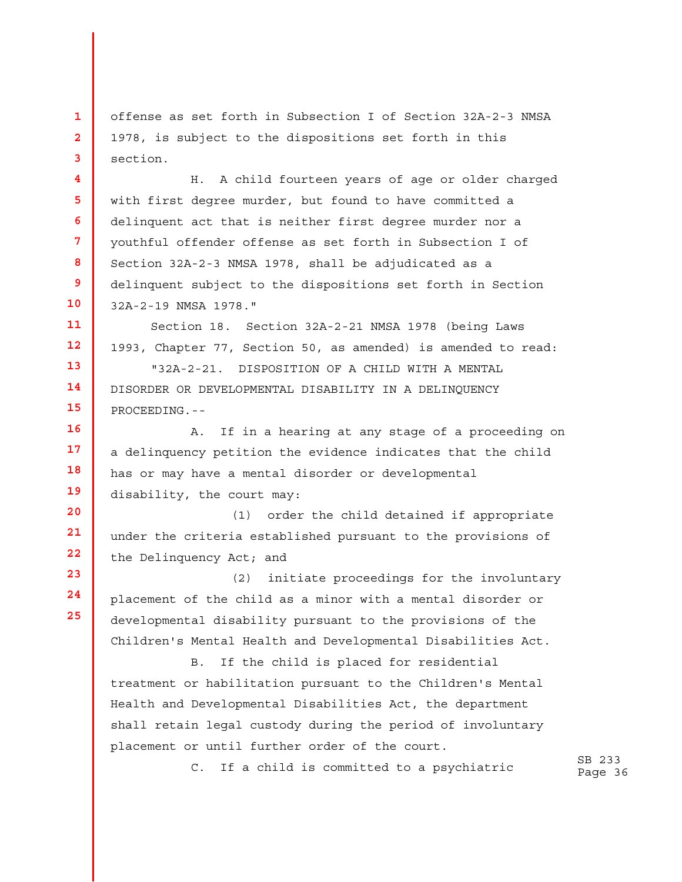offense as set forth in Subsection I of Section 32A-2-3 NMSA 1978, is subject to the dispositions set forth in this section.

H. A child fourteen years of age or older charged with first degree murder, but found to have committed a delinquent act that is neither first degree murder nor a youthful offender offense as set forth in Subsection I of Section 32A-2-3 NMSA 1978, shall be adjudicated as a delinquent subject to the dispositions set forth in Section 32A-2-19 NMSA 1978."

Section 18. Section 32A-2-21 NMSA 1978 (being Laws 1993, Chapter 77, Section 50, as amended) is amended to read:

"32A-2-21. DISPOSITION OF A CHILD WITH A MENTAL DISORDER OR DEVELOPMENTAL DISABILITY IN A DELINQUENCY PROCEEDING.--

A. If in a hearing at any stage of a proceeding on a delinquency petition the evidence indicates that the child has or may have a mental disorder or developmental disability, the court may:

(1) order the child detained if appropriate under the criteria established pursuant to the provisions of the Delinquency Act; and

(2) initiate proceedings for the involuntary placement of the child as a minor with a mental disorder or developmental disability pursuant to the provisions of the Children's Mental Health and Developmental Disabilities Act.

B. If the child is placed for residential treatment or habilitation pursuant to the Children's Mental Health and Developmental Disabilities Act, the department shall retain legal custody during the period of involuntary placement or until further order of the court.

C. If a child is committed to a psychiatric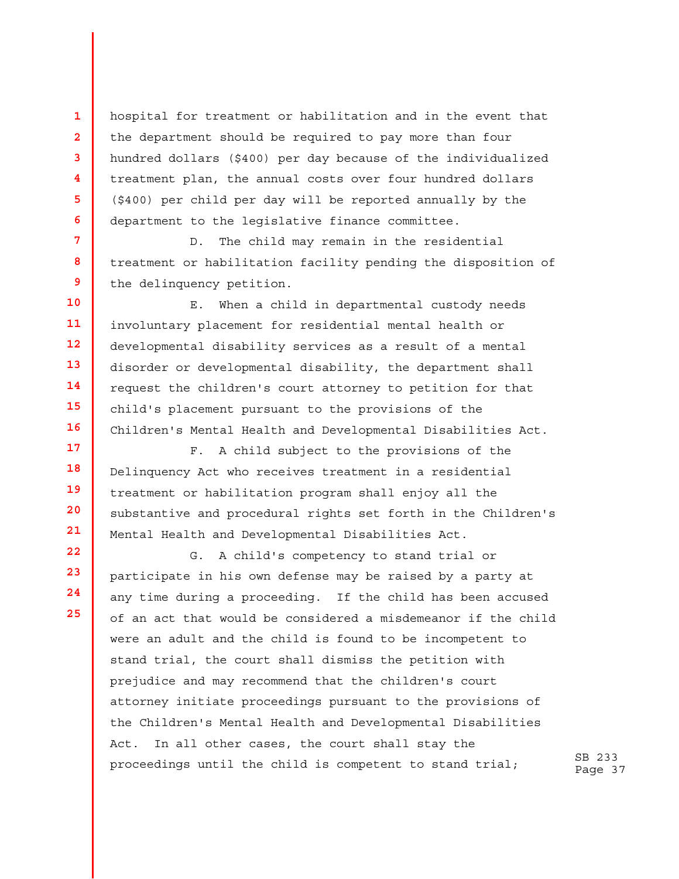hospital for treatment or habilitation and in the event that the department should be required to pay more than four hundred dollars ($400) per day because of the individualized treatment plan, the annual costs over four hundred dollars ($400) per child per day will be reported annually by the department to the legislative finance committee.

D. The child may remain in the residential treatment or habilitation facility pending the disposition of the delinquency petition.

E. When a child in departmental custody needs involuntary placement for residential mental health or developmental disability services as a result of a mental disorder or developmental disability, the department shall request the children's court attorney to petition for that child's placement pursuant to the provisions of the Children's Mental Health and Developmental Disabilities Act.

F. A child subject to the provisions of the Delinquency Act who receives treatment in a residential treatment or habilitation program shall enjoy all the substantive and procedural rights set forth in the Children's Mental Health and Developmental Disabilities Act.

G. A child's competency to stand trial or participate in his own defense may be raised by a party at any time during a proceeding. If the child has been accused of an act that would be considered a misdemeanor if the child were an adult and the child is found to be incompetent to stand trial, the court shall dismiss the petition with prejudice and may recommend that the children's court attorney initiate proceedings pursuant to the provisions of the Children's Mental Health and Developmental Disabilities Act. In all other cases, the court shall stay the proceedings until the child is competent to stand trial;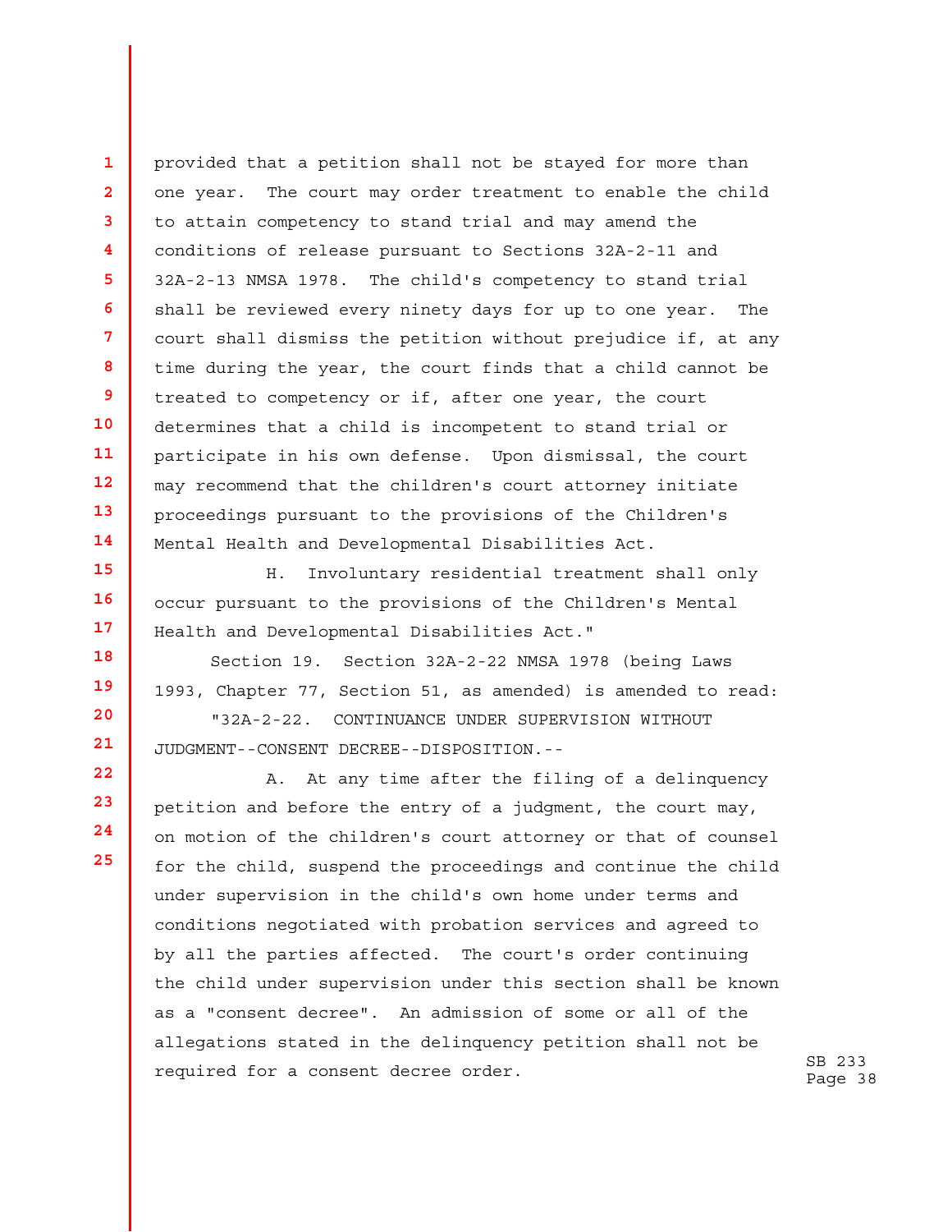provided that a petition shall not be stayed for more than one year. The court may order treatment to enable the child to attain competency to stand trial and may amend the conditions of release pursuant to Sections 32A-2-11 and 32A-2-13 NMSA 1978. The child's competency to stand trial shall be reviewed every ninety days for up to one year. The court shall dismiss the petition without prejudice if, at any time during the year, the court finds that a child cannot be treated to competency or if, after one year, the court determines that a child is incompetent to stand trial or participate in his own defense. Upon dismissal, the court may recommend that the children's court attorney initiate proceedings pursuant to the provisions of the Children's Mental Health and Developmental Disabilities Act.

H. Involuntary residential treatment shall only occur pursuant to the provisions of the Children's Mental Health and Developmental Disabilities Act."

Section 19. Section 32A-2-22 NMSA 1978 (being Laws 1993, Chapter 77, Section 51, as amended) is amended to read:

"32A-2-22. CONTINUANCE UNDER SUPERVISION WITHOUT JUDGMENT--CONSENT DECREE--DISPOSITION.--

A. At any time after the filing of a delinquency petition and before the entry of a judgment, the court may, on motion of the children's court attorney or that of counsel for the child, suspend the proceedings and continue the child under supervision in the child's own home under terms and conditions negotiated with probation services and agreed to by all the parties affected. The court's order continuing the child under supervision under this section shall be known as a "consent decree". An admission of some or all of the allegations stated in the delinquency petition shall not be required for a consent decree order.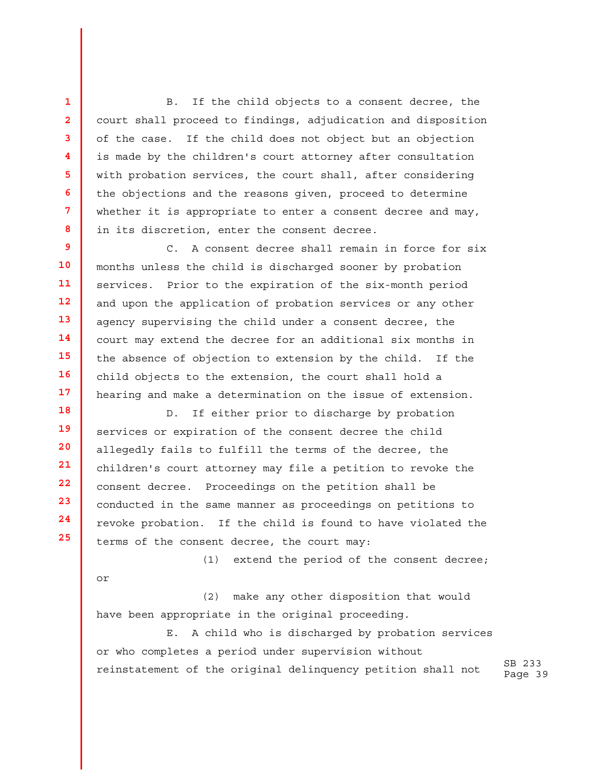B. If the child objects to a consent decree, the court shall proceed to findings, adjudication and disposition of the case. If the child does not object but an objection is made by the children's court attorney after consultation with probation services, the court shall, after considering the objections and the reasons given, proceed to determine whether it is appropriate to enter a consent decree and may, in its discretion, enter the consent decree.

C. A consent decree shall remain in force for six months unless the child is discharged sooner by probation services. Prior to the expiration of the six-month period and upon the application of probation services or any other agency supervising the child under a consent decree, the court may extend the decree for an additional six months in the absence of objection to extension by the child. If the child objects to the extension, the court shall hold a hearing and make a determination on the issue of extension.

D. If either prior to discharge by probation services or expiration of the consent decree the child allegedly fails to fulfill the terms of the decree, the children's court attorney may file a petition to revoke the consent decree. Proceedings on the petition shall be conducted in the same manner as proceedings on petitions to revoke probation. If the child is found to have violated the terms of the consent decree, the court may:

(1) extend the period of the consent decree; or

(2) make any other disposition that would have been appropriate in the original proceeding.

E. A child who is discharged by probation services or who completes a period under supervision without reinstatement of the original delinquency petition shall not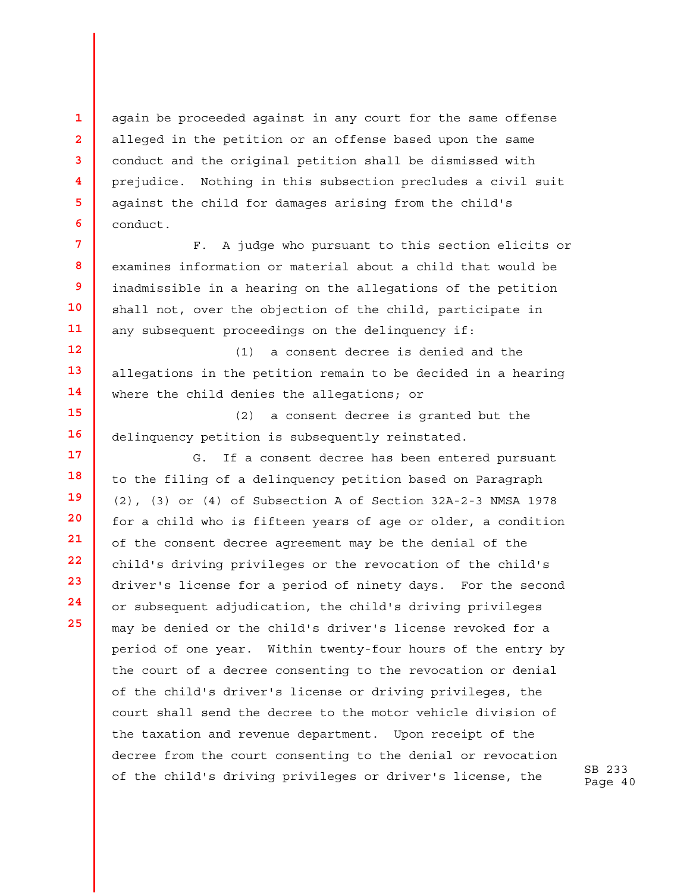again be proceeded against in any court for the same offense alleged in the petition or an offense based upon the same conduct and the original petition shall be dismissed with prejudice. Nothing in this subsection precludes a civil suit against the child for damages arising from the child's conduct.

F. A judge who pursuant to this section elicits or examines information or material about a child that would be inadmissible in a hearing on the allegations of the petition shall not, over the objection of the child, participate in any subsequent proceedings on the delinquency if:

(1) a consent decree is denied and the allegations in the petition remain to be decided in a hearing where the child denies the allegations; or

(2) a consent decree is granted but the delinquency petition is subsequently reinstated.

G. If a consent decree has been entered pursuant to the filing of a delinquency petition based on Paragraph (2), (3) or (4) of Subsection A of Section 32A-2-3 NMSA 1978 for a child who is fifteen years of age or older, a condition of the consent decree agreement may be the denial of the child's driving privileges or the revocation of the child's driver's license for a period of ninety days. For the second or subsequent adjudication, the child's driving privileges may be denied or the child's driver's license revoked for a period of one year. Within twenty-four hours of the entry by the court of a decree consenting to the revocation or denial of the child's driver's license or driving privileges, the court shall send the decree to the motor vehicle division of the taxation and revenue department. Upon receipt of the decree from the court consenting to the denial or revocation of the child's driving privileges or driver's license, the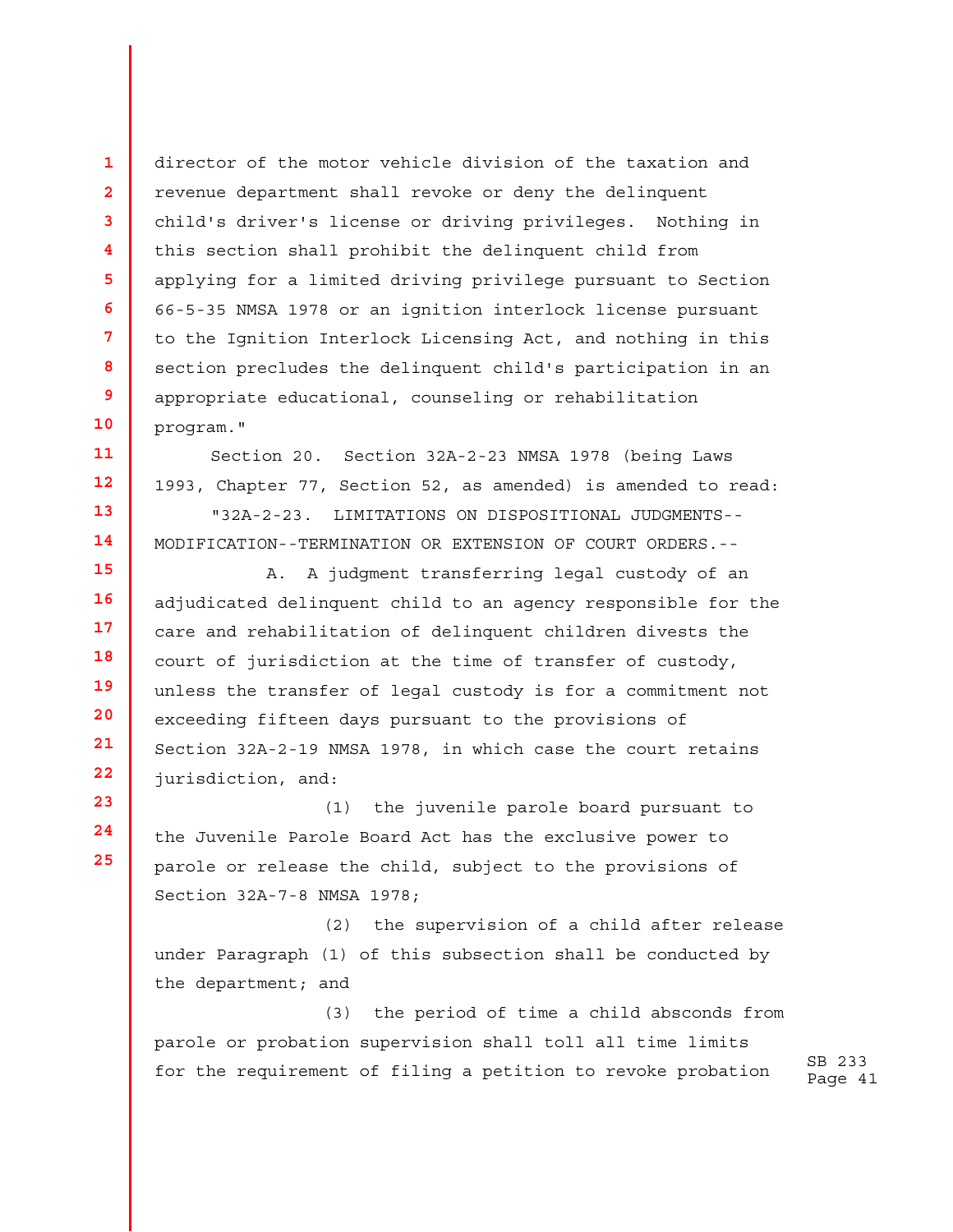director of the motor vehicle division of the taxation and revenue department shall revoke or deny the delinquent child's driver's license or driving privileges. Nothing in this section shall prohibit the delinquent child from applying for a limited driving privilege pursuant to Section 66-5-35 NMSA 1978 or an ignition interlock license pursuant to the Ignition Interlock Licensing Act, and nothing in this section precludes the delinquent child's participation in an appropriate educational, counseling or rehabilitation program."

Section 20. Section 32A-2-23 NMSA 1978 (being Laws 1993, Chapter 77, Section 52, as amended) is amended to read:

"32A-2-23. LIMITATIONS ON DISPOSITIONAL JUDGMENTS--MODIFICATION--TERMINATION OR EXTENSION OF COURT ORDERS.--

A. A judgment transferring legal custody of an adjudicated delinquent child to an agency responsible for the care and rehabilitation of delinquent children divests the court of jurisdiction at the time of transfer of custody, unless the transfer of legal custody is for a commitment not exceeding fifteen days pursuant to the provisions of Section 32A-2-19 NMSA 1978, in which case the court retains jurisdiction, and:

(1) the juvenile parole board pursuant to the Juvenile Parole Board Act has the exclusive power to parole or release the child, subject to the provisions of Section 32A-7-8 NMSA 1978;

(2) the supervision of a child after release under Paragraph (1) of this subsection shall be conducted by the department; and

(3) the period of time a child absconds from parole or probation supervision shall toll all time limits for the requirement of filing a petition to revoke probation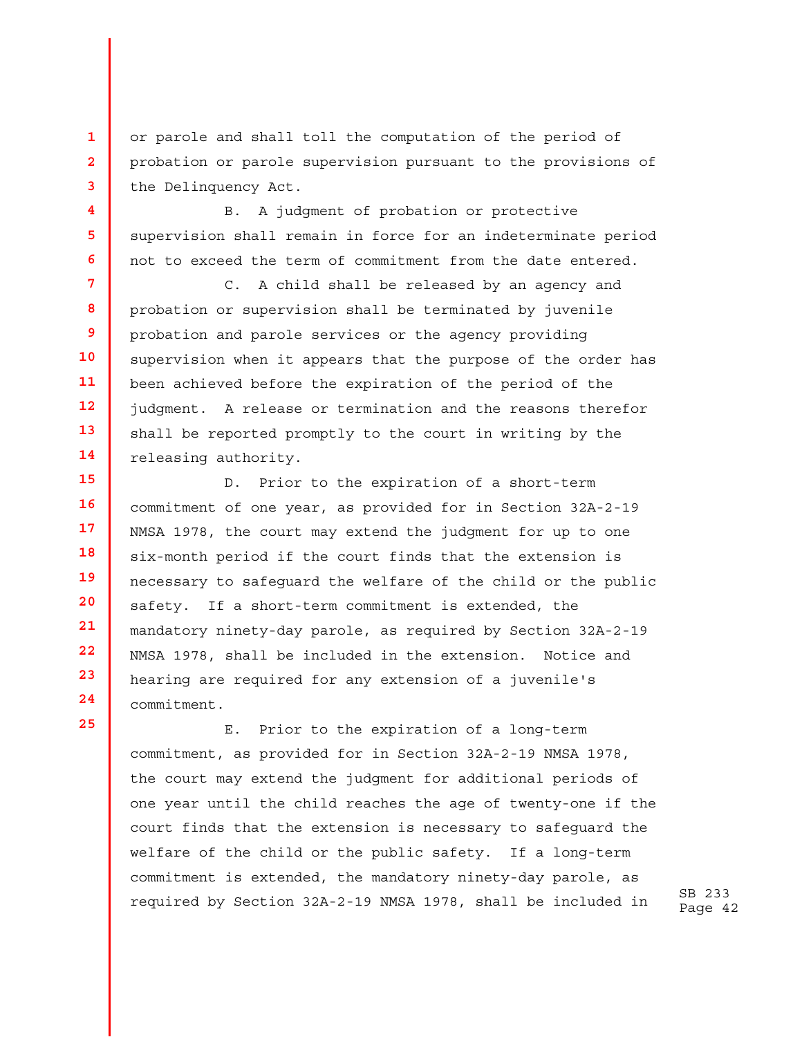or parole and shall toll the computation of the period of probation or parole supervision pursuant to the provisions of the Delinquency Act.

B. A judgment of probation or protective supervision shall remain in force for an indeterminate period not to exceed the term of commitment from the date entered.

C. A child shall be released by an agency and probation or supervision shall be terminated by juvenile probation and parole services or the agency providing supervision when it appears that the purpose of the order has been achieved before the expiration of the period of the judgment. A release or termination and the reasons therefor shall be reported promptly to the court in writing by the releasing authority.

D. Prior to the expiration of a short-term commitment of one year, as provided for in Section 32A-2-19 NMSA 1978, the court may extend the judgment for up to one six-month period if the court finds that the extension is necessary to safeguard the welfare of the child or the public safety. If a short-term commitment is extended, the mandatory ninety-day parole, as required by Section 32A-2-19 NMSA 1978, shall be included in the extension. Notice and hearing are required for any extension of a juvenile's commitment.

E. Prior to the expiration of a long-term commitment, as provided for in Section 32A-2-19 NMSA 1978, the court may extend the judgment for additional periods of one year until the child reaches the age of twenty-one if the court finds that the extension is necessary to safeguard the welfare of the child or the public safety. If a long-term commitment is extended, the mandatory ninety-day parole, as required by Section 32A-2-19 NMSA 1978, shall be included in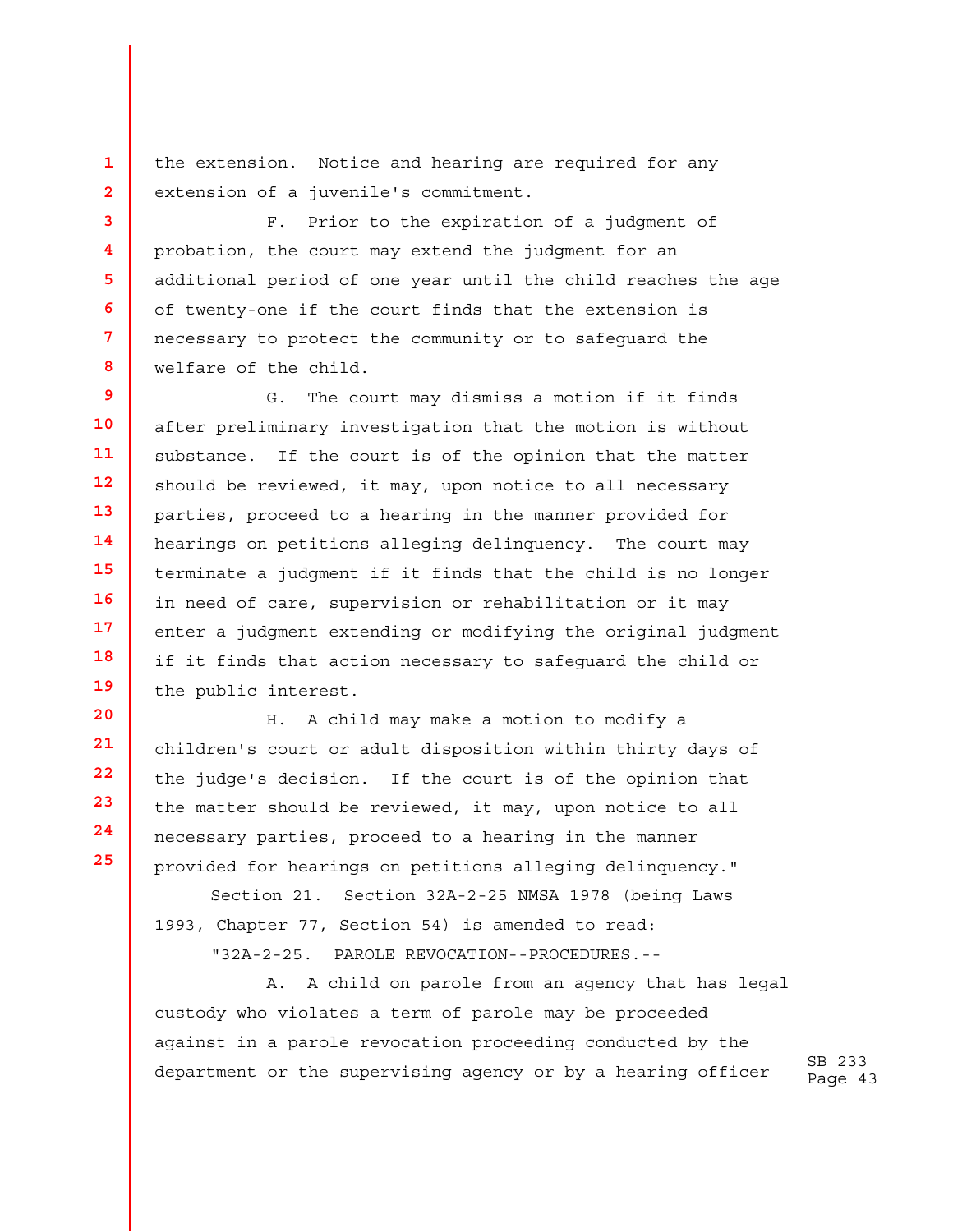the extension. Notice and hearing are required for any extension of a juvenile's commitment.

F. Prior to the expiration of a judgment of probation, the court may extend the judgment for an additional period of one year until the child reaches the age of twenty-one if the court finds that the extension is necessary to protect the community or to safeguard the welfare of the child.

G. The court may dismiss a motion if it finds after preliminary investigation that the motion is without substance. If the court is of the opinion that the matter should be reviewed, it may, upon notice to all necessary parties, proceed to a hearing in the manner provided for hearings on petitions alleging delinquency. The court may terminate a judgment if it finds that the child is no longer in need of care, supervision or rehabilitation or it may enter a judgment extending or modifying the original judgment if it finds that action necessary to safeguard the child or the public interest.

H. A child may make a motion to modify a children's court or adult disposition within thirty days of the judge's decision. If the court is of the opinion that the matter should be reviewed, it may, upon notice to all necessary parties, proceed to a hearing in the manner provided for hearings on petitions alleging delinquency."

Section 21. Section 32A-2-25 NMSA 1978 (being Laws 1993, Chapter 77, Section 54) is amended to read:

"32A-2-25. PAROLE REVOCATION--PROCEDURES.--

A. A child on parole from an agency that has legal custody who violates a term of parole may be proceeded against in a parole revocation proceeding conducted by the department or the supervising agency or by a hearing officer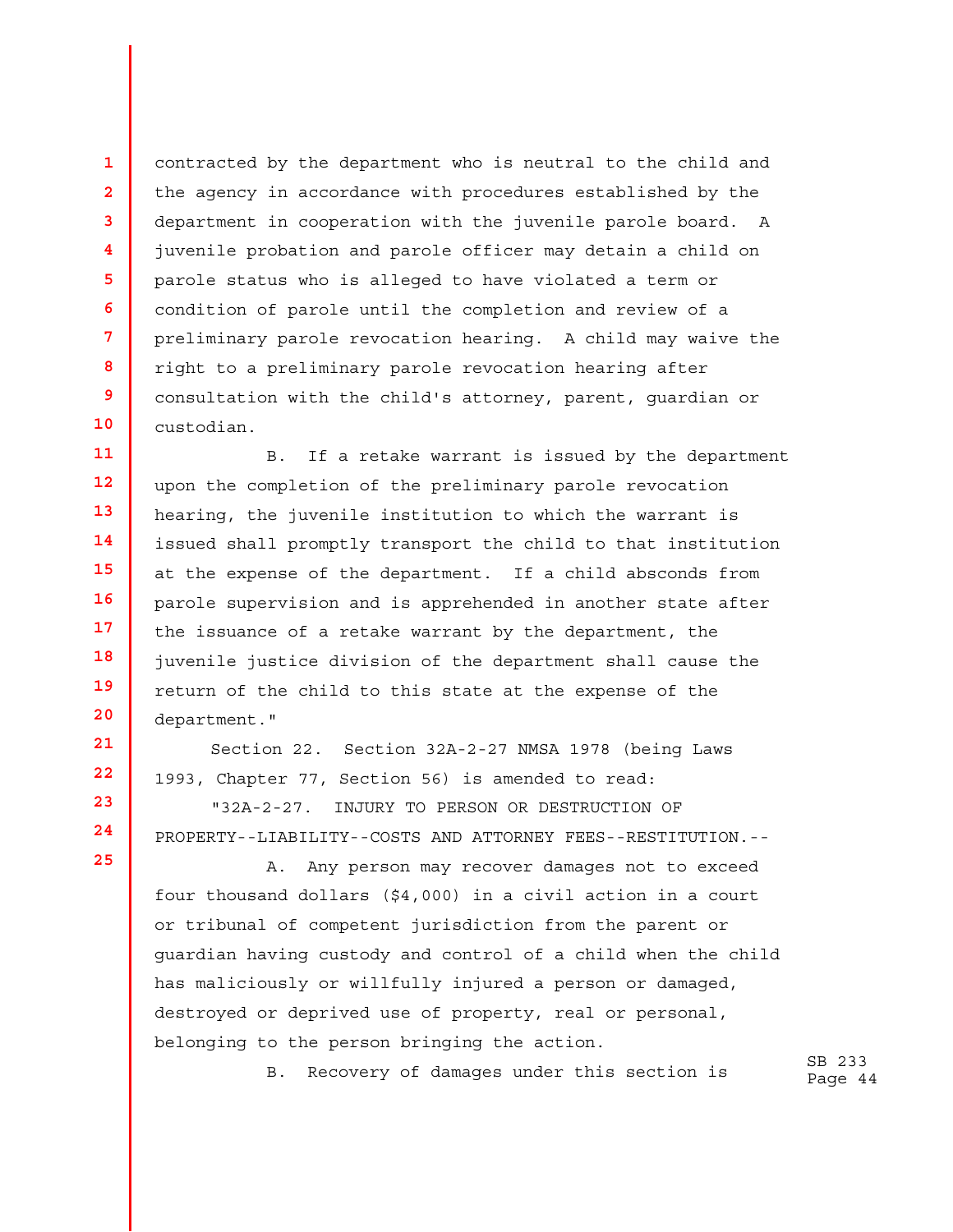contracted by the department who is neutral to the child and the agency in accordance with procedures established by the department in cooperation with the juvenile parole board. A juvenile probation and parole officer may detain a child on parole status who is alleged to have violated a term or condition of parole until the completion and review of a preliminary parole revocation hearing. A child may waive the right to a preliminary parole revocation hearing after consultation with the child's attorney, parent, guardian or custodian.

B. If a retake warrant is issued by the department upon the completion of the preliminary parole revocation hearing, the juvenile institution to which the warrant is issued shall promptly transport the child to that institution at the expense of the department. If a child absconds from parole supervision and is apprehended in another state after the issuance of a retake warrant by the department, the juvenile justice division of the department shall cause the return of the child to this state at the expense of the department."

Section 22. Section 32A-2-27 NMSA 1978 (being Laws 1993, Chapter 77, Section 56) is amended to read:

"32A-2-27. INJURY TO PERSON OR DESTRUCTION OF PROPERTY--LIABILITY--COSTS AND ATTORNEY FEES--RESTITUTION.--

A. Any person may recover damages not to exceed four thousand dollars ($4,000) in a civil action in a court or tribunal of competent jurisdiction from the parent or guardian having custody and control of a child when the child has maliciously or willfully injured a person or damaged, destroyed or deprived use of property, real or personal, belonging to the person bringing the action.

B. Recovery of damages under this section is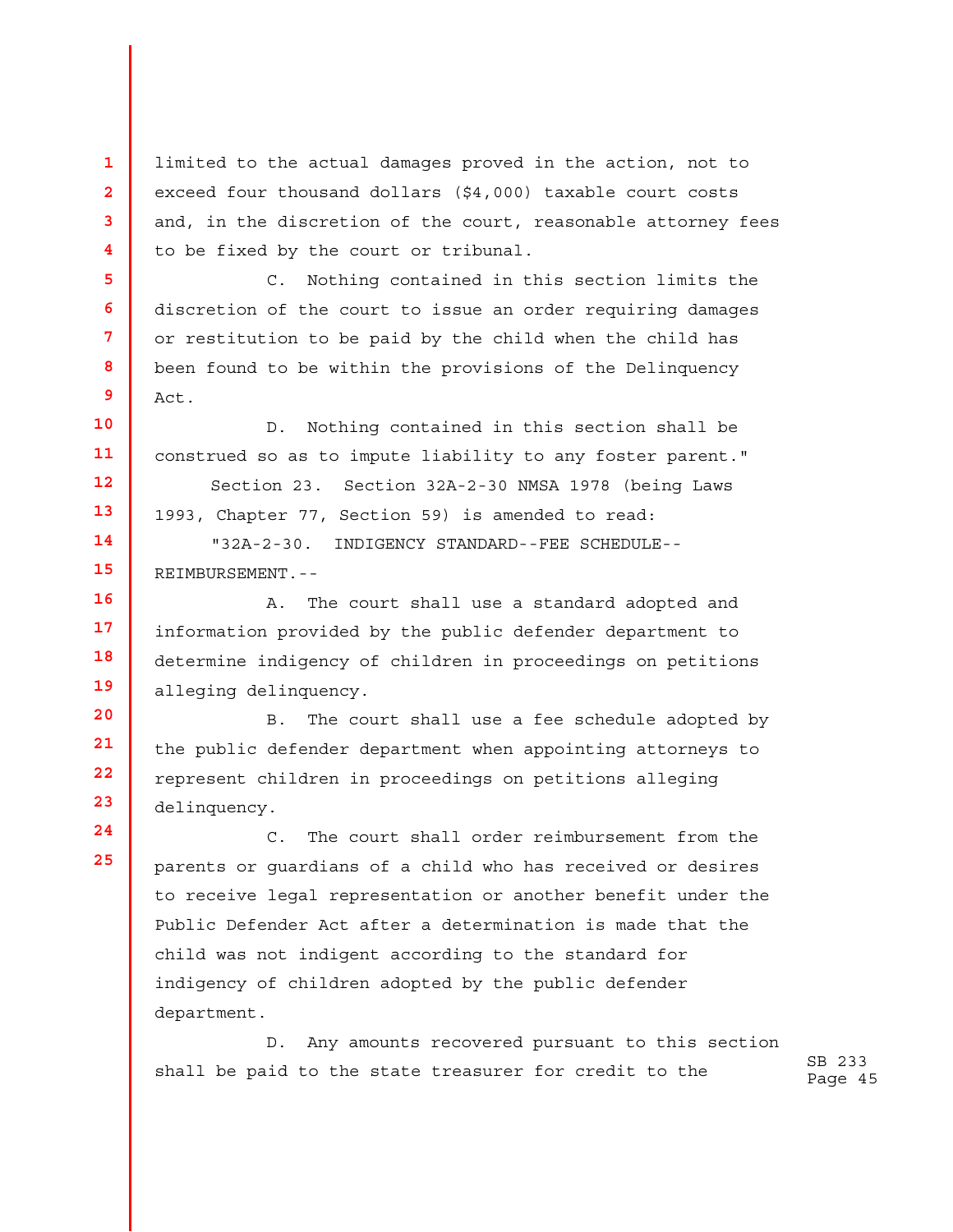limited to the actual damages proved in the action, not to exceed four thousand dollars ($4,000) taxable court costs and, in the discretion of the court, reasonable attorney fees to be fixed by the court or tribunal.

C. Nothing contained in this section limits the discretion of the court to issue an order requiring damages or restitution to be paid by the child when the child has been found to be within the provisions of the Delinquency Act.

D. Nothing contained in this section shall be construed so as to impute liability to any foster parent."

Section 23. Section 32A-2-30 NMSA 1978 (being Laws 1993, Chapter 77, Section 59) is amended to read:

"32A-2-30. INDIGENCY STANDARD--FEE SCHEDULE--REIMBURSEMENT.--

A. The court shall use a standard adopted and information provided by the public defender department to determine indigency of children in proceedings on petitions alleging delinquency.

B. The court shall use a fee schedule adopted by the public defender department when appointing attorneys to represent children in proceedings on petitions alleging delinquency.

C. The court shall order reimbursement from the parents or guardians of a child who has received or desires to receive legal representation or another benefit under the Public Defender Act after a determination is made that the child was not indigent according to the standard for indigency of children adopted by the public defender department.

D. Any amounts recovered pursuant to this section shall be paid to the state treasurer for credit to the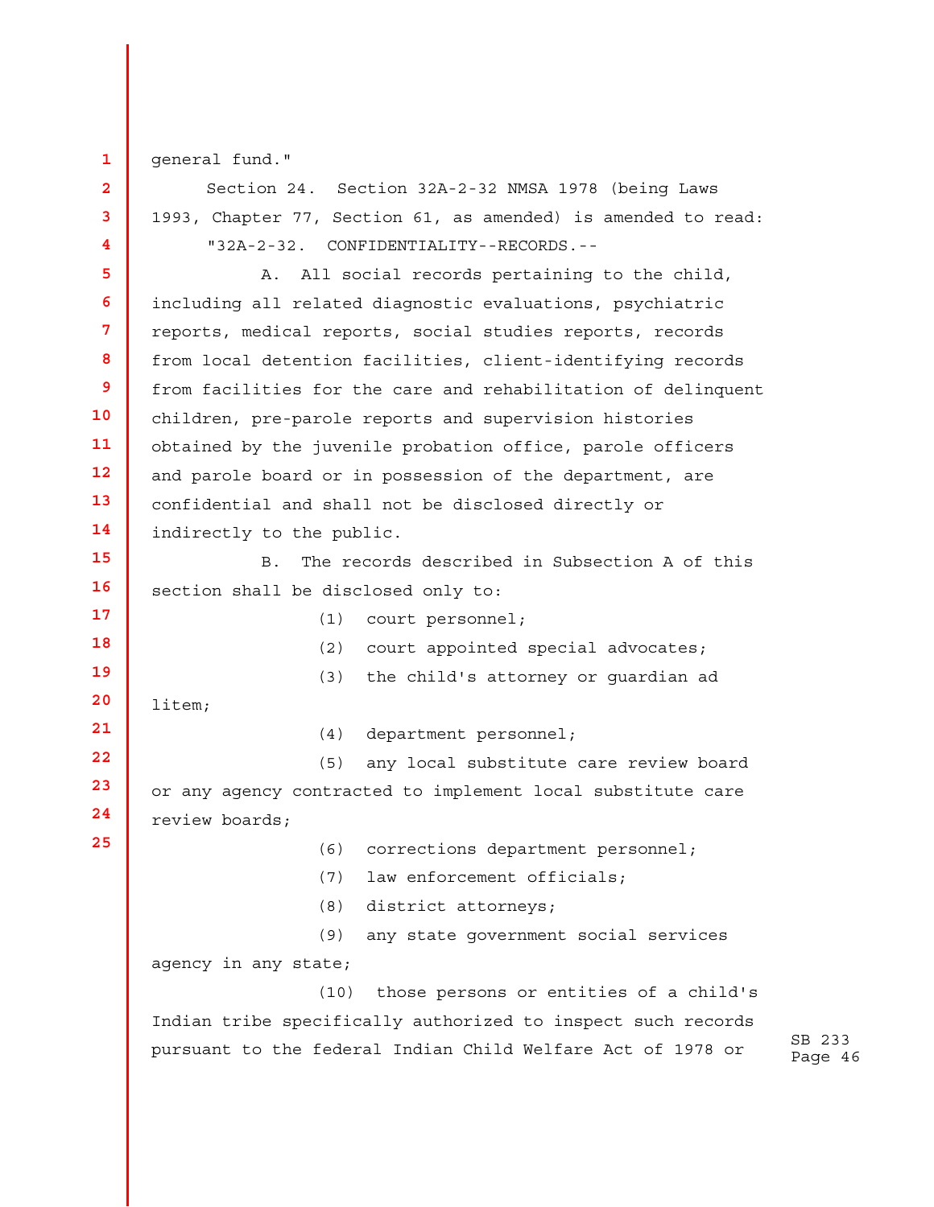general fund."

Section 24. Section 32A-2-32 NMSA 1978 (being Laws 1993, Chapter 77, Section 61, as amended) is amended to read:

"32A-2-32. CONFIDENTIALITY--RECORDS.--

A. All social records pertaining to the child, including all related diagnostic evaluations, psychiatric reports, medical reports, social studies reports, records from local detention facilities, client-identifying records from facilities for the care and rehabilitation of delinquent children, pre-parole reports and supervision histories obtained by the juvenile probation office, parole officers and parole board or in possession of the department, are confidential and shall not be disclosed directly or indirectly to the public.

B. The records described in Subsection A of this section shall be disclosed only to:

(1) court personnel;

(2) court appointed special advocates;

(3) the child's attorney or guardian ad litem;

(4) department personnel;

(5) any local substitute care review board or any agency contracted to implement local substitute care review boards;

(6) corrections department personnel;

(7) law enforcement officials;

(8) district attorneys;

(9) any state government social services agency in any state;

(10) those persons or entities of a child's Indian tribe specifically authorized to inspect such records pursuant to the federal Indian Child Welfare Act of 1978 or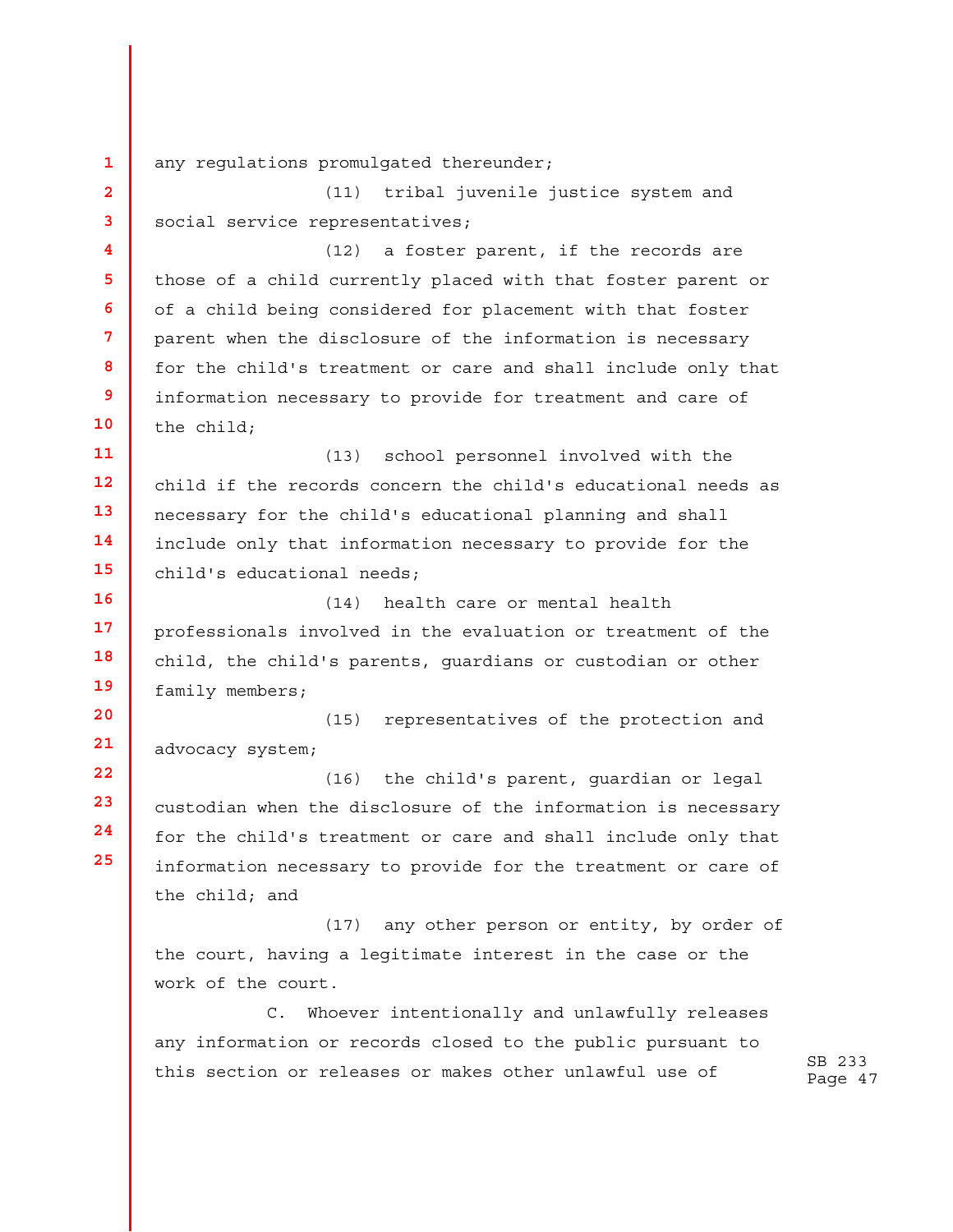any regulations promulgated thereunder;

(11) tribal juvenile justice system and social service representatives;

(12) a foster parent, if the records are those of a child currently placed with that foster parent or of a child being considered for placement with that foster parent when the disclosure of the information is necessary for the child's treatment or care and shall include only that information necessary to provide for treatment and care of the child;

(13) school personnel involved with the child if the records concern the child's educational needs as necessary for the child's educational planning and shall include only that information necessary to provide for the child's educational needs;

(14) health care or mental health professionals involved in the evaluation or treatment of the child, the child's parents, guardians or custodian or other family members;

(15) representatives of the protection and advocacy system;

(16) the child's parent, guardian or legal custodian when the disclosure of the information is necessary for the child's treatment or care and shall include only that information necessary to provide for the treatment or care of the child; and

(17) any other person or entity, by order of the court, having a legitimate interest in the case or the work of the court.

C. Whoever intentionally and unlawfully releases any information or records closed to the public pursuant to this section or releases or makes other unlawful use of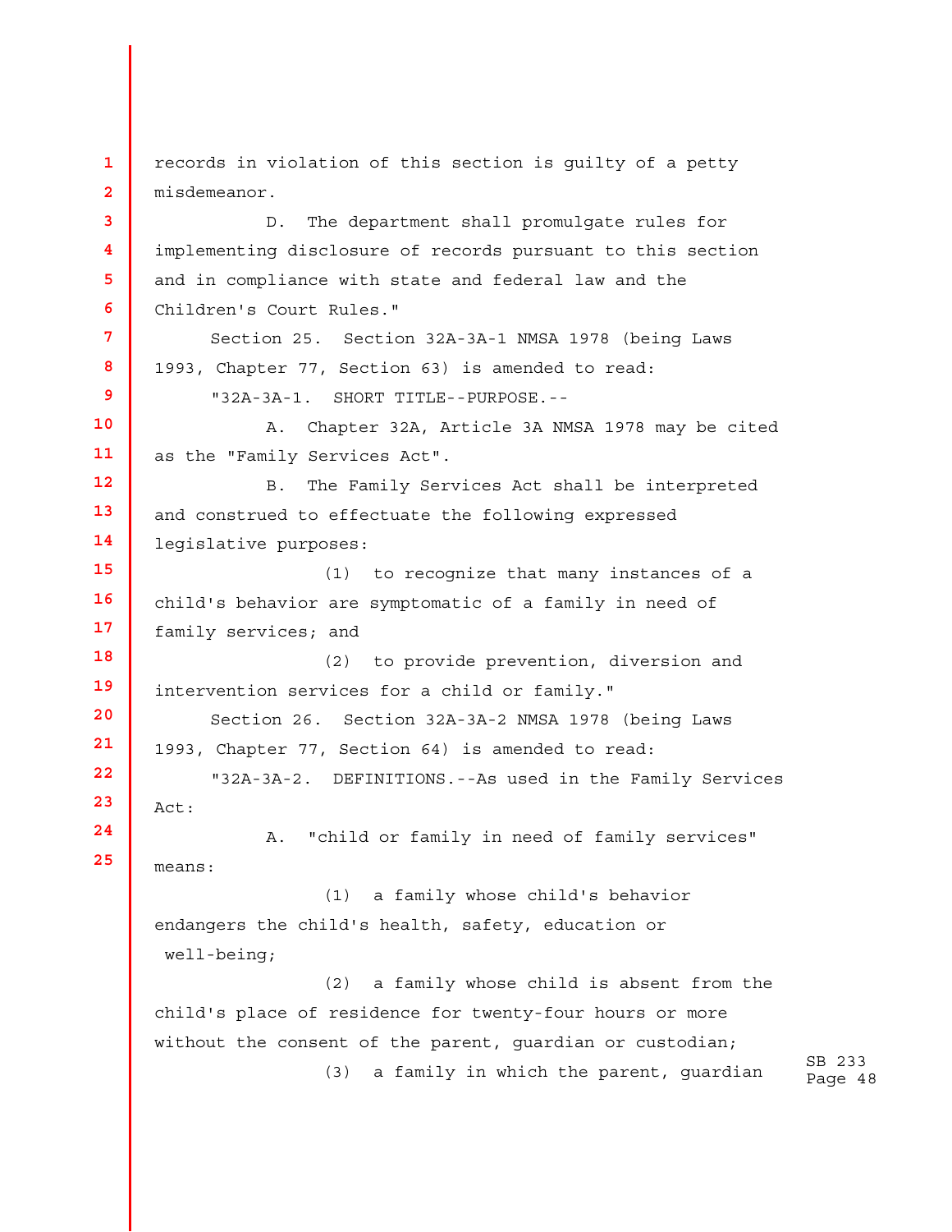records in violation of this section is guilty of a petty misdemeanor.

D. The department shall promulgate rules for implementing disclosure of records pursuant to this section and in compliance with state and federal law and the Children's Court Rules."

Section 25. Section 32A-3A-1 NMSA 1978 (being Laws 1993, Chapter 77, Section 63) is amended to read:

"32A-3A-1. SHORT TITLE--PURPOSE.--

A. Chapter 32A, Article 3A NMSA 1978 may be cited as the "Family Services Act".

B. The Family Services Act shall be interpreted and construed to effectuate the following expressed legislative purposes:

(1) to recognize that many instances of a child's behavior are symptomatic of a family in need of family services; and

(2) to provide prevention, diversion and intervention services for a child or family."

Section 26. Section 32A-3A-2 NMSA 1978 (being Laws 1993, Chapter 77, Section 64) is amended to read:

"32A-3A-2. DEFINITIONS.--As used in the Family Services Act:

A. "child or family in need of family services" means:

(1) a family whose child's behavior endangers the child's health, safety, education or well-being;

(2) a family whose child is absent from the child's place of residence for twenty-four hours or more without the consent of the parent, guardian or custodian;

(3) a family in which the parent, guardian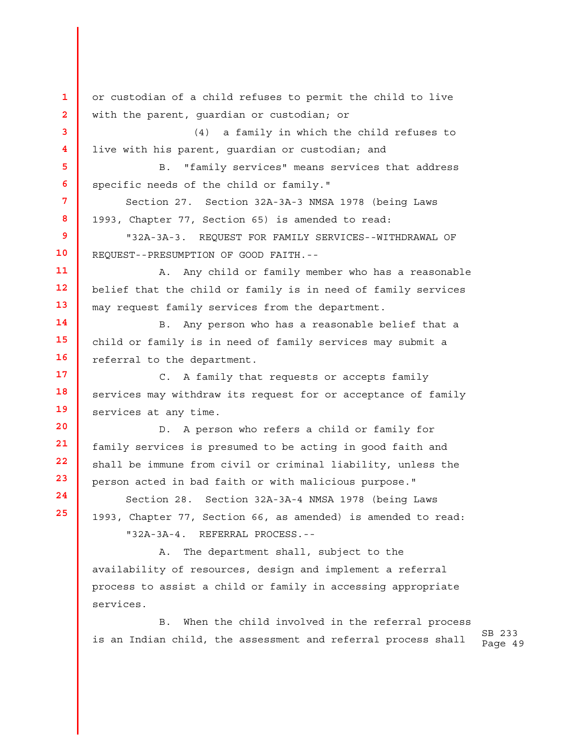or custodian of a child refuses to permit the child to live with the parent, guardian or custodian; or

(4) a family in which the child refuses to live with his parent, guardian or custodian; and

B. "family services" means services that address specific needs of the child or family."

Section 27. Section 32A-3A-3 NMSA 1978 (being Laws 1993, Chapter 77, Section 65) is amended to read:

"32A-3A-3. REQUEST FOR FAMILY SERVICES--WITHDRAWAL OF REQUEST--PRESUMPTION OF GOOD FAITH.--

A. Any child or family member who has a reasonable belief that the child or family is in need of family services may request family services from the department.

B. Any person who has a reasonable belief that a child or family is in need of family services may submit a referral to the department.

C. A family that requests or accepts family services may withdraw its request for or acceptance of family services at any time.

D. A person who refers a child or family for family services is presumed to be acting in good faith and shall be immune from civil or criminal liability, unless the person acted in bad faith or with malicious purpose."

Section 28. Section 32A-3A-4 NMSA 1978 (being Laws 1993, Chapter 77, Section 66, as amended) is amended to read:

"32A-3A-4. REFERRAL PROCESS.--

A. The department shall, subject to the availability of resources, design and implement a referral process to assist a child or family in accessing appropriate services.

B. When the child involved in the referral process is an Indian child, the assessment and referral process shall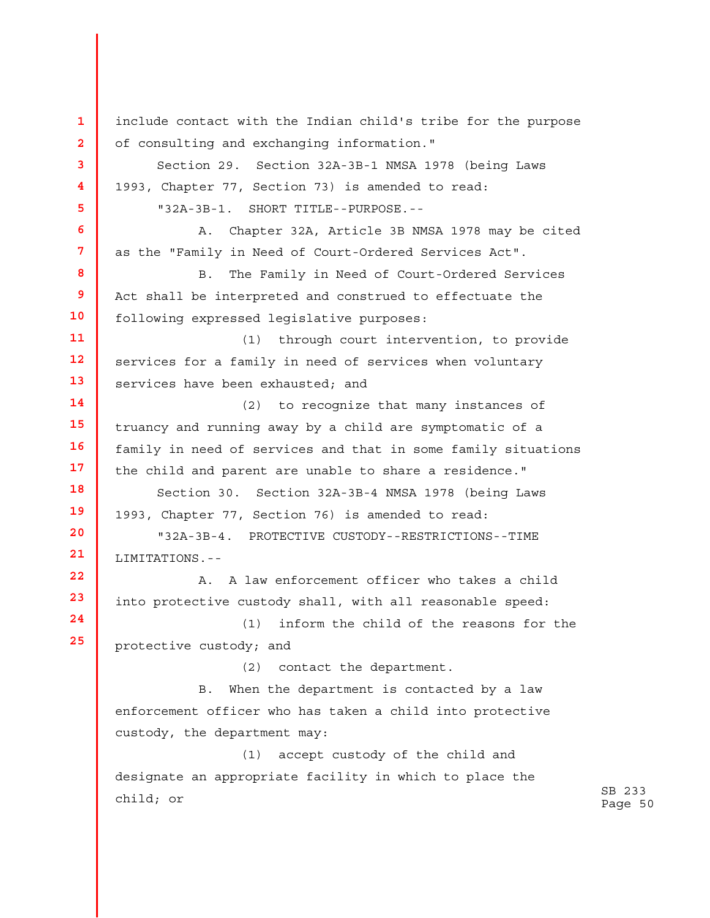include contact with the Indian child's tribe for the purpose of consulting and exchanging information."

Section 29. Section 32A-3B-1 NMSA 1978 (being Laws 1993, Chapter 77, Section 73) is amended to read:

"32A-3B-1. SHORT TITLE--PURPOSE.--

A. Chapter 32A, Article 3B NMSA 1978 may be cited as the "Family in Need of Court-Ordered Services Act".

B. The Family in Need of Court-Ordered Services Act shall be interpreted and construed to effectuate the following expressed legislative purposes:

(1) through court intervention, to provide services for a family in need of services when voluntary services have been exhausted; and

(2) to recognize that many instances of truancy and running away by a child are symptomatic of a family in need of services and that in some family situations the child and parent are unable to share a residence."

Section 30. Section 32A-3B-4 NMSA 1978 (being Laws 1993, Chapter 77, Section 76) is amended to read:

"32A-3B-4. PROTECTIVE CUSTODY--RESTRICTIONS--TIME LIMITATIONS.--

A. A law enforcement officer who takes a child into protective custody shall, with all reasonable speed:

(1) inform the child of the reasons for the protective custody; and

(2) contact the department.

B. When the department is contacted by a law enforcement officer who has taken a child into protective custody, the department may:

(1) accept custody of the child and designate an appropriate facility in which to place the child; or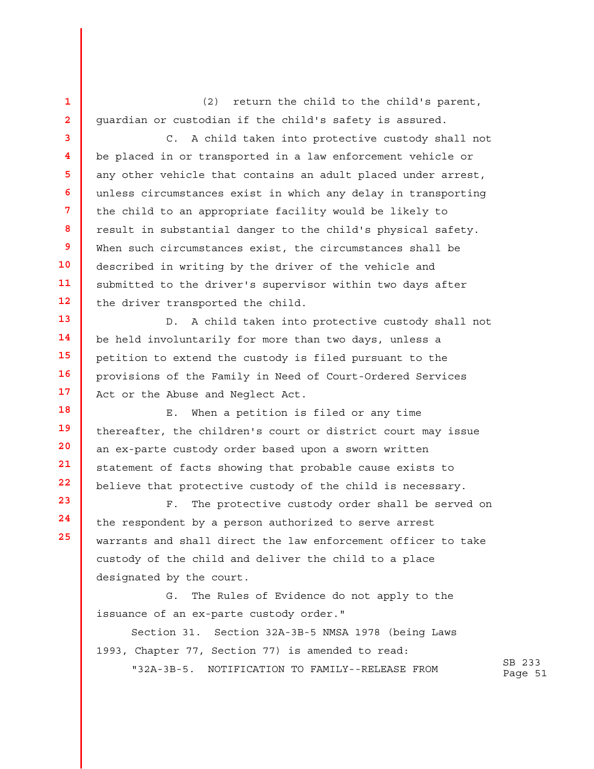(2) return the child to the child's parent, guardian or custodian if the child's safety is assured.

C. A child taken into protective custody shall not be placed in or transported in a law enforcement vehicle or any other vehicle that contains an adult placed under arrest, unless circumstances exist in which any delay in transporting the child to an appropriate facility would be likely to result in substantial danger to the child's physical safety. When such circumstances exist, the circumstances shall be described in writing by the driver of the vehicle and submitted to the driver's supervisor within two days after the driver transported the child.

D. A child taken into protective custody shall not be held involuntarily for more than two days, unless a petition to extend the custody is filed pursuant to the provisions of the Family in Need of Court-Ordered Services Act or the Abuse and Neglect Act.

E. When a petition is filed or any time thereafter, the children's court or district court may issue an ex-parte custody order based upon a sworn written statement of facts showing that probable cause exists to believe that protective custody of the child is necessary.

F. The protective custody order shall be served on the respondent by a person authorized to serve arrest warrants and shall direct the law enforcement officer to take custody of the child and deliver the child to a place designated by the court.

G. The Rules of Evidence do not apply to the issuance of an ex-parte custody order."

Section 31. Section 32A-3B-5 NMSA 1978 (being Laws 1993, Chapter 77, Section 77) is amended to read:

"32A-3B-5. NOTIFICATION TO FAMILY--RELEASE FROM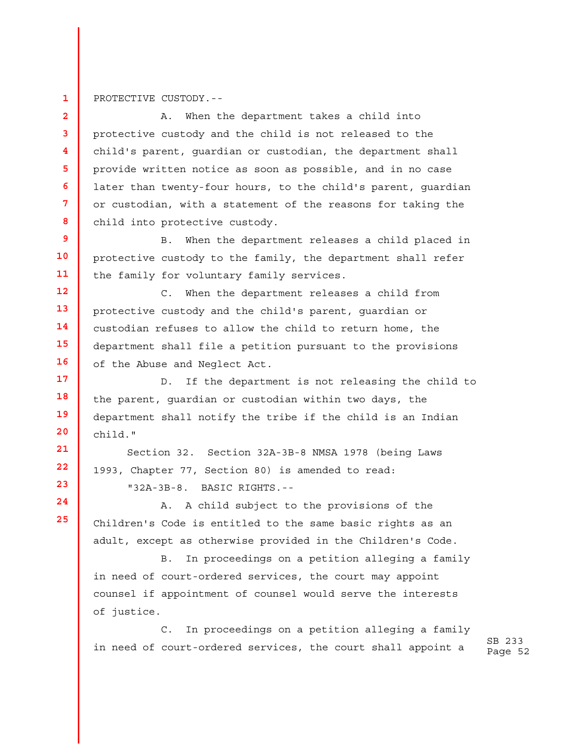PROTECTIVE CUSTODY.--

A. When the department takes a child into protective custody and the child is not released to the child's parent, guardian or custodian, the department shall provide written notice as soon as possible, and in no case later than twenty-four hours, to the child's parent, guardian or custodian, with a statement of the reasons for taking the child into protective custody.

B. When the department releases a child placed in protective custody to the family, the department shall refer the family for voluntary family services.

C. When the department releases a child from protective custody and the child's parent, guardian or custodian refuses to allow the child to return home, the department shall file a petition pursuant to the provisions of the Abuse and Neglect Act.

D. If the department is not releasing the child to the parent, guardian or custodian within two days, the department shall notify the tribe if the child is an Indian child."

Section 32. Section 32A-3B-8 NMSA 1978 (being Laws 1993, Chapter 77, Section 80) is amended to read:

"32A-3B-8. BASIC RIGHTS.--

A. A child subject to the provisions of the Children's Code is entitled to the same basic rights as an adult, except as otherwise provided in the Children's Code.

B. In proceedings on a petition alleging a family in need of court-ordered services, the court may appoint counsel if appointment of counsel would serve the interests of justice.

C. In proceedings on a petition alleging a family in need of court-ordered services, the court shall appoint a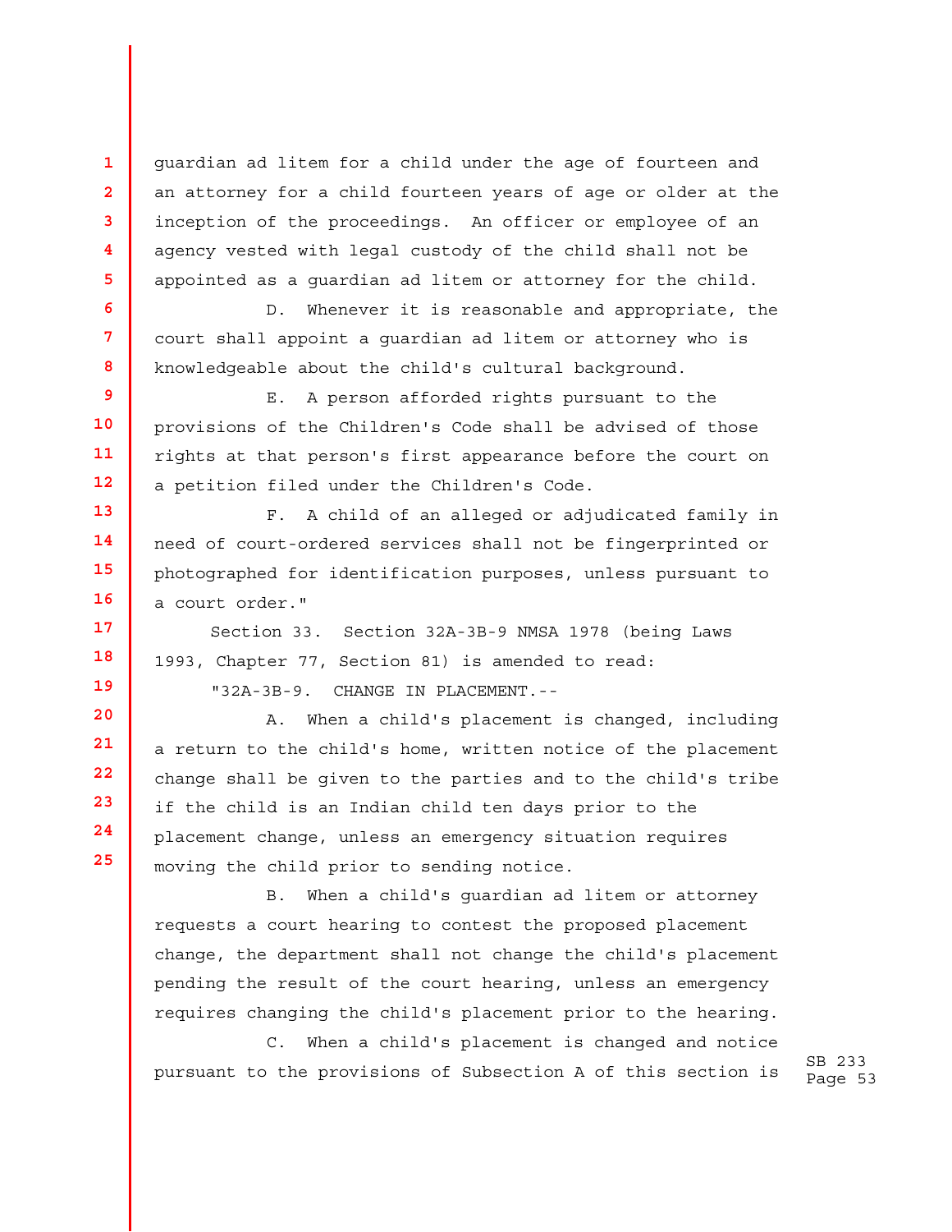guardian ad litem for a child under the age of fourteen and an attorney for a child fourteen years of age or older at the inception of the proceedings. An officer or employee of an agency vested with legal custody of the child shall not be appointed as a guardian ad litem or attorney for the child.

D. Whenever it is reasonable and appropriate, the court shall appoint a guardian ad litem or attorney who is knowledgeable about the child's cultural background.

E. A person afforded rights pursuant to the provisions of the Children's Code shall be advised of those rights at that person's first appearance before the court on a petition filed under the Children's Code.

F. A child of an alleged or adjudicated family in need of court-ordered services shall not be fingerprinted or photographed for identification purposes, unless pursuant to a court order."

Section 33. Section 32A-3B-9 NMSA 1978 (being Laws 1993, Chapter 77, Section 81) is amended to read:

"32A-3B-9. CHANGE IN PLACEMENT.--

A. When a child's placement is changed, including a return to the child's home, written notice of the placement change shall be given to the parties and to the child's tribe if the child is an Indian child ten days prior to the placement change, unless an emergency situation requires moving the child prior to sending notice.

B. When a child's guardian ad litem or attorney requests a court hearing to contest the proposed placement change, the department shall not change the child's placement pending the result of the court hearing, unless an emergency requires changing the child's placement prior to the hearing.

C. When a child's placement is changed and notice pursuant to the provisions of Subsection A of this section is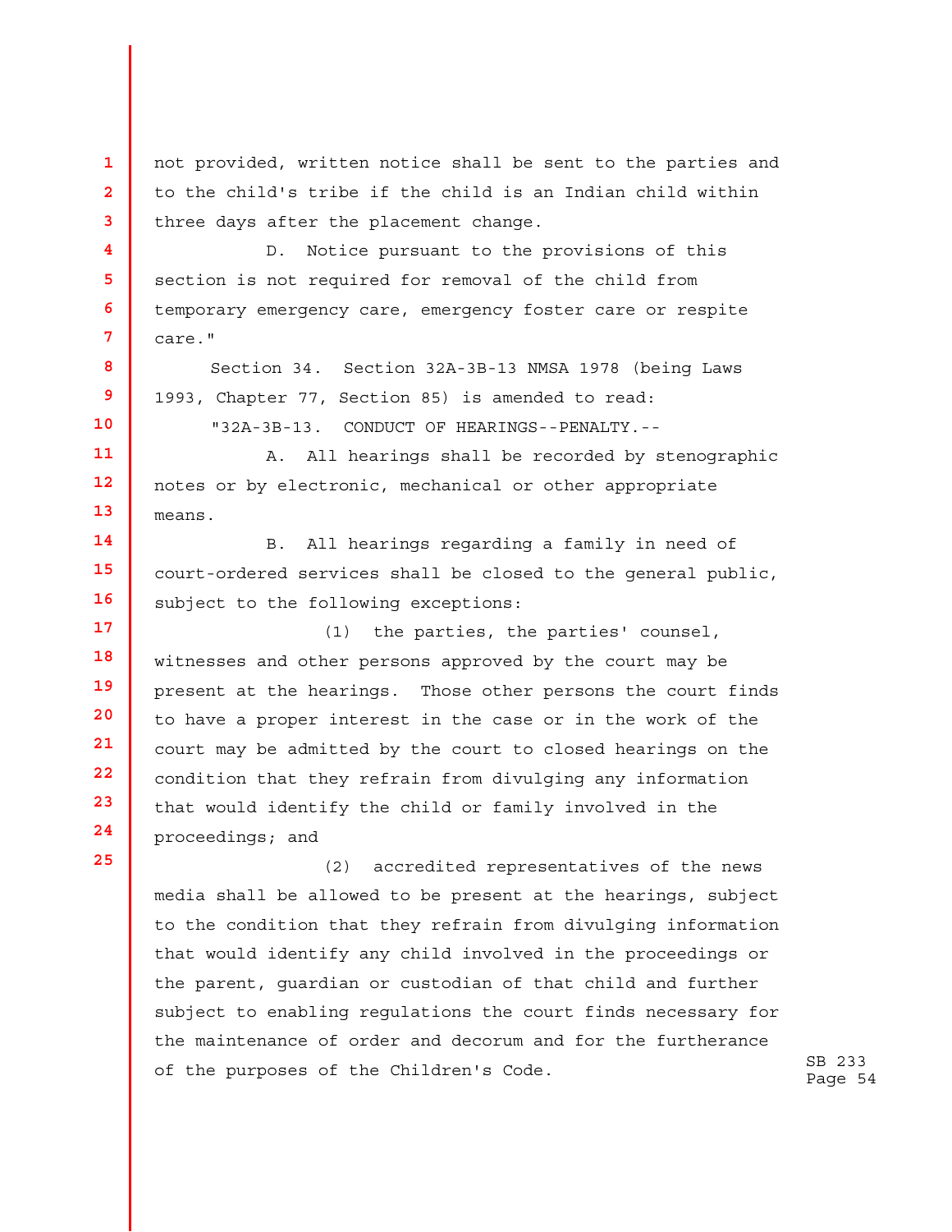not provided, written notice shall be sent to the parties and to the child's tribe if the child is an Indian child within three days after the placement change.

D. Notice pursuant to the provisions of this section is not required for removal of the child from temporary emergency care, emergency foster care or respite care."

Section 34. Section 32A-3B-13 NMSA 1978 (being Laws 1993, Chapter 77, Section 85) is amended to read:

"32A-3B-13. CONDUCT OF HEARINGS--PENALTY.--

A. All hearings shall be recorded by stenographic notes or by electronic, mechanical or other appropriate means.

B. All hearings regarding a family in need of court-ordered services shall be closed to the general public, subject to the following exceptions:

(1) the parties, the parties' counsel, witnesses and other persons approved by the court may be present at the hearings. Those other persons the court finds to have a proper interest in the case or in the work of the court may be admitted by the court to closed hearings on the condition that they refrain from divulging any information that would identify the child or family involved in the proceedings; and

(2) accredited representatives of the news media shall be allowed to be present at the hearings, subject to the condition that they refrain from divulging information that would identify any child involved in the proceedings or the parent, guardian or custodian of that child and further subject to enabling regulations the court finds necessary for the maintenance of order and decorum and for the furtherance of the purposes of the Children's Code.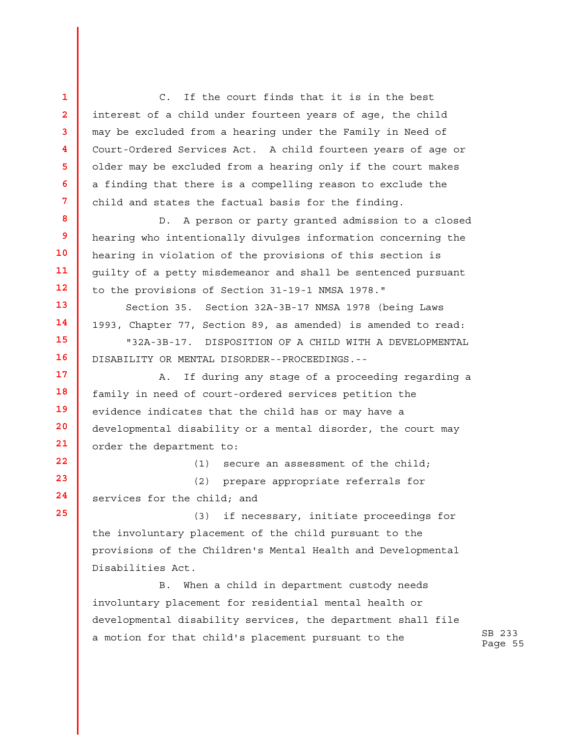C. If the court finds that it is in the best interest of a child under fourteen years of age, the child may be excluded from a hearing under the Family in Need of Court-Ordered Services Act. A child fourteen years of age or older may be excluded from a hearing only if the court makes a finding that there is a compelling reason to exclude the child and states the factual basis for the finding.

D. A person or party granted admission to a closed hearing who intentionally divulges information concerning the hearing in violation of the provisions of this section is guilty of a petty misdemeanor and shall be sentenced pursuant to the provisions of Section 31-19-1 NMSA 1978."

Section 35. Section 32A-3B-17 NMSA 1978 (being Laws 1993, Chapter 77, Section 89, as amended) is amended to read:

"32A-3B-17. DISPOSITION OF A CHILD WITH A DEVELOPMENTAL DISABILITY OR MENTAL DISORDER--PROCEEDINGS.--

A. If during any stage of a proceeding regarding a family in need of court-ordered services petition the evidence indicates that the child has or may have a developmental disability or a mental disorder, the court may order the department to:

(1) secure an assessment of the child;

(2) prepare appropriate referrals for services for the child; and

(3) if necessary, initiate proceedings for the involuntary placement of the child pursuant to the provisions of the Children's Mental Health and Developmental Disabilities Act.

B. When a child in department custody needs involuntary placement for residential mental health or developmental disability services, the department shall file a motion for that child's placement pursuant to the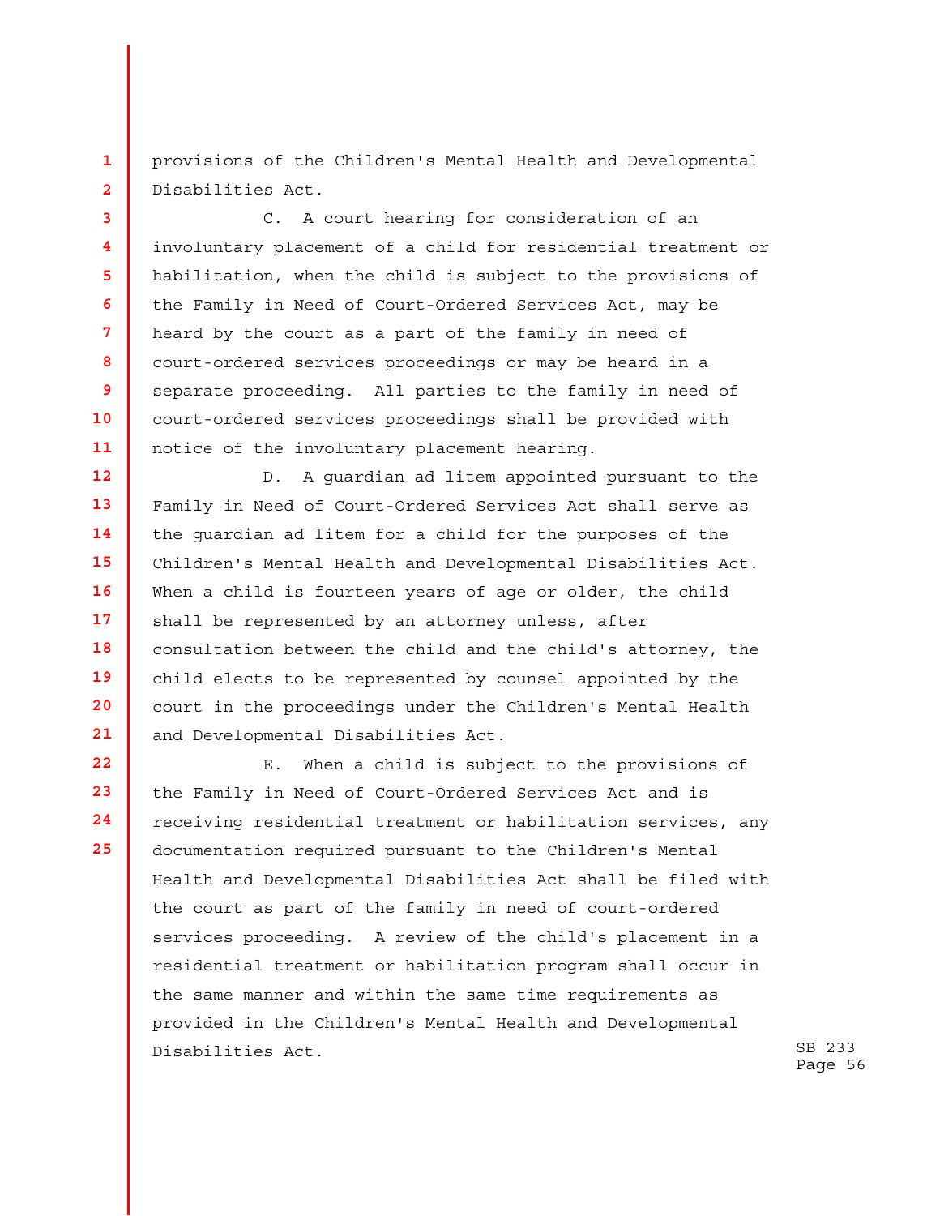provisions of the Children's Mental Health and Developmental Disabilities Act.

C. A court hearing for consideration of an involuntary placement of a child for residential treatment or habilitation, when the child is subject to the provisions of the Family in Need of Court-Ordered Services Act, may be heard by the court as a part of the family in need of court-ordered services proceedings or may be heard in a separate proceeding. All parties to the family in need of court-ordered services proceedings shall be provided with notice of the involuntary placement hearing.

D. A guardian ad litem appointed pursuant to the Family in Need of Court-Ordered Services Act shall serve as the guardian ad litem for a child for the purposes of the Children's Mental Health and Developmental Disabilities Act. When a child is fourteen years of age or older, the child shall be represented by an attorney unless, after consultation between the child and the child's attorney, the child elects to be represented by counsel appointed by the court in the proceedings under the Children's Mental Health and Developmental Disabilities Act.

E. When a child is subject to the provisions of the Family in Need of Court-Ordered Services Act and is receiving residential treatment or habilitation services, any documentation required pursuant to the Children's Mental Health and Developmental Disabilities Act shall be filed with the court as part of the family in need of court-ordered services proceeding. A review of the child's placement in a residential treatment or habilitation program shall occur in the same manner and within the same time requirements as provided in the Children's Mental Health and Developmental Disabilities Act.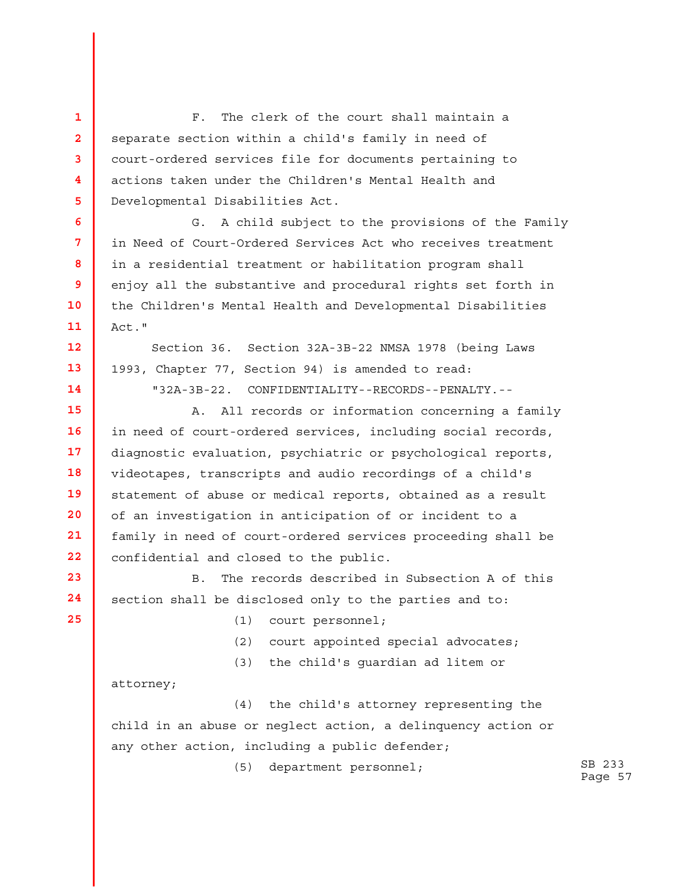F. The clerk of the court shall maintain a separate section within a child's family in need of court-ordered services file for documents pertaining to actions taken under the Children's Mental Health and Developmental Disabilities Act.

G. A child subject to the provisions of the Family in Need of Court-Ordered Services Act who receives treatment in a residential treatment or habilitation program shall enjoy all the substantive and procedural rights set forth in the Children's Mental Health and Developmental Disabilities Act."

Section 36. Section 32A-3B-22 NMSA 1978 (being Laws 1993, Chapter 77, Section 94) is amended to read:

"32A-3B-22. CONFIDENTIALITY--RECORDS--PENALTY.--

A. All records or information concerning a family in need of court-ordered services, including social records, diagnostic evaluation, psychiatric or psychological reports, videotapes, transcripts and audio recordings of a child's statement of abuse or medical reports, obtained as a result of an investigation in anticipation of or incident to a family in need of court-ordered services proceeding shall be confidential and closed to the public.

B. The records described in Subsection A of this section shall be disclosed only to the parties and to:

(1) court personnel;

(2) court appointed special advocates;

(3) the child's guardian ad litem or attorney;

(4) the child's attorney representing the child in an abuse or neglect action, a delinquency action or any other action, including a public defender;

(5) department personnel;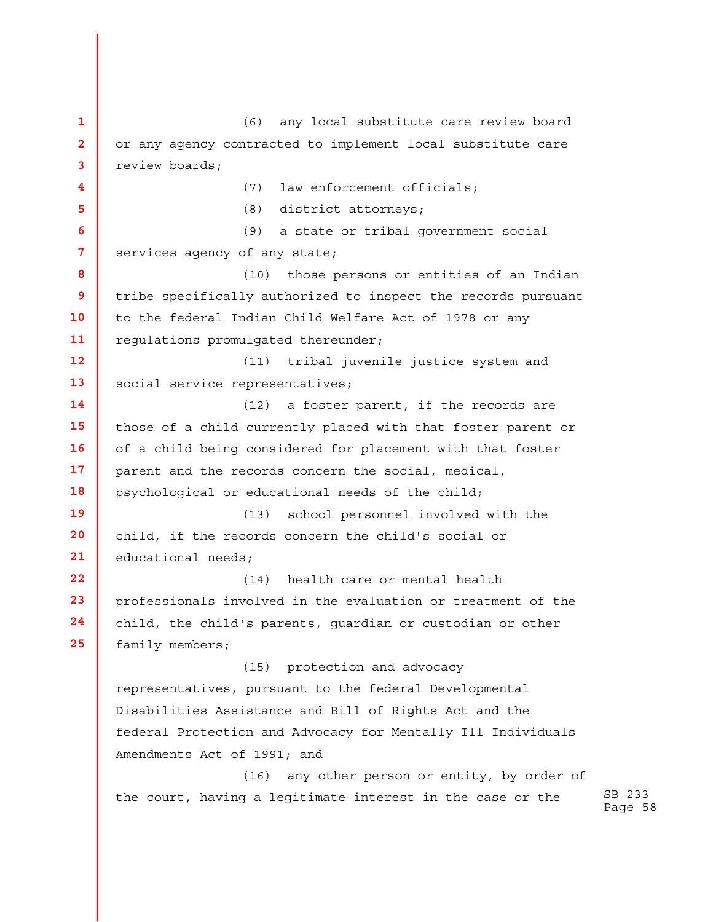(6) any local substitute care review board or any agency contracted to implement local substitute care review boards;

(7) law enforcement officials;

(8) district attorneys;

(9) a state or tribal government social services agency of any state;

(10) those persons or entities of an Indian tribe specifically authorized to inspect the records pursuant to the federal Indian Child Welfare Act of 1978 or any regulations promulgated thereunder;

(11) tribal juvenile justice system and social service representatives;

(12) a foster parent, if the records are those of a child currently placed with that foster parent or of a child being considered for placement with that foster parent and the records concern the social, medical, psychological or educational needs of the child;

(13) school personnel involved with the child, if the records concern the child's social or educational needs;

(14) health care or mental health professionals involved in the evaluation or treatment of the child, the child's parents, guardian or custodian or other family members;

(15) protection and advocacy representatives, pursuant to the federal Developmental Disabilities Assistance and Bill of Rights Act and the federal Protection and Advocacy for Mentally Ill Individuals Amendments Act of 1991; and

(16) any other person or entity, by order of the court, having a legitimate interest in the case or the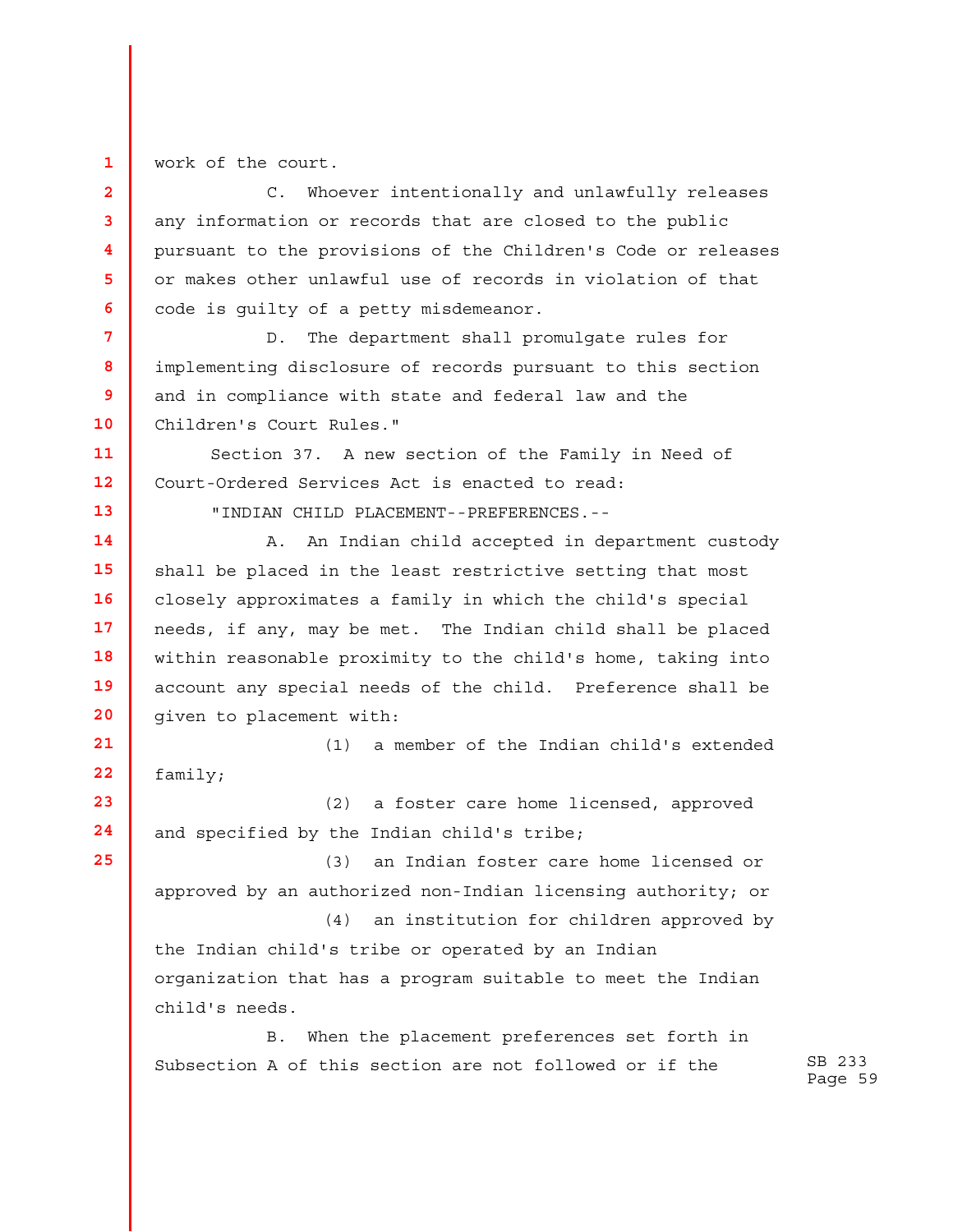work of the court.

C. Whoever intentionally and unlawfully releases any information or records that are closed to the public pursuant to the provisions of the Children's Code or releases or makes other unlawful use of records in violation of that code is guilty of a petty misdemeanor.

D. The department shall promulgate rules for implementing disclosure of records pursuant to this section and in compliance with state and federal law and the Children's Court Rules."

Section 37. A new section of the Family in Need of Court-Ordered Services Act is enacted to read:

"INDIAN CHILD PLACEMENT--PREFERENCES.--

A. An Indian child accepted in department custody shall be placed in the least restrictive setting that most closely approximates a family in which the child's special needs, if any, may be met. The Indian child shall be placed within reasonable proximity to the child's home, taking into account any special needs of the child. Preference shall be given to placement with:

(1) a member of the Indian child's extended family;

(2) a foster care home licensed, approved and specified by the Indian child's tribe;

(3) an Indian foster care home licensed or approved by an authorized non-Indian licensing authority; or

(4) an institution for children approved by the Indian child's tribe or operated by an Indian organization that has a program suitable to meet the Indian child's needs.

B. When the placement preferences set forth in Subsection A of this section are not followed or if the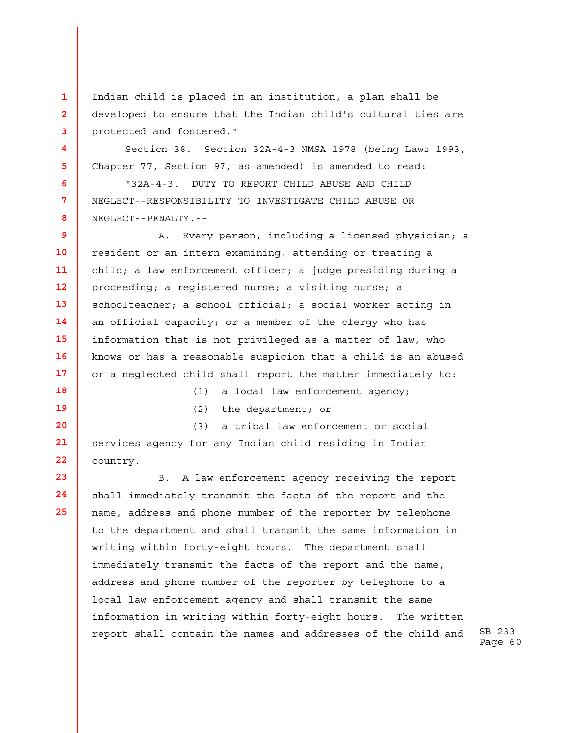Indian child is placed in an institution, a plan shall be developed to ensure that the Indian child's cultural ties are protected and fostered."

Section 38. Section 32A-4-3 NMSA 1978 (being Laws 1993, Chapter 77, Section 97, as amended) is amended to read:

"32A-4-3. DUTY TO REPORT CHILD ABUSE AND CHILD NEGLECT--RESPONSIBILITY TO INVESTIGATE CHILD ABUSE OR NEGLECT--PENALTY.--

A. Every person, including a licensed physician; a resident or an intern examining, attending or treating a child; a law enforcement officer; a judge presiding during a proceeding; a registered nurse; a visiting nurse; a schoolteacher; a school official; a social worker acting in an official capacity; or a member of the clergy who has information that is not privileged as a matter of law, who knows or has a reasonable suspicion that a child is an abused or a neglected child shall report the matter immediately to:

(1) a local law enforcement agency;

(2) the department; or

(3) a tribal law enforcement or social services agency for any Indian child residing in Indian country.

B. A law enforcement agency receiving the report shall immediately transmit the facts of the report and the name, address and phone number of the reporter by telephone to the department and shall transmit the same information in writing within forty-eight hours. The department shall immediately transmit the facts of the report and the name, address and phone number of the reporter by telephone to a local law enforcement agency and shall transmit the same information in writing within forty-eight hours. The written report shall contain the names and addresses of the child and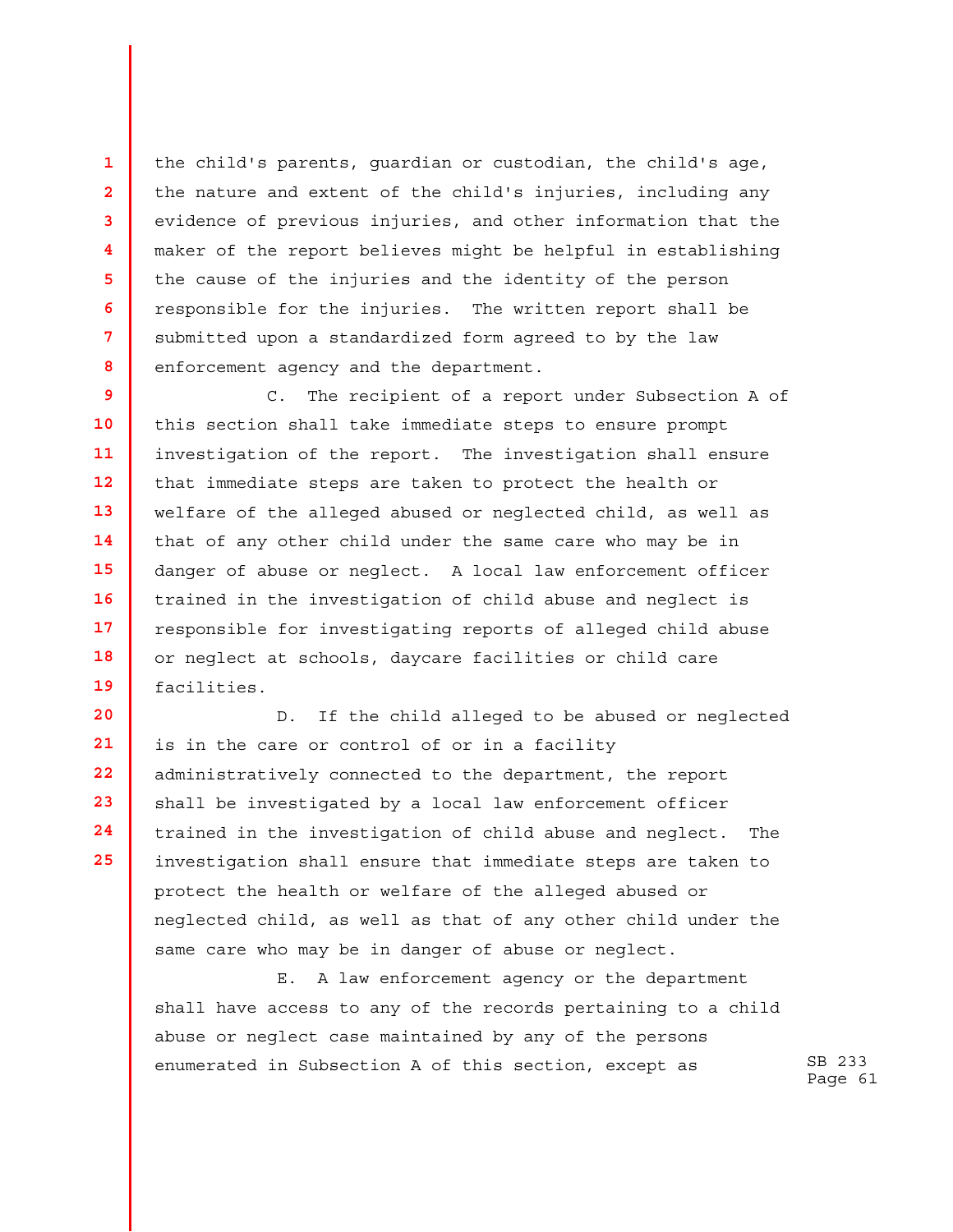the child's parents, guardian or custodian, the child's age, the nature and extent of the child's injuries, including any evidence of previous injuries, and other information that the maker of the report believes might be helpful in establishing the cause of the injuries and the identity of the person responsible for the injuries. The written report shall be submitted upon a standardized form agreed to by the law enforcement agency and the department.

C. The recipient of a report under Subsection A of this section shall take immediate steps to ensure prompt investigation of the report. The investigation shall ensure that immediate steps are taken to protect the health or welfare of the alleged abused or neglected child, as well as that of any other child under the same care who may be in danger of abuse or neglect. A local law enforcement officer trained in the investigation of child abuse and neglect is responsible for investigating reports of alleged child abuse or neglect at schools, daycare facilities or child care facilities.

D. If the child alleged to be abused or neglected is in the care or control of or in a facility administratively connected to the department, the report shall be investigated by a local law enforcement officer trained in the investigation of child abuse and neglect. The investigation shall ensure that immediate steps are taken to protect the health or welfare of the alleged abused or neglected child, as well as that of any other child under the same care who may be in danger of abuse or neglect.

E. A law enforcement agency or the department shall have access to any of the records pertaining to a child abuse or neglect case maintained by any of the persons enumerated in Subsection A of this section, except as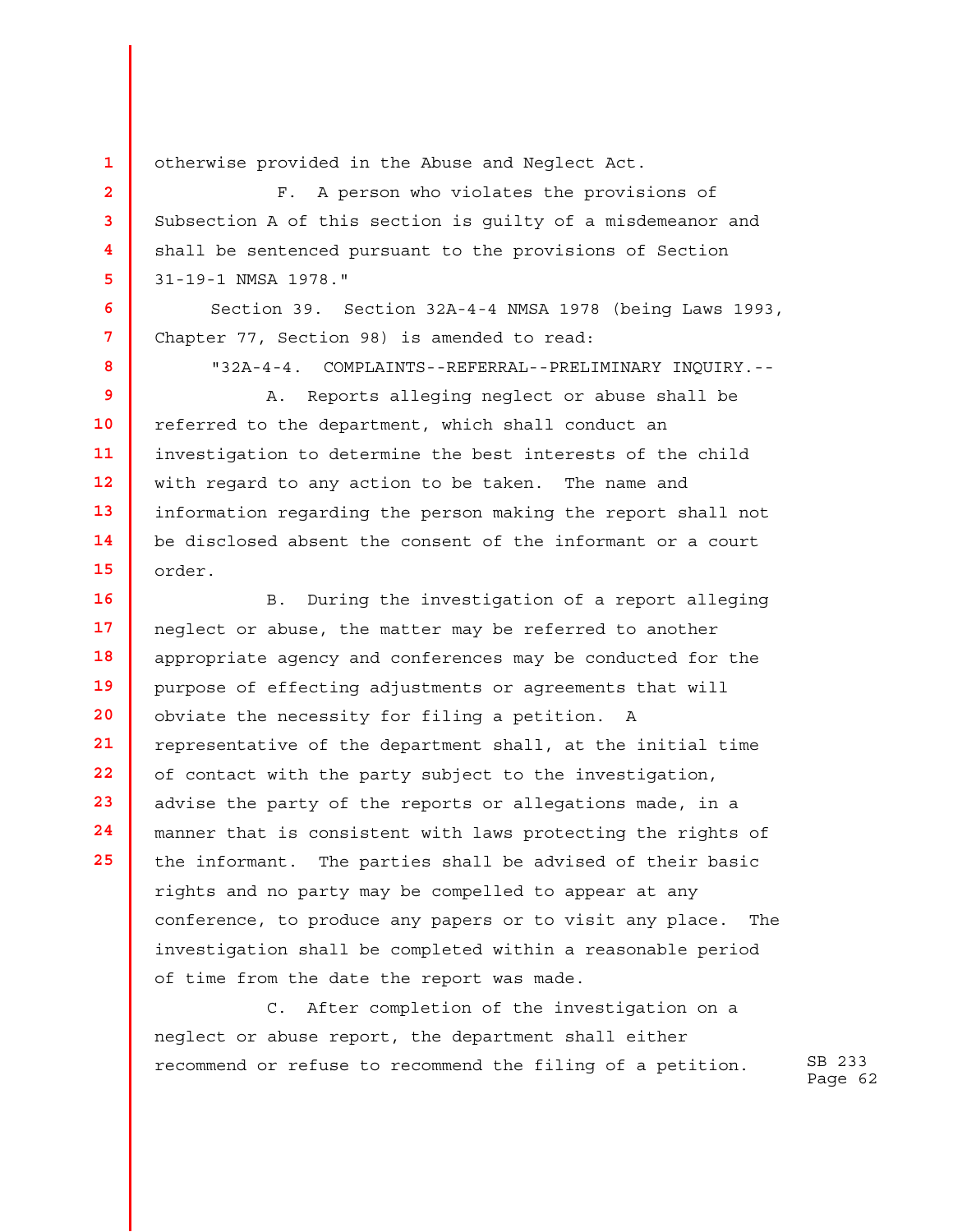otherwise provided in the Abuse and Neglect Act.

F. A person who violates the provisions of Subsection A of this section is guilty of a misdemeanor and shall be sentenced pursuant to the provisions of Section 31-19-1 NMSA 1978."

Section 39. Section 32A-4-4 NMSA 1978 (being Laws 1993, Chapter 77, Section 98) is amended to read:

"32A-4-4. COMPLAINTS--REFERRAL--PRELIMINARY INQUIRY.--

A. Reports alleging neglect or abuse shall be referred to the department, which shall conduct an investigation to determine the best interests of the child with regard to any action to be taken. The name and information regarding the person making the report shall not be disclosed absent the consent of the informant or a court order.

B. During the investigation of a report alleging neglect or abuse, the matter may be referred to another appropriate agency and conferences may be conducted for the purpose of effecting adjustments or agreements that will obviate the necessity for filing a petition. A representative of the department shall, at the initial time of contact with the party subject to the investigation, advise the party of the reports or allegations made, in a manner that is consistent with laws protecting the rights of the informant. The parties shall be advised of their basic rights and no party may be compelled to appear at any conference, to produce any papers or to visit any place. The investigation shall be completed within a reasonable period of time from the date the report was made.

C. After completion of the investigation on a neglect or abuse report, the department shall either recommend or refuse to recommend the filing of a petition.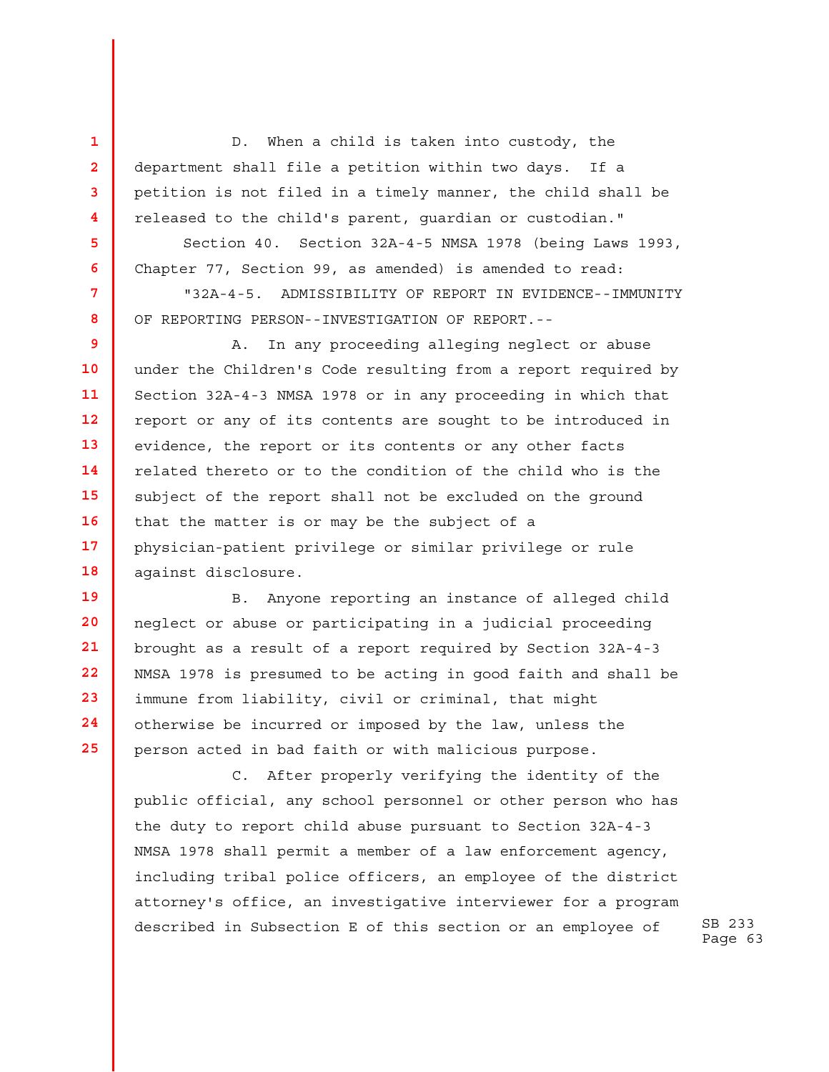D. When a child is taken into custody, the department shall file a petition within two days. If a petition is not filed in a timely manner, the child shall be released to the child's parent, guardian or custodian."

Section 40. Section 32A-4-5 NMSA 1978 (being Laws 1993, Chapter 77, Section 99, as amended) is amended to read:

"32A-4-5. ADMISSIBILITY OF REPORT IN EVIDENCE--IMMUNITY OF REPORTING PERSON--INVESTIGATION OF REPORT.--

A. In any proceeding alleging neglect or abuse under the Children's Code resulting from a report required by Section 32A-4-3 NMSA 1978 or in any proceeding in which that report or any of its contents are sought to be introduced in evidence, the report or its contents or any other facts related thereto or to the condition of the child who is the subject of the report shall not be excluded on the ground that the matter is or may be the subject of a physician-patient privilege or similar privilege or rule against disclosure.

B. Anyone reporting an instance of alleged child neglect or abuse or participating in a judicial proceeding brought as a result of a report required by Section 32A-4-3 NMSA 1978 is presumed to be acting in good faith and shall be immune from liability, civil or criminal, that might otherwise be incurred or imposed by the law, unless the person acted in bad faith or with malicious purpose.

C. After properly verifying the identity of the public official, any school personnel or other person who has the duty to report child abuse pursuant to Section 32A-4-3 NMSA 1978 shall permit a member of a law enforcement agency, including tribal police officers, an employee of the district attorney's office, an investigative interviewer for a program described in Subsection E of this section or an employee of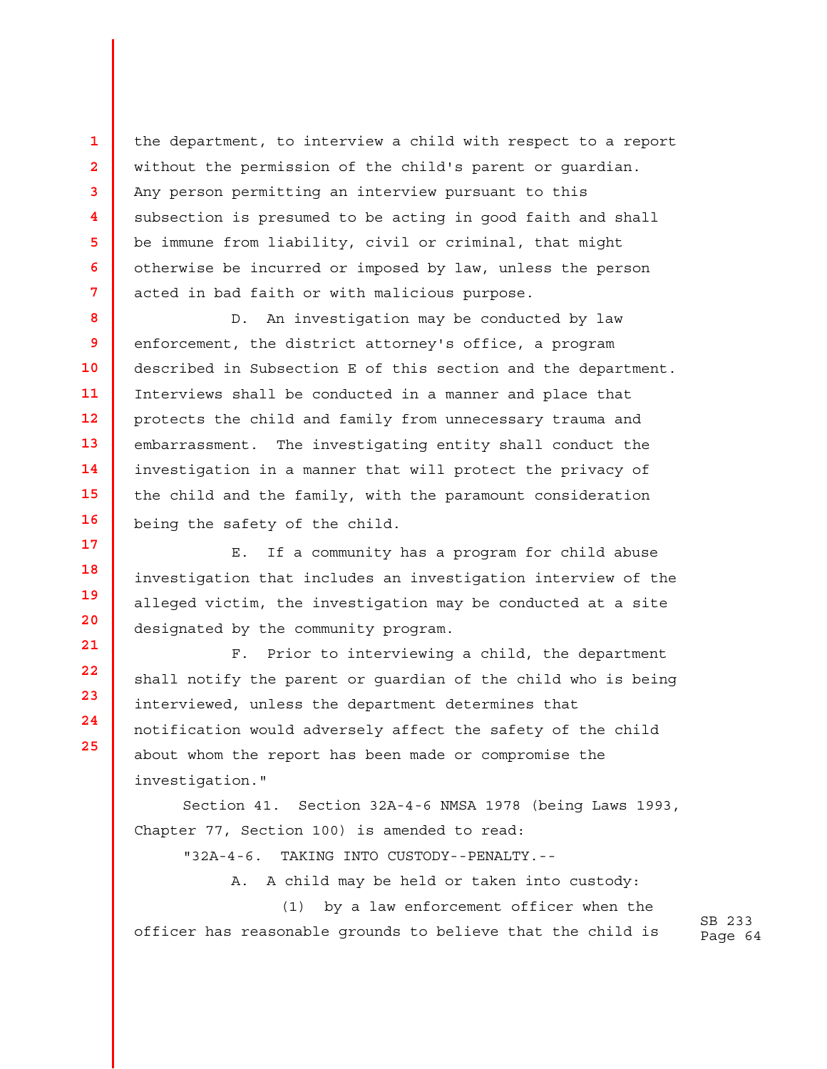the department, to interview a child with respect to a report without the permission of the child's parent or guardian. Any person permitting an interview pursuant to this subsection is presumed to be acting in good faith and shall be immune from liability, civil or criminal, that might otherwise be incurred or imposed by law, unless the person acted in bad faith or with malicious purpose.

D. An investigation may be conducted by law enforcement, the district attorney's office, a program described in Subsection E of this section and the department. Interviews shall be conducted in a manner and place that protects the child and family from unnecessary trauma and embarrassment. The investigating entity shall conduct the investigation in a manner that will protect the privacy of the child and the family, with the paramount consideration being the safety of the child.

E. If a community has a program for child abuse investigation that includes an investigation interview of the alleged victim, the investigation may be conducted at a site designated by the community program.

F. Prior to interviewing a child, the department shall notify the parent or guardian of the child who is being interviewed, unless the department determines that notification would adversely affect the safety of the child about whom the report has been made or compromise the investigation."

Section 41. Section 32A-4-6 NMSA 1978 (being Laws 1993, Chapter 77, Section 100) is amended to read:

"32A-4-6. TAKING INTO CUSTODY--PENALTY.--

A. A child may be held or taken into custody:

(1) by a law enforcement officer when the officer has reasonable grounds to believe that the child is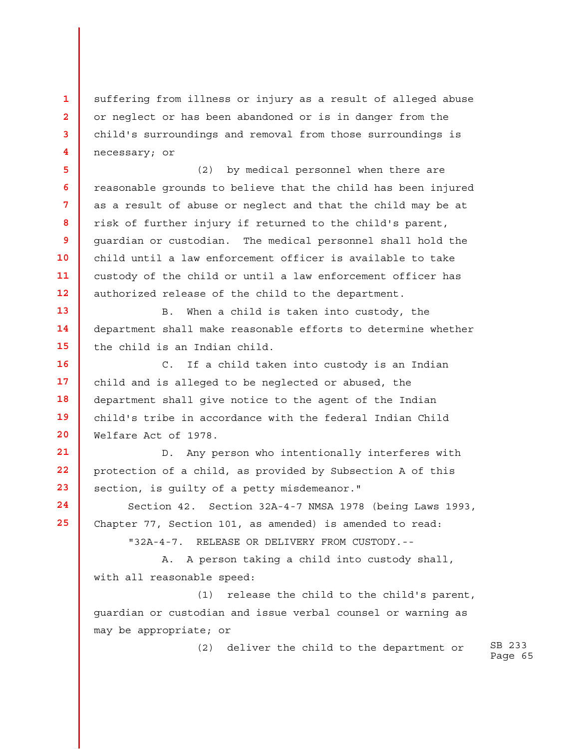suffering from illness or injury as a result of alleged abuse or neglect or has been abandoned or is in danger from the child's surroundings and removal from those surroundings is necessary; or

(2) by medical personnel when there are reasonable grounds to believe that the child has been injured as a result of abuse or neglect and that the child may be at risk of further injury if returned to the child's parent, guardian or custodian. The medical personnel shall hold the child until a law enforcement officer is available to take custody of the child or until a law enforcement officer has authorized release of the child to the department.

B. When a child is taken into custody, the department shall make reasonable efforts to determine whether the child is an Indian child.

C. If a child taken into custody is an Indian child and is alleged to be neglected or abused, the department shall give notice to the agent of the Indian child's tribe in accordance with the federal Indian Child Welfare Act of 1978.

D. Any person who intentionally interferes with protection of a child, as provided by Subsection A of this section, is guilty of a petty misdemeanor."

Section 42. Section 32A-4-7 NMSA 1978 (being Laws 1993, Chapter 77, Section 101, as amended) is amended to read:

"32A-4-7. RELEASE OR DELIVERY FROM CUSTODY.--

A. A person taking a child into custody shall, with all reasonable speed:

(1) release the child to the child's parent, guardian or custodian and issue verbal counsel or warning as may be appropriate; or

(2) deliver the child to the department or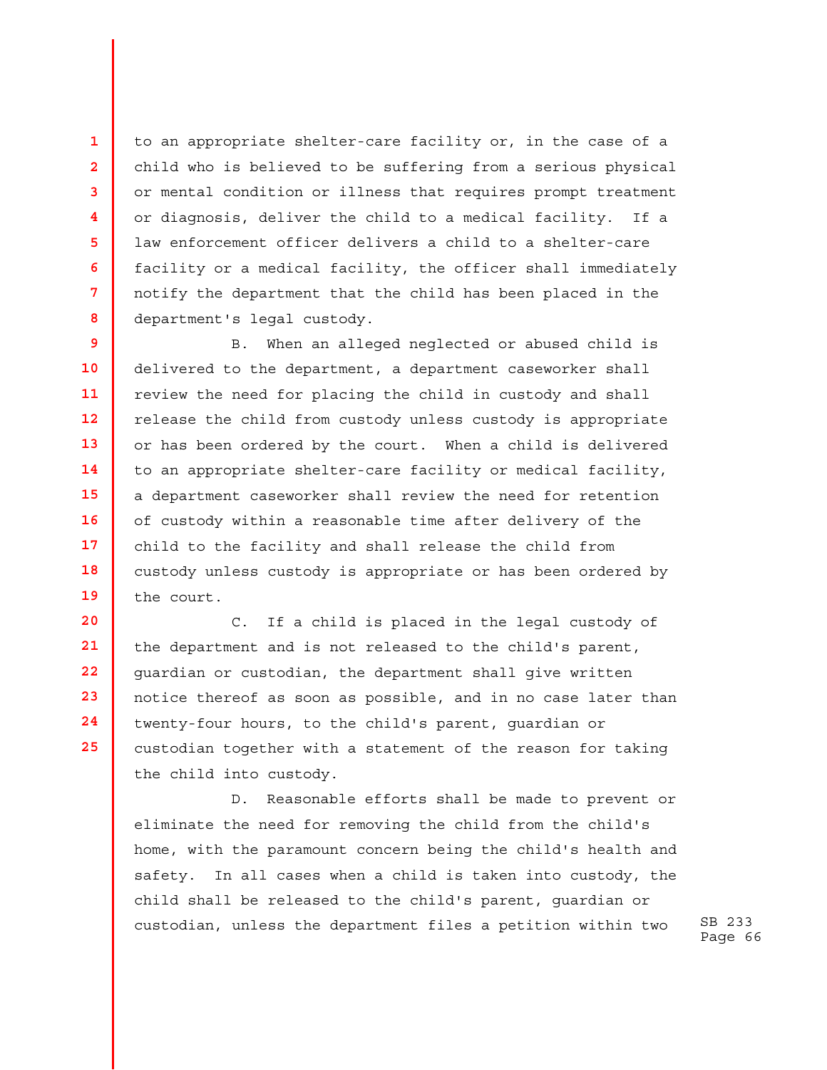to an appropriate shelter-care facility or, in the case of a child who is believed to be suffering from a serious physical or mental condition or illness that requires prompt treatment or diagnosis, deliver the child to a medical facility. If a law enforcement officer delivers a child to a shelter-care facility or a medical facility, the officer shall immediately notify the department that the child has been placed in the department's legal custody.

B. When an alleged neglected or abused child is delivered to the department, a department caseworker shall review the need for placing the child in custody and shall release the child from custody unless custody is appropriate or has been ordered by the court. When a child is delivered to an appropriate shelter-care facility or medical facility, a department caseworker shall review the need for retention of custody within a reasonable time after delivery of the child to the facility and shall release the child from custody unless custody is appropriate or has been ordered by the court.

C. If a child is placed in the legal custody of the department and is not released to the child's parent, guardian or custodian, the department shall give written notice thereof as soon as possible, and in no case later than twenty-four hours, to the child's parent, guardian or custodian together with a statement of the reason for taking the child into custody.

D. Reasonable efforts shall be made to prevent or eliminate the need for removing the child from the child's home, with the paramount concern being the child's health and safety. In all cases when a child is taken into custody, the child shall be released to the child's parent, guardian or custodian, unless the department files a petition within two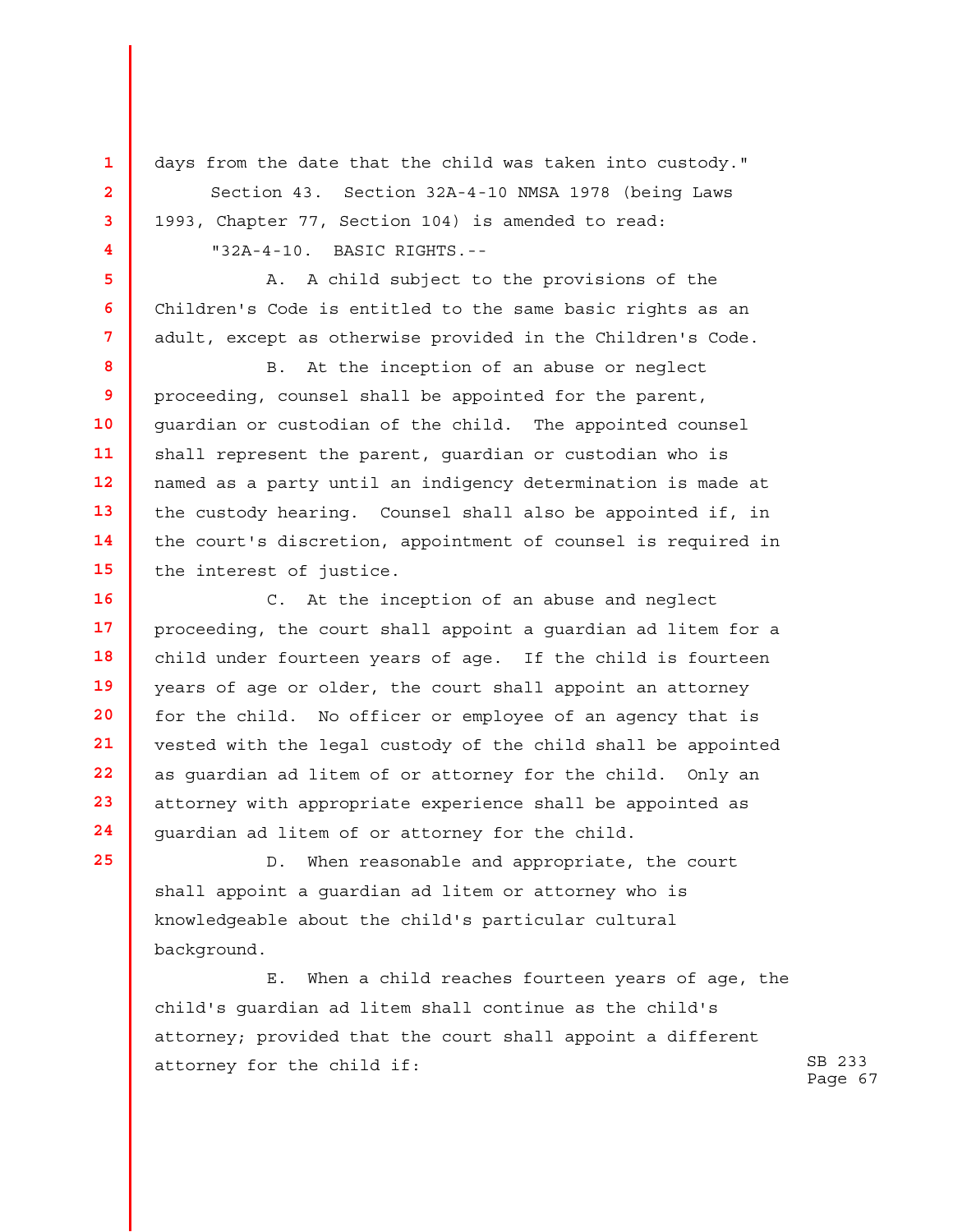days from the date that the child was taken into custody."

Section 43. Section 32A-4-10 NMSA 1978 (being Laws 1993, Chapter 77, Section 104) is amended to read:

"32A-4-10. BASIC RIGHTS.--

A. A child subject to the provisions of the Children's Code is entitled to the same basic rights as an adult, except as otherwise provided in the Children's Code.

B. At the inception of an abuse or neglect proceeding, counsel shall be appointed for the parent, guardian or custodian of the child. The appointed counsel shall represent the parent, guardian or custodian who is named as a party until an indigency determination is made at the custody hearing. Counsel shall also be appointed if, in the court's discretion, appointment of counsel is required in the interest of justice.

C. At the inception of an abuse and neglect proceeding, the court shall appoint a guardian ad litem for a child under fourteen years of age. If the child is fourteen years of age or older, the court shall appoint an attorney for the child. No officer or employee of an agency that is vested with the legal custody of the child shall be appointed as guardian ad litem of or attorney for the child. Only an attorney with appropriate experience shall be appointed as guardian ad litem of or attorney for the child.

D. When reasonable and appropriate, the court shall appoint a guardian ad litem or attorney who is knowledgeable about the child's particular cultural background.

E. When a child reaches fourteen years of age, the child's guardian ad litem shall continue as the child's attorney; provided that the court shall appoint a different attorney for the child if: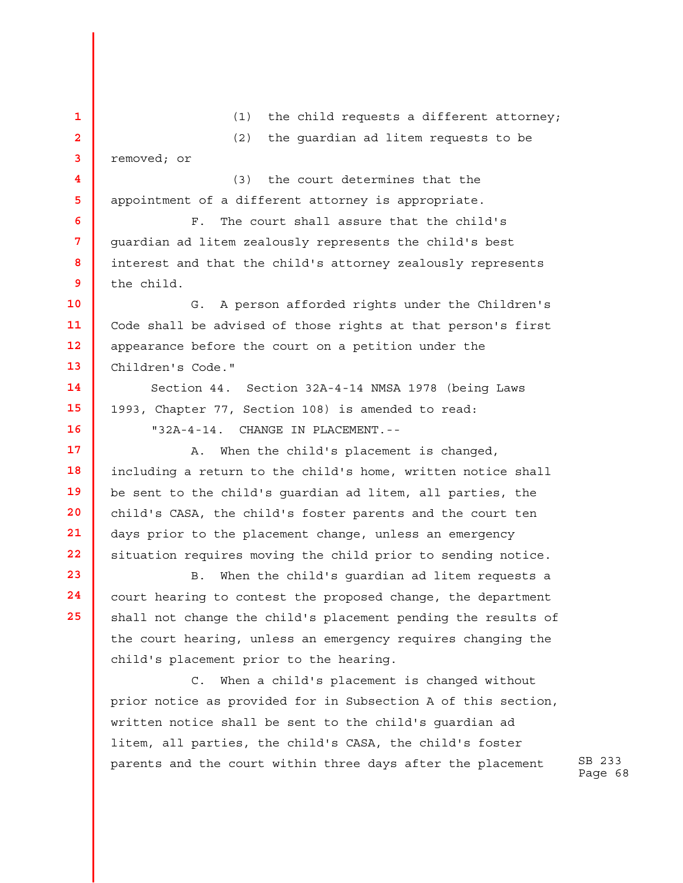(1) the child requests a different attorney;

(2) the guardian ad litem requests to be removed; or

(3) the court determines that the appointment of a different attorney is appropriate.

F. The court shall assure that the child's guardian ad litem zealously represents the child's best interest and that the child's attorney zealously represents the child.

G. A person afforded rights under the Children's Code shall be advised of those rights at that person's first appearance before the court on a petition under the Children's Code."

Section 44. Section 32A-4-14 NMSA 1978 (being Laws 1993, Chapter 77, Section 108) is amended to read:

"32A-4-14. CHANGE IN PLACEMENT.--

A. When the child's placement is changed, including a return to the child's home, written notice shall be sent to the child's guardian ad litem, all parties, the child's CASA, the child's foster parents and the court ten days prior to the placement change, unless an emergency situation requires moving the child prior to sending notice.

B. When the child's guardian ad litem requests a court hearing to contest the proposed change, the department shall not change the child's placement pending the results of the court hearing, unless an emergency requires changing the child's placement prior to the hearing.

C. When a child's placement is changed without prior notice as provided for in Subsection A of this section, written notice shall be sent to the child's guardian ad litem, all parties, the child's CASA, the child's foster parents and the court within three days after the placement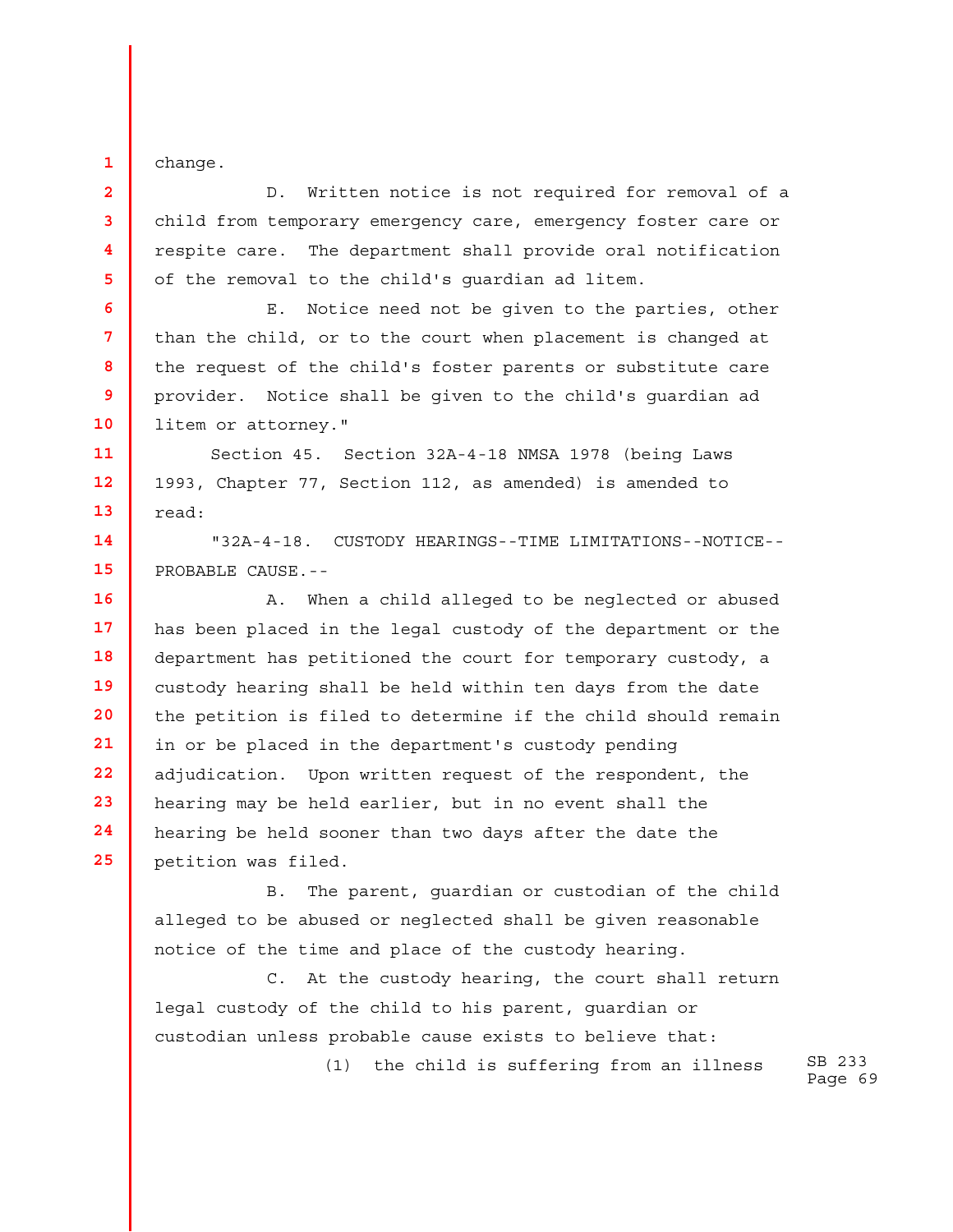change.

D. Written notice is not required for removal of a child from temporary emergency care, emergency foster care or respite care. The department shall provide oral notification of the removal to the child's guardian ad litem.

E. Notice need not be given to the parties, other than the child, or to the court when placement is changed at the request of the child's foster parents or substitute care provider. Notice shall be given to the child's guardian ad litem or attorney."

Section 45. Section 32A-4-18 NMSA 1978 (being Laws 1993, Chapter 77, Section 112, as amended) is amended to read:

"32A-4-18. CUSTODY HEARINGS--TIME LIMITATIONS--NOTICE--PROBABLE CAUSE.--

A. When a child alleged to be neglected or abused has been placed in the legal custody of the department or the department has petitioned the court for temporary custody, a custody hearing shall be held within ten days from the date the petition is filed to determine if the child should remain in or be placed in the department's custody pending adjudication. Upon written request of the respondent, the hearing may be held earlier, but in no event shall the hearing be held sooner than two days after the date the petition was filed.

B. The parent, guardian or custodian of the child alleged to be abused or neglected shall be given reasonable notice of the time and place of the custody hearing.

C. At the custody hearing, the court shall return legal custody of the child to his parent, guardian or custodian unless probable cause exists to believe that:

(1) the child is suffering from an illness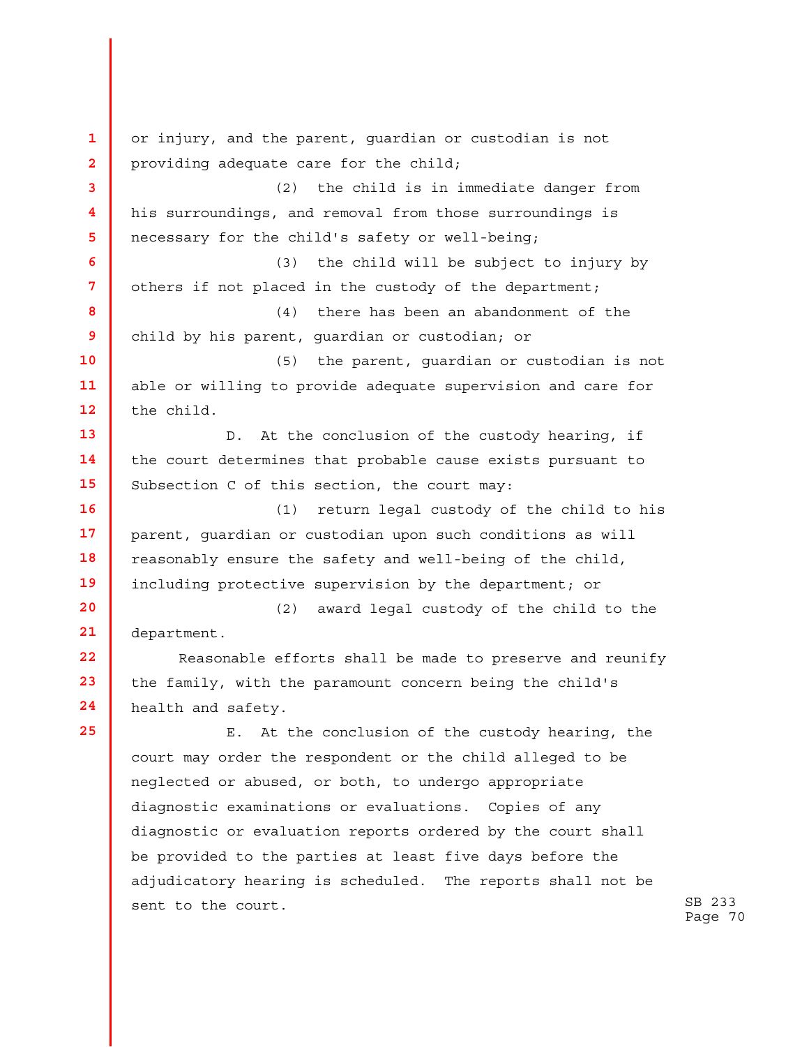or injury, and the parent, guardian or custodian is not providing adequate care for the child;

(2) the child is in immediate danger from his surroundings, and removal from those surroundings is necessary for the child's safety or well-being;

(3) the child will be subject to injury by others if not placed in the custody of the department;

(4) there has been an abandonment of the child by his parent, guardian or custodian; or

(5) the parent, guardian or custodian is not able or willing to provide adequate supervision and care for the child.

D. At the conclusion of the custody hearing, if the court determines that probable cause exists pursuant to Subsection C of this section, the court may:

(1) return legal custody of the child to his parent, guardian or custodian upon such conditions as will reasonably ensure the safety and well-being of the child, including protective supervision by the department; or

(2) award legal custody of the child to the department.

Reasonable efforts shall be made to preserve and reunify the family, with the paramount concern being the child's health and safety.

E. At the conclusion of the custody hearing, the court may order the respondent or the child alleged to be neglected or abused, or both, to undergo appropriate diagnostic examinations or evaluations. Copies of any diagnostic or evaluation reports ordered by the court shall be provided to the parties at least five days before the adjudicatory hearing is scheduled. The reports shall not be sent to the court.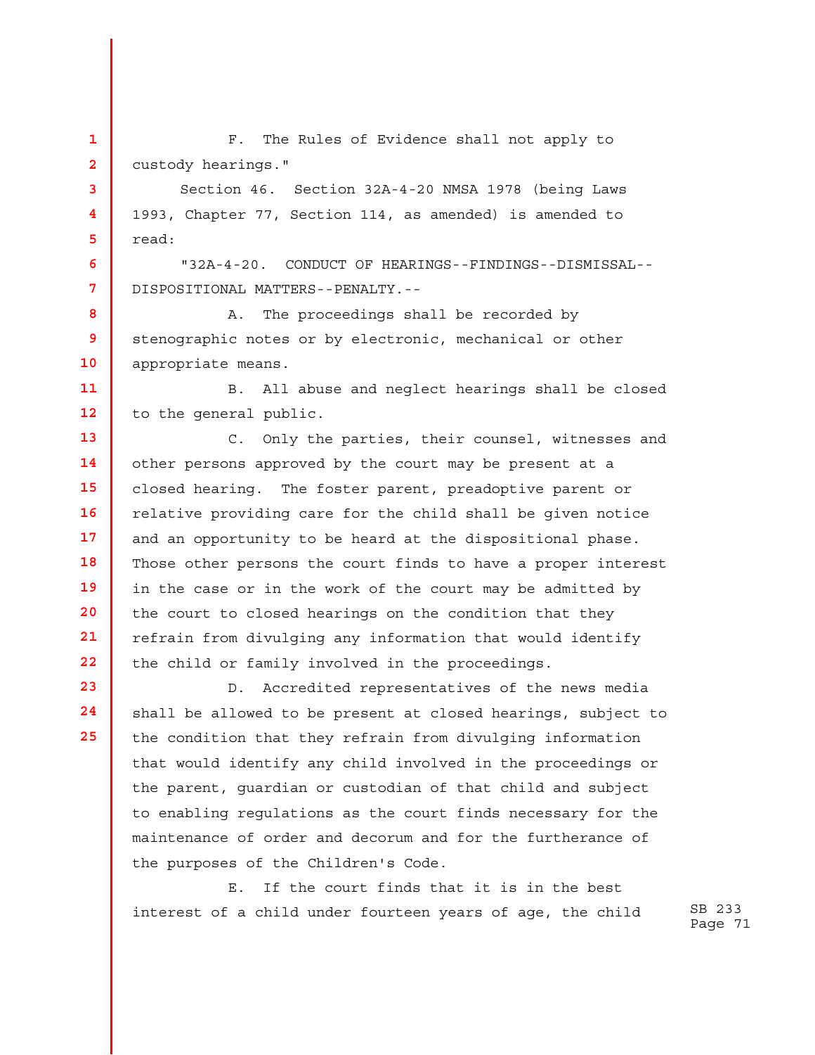F. The Rules of Evidence shall not apply to custody hearings."

Section 46. Section 32A-4-20 NMSA 1978 (being Laws 1993, Chapter 77, Section 114, as amended) is amended to read:

"32A-4-20. CONDUCT OF HEARINGS--FINDINGS--DISMISSAL--DISPOSITIONAL MATTERS--PENALTY.--

A. The proceedings shall be recorded by stenographic notes or by electronic, mechanical or other appropriate means.

B. All abuse and neglect hearings shall be closed to the general public.

C. Only the parties, their counsel, witnesses and other persons approved by the court may be present at a closed hearing. The foster parent, preadoptive parent or relative providing care for the child shall be given notice and an opportunity to be heard at the dispositional phase. Those other persons the court finds to have a proper interest in the case or in the work of the court may be admitted by the court to closed hearings on the condition that they refrain from divulging any information that would identify the child or family involved in the proceedings.

D. Accredited representatives of the news media shall be allowed to be present at closed hearings, subject to the condition that they refrain from divulging information that would identify any child involved in the proceedings or the parent, guardian or custodian of that child and subject to enabling regulations as the court finds necessary for the maintenance of order and decorum and for the furtherance of the purposes of the Children's Code.

E. If the court finds that it is in the best interest of a child under fourteen years of age, the child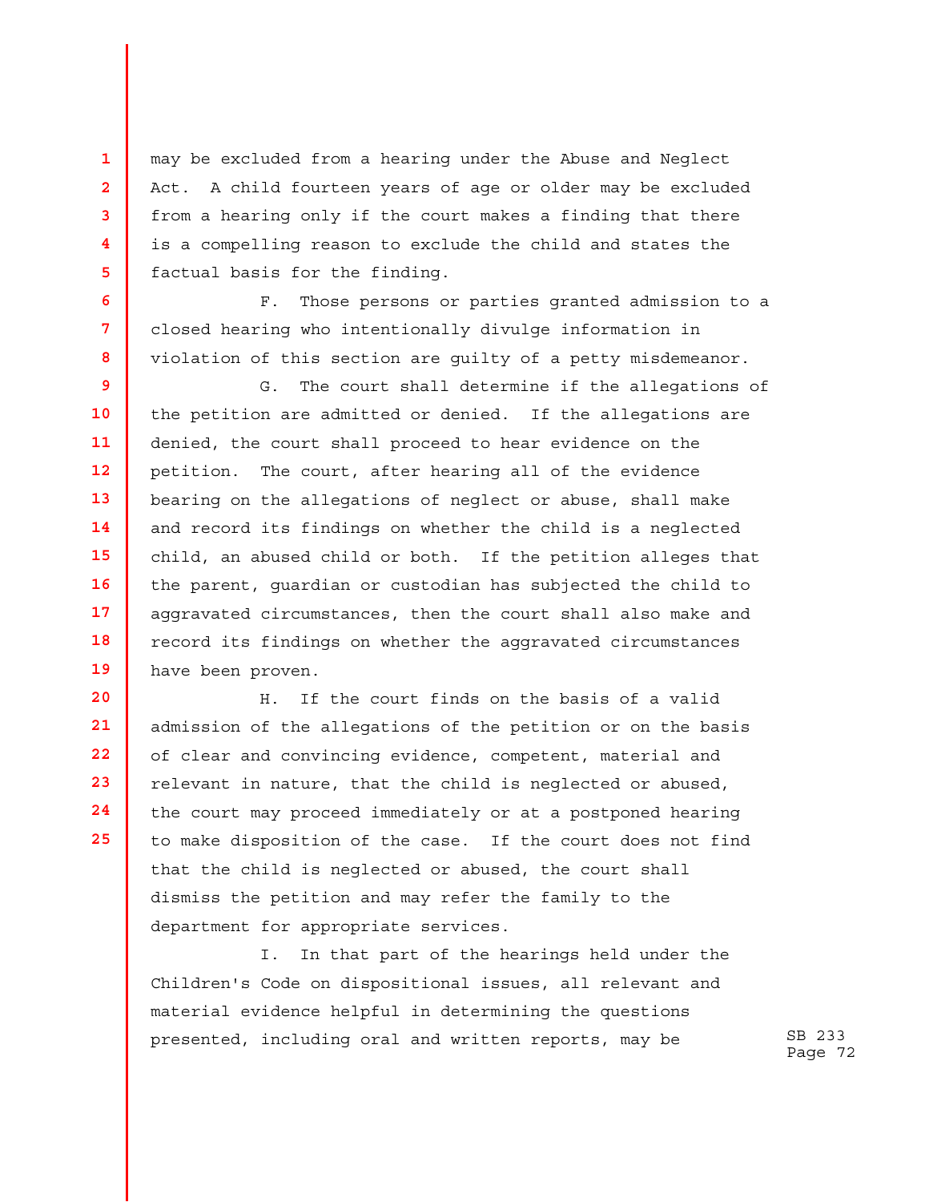may be excluded from a hearing under the Abuse and Neglect Act. A child fourteen years of age or older may be excluded from a hearing only if the court makes a finding that there is a compelling reason to exclude the child and states the factual basis for the finding.

F. Those persons or parties granted admission to a closed hearing who intentionally divulge information in violation of this section are guilty of a petty misdemeanor.

G. The court shall determine if the allegations of the petition are admitted or denied. If the allegations are denied, the court shall proceed to hear evidence on the petition. The court, after hearing all of the evidence bearing on the allegations of neglect or abuse, shall make and record its findings on whether the child is a neglected child, an abused child or both. If the petition alleges that the parent, guardian or custodian has subjected the child to aggravated circumstances, then the court shall also make and record its findings on whether the aggravated circumstances have been proven.

H. If the court finds on the basis of a valid admission of the allegations of the petition or on the basis of clear and convincing evidence, competent, material and relevant in nature, that the child is neglected or abused, the court may proceed immediately or at a postponed hearing to make disposition of the case. If the court does not find that the child is neglected or abused, the court shall dismiss the petition and may refer the family to the department for appropriate services.

I. In that part of the hearings held under the Children's Code on dispositional issues, all relevant and material evidence helpful in determining the questions presented, including oral and written reports, may be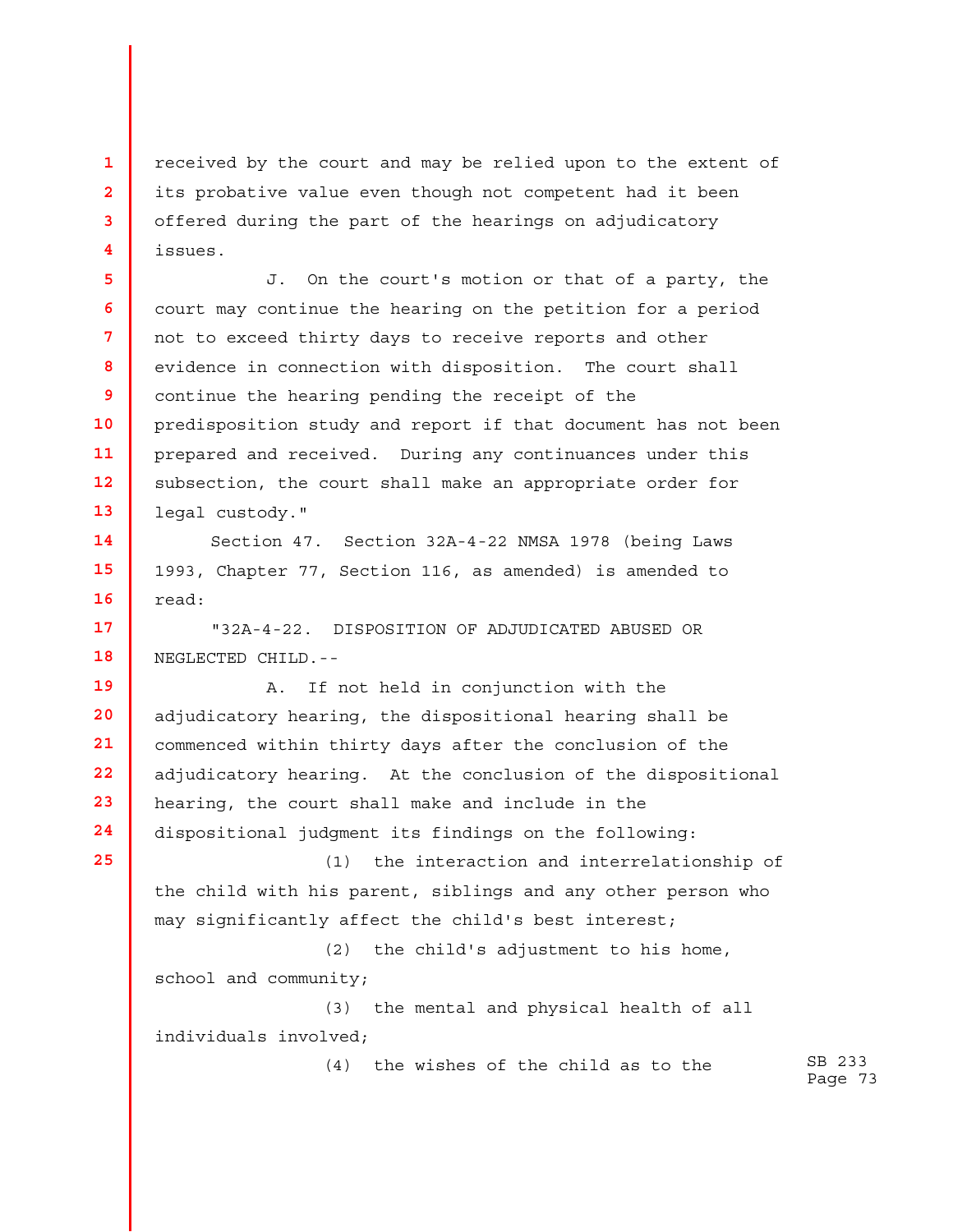received by the court and may be relied upon to the extent of its probative value even though not competent had it been offered during the part of the hearings on adjudicatory issues.

J. On the court's motion or that of a party, the court may continue the hearing on the petition for a period not to exceed thirty days to receive reports and other evidence in connection with disposition. The court shall continue the hearing pending the receipt of the predisposition study and report if that document has not been prepared and received. During any continuances under this subsection, the court shall make an appropriate order for legal custody."

Section 47. Section 32A-4-22 NMSA 1978 (being Laws 1993, Chapter 77, Section 116, as amended) is amended to read:

"32A-4-22. DISPOSITION OF ADJUDICATED ABUSED OR NEGLECTED CHILD.--

A. If not held in conjunction with the adjudicatory hearing, the dispositional hearing shall be commenced within thirty days after the conclusion of the adjudicatory hearing. At the conclusion of the dispositional hearing, the court shall make and include in the dispositional judgment its findings on the following:

(1) the interaction and interrelationship of the child with his parent, siblings and any other person who may significantly affect the child's best interest;

(2) the child's adjustment to his home, school and community;

(3) the mental and physical health of all individuals involved;

(4) the wishes of the child as to the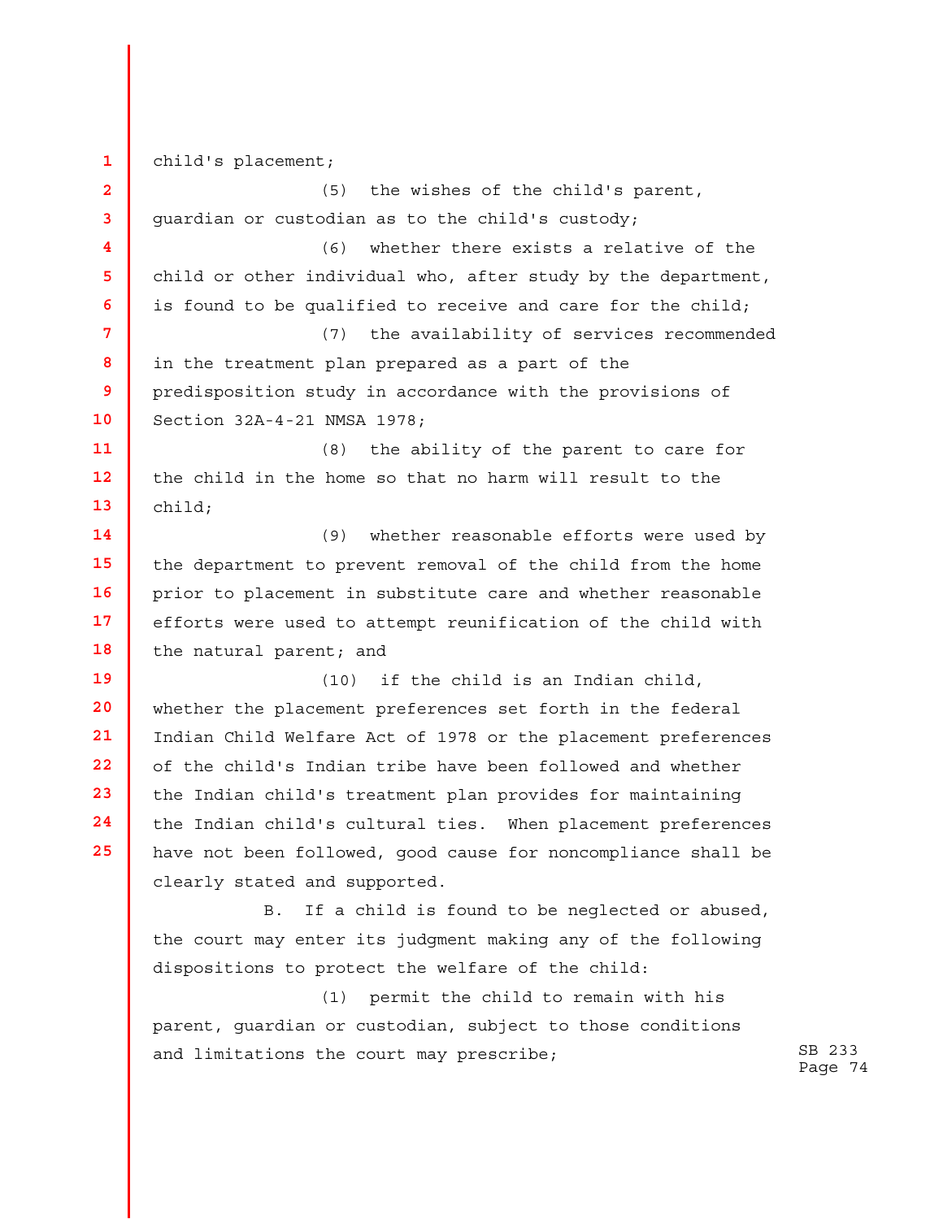child's placement;

(5) the wishes of the child's parent, guardian or custodian as to the child's custody;

(6) whether there exists a relative of the child or other individual who, after study by the department, is found to be qualified to receive and care for the child;

(7) the availability of services recommended in the treatment plan prepared as a part of the predisposition study in accordance with the provisions of Section 32A-4-21 NMSA 1978;

(8) the ability of the parent to care for the child in the home so that no harm will result to the child;

(9) whether reasonable efforts were used by the department to prevent removal of the child from the home prior to placement in substitute care and whether reasonable efforts were used to attempt reunification of the child with the natural parent; and

(10) if the child is an Indian child, whether the placement preferences set forth in the federal Indian Child Welfare Act of 1978 or the placement preferences of the child's Indian tribe have been followed and whether the Indian child's treatment plan provides for maintaining the Indian child's cultural ties. When placement preferences have not been followed, good cause for noncompliance shall be clearly stated and supported.

B. If a child is found to be neglected or abused, the court may enter its judgment making any of the following dispositions to protect the welfare of the child:

(1) permit the child to remain with his parent, guardian or custodian, subject to those conditions and limitations the court may prescribe;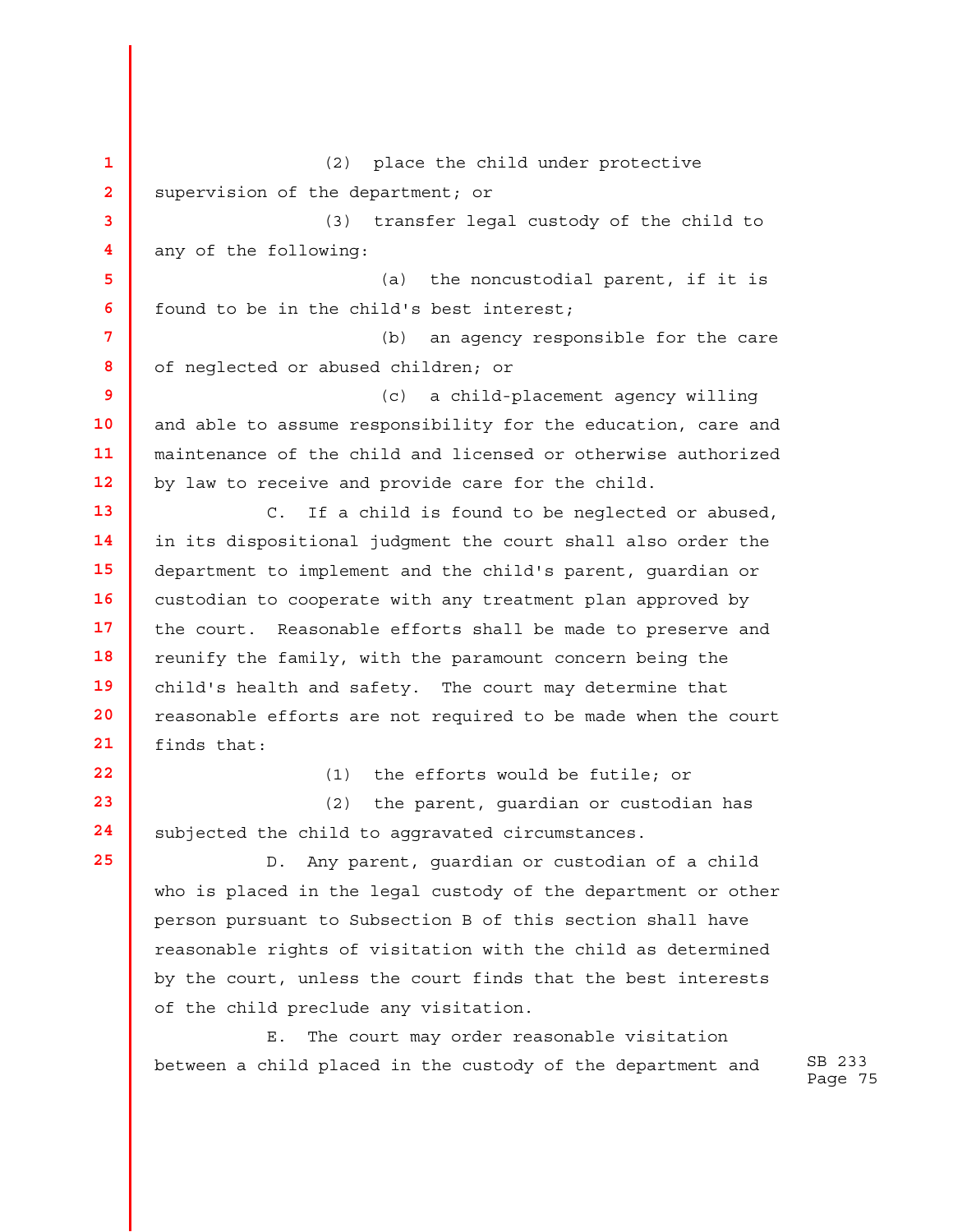(2) place the child under protective supervision of the department; or

(3) transfer legal custody of the child to any of the following:

(a) the noncustodial parent, if it is found to be in the child's best interest;

(b) an agency responsible for the care of neglected or abused children; or

(c) a child-placement agency willing and able to assume responsibility for the education, care and maintenance of the child and licensed or otherwise authorized by law to receive and provide care for the child.

C. If a child is found to be neglected or abused, in its dispositional judgment the court shall also order the department to implement and the child's parent, guardian or custodian to cooperate with any treatment plan approved by the court. Reasonable efforts shall be made to preserve and reunify the family, with the paramount concern being the child's health and safety. The court may determine that reasonable efforts are not required to be made when the court finds that:

(1) the efforts would be futile; or

(2) the parent, guardian or custodian has subjected the child to aggravated circumstances.

D. Any parent, guardian or custodian of a child who is placed in the legal custody of the department or other person pursuant to Subsection B of this section shall have reasonable rights of visitation with the child as determined by the court, unless the court finds that the best interests of the child preclude any visitation.

E. The court may order reasonable visitation between a child placed in the custody of the department and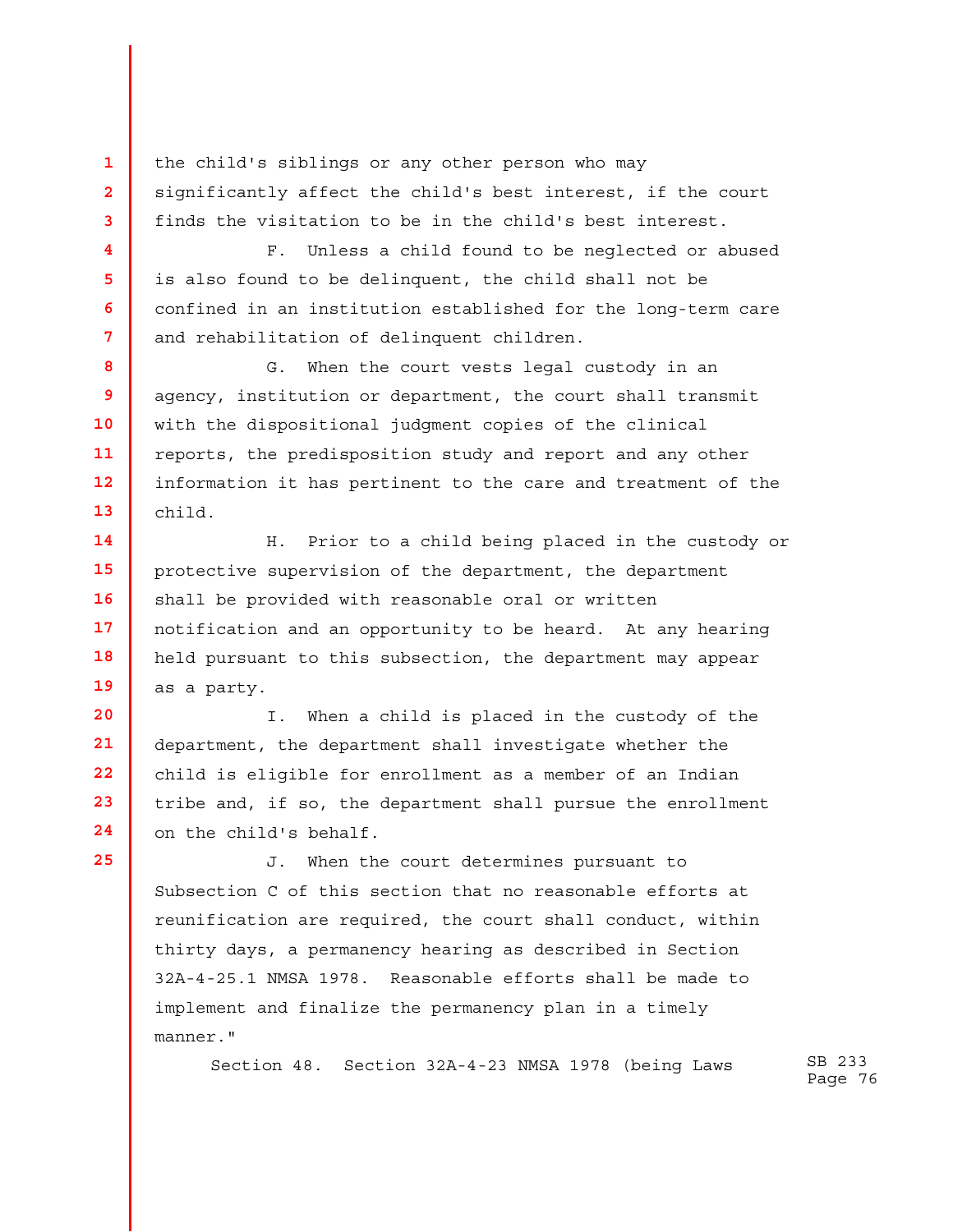the child's siblings or any other person who may significantly affect the child's best interest, if the court finds the visitation to be in the child's best interest.

F. Unless a child found to be neglected or abused is also found to be delinquent, the child shall not be confined in an institution established for the long-term care and rehabilitation of delinquent children.

G. When the court vests legal custody in an agency, institution or department, the court shall transmit with the dispositional judgment copies of the clinical reports, the predisposition study and report and any other information it has pertinent to the care and treatment of the child.

H. Prior to a child being placed in the custody or protective supervision of the department, the department shall be provided with reasonable oral or written notification and an opportunity to be heard. At any hearing held pursuant to this subsection, the department may appear as a party.

I. When a child is placed in the custody of the department, the department shall investigate whether the child is eligible for enrollment as a member of an Indian tribe and, if so, the department shall pursue the enrollment on the child's behalf.

J. When the court determines pursuant to Subsection C of this section that no reasonable efforts at reunification are required, the court shall conduct, within thirty days, a permanency hearing as described in Section 32A-4-25.1 NMSA 1978. Reasonable efforts shall be made to implement and finalize the permanency plan in a timely manner."

Section 48. Section 32A-4-23 NMSA 1978 (being Laws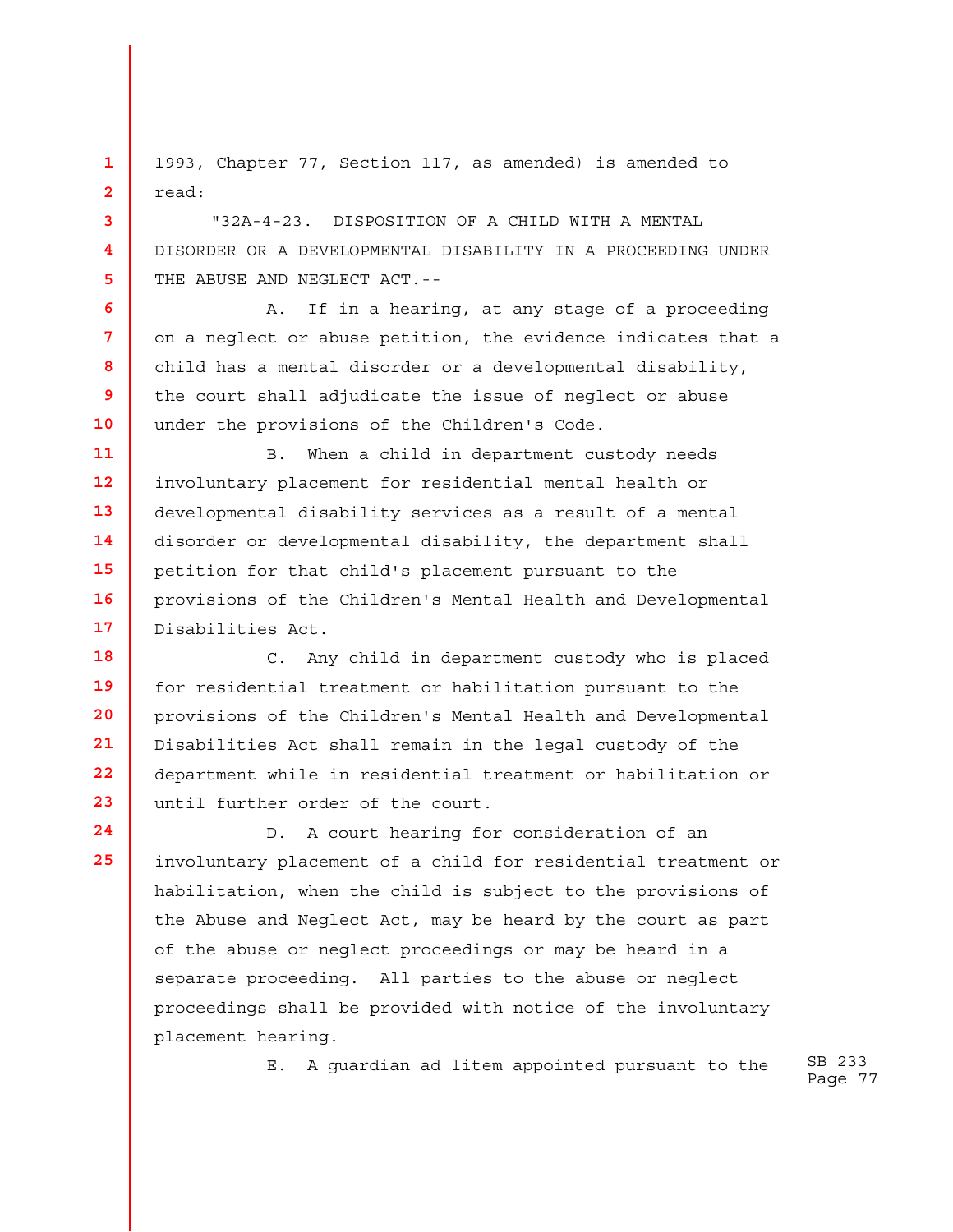1993, Chapter 77, Section 117, as amended) is amended to read:

"32A-4-23. DISPOSITION OF A CHILD WITH A MENTAL DISORDER OR A DEVELOPMENTAL DISABILITY IN A PROCEEDING UNDER THE ABUSE AND NEGLECT ACT.--

A. If in a hearing, at any stage of a proceeding on a neglect or abuse petition, the evidence indicates that a child has a mental disorder or a developmental disability, the court shall adjudicate the issue of neglect or abuse under the provisions of the Children's Code.

B. When a child in department custody needs involuntary placement for residential mental health or developmental disability services as a result of a mental disorder or developmental disability, the department shall petition for that child's placement pursuant to the provisions of the Children's Mental Health and Developmental Disabilities Act.

C. Any child in department custody who is placed for residential treatment or habilitation pursuant to the provisions of the Children's Mental Health and Developmental Disabilities Act shall remain in the legal custody of the department while in residential treatment or habilitation or until further order of the court.

D. A court hearing for consideration of an involuntary placement of a child for residential treatment or habilitation, when the child is subject to the provisions of the Abuse and Neglect Act, may be heard by the court as part of the abuse or neglect proceedings or may be heard in a separate proceeding. All parties to the abuse or neglect proceedings shall be provided with notice of the involuntary placement hearing.

E. A guardian ad litem appointed pursuant to the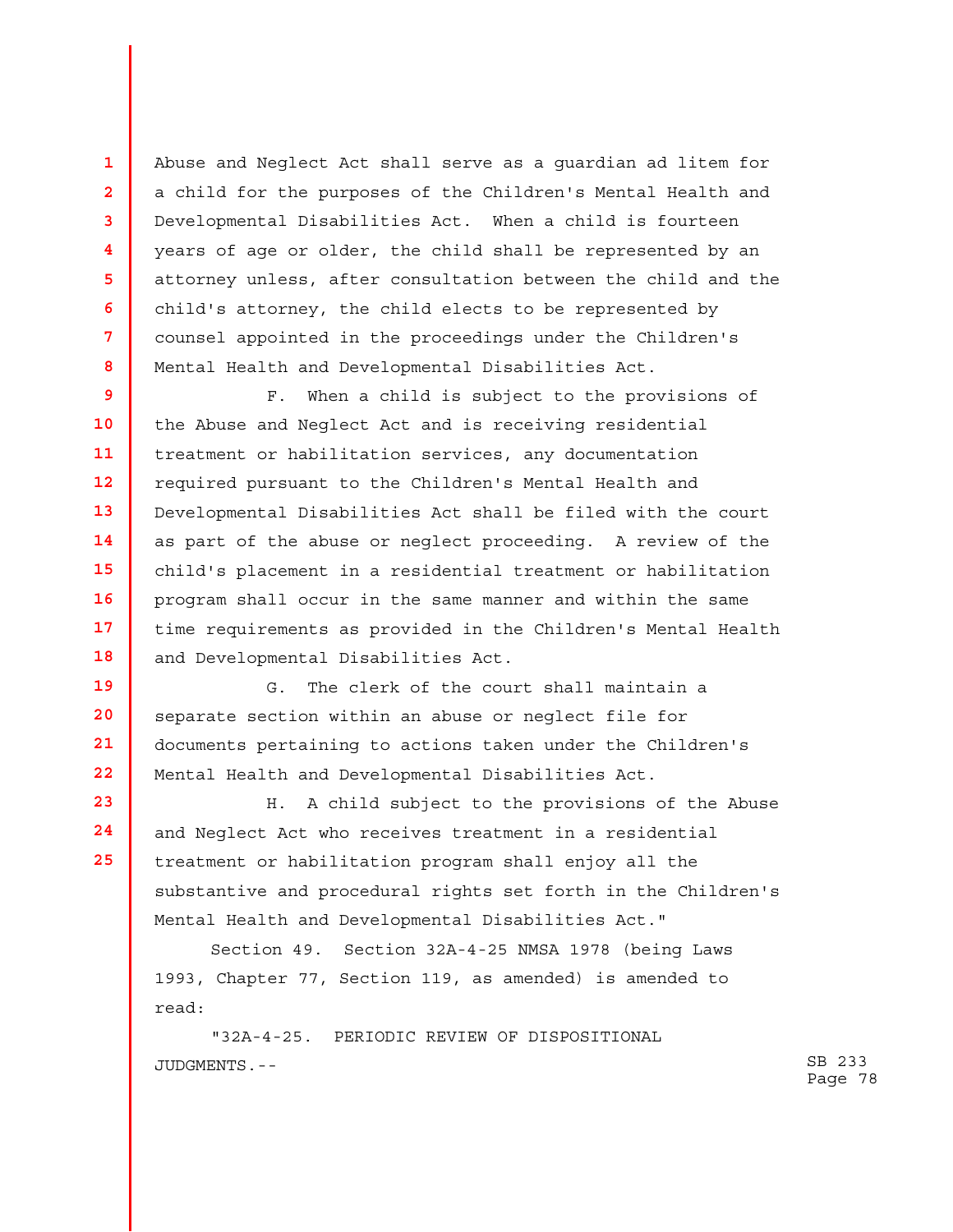Abuse and Neglect Act shall serve as a guardian ad litem for a child for the purposes of the Children's Mental Health and Developmental Disabilities Act. When a child is fourteen years of age or older, the child shall be represented by an attorney unless, after consultation between the child and the child's attorney, the child elects to be represented by counsel appointed in the proceedings under the Children's Mental Health and Developmental Disabilities Act.

F. When a child is subject to the provisions of the Abuse and Neglect Act and is receiving residential treatment or habilitation services, any documentation required pursuant to the Children's Mental Health and Developmental Disabilities Act shall be filed with the court as part of the abuse or neglect proceeding. A review of the child's placement in a residential treatment or habilitation program shall occur in the same manner and within the same time requirements as provided in the Children's Mental Health and Developmental Disabilities Act.

G. The clerk of the court shall maintain a separate section within an abuse or neglect file for documents pertaining to actions taken under the Children's Mental Health and Developmental Disabilities Act.

H. A child subject to the provisions of the Abuse and Neglect Act who receives treatment in a residential treatment or habilitation program shall enjoy all the substantive and procedural rights set forth in the Children's Mental Health and Developmental Disabilities Act."

Section 49. Section 32A-4-25 NMSA 1978 (being Laws 1993, Chapter 77, Section 119, as amended) is amended to read:

"32A-4-25. PERIODIC REVIEW OF DISPOSITIONAL JUDGMENTS.--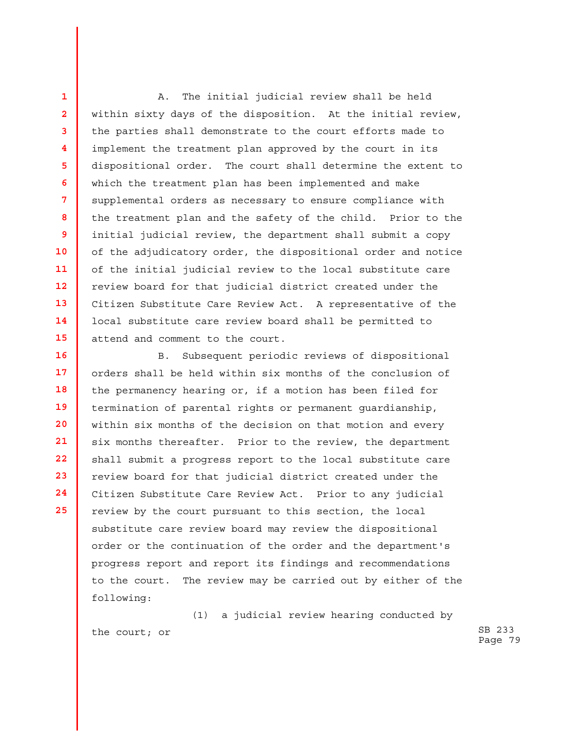A. The initial judicial review shall be held within sixty days of the disposition. At the initial review, the parties shall demonstrate to the court efforts made to implement the treatment plan approved by the court in its dispositional order. The court shall determine the extent to which the treatment plan has been implemented and make supplemental orders as necessary to ensure compliance with the treatment plan and the safety of the child. Prior to the initial judicial review, the department shall submit a copy of the adjudicatory order, the dispositional order and notice of the initial judicial review to the local substitute care review board for that judicial district created under the Citizen Substitute Care Review Act. A representative of the local substitute care review board shall be permitted to attend and comment to the court.

B. Subsequent periodic reviews of dispositional orders shall be held within six months of the conclusion of the permanency hearing or, if a motion has been filed for termination of parental rights or permanent guardianship, within six months of the decision on that motion and every six months thereafter. Prior to the review, the department shall submit a progress report to the local substitute care review board for that judicial district created under the Citizen Substitute Care Review Act. Prior to any judicial review by the court pursuant to this section, the local substitute care review board may review the dispositional order or the continuation of the order and the department's progress report and report its findings and recommendations to the court. The review may be carried out by either of the following:

(1) a judicial review hearing conducted by the court; or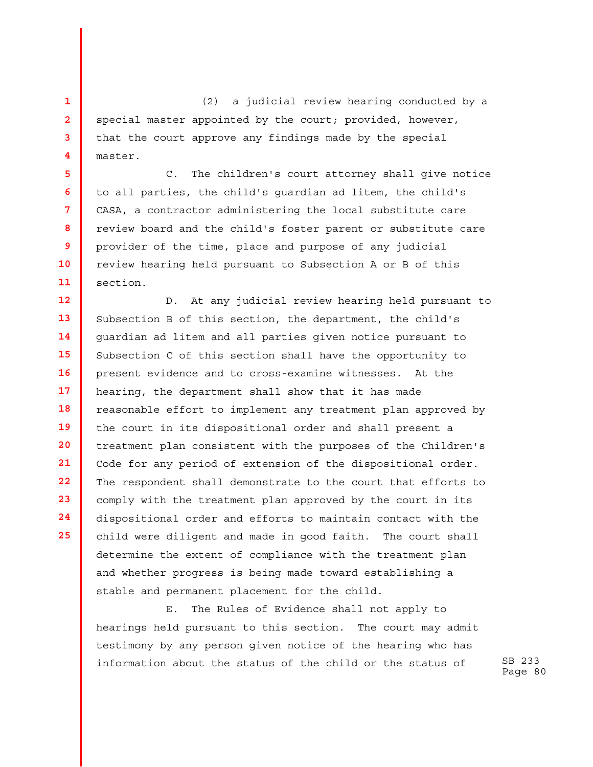(2) a judicial review hearing conducted by a special master appointed by the court; provided, however, that the court approve any findings made by the special master.

C. The children's court attorney shall give notice to all parties, the child's guardian ad litem, the child's CASA, a contractor administering the local substitute care review board and the child's foster parent or substitute care provider of the time, place and purpose of any judicial review hearing held pursuant to Subsection A or B of this section.

D. At any judicial review hearing held pursuant to Subsection B of this section, the department, the child's guardian ad litem and all parties given notice pursuant to Subsection C of this section shall have the opportunity to present evidence and to cross-examine witnesses. At the hearing, the department shall show that it has made reasonable effort to implement any treatment plan approved by the court in its dispositional order and shall present a treatment plan consistent with the purposes of the Children's Code for any period of extension of the dispositional order. The respondent shall demonstrate to the court that efforts to comply with the treatment plan approved by the court in its dispositional order and efforts to maintain contact with the child were diligent and made in good faith. The court shall determine the extent of compliance with the treatment plan and whether progress is being made toward establishing a stable and permanent placement for the child.

E. The Rules of Evidence shall not apply to hearings held pursuant to this section. The court may admit testimony by any person given notice of the hearing who has information about the status of the child or the status of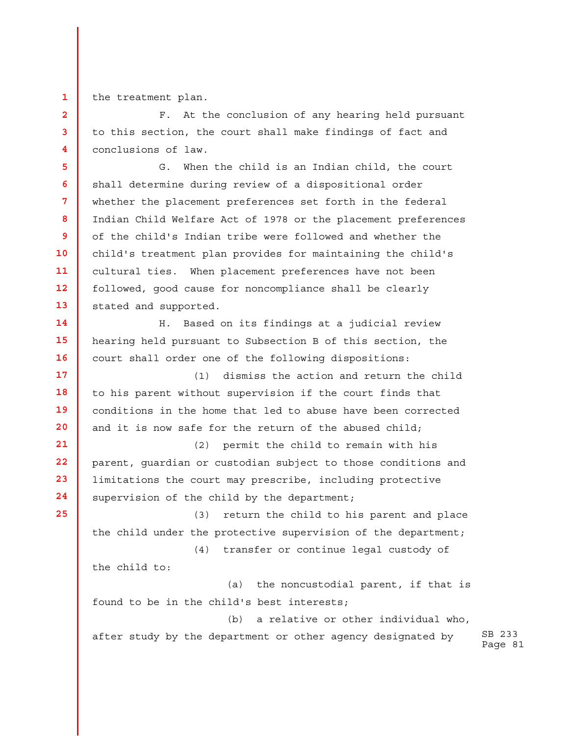the treatment plan.

F. At the conclusion of any hearing held pursuant to this section, the court shall make findings of fact and conclusions of law.

G. When the child is an Indian child, the court shall determine during review of a dispositional order whether the placement preferences set forth in the federal Indian Child Welfare Act of 1978 or the placement preferences of the child's Indian tribe were followed and whether the child's treatment plan provides for maintaining the child's cultural ties. When placement preferences have not been followed, good cause for noncompliance shall be clearly stated and supported.

H. Based on its findings at a judicial review hearing held pursuant to Subsection B of this section, the court shall order one of the following dispositions:

(1) dismiss the action and return the child to his parent without supervision if the court finds that conditions in the home that led to abuse have been corrected and it is now safe for the return of the abused child;

(2) permit the child to remain with his parent, guardian or custodian subject to those conditions and limitations the court may prescribe, including protective supervision of the child by the department;

(3) return the child to his parent and place the child under the protective supervision of the department;

(4) transfer or continue legal custody of the child to:

(a) the noncustodial parent, if that is found to be in the child's best interests;

(b) a relative or other individual who, after study by the department or other agency designated by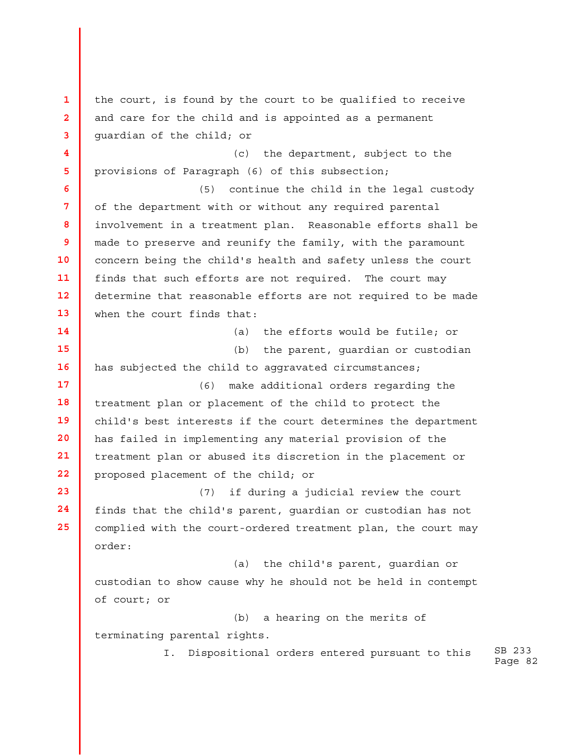the court, is found by the court to be qualified to receive and care for the child and is appointed as a permanent guardian of the child; or

(c) the department, subject to the provisions of Paragraph (6) of this subsection;

(5) continue the child in the legal custody of the department with or without any required parental involvement in a treatment plan. Reasonable efforts shall be made to preserve and reunify the family, with the paramount concern being the child's health and safety unless the court finds that such efforts are not required. The court may determine that reasonable efforts are not required to be made when the court finds that:

(a) the efforts would be futile; or

(b) the parent, guardian or custodian has subjected the child to aggravated circumstances;

(6) make additional orders regarding the treatment plan or placement of the child to protect the child's best interests if the court determines the department has failed in implementing any material provision of the treatment plan or abused its discretion in the placement or proposed placement of the child; or

(7) if during a judicial review the court finds that the child's parent, guardian or custodian has not complied with the court-ordered treatment plan, the court may order:

(a) the child's parent, guardian or custodian to show cause why he should not be held in contempt of court; or

(b) a hearing on the merits of terminating parental rights.

I. Dispositional orders entered pursuant to this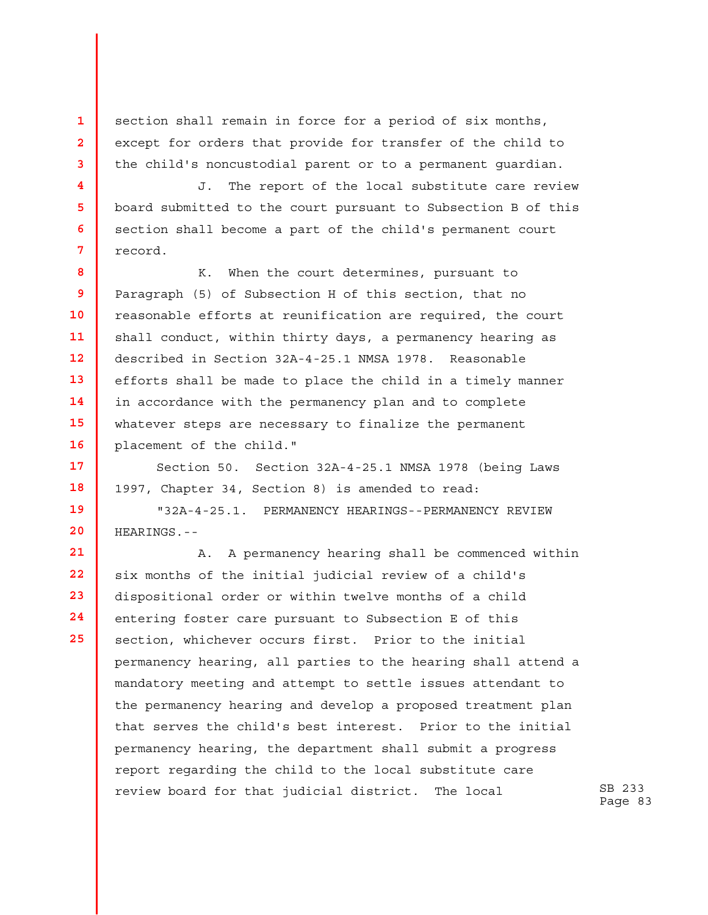section shall remain in force for a period of six months, except for orders that provide for transfer of the child to the child's noncustodial parent or to a permanent guardian.

J. The report of the local substitute care review board submitted to the court pursuant to Subsection B of this section shall become a part of the child's permanent court record.

K. When the court determines, pursuant to Paragraph (5) of Subsection H of this section, that no reasonable efforts at reunification are required, the court shall conduct, within thirty days, a permanency hearing as described in Section 32A-4-25.1 NMSA 1978. Reasonable efforts shall be made to place the child in a timely manner in accordance with the permanency plan and to complete whatever steps are necessary to finalize the permanent placement of the child."

Section 50. Section 32A-4-25.1 NMSA 1978 (being Laws 1997, Chapter 34, Section 8) is amended to read:

"32A-4-25.1. PERMANENCY HEARINGS--PERMANENCY REVIEW HEARINGS.--

A. A permanency hearing shall be commenced within six months of the initial judicial review of a child's dispositional order or within twelve months of a child entering foster care pursuant to Subsection E of this section, whichever occurs first. Prior to the initial permanency hearing, all parties to the hearing shall attend a mandatory meeting and attempt to settle issues attendant to the permanency hearing and develop a proposed treatment plan that serves the child's best interest. Prior to the initial permanency hearing, the department shall submit a progress report regarding the child to the local substitute care review board for that judicial district. The local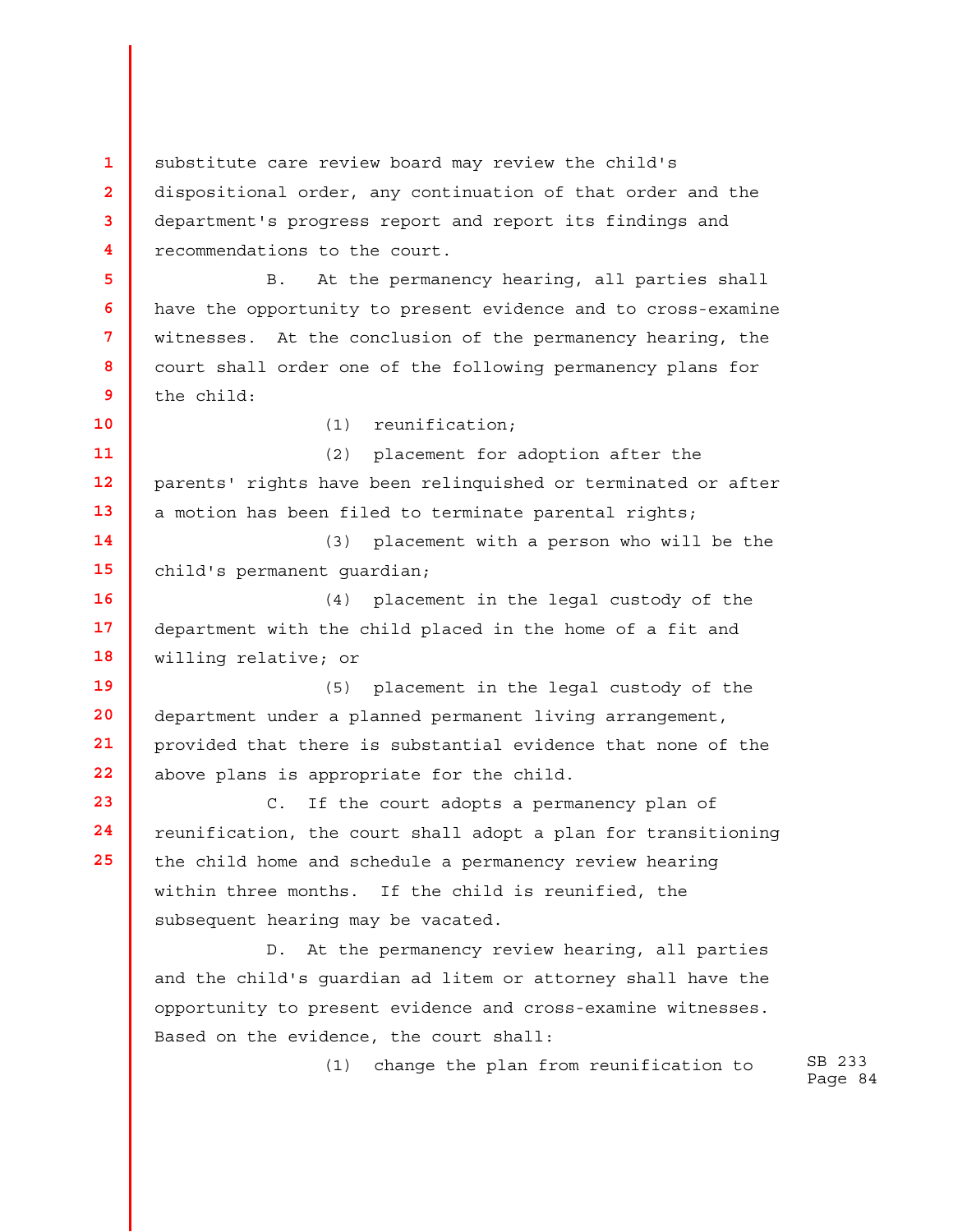substitute care review board may review the child's dispositional order, any continuation of that order and the department's progress report and report its findings and recommendations to the court.

B. At the permanency hearing, all parties shall have the opportunity to present evidence and to cross-examine witnesses. At the conclusion of the permanency hearing, the court shall order one of the following permanency plans for the child:

(1) reunification;

(2) placement for adoption after the parents' rights have been relinquished or terminated or after a motion has been filed to terminate parental rights;

(3) placement with a person who will be the child's permanent guardian;

(4) placement in the legal custody of the department with the child placed in the home of a fit and willing relative; or

(5) placement in the legal custody of the department under a planned permanent living arrangement, provided that there is substantial evidence that none of the above plans is appropriate for the child.

C. If the court adopts a permanency plan of reunification, the court shall adopt a plan for transitioning the child home and schedule a permanency review hearing within three months. If the child is reunified, the subsequent hearing may be vacated.

D. At the permanency review hearing, all parties and the child's guardian ad litem or attorney shall have the opportunity to present evidence and cross-examine witnesses. Based on the evidence, the court shall:

(1) change the plan from reunification to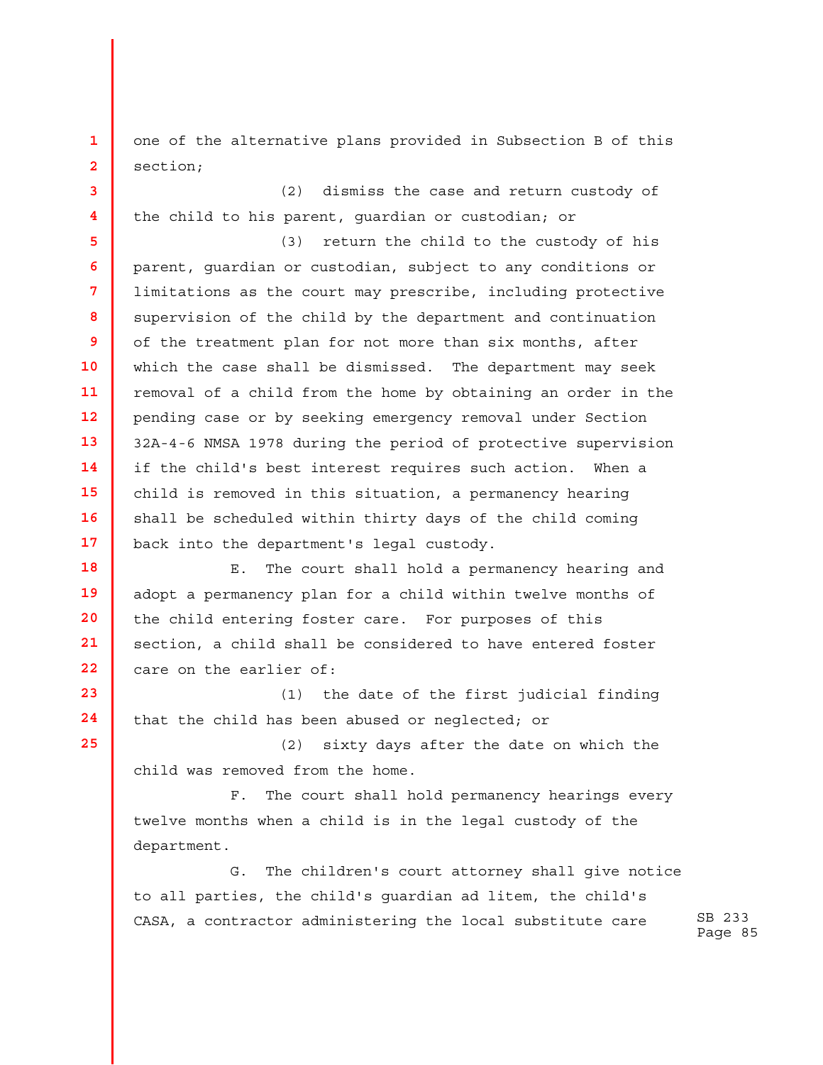one of the alternative plans provided in Subsection B of this section;

(2) dismiss the case and return custody of the child to his parent, guardian or custodian; or

(3) return the child to the custody of his parent, guardian or custodian, subject to any conditions or limitations as the court may prescribe, including protective supervision of the child by the department and continuation of the treatment plan for not more than six months, after which the case shall be dismissed. The department may seek removal of a child from the home by obtaining an order in the pending case or by seeking emergency removal under Section 32A-4-6 NMSA 1978 during the period of protective supervision if the child's best interest requires such action. When a child is removed in this situation, a permanency hearing shall be scheduled within thirty days of the child coming back into the department's legal custody.

E. The court shall hold a permanency hearing and adopt a permanency plan for a child within twelve months of the child entering foster care. For purposes of this section, a child shall be considered to have entered foster care on the earlier of:

(1) the date of the first judicial finding that the child has been abused or neglected; or

(2) sixty days after the date on which the child was removed from the home.

F. The court shall hold permanency hearings every twelve months when a child is in the legal custody of the department.

G. The children's court attorney shall give notice to all parties, the child's guardian ad litem, the child's CASA, a contractor administering the local substitute care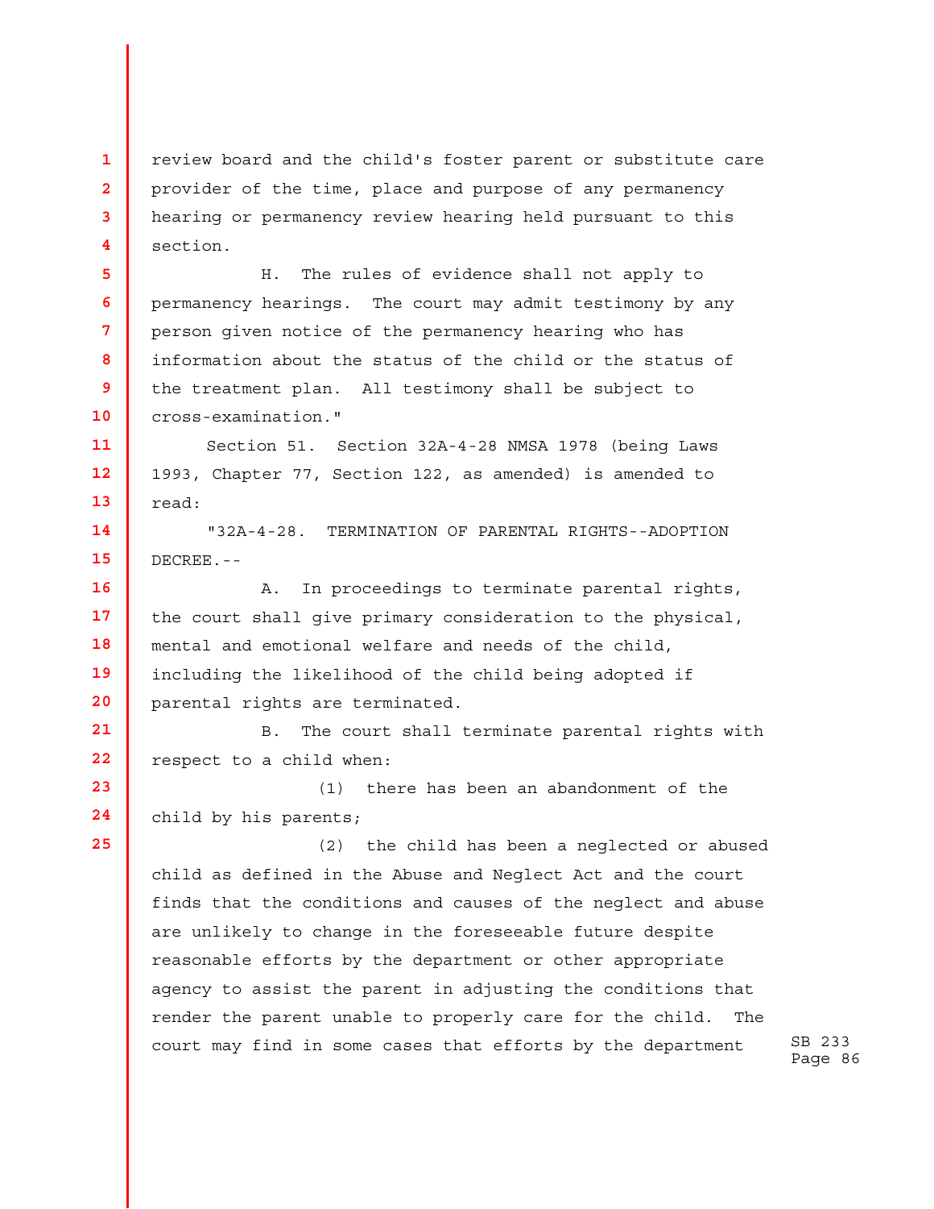review board and the child's foster parent or substitute care provider of the time, place and purpose of any permanency hearing or permanency review hearing held pursuant to this section.

H. The rules of evidence shall not apply to permanency hearings. The court may admit testimony by any person given notice of the permanency hearing who has information about the status of the child or the status of the treatment plan. All testimony shall be subject to cross-examination."

Section 51. Section 32A-4-28 NMSA 1978 (being Laws 1993, Chapter 77, Section 122, as amended) is amended to read:

"32A-4-28. TERMINATION OF PARENTAL RIGHTS--ADOPTION DECREE.--

A. In proceedings to terminate parental rights, the court shall give primary consideration to the physical, mental and emotional welfare and needs of the child, including the likelihood of the child being adopted if parental rights are terminated.

B. The court shall terminate parental rights with respect to a child when:

(1) there has been an abandonment of the child by his parents;

(2) the child has been a neglected or abused child as defined in the Abuse and Neglect Act and the court finds that the conditions and causes of the neglect and abuse are unlikely to change in the foreseeable future despite reasonable efforts by the department or other appropriate agency to assist the parent in adjusting the conditions that render the parent unable to properly care for the child. The court may find in some cases that efforts by the department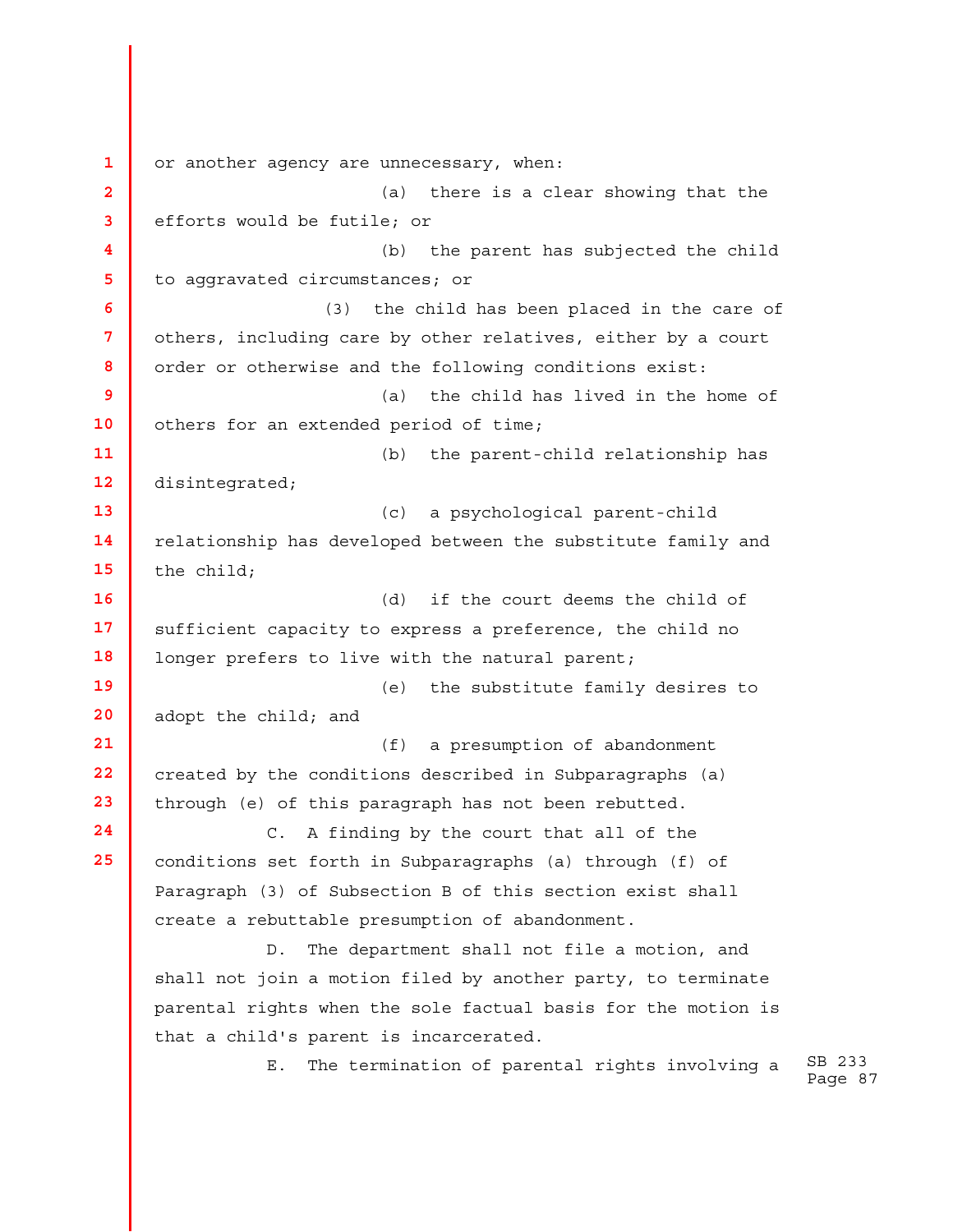or another agency are unnecessary, when:

(a) there is a clear showing that the efforts would be futile; or

(b) the parent has subjected the child to aggravated circumstances; or

(3) the child has been placed in the care of others, including care by other relatives, either by a court order or otherwise and the following conditions exist:

(a) the child has lived in the home of others for an extended period of time;

(b) the parent-child relationship has disintegrated;

(c) a psychological parent-child relationship has developed between the substitute family and the child;

(d) if the court deems the child of sufficient capacity to express a preference, the child no longer prefers to live with the natural parent;

(e) the substitute family desires to adopt the child; and

(f) a presumption of abandonment created by the conditions described in Subparagraphs (a) through (e) of this paragraph has not been rebutted.

C. A finding by the court that all of the conditions set forth in Subparagraphs (a) through (f) of Paragraph (3) of Subsection B of this section exist shall create a rebuttable presumption of abandonment.

D. The department shall not file a motion, and shall not join a motion filed by another party, to terminate parental rights when the sole factual basis for the motion is that a child's parent is incarcerated.

E. The termination of parental rights involving a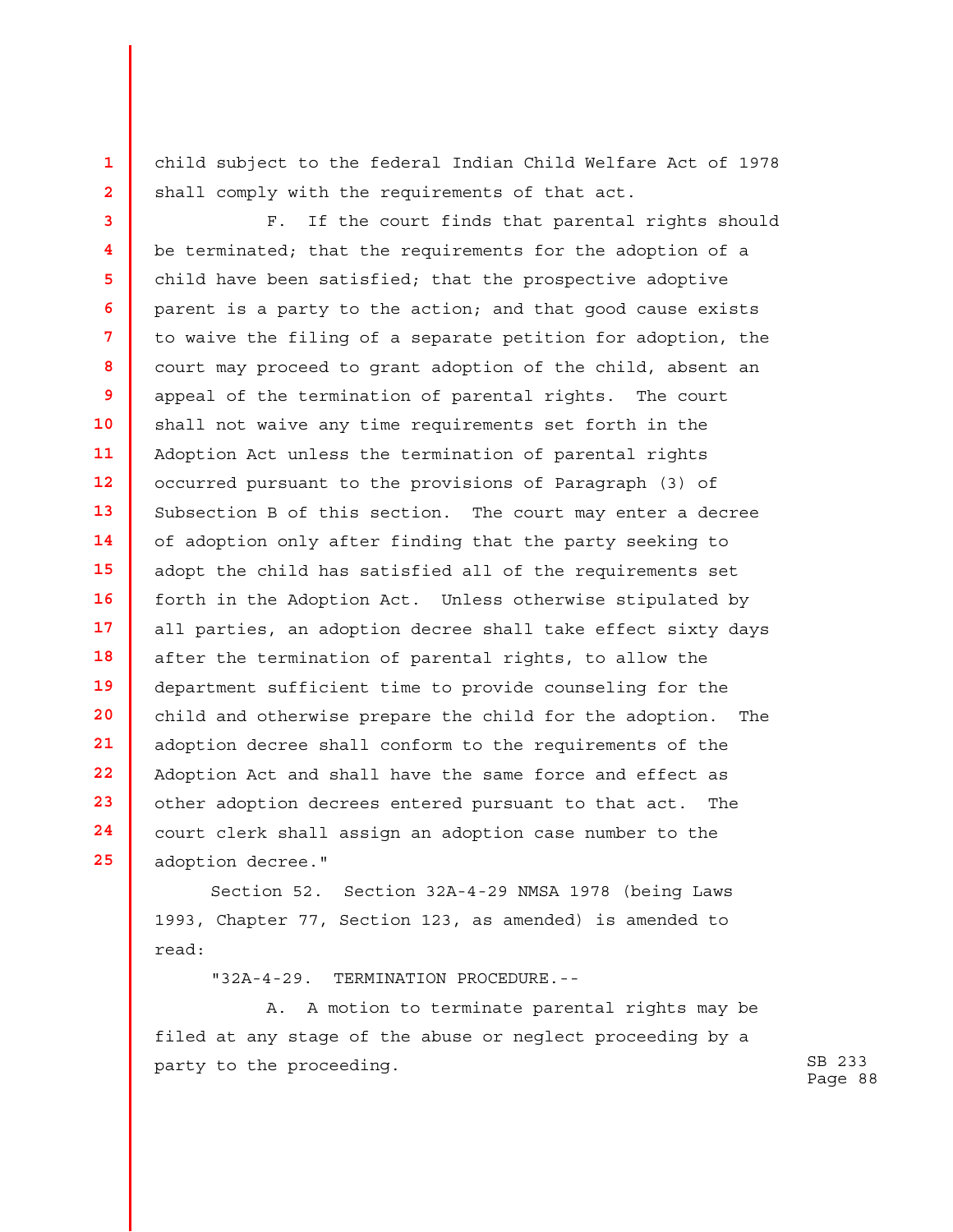child subject to the federal Indian Child Welfare Act of 1978 shall comply with the requirements of that act.

F. If the court finds that parental rights should be terminated; that the requirements for the adoption of a child have been satisfied; that the prospective adoptive parent is a party to the action; and that good cause exists to waive the filing of a separate petition for adoption, the court may proceed to grant adoption of the child, absent an appeal of the termination of parental rights. The court shall not waive any time requirements set forth in the Adoption Act unless the termination of parental rights occurred pursuant to the provisions of Paragraph (3) of Subsection B of this section. The court may enter a decree of adoption only after finding that the party seeking to adopt the child has satisfied all of the requirements set forth in the Adoption Act. Unless otherwise stipulated by all parties, an adoption decree shall take effect sixty days after the termination of parental rights, to allow the department sufficient time to provide counseling for the child and otherwise prepare the child for the adoption. The adoption decree shall conform to the requirements of the Adoption Act and shall have the same force and effect as other adoption decrees entered pursuant to that act. The court clerk shall assign an adoption case number to the adoption decree."

Section 52. Section 32A-4-29 NMSA 1978 (being Laws 1993, Chapter 77, Section 123, as amended) is amended to read:

"32A-4-29. TERMINATION PROCEDURE.--

A. A motion to terminate parental rights may be filed at any stage of the abuse or neglect proceeding by a party to the proceeding.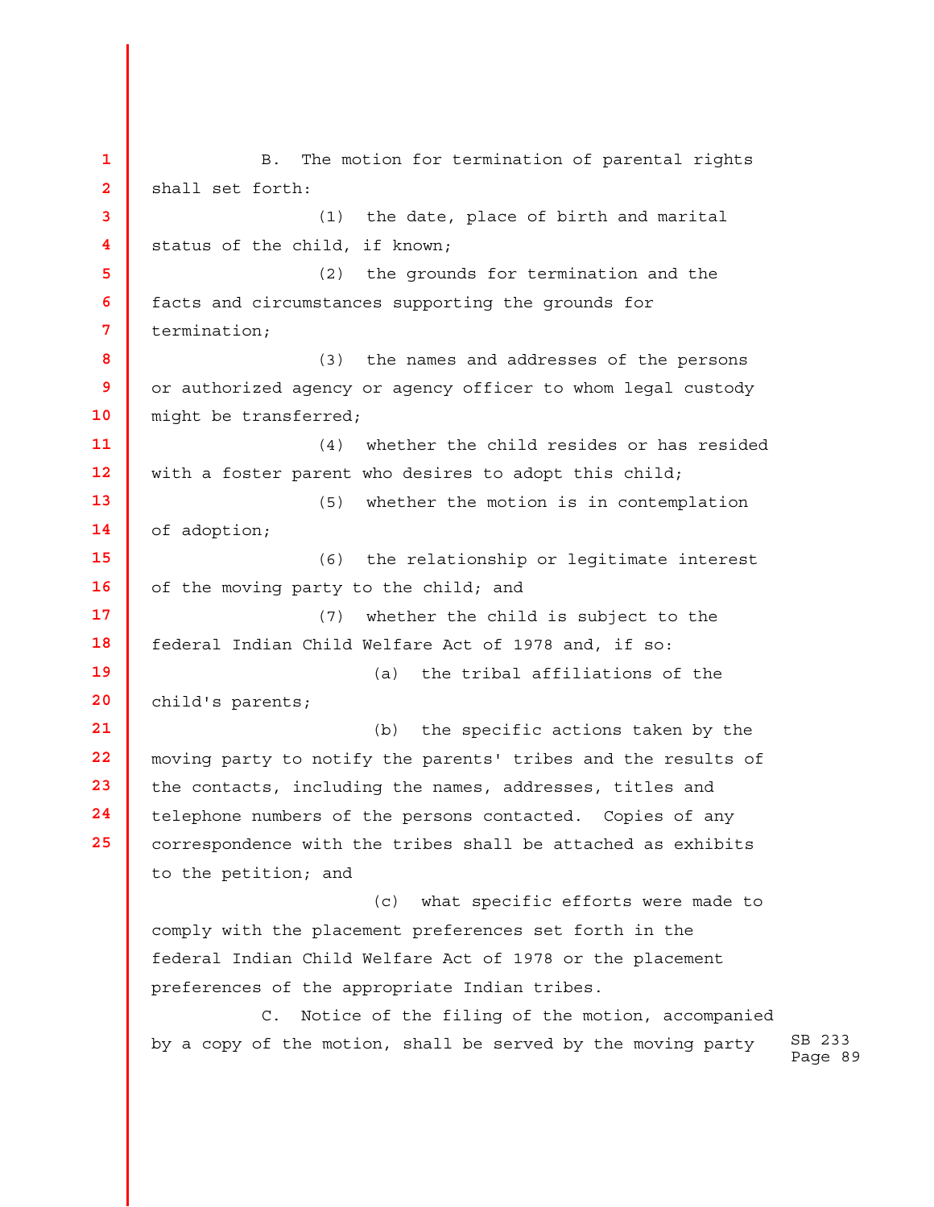B. The motion for termination of parental rights shall set forth:

(1) the date, place of birth and marital status of the child, if known;

(2) the grounds for termination and the facts and circumstances supporting the grounds for termination;

(3) the names and addresses of the persons or authorized agency or agency officer to whom legal custody might be transferred;

(4) whether the child resides or has resided with a foster parent who desires to adopt this child;

(5) whether the motion is in contemplation of adoption;

(6) the relationship or legitimate interest of the moving party to the child; and

(7) whether the child is subject to the federal Indian Child Welfare Act of 1978 and, if so:

(a) the tribal affiliations of the child's parents;

(b) the specific actions taken by the moving party to notify the parents' tribes and the results of the contacts, including the names, addresses, titles and telephone numbers of the persons contacted. Copies of any correspondence with the tribes shall be attached as exhibits to the petition; and

(c) what specific efforts were made to comply with the placement preferences set forth in the federal Indian Child Welfare Act of 1978 or the placement preferences of the appropriate Indian tribes.

C. Notice of the filing of the motion, accompanied by a copy of the motion, shall be served by the moving party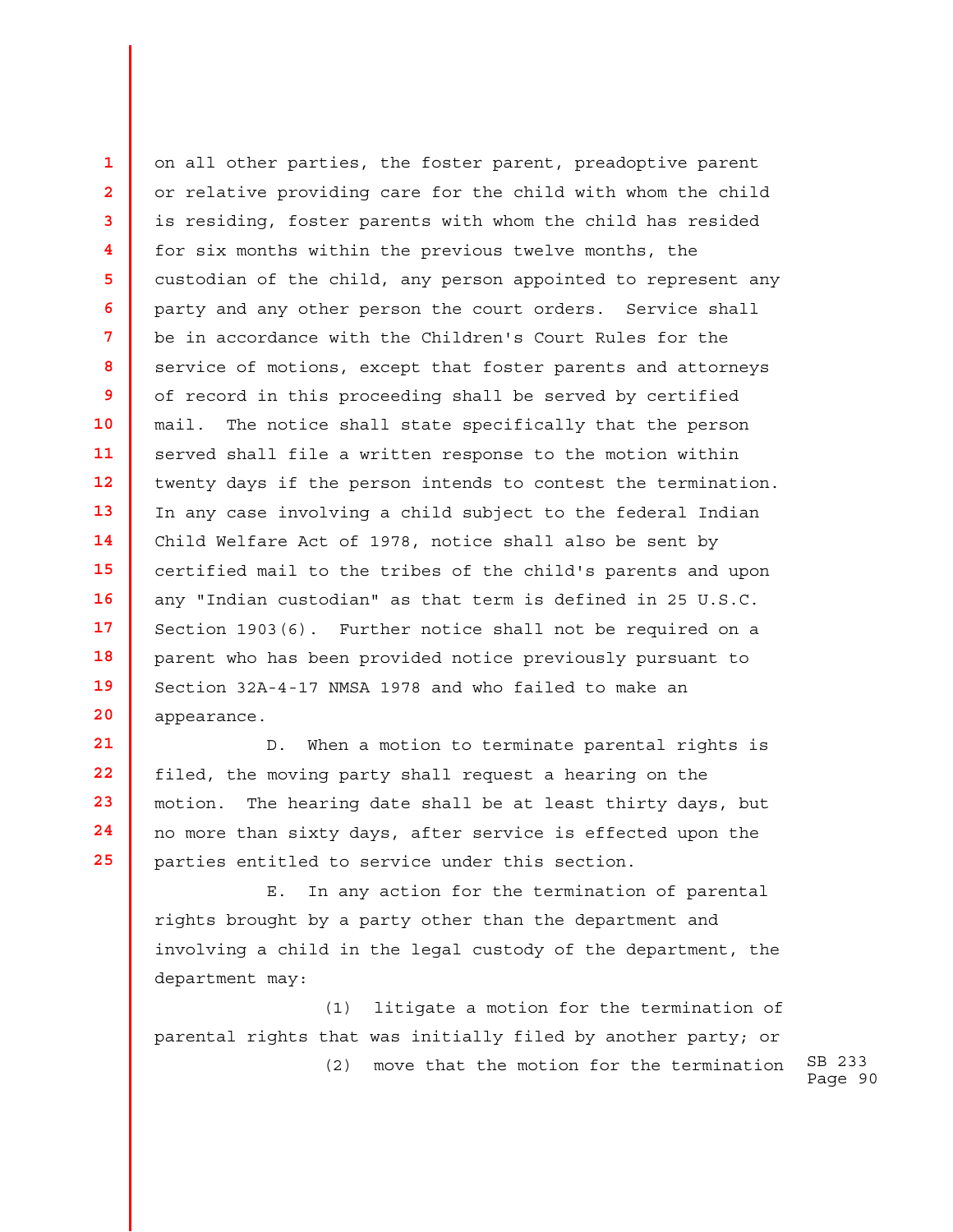on all other parties, the foster parent, preadoptive parent or relative providing care for the child with whom the child is residing, foster parents with whom the child has resided for six months within the previous twelve months, the custodian of the child, any person appointed to represent any party and any other person the court orders. Service shall be in accordance with the Children's Court Rules for the service of motions, except that foster parents and attorneys of record in this proceeding shall be served by certified mail. The notice shall state specifically that the person served shall file a written response to the motion within twenty days if the person intends to contest the termination. In any case involving a child subject to the federal Indian Child Welfare Act of 1978, notice shall also be sent by certified mail to the tribes of the child's parents and upon any "Indian custodian" as that term is defined in 25 U.S.C. Section 1903(6). Further notice shall not be required on a parent who has been provided notice previously pursuant to Section 32A-4-17 NMSA 1978 and who failed to make an appearance.

D. When a motion to terminate parental rights is filed, the moving party shall request a hearing on the motion. The hearing date shall be at least thirty days, but no more than sixty days, after service is effected upon the parties entitled to service under this section.

E. In any action for the termination of parental rights brought by a party other than the department and involving a child in the legal custody of the department, the department may:

(1) litigate a motion for the termination of parental rights that was initially filed by another party; or

(2) move that the motion for the termination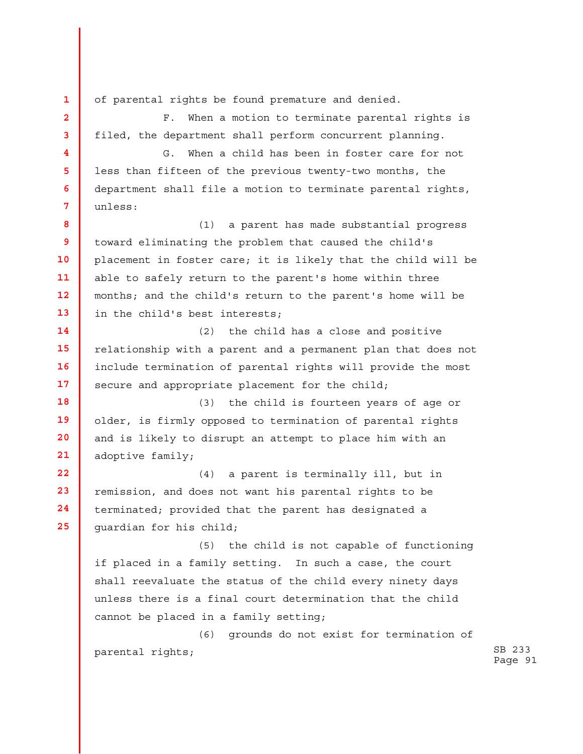of parental rights be found premature and denied.

F. When a motion to terminate parental rights is filed, the department shall perform concurrent planning.

G. When a child has been in foster care for not less than fifteen of the previous twenty-two months, the department shall file a motion to terminate parental rights, unless:

(1) a parent has made substantial progress toward eliminating the problem that caused the child's placement in foster care; it is likely that the child will be able to safely return to the parent's home within three months; and the child's return to the parent's home will be in the child's best interests;

(2) the child has a close and positive relationship with a parent and a permanent plan that does not include termination of parental rights will provide the most secure and appropriate placement for the child;

(3) the child is fourteen years of age or older, is firmly opposed to termination of parental rights and is likely to disrupt an attempt to place him with an adoptive family;

(4) a parent is terminally ill, but in remission, and does not want his parental rights to be terminated; provided that the parent has designated a guardian for his child;

(5) the child is not capable of functioning if placed in a family setting. In such a case, the court shall reevaluate the status of the child every ninety days unless there is a final court determination that the child cannot be placed in a family setting;

(6) grounds do not exist for termination of parental rights;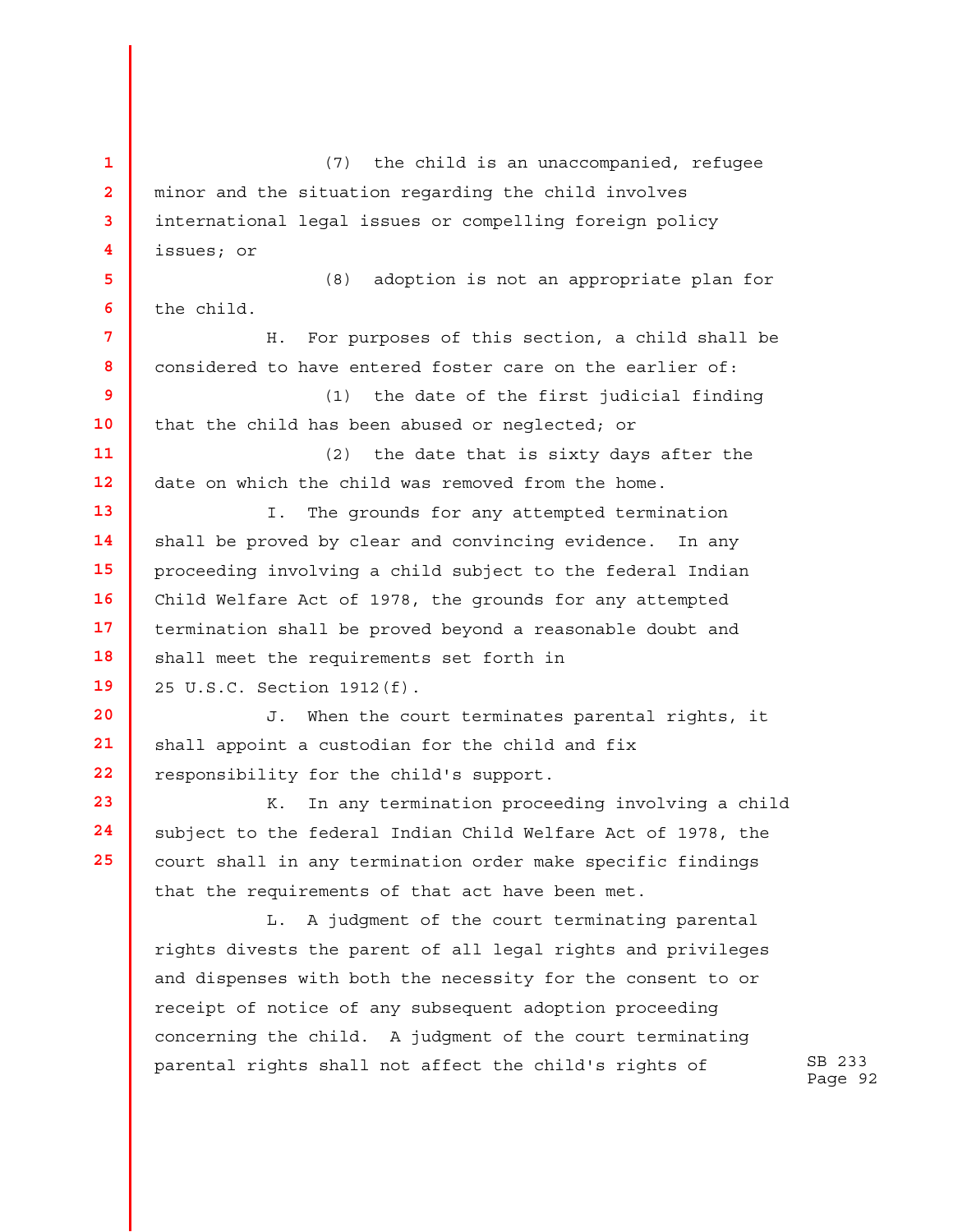(7) the child is an unaccompanied, refugee minor and the situation regarding the child involves international legal issues or compelling foreign policy issues; or

(8) adoption is not an appropriate plan for the child.

H. For purposes of this section, a child shall be considered to have entered foster care on the earlier of:

(1) the date of the first judicial finding that the child has been abused or neglected; or

(2) the date that is sixty days after the date on which the child was removed from the home.

I. The grounds for any attempted termination shall be proved by clear and convincing evidence. In any proceeding involving a child subject to the federal Indian Child Welfare Act of 1978, the grounds for any attempted termination shall be proved beyond a reasonable doubt and shall meet the requirements set forth in 25 U.S.C. Section 1912(f).

J. When the court terminates parental rights, it shall appoint a custodian for the child and fix responsibility for the child's support.

K. In any termination proceeding involving a child subject to the federal Indian Child Welfare Act of 1978, the court shall in any termination order make specific findings that the requirements of that act have been met.

L. A judgment of the court terminating parental rights divests the parent of all legal rights and privileges and dispenses with both the necessity for the consent to or receipt of notice of any subsequent adoption proceeding concerning the child. A judgment of the court terminating parental rights shall not affect the child's rights of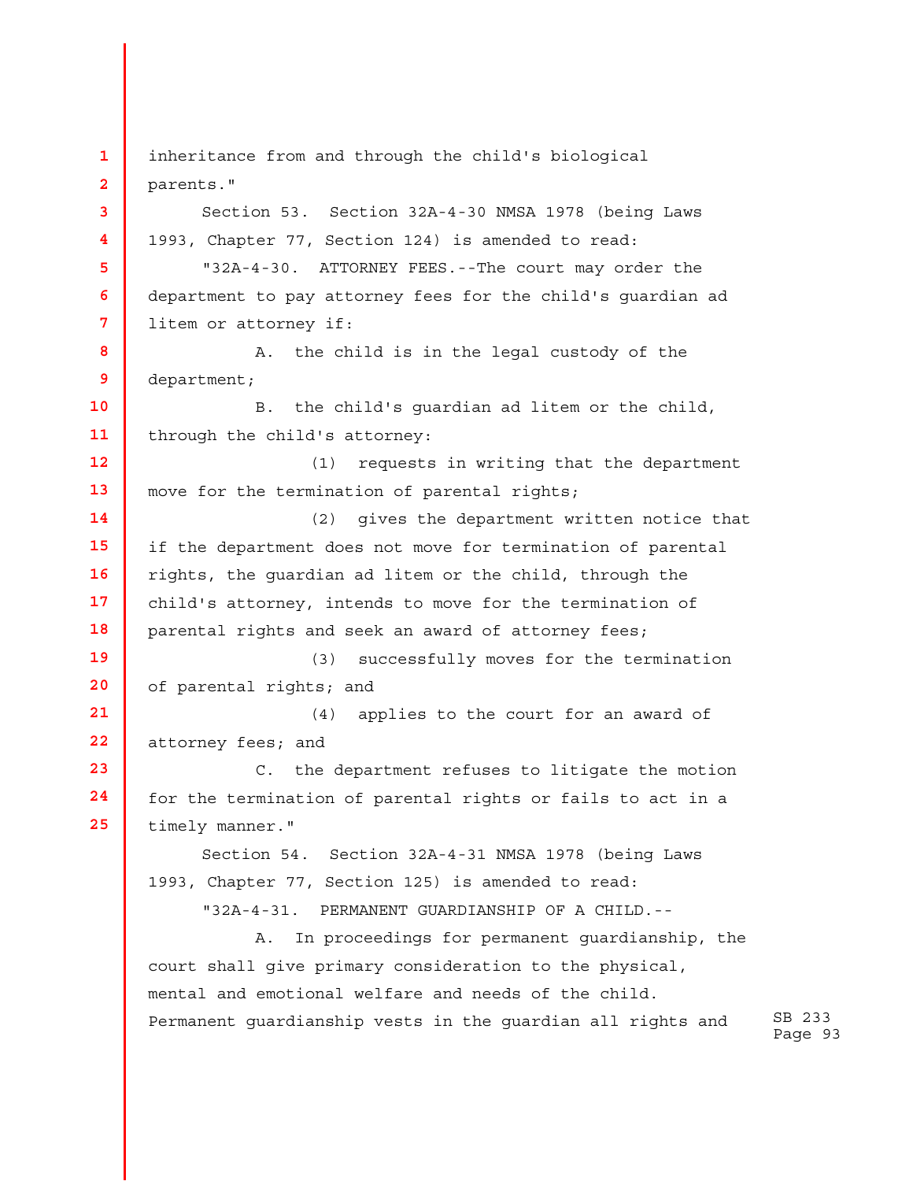inheritance from and through the child's biological parents."

Section 53. Section 32A-4-30 NMSA 1978 (being Laws 1993, Chapter 77, Section 124) is amended to read:

"32A-4-30. ATTORNEY FEES.--The court may order the department to pay attorney fees for the child's guardian ad litem or attorney if:

A. the child is in the legal custody of the department;

B. the child's guardian ad litem or the child, through the child's attorney:

(1) requests in writing that the department move for the termination of parental rights;

(2) gives the department written notice that if the department does not move for termination of parental rights, the guardian ad litem or the child, through the child's attorney, intends to move for the termination of parental rights and seek an award of attorney fees;

(3) successfully moves for the termination of parental rights; and

(4) applies to the court for an award of attorney fees; and

C. the department refuses to litigate the motion for the termination of parental rights or fails to act in a timely manner."

Section 54. Section 32A-4-31 NMSA 1978 (being Laws 1993, Chapter 77, Section 125) is amended to read:

"32A-4-31. PERMANENT GUARDIANSHIP OF A CHILD.--

A. In proceedings for permanent guardianship, the court shall give primary consideration to the physical, mental and emotional welfare and needs of the child. Permanent guardianship vests in the guardian all rights and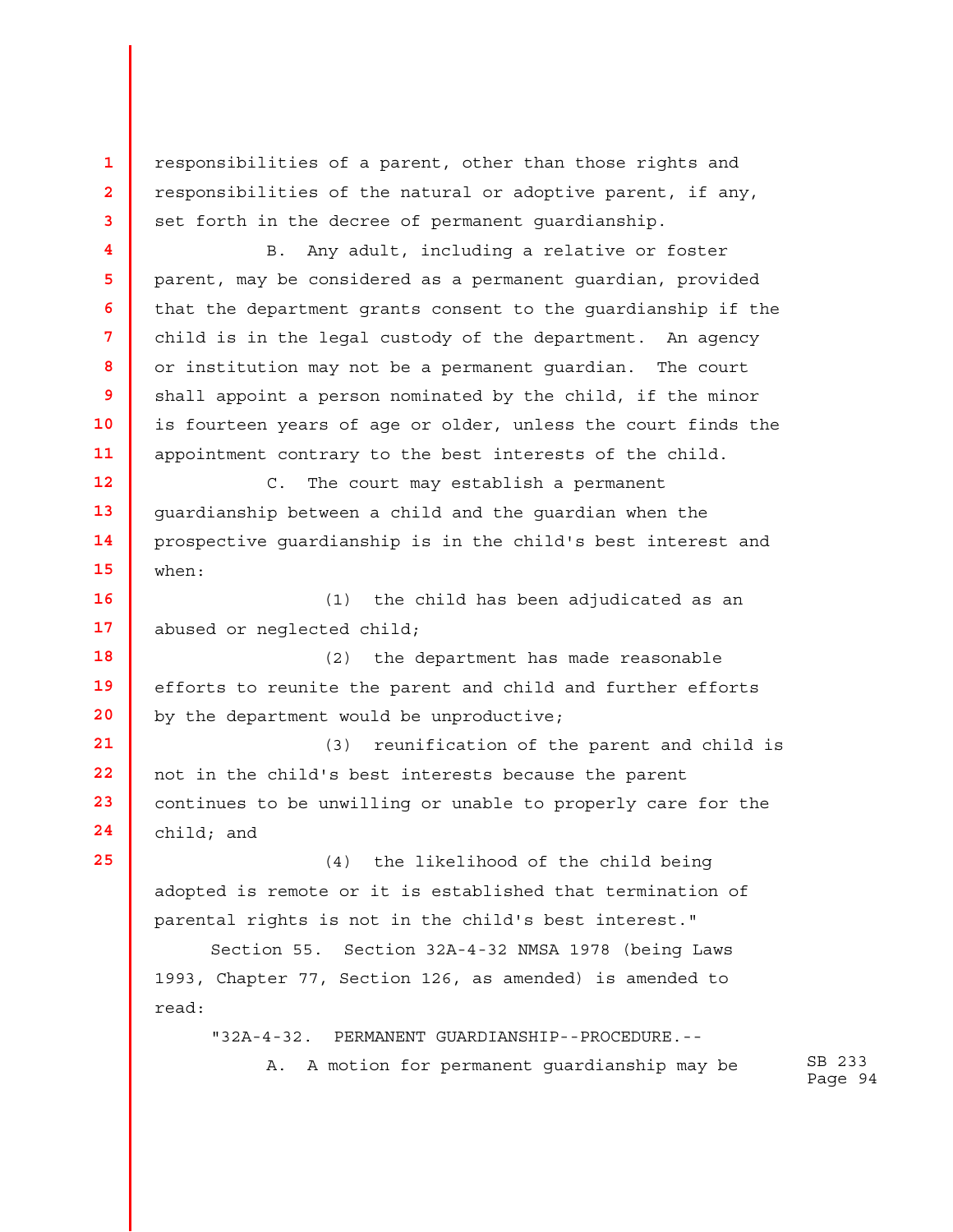responsibilities of a parent, other than those rights and responsibilities of the natural or adoptive parent, if any, set forth in the decree of permanent guardianship.

B. Any adult, including a relative or foster parent, may be considered as a permanent guardian, provided that the department grants consent to the guardianship if the child is in the legal custody of the department. An agency or institution may not be a permanent guardian. The court shall appoint a person nominated by the child, if the minor is fourteen years of age or older, unless the court finds the appointment contrary to the best interests of the child.

C. The court may establish a permanent guardianship between a child and the guardian when the prospective guardianship is in the child's best interest and when:

(1) the child has been adjudicated as an abused or neglected child;

(2) the department has made reasonable efforts to reunite the parent and child and further efforts by the department would be unproductive;

(3) reunification of the parent and child is not in the child's best interests because the parent continues to be unwilling or unable to properly care for the child; and

(4) the likelihood of the child being adopted is remote or it is established that termination of parental rights is not in the child's best interest."

Section 55. Section 32A-4-32 NMSA 1978 (being Laws 1993, Chapter 77, Section 126, as amended) is amended to read:

"32A-4-32. PERMANENT GUARDIANSHIP--PROCEDURE.--

A. A motion for permanent guardianship may be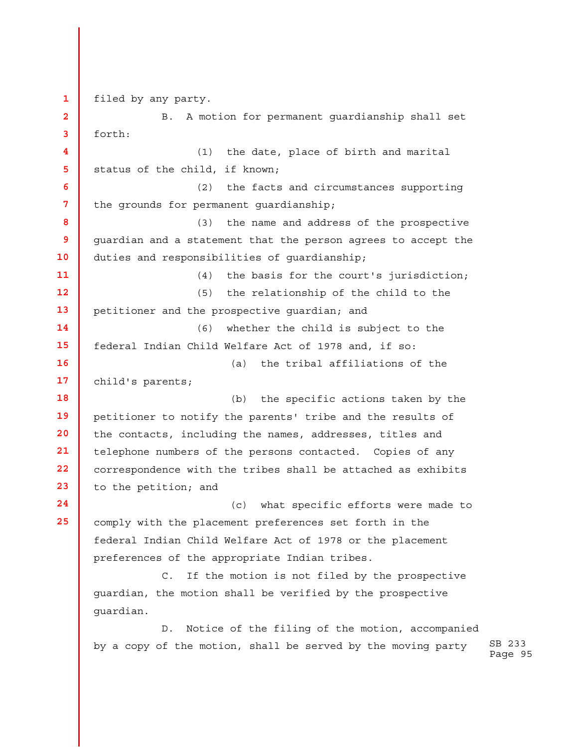filed by any party.

B. A motion for permanent guardianship shall set forth:

(1) the date, place of birth and marital status of the child, if known;

(2) the facts and circumstances supporting the grounds for permanent guardianship;

(3) the name and address of the prospective guardian and a statement that the person agrees to accept the duties and responsibilities of guardianship;

(4) the basis for the court's jurisdiction;

(5) the relationship of the child to the petitioner and the prospective guardian; and

(6) whether the child is subject to the federal Indian Child Welfare Act of 1978 and, if so:

(a) the tribal affiliations of the child's parents;

(b) the specific actions taken by the petitioner to notify the parents' tribe and the results of the contacts, including the names, addresses, titles and telephone numbers of the persons contacted. Copies of any correspondence with the tribes shall be attached as exhibits to the petition; and

(c) what specific efforts were made to comply with the placement preferences set forth in the federal Indian Child Welfare Act of 1978 or the placement preferences of the appropriate Indian tribes.

C. If the motion is not filed by the prospective guardian, the motion shall be verified by the prospective guardian.

D. Notice of the filing of the motion, accompanied by a copy of the motion, shall be served by the moving party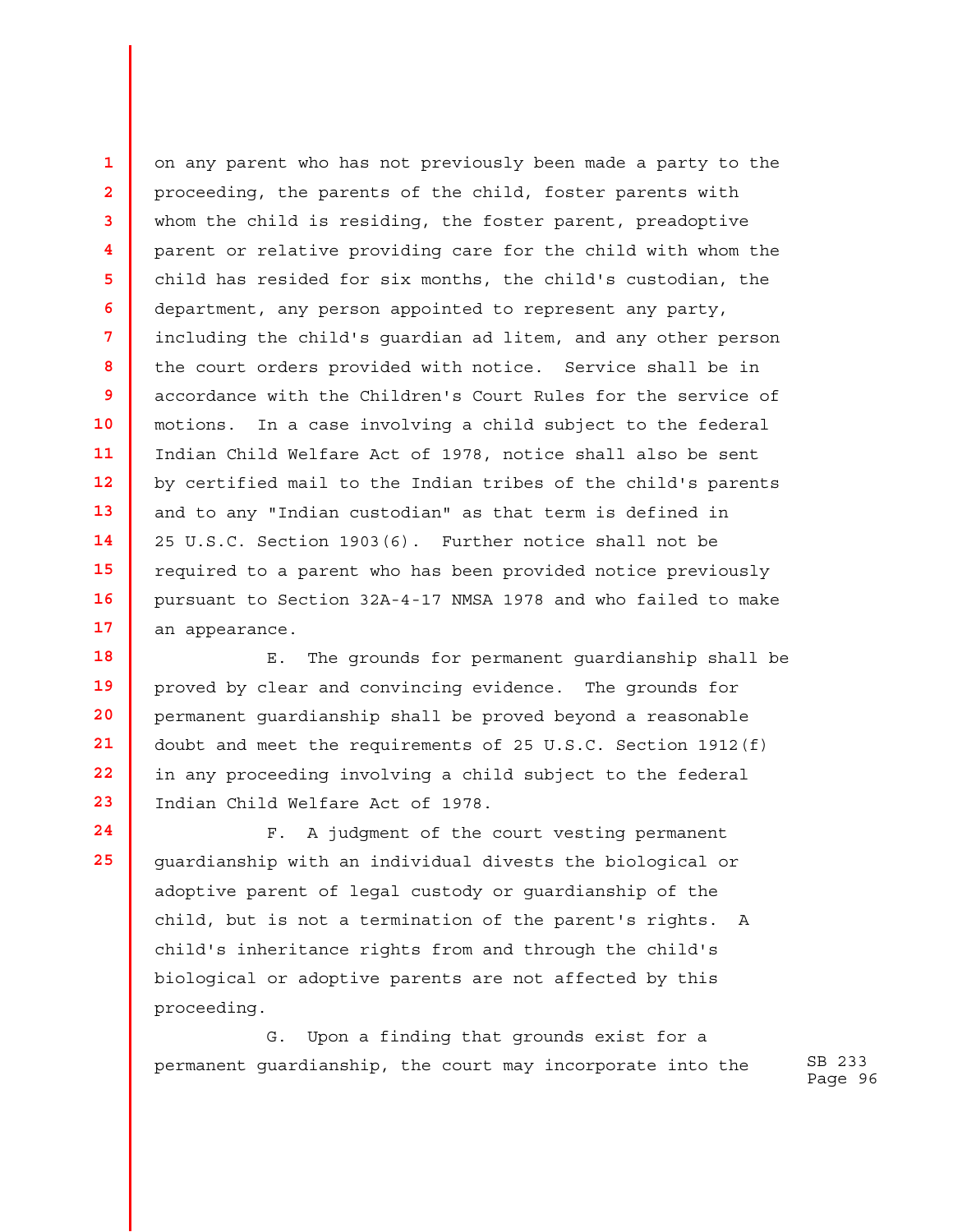on any parent who has not previously been made a party to the proceeding, the parents of the child, foster parents with whom the child is residing, the foster parent, preadoptive parent or relative providing care for the child with whom the child has resided for six months, the child's custodian, the department, any person appointed to represent any party, including the child's guardian ad litem, and any other person the court orders provided with notice. Service shall be in accordance with the Children's Court Rules for the service of motions. In a case involving a child subject to the federal Indian Child Welfare Act of 1978, notice shall also be sent by certified mail to the Indian tribes of the child's parents and to any "Indian custodian" as that term is defined in 25 U.S.C. Section 1903(6). Further notice shall not be required to a parent who has been provided notice previously pursuant to Section 32A-4-17 NMSA 1978 and who failed to make an appearance.

E. The grounds for permanent guardianship shall be proved by clear and convincing evidence. The grounds for permanent guardianship shall be proved beyond a reasonable doubt and meet the requirements of 25 U.S.C. Section 1912(f) in any proceeding involving a child subject to the federal Indian Child Welfare Act of 1978.

F. A judgment of the court vesting permanent guardianship with an individual divests the biological or adoptive parent of legal custody or guardianship of the child, but is not a termination of the parent's rights. A child's inheritance rights from and through the child's biological or adoptive parents are not affected by this proceeding.

G. Upon a finding that grounds exist for a permanent guardianship, the court may incorporate into the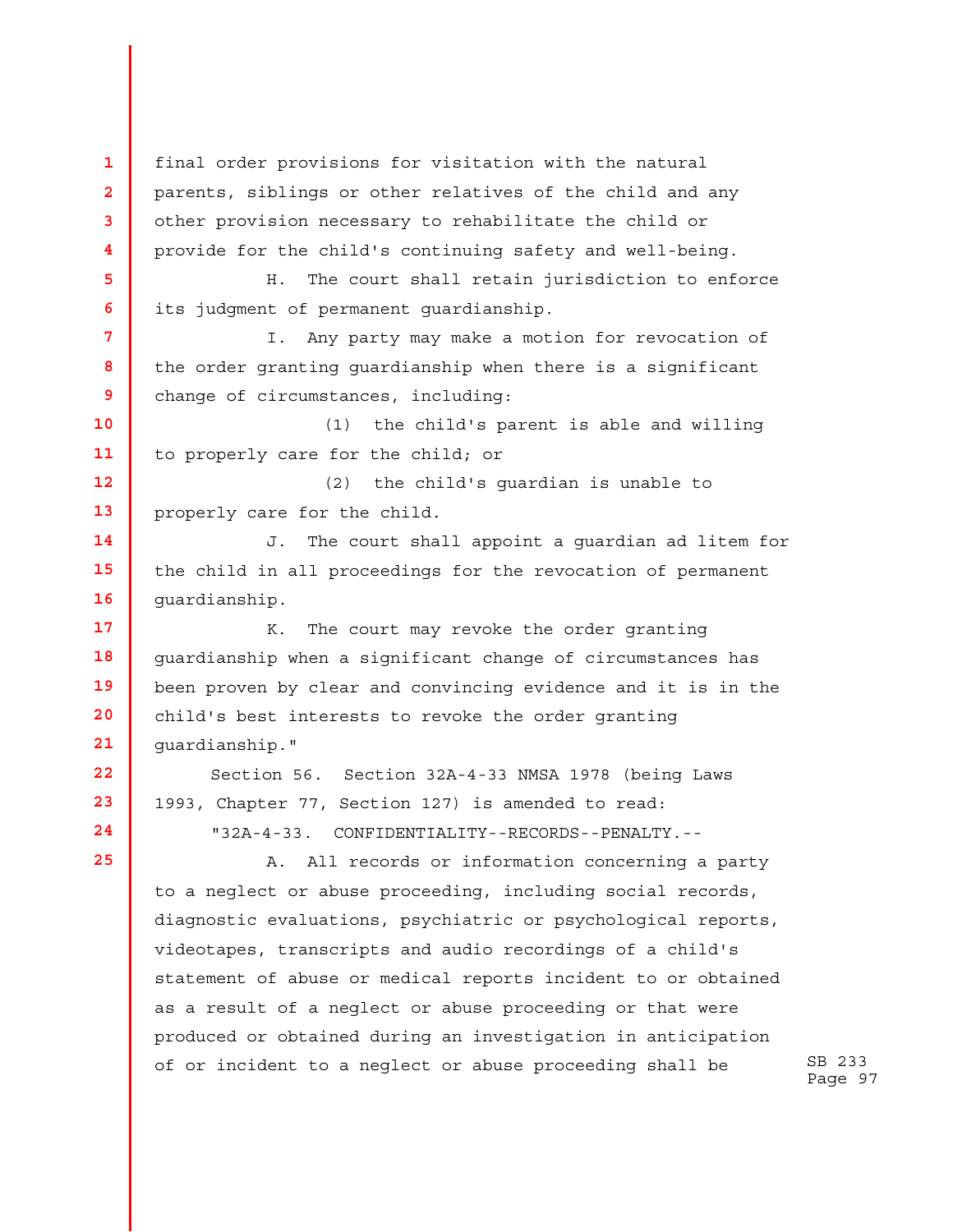final order provisions for visitation with the natural parents, siblings or other relatives of the child and any other provision necessary to rehabilitate the child or provide for the child's continuing safety and well-being.

H. The court shall retain jurisdiction to enforce its judgment of permanent guardianship.

I. Any party may make a motion for revocation of the order granting guardianship when there is a significant change of circumstances, including:

(1) the child's parent is able and willing to properly care for the child; or

(2) the child's guardian is unable to properly care for the child.

J. The court shall appoint a guardian ad litem for the child in all proceedings for the revocation of permanent guardianship.

K. The court may revoke the order granting guardianship when a significant change of circumstances has been proven by clear and convincing evidence and it is in the child's best interests to revoke the order granting guardianship."

Section 56. Section 32A-4-33 NMSA 1978 (being Laws 1993, Chapter 77, Section 127) is amended to read:

"32A-4-33. CONFIDENTIALITY--RECORDS--PENALTY.--

A. All records or information concerning a party to a neglect or abuse proceeding, including social records, diagnostic evaluations, psychiatric or psychological reports, videotapes, transcripts and audio recordings of a child's statement of abuse or medical reports incident to or obtained as a result of a neglect or abuse proceeding or that were produced or obtained during an investigation in anticipation of or incident to a neglect or abuse proceeding shall be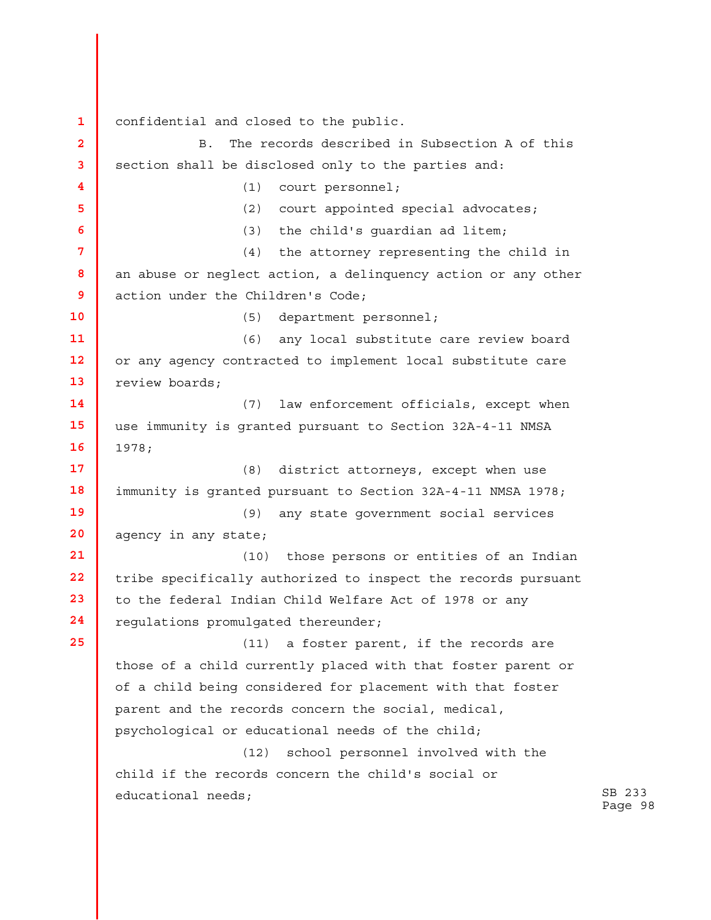confidential and closed to the public.

B. The records described in Subsection A of this section shall be disclosed only to the parties and:

(1) court personnel;

(2) court appointed special advocates;

(3) the child's guardian ad litem;

(4) the attorney representing the child in an abuse or neglect action, a delinquency action or any other action under the Children's Code;

(5) department personnel;

(6) any local substitute care review board or any agency contracted to implement local substitute care review boards;

(7) law enforcement officials, except when use immunity is granted pursuant to Section 32A-4-11 NMSA 1978;

(8) district attorneys, except when use immunity is granted pursuant to Section 32A-4-11 NMSA 1978;

(9) any state government social services agency in any state;

(10) those persons or entities of an Indian tribe specifically authorized to inspect the records pursuant to the federal Indian Child Welfare Act of 1978 or any regulations promulgated thereunder;

(11) a foster parent, if the records are those of a child currently placed with that foster parent or of a child being considered for placement with that foster parent and the records concern the social, medical, psychological or educational needs of the child;

(12) school personnel involved with the child if the records concern the child's social or educational needs;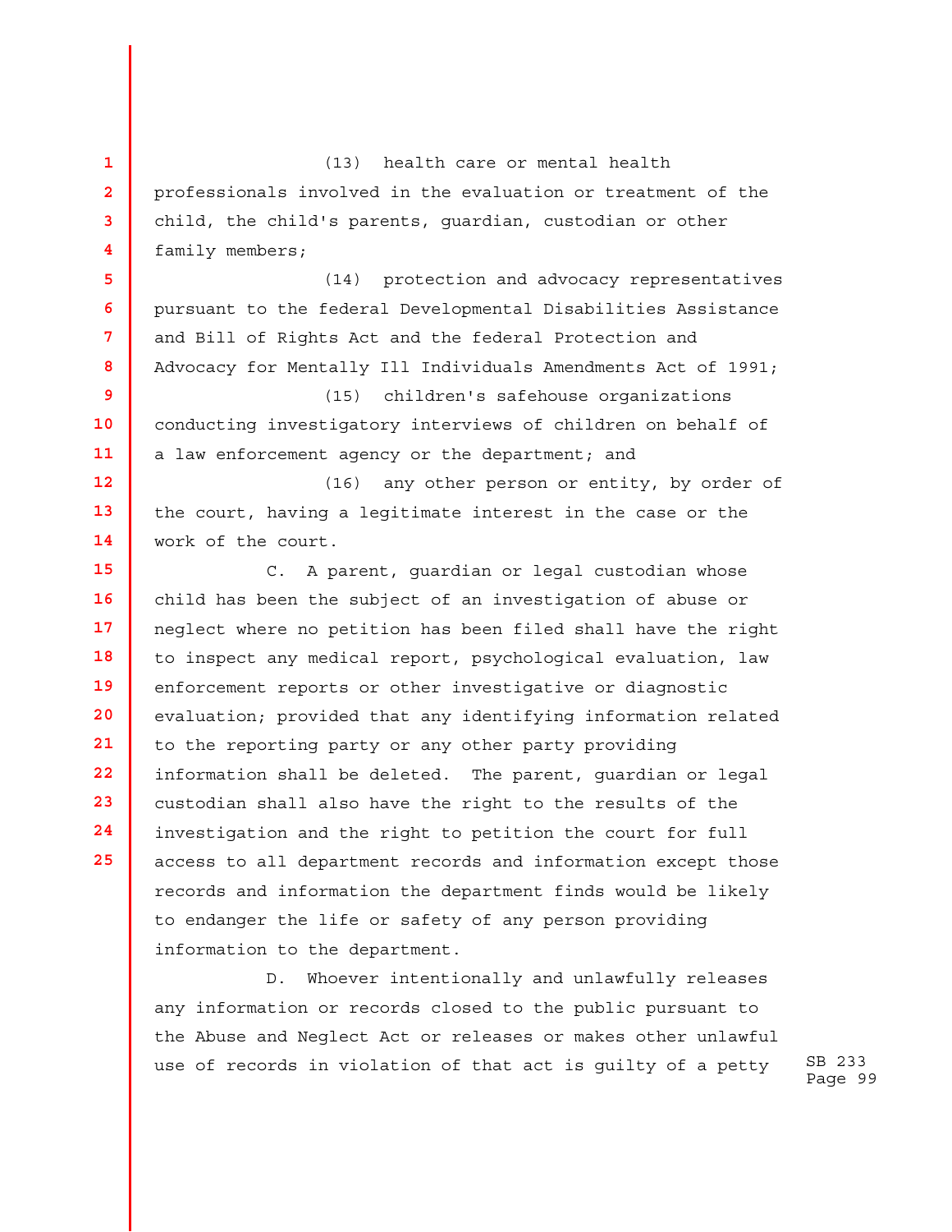(13) health care or mental health professionals involved in the evaluation or treatment of the child, the child's parents, guardian, custodian or other family members;

(14) protection and advocacy representatives pursuant to the federal Developmental Disabilities Assistance and Bill of Rights Act and the federal Protection and Advocacy for Mentally Ill Individuals Amendments Act of 1991;

(15) children's safehouse organizations conducting investigatory interviews of children on behalf of a law enforcement agency or the department; and

(16) any other person or entity, by order of the court, having a legitimate interest in the case or the work of the court.

C. A parent, guardian or legal custodian whose child has been the subject of an investigation of abuse or neglect where no petition has been filed shall have the right to inspect any medical report, psychological evaluation, law enforcement reports or other investigative or diagnostic evaluation; provided that any identifying information related to the reporting party or any other party providing information shall be deleted. The parent, guardian or legal custodian shall also have the right to the results of the investigation and the right to petition the court for full access to all department records and information except those records and information the department finds would be likely to endanger the life or safety of any person providing information to the department.

D. Whoever intentionally and unlawfully releases any information or records closed to the public pursuant to the Abuse and Neglect Act or releases or makes other unlawful use of records in violation of that act is guilty of a petty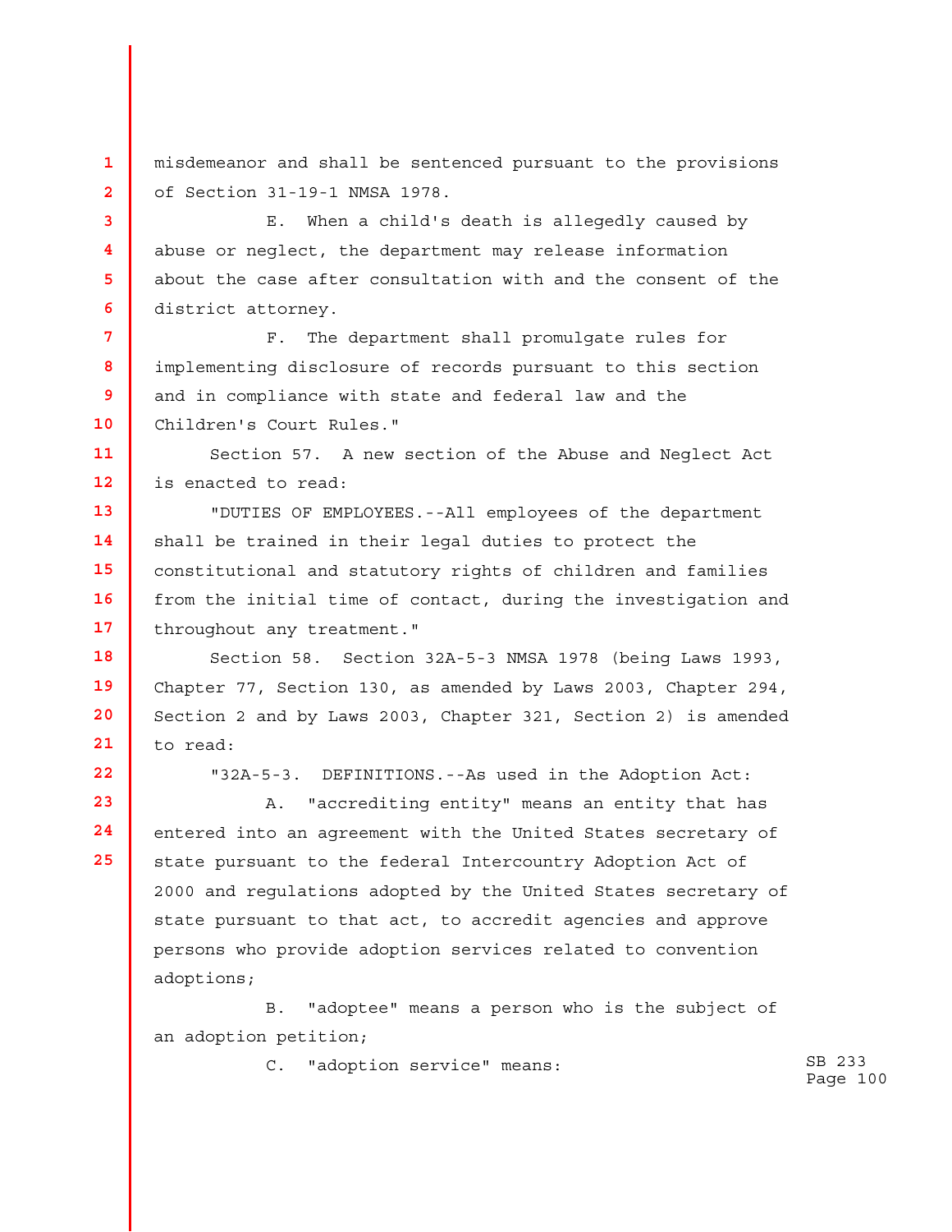misdemeanor and shall be sentenced pursuant to the provisions of Section 31-19-1 NMSA 1978.

E. When a child's death is allegedly caused by abuse or neglect, the department may release information about the case after consultation with and the consent of the district attorney.

F. The department shall promulgate rules for implementing disclosure of records pursuant to this section and in compliance with state and federal law and the Children's Court Rules."

Section 57. A new section of the Abuse and Neglect Act is enacted to read:

"DUTIES OF EMPLOYEES.--All employees of the department shall be trained in their legal duties to protect the constitutional and statutory rights of children and families from the initial time of contact, during the investigation and throughout any treatment."

Section 58. Section 32A-5-3 NMSA 1978 (being Laws 1993, Chapter 77, Section 130, as amended by Laws 2003, Chapter 294, Section 2 and by Laws 2003, Chapter 321, Section 2) is amended to read:

"32A-5-3. DEFINITIONS.--As used in the Adoption Act:

A. "accrediting entity" means an entity that has entered into an agreement with the United States secretary of state pursuant to the federal Intercountry Adoption Act of 2000 and regulations adopted by the United States secretary of state pursuant to that act, to accredit agencies and approve persons who provide adoption services related to convention adoptions;

B. "adoptee" means a person who is the subject of an adoption petition;

C. "adoption service" means: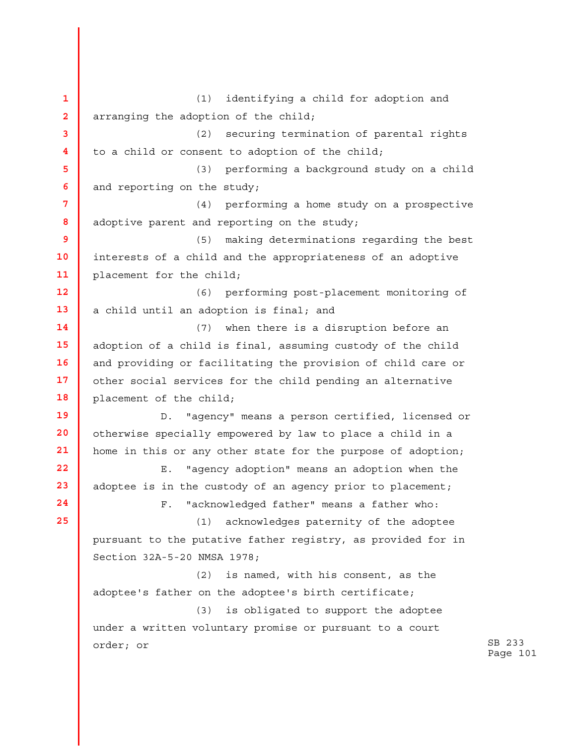(1) identifying a child for adoption and arranging the adoption of the child;

(2) securing termination of parental rights to a child or consent to adoption of the child;

(3) performing a background study on a child and reporting on the study;

(4) performing a home study on a prospective adoptive parent and reporting on the study;

(5) making determinations regarding the best interests of a child and the appropriateness of an adoptive placement for the child;

(6) performing post-placement monitoring of a child until an adoption is final; and

(7) when there is a disruption before an adoption of a child is final, assuming custody of the child and providing or facilitating the provision of child care or other social services for the child pending an alternative placement of the child;

D. "agency" means a person certified, licensed or otherwise specially empowered by law to place a child in a home in this or any other state for the purpose of adoption;

E. "agency adoption" means an adoption when the adoptee is in the custody of an agency prior to placement;

F. "acknowledged father" means a father who:

(1) acknowledges paternity of the adoptee pursuant to the putative father registry, as provided for in Section 32A-5-20 NMSA 1978;

(2) is named, with his consent, as the adoptee's father on the adoptee's birth certificate;

(3) is obligated to support the adoptee under a written voluntary promise or pursuant to a court order; or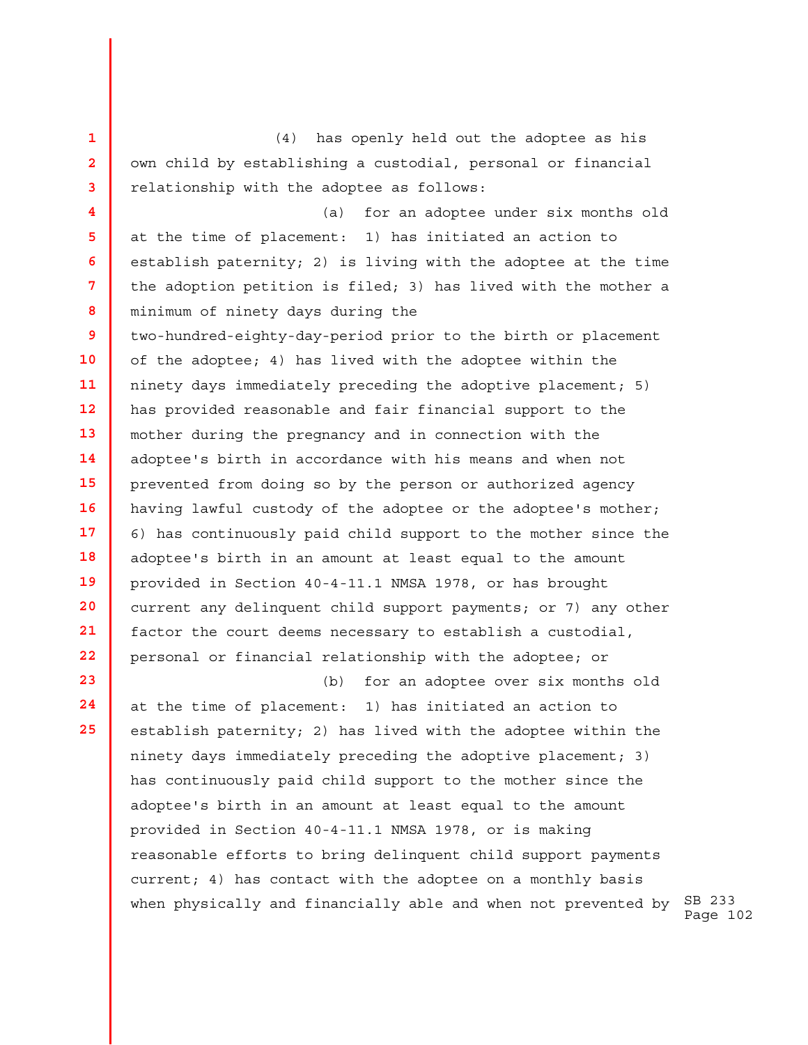(4) has openly held out the adoptee as his own child by establishing a custodial, personal or financial relationship with the adoptee as follows:

(a) for an adoptee under six months old at the time of placement: 1) has initiated an action to establish paternity; 2) is living with the adoptee at the time the adoption petition is filed; 3) has lived with the mother a minimum of ninety days during the two-hundred-eighty-day-period prior to the birth or placement of the adoptee; 4) has lived with the adoptee within the ninety days immediately preceding the adoptive placement; 5) has provided reasonable and fair financial support to the mother during the pregnancy and in connection with the adoptee's birth in accordance with his means and when not prevented from doing so by the person or authorized agency having lawful custody of the adoptee or the adoptee's mother; 6) has continuously paid child support to the mother since the adoptee's birth in an amount at least equal to the amount provided in Section 40-4-11.1 NMSA 1978, or has brought current any delinquent child support payments; or 7) any other factor the court deems necessary to establish a custodial, personal or financial relationship with the adoptee; or

(b) for an adoptee over six months old at the time of placement: 1) has initiated an action to establish paternity; 2) has lived with the adoptee within the ninety days immediately preceding the adoptive placement; 3) has continuously paid child support to the mother since the adoptee's birth in an amount at least equal to the amount provided in Section 40-4-11.1 NMSA 1978, or is making reasonable efforts to bring delinquent child support payments current; 4) has contact with the adoptee on a monthly basis when physically and financially able and when not prevented by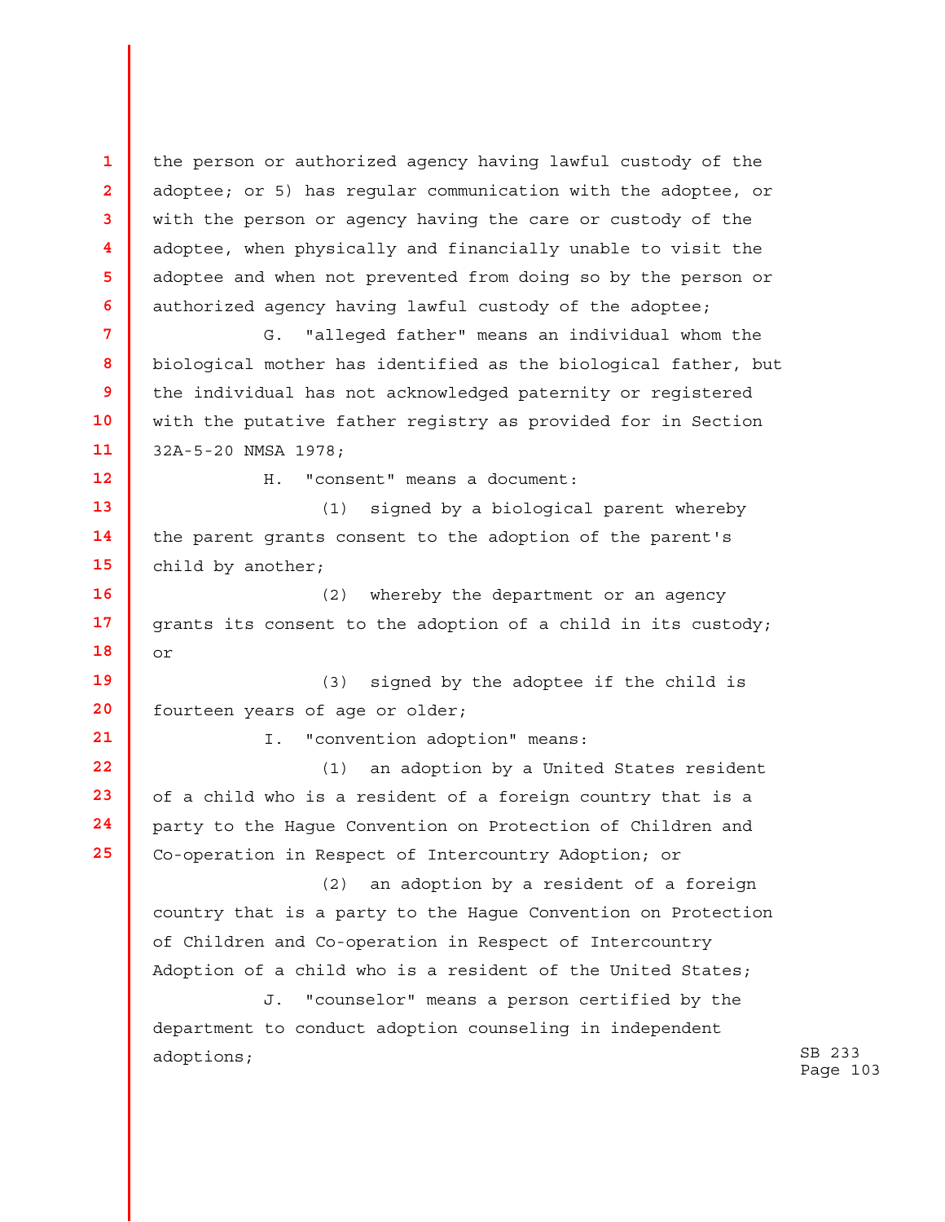the person or authorized agency having lawful custody of the adoptee; or 5) has regular communication with the adoptee, or with the person or agency having the care or custody of the adoptee, when physically and financially unable to visit the adoptee and when not prevented from doing so by the person or authorized agency having lawful custody of the adoptee;

G. "alleged father" means an individual whom the biological mother has identified as the biological father, but the individual has not acknowledged paternity or registered with the putative father registry as provided for in Section 32A-5-20 NMSA 1978;

H. "consent" means a document:

(1) signed by a biological parent whereby the parent grants consent to the adoption of the parent's child by another;

(2) whereby the department or an agency grants its consent to the adoption of a child in its custody; or

(3) signed by the adoptee if the child is fourteen years of age or older;

I. "convention adoption" means:

(1) an adoption by a United States resident of a child who is a resident of a foreign country that is a party to the Hague Convention on Protection of Children and Co-operation in Respect of Intercountry Adoption; or

(2) an adoption by a resident of a foreign country that is a party to the Hague Convention on Protection of Children and Co-operation in Respect of Intercountry Adoption of a child who is a resident of the United States;

J. "counselor" means a person certified by the department to conduct adoption counseling in independent adoptions;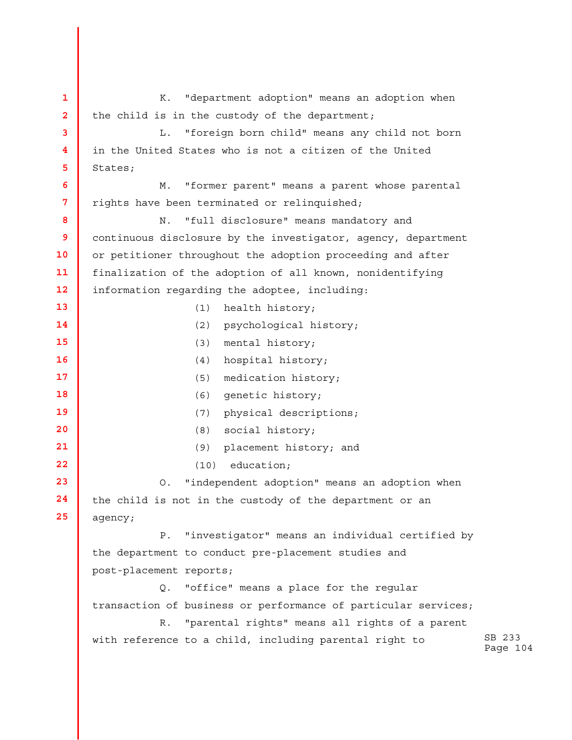K. "department adoption" means an adoption when the child is in the custody of the department;

L. "foreign born child" means any child not born in the United States who is not a citizen of the United States;

M. "former parent" means a parent whose parental rights have been terminated or relinquished;

N. "full disclosure" means mandatory and continuous disclosure by the investigator, agency, department or petitioner throughout the adoption proceeding and after finalization of the adoption of all known, nonidentifying information regarding the adoptee, including:

(1) health history;

(2) psychological history;

(3) mental history;

(4) hospital history;

(5) medication history;

(6) genetic history;

(7) physical descriptions;

(8) social history;

(9) placement history; and

(10) education;

O. "independent adoption" means an adoption when the child is not in the custody of the department or an agency;

P. "investigator" means an individual certified by the department to conduct pre-placement studies and post-placement reports;

Q. "office" means a place for the regular transaction of business or performance of particular services;

R. "parental rights" means all rights of a parent with reference to a child, including parental right to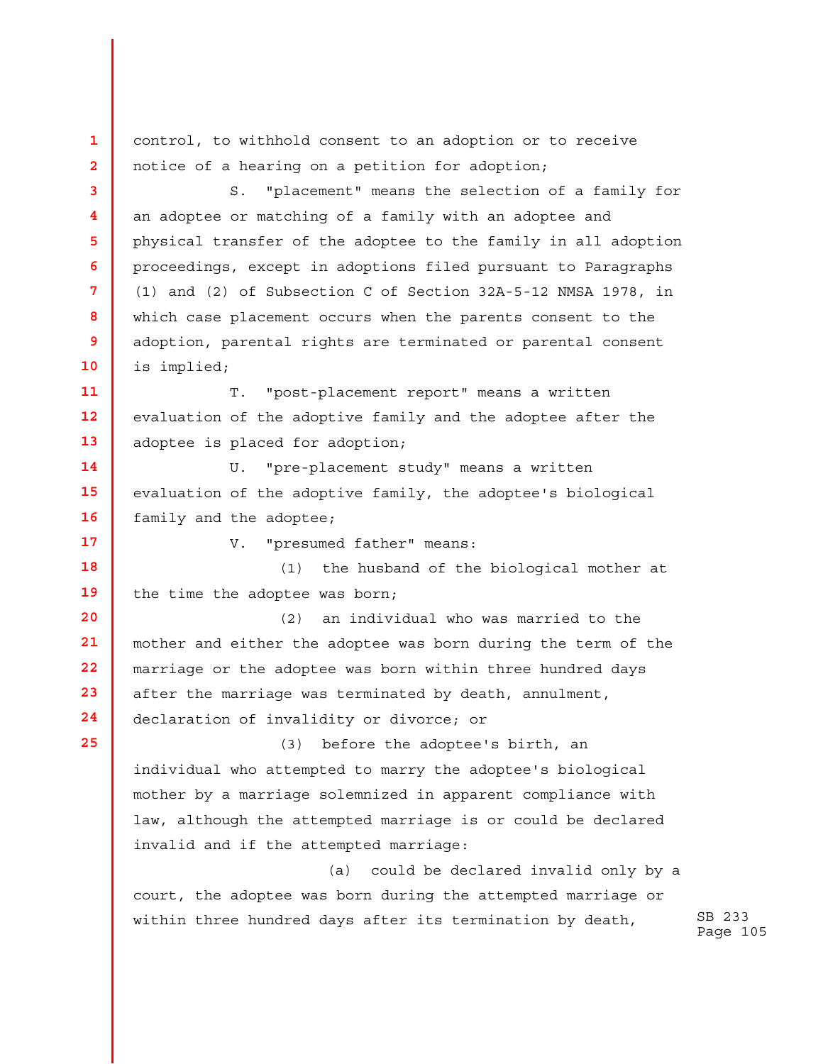control, to withhold consent to an adoption or to receive notice of a hearing on a petition for adoption;

S. "placement" means the selection of a family for an adoptee or matching of a family with an adoptee and physical transfer of the adoptee to the family in all adoption proceedings, except in adoptions filed pursuant to Paragraphs (1) and (2) of Subsection C of Section 32A-5-12 NMSA 1978, in which case placement occurs when the parents consent to the adoption, parental rights are terminated or parental consent is implied;

T. "post-placement report" means a written evaluation of the adoptive family and the adoptee after the adoptee is placed for adoption;

U. "pre-placement study" means a written evaluation of the adoptive family, the adoptee's biological family and the adoptee;

V. "presumed father" means:

(1) the husband of the biological mother at the time the adoptee was born;

(2) an individual who was married to the mother and either the adoptee was born during the term of the marriage or the adoptee was born within three hundred days after the marriage was terminated by death, annulment, declaration of invalidity or divorce; or

(3) before the adoptee's birth, an individual who attempted to marry the adoptee's biological mother by a marriage solemnized in apparent compliance with law, although the attempted marriage is or could be declared invalid and if the attempted marriage:

(a) could be declared invalid only by a court, the adoptee was born during the attempted marriage or within three hundred days after its termination by death,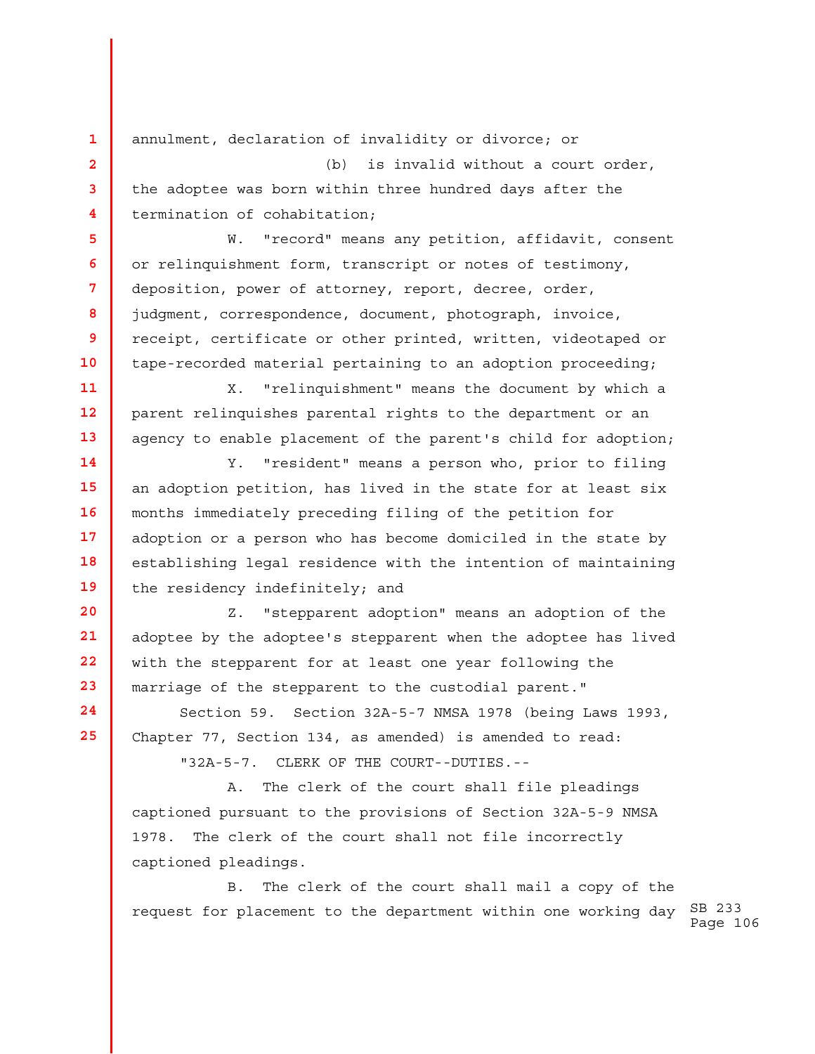annulment, declaration of invalidity or divorce; or

(b) is invalid without a court order, the adoptee was born within three hundred days after the termination of cohabitation;

W. "record" means any petition, affidavit, consent or relinquishment form, transcript or notes of testimony, deposition, power of attorney, report, decree, order, judgment, correspondence, document, photograph, invoice, receipt, certificate or other printed, written, videotaped or tape-recorded material pertaining to an adoption proceeding;

X. "relinquishment" means the document by which a parent relinquishes parental rights to the department or an agency to enable placement of the parent's child for adoption;

Y. "resident" means a person who, prior to filing an adoption petition, has lived in the state for at least six months immediately preceding filing of the petition for adoption or a person who has become domiciled in the state by establishing legal residence with the intention of maintaining the residency indefinitely; and

Z. "stepparent adoption" means an adoption of the adoptee by the adoptee's stepparent when the adoptee has lived with the stepparent for at least one year following the marriage of the stepparent to the custodial parent."

Section 59. Section 32A-5-7 NMSA 1978 (being Laws 1993, Chapter 77, Section 134, as amended) is amended to read:

"32A-5-7. CLERK OF THE COURT--DUTIES.--

A. The clerk of the court shall file pleadings captioned pursuant to the provisions of Section 32A-5-9 NMSA 1978. The clerk of the court shall not file incorrectly captioned pleadings.

B. The clerk of the court shall mail a copy of the request for placement to the department within one working day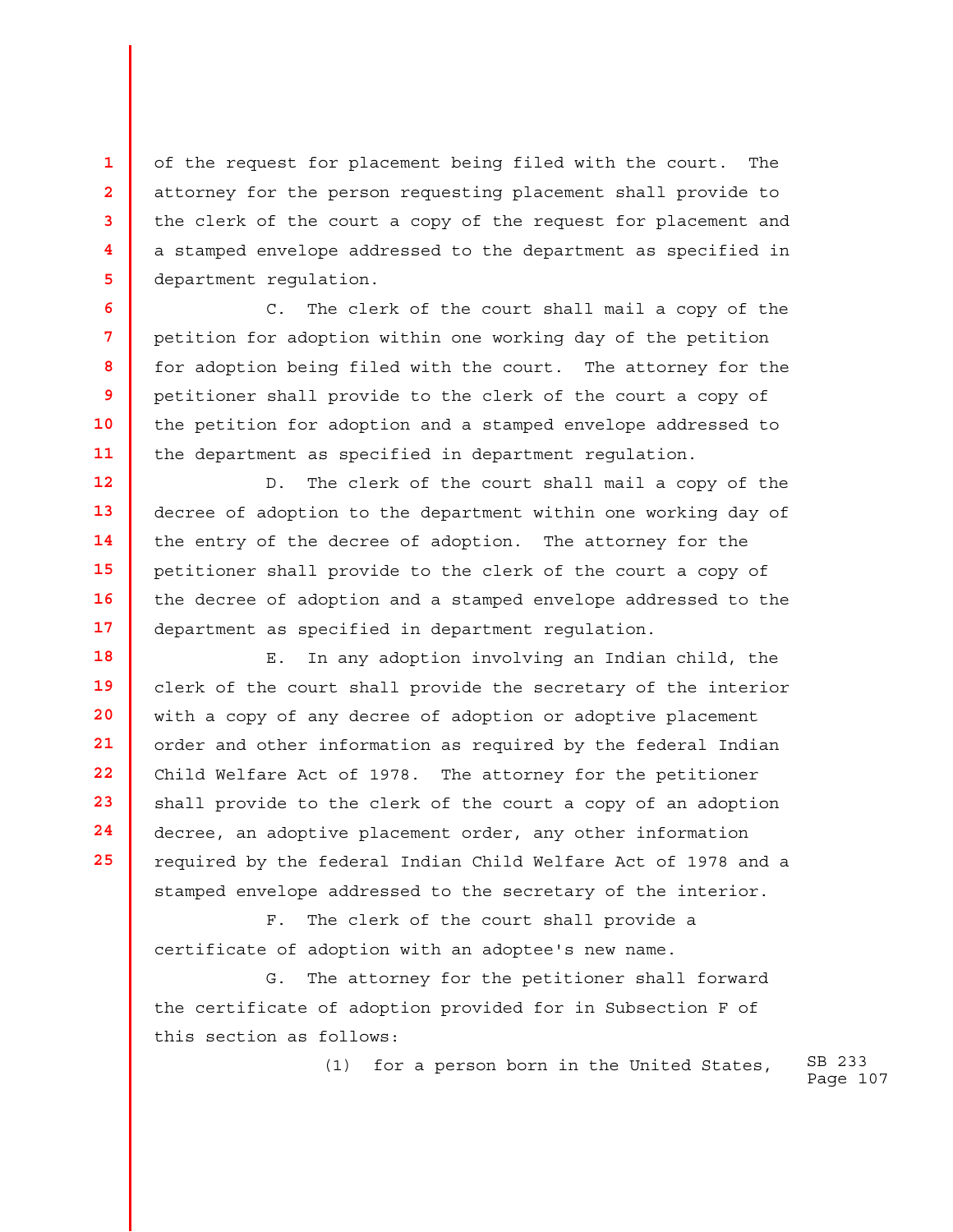of the request for placement being filed with the court. The attorney for the person requesting placement shall provide to the clerk of the court a copy of the request for placement and a stamped envelope addressed to the department as specified in department regulation.

C. The clerk of the court shall mail a copy of the petition for adoption within one working day of the petition for adoption being filed with the court. The attorney for the petitioner shall provide to the clerk of the court a copy of the petition for adoption and a stamped envelope addressed to the department as specified in department regulation.

D. The clerk of the court shall mail a copy of the decree of adoption to the department within one working day of the entry of the decree of adoption. The attorney for the petitioner shall provide to the clerk of the court a copy of the decree of adoption and a stamped envelope addressed to the department as specified in department regulation.

E. In any adoption involving an Indian child, the clerk of the court shall provide the secretary of the interior with a copy of any decree of adoption or adoptive placement order and other information as required by the federal Indian Child Welfare Act of 1978. The attorney for the petitioner shall provide to the clerk of the court a copy of an adoption decree, an adoptive placement order, any other information required by the federal Indian Child Welfare Act of 1978 and a stamped envelope addressed to the secretary of the interior.

F. The clerk of the court shall provide a certificate of adoption with an adoptee's new name.

G. The attorney for the petitioner shall forward the certificate of adoption provided for in Subsection F of this section as follows:

(1) for a person born in the United States,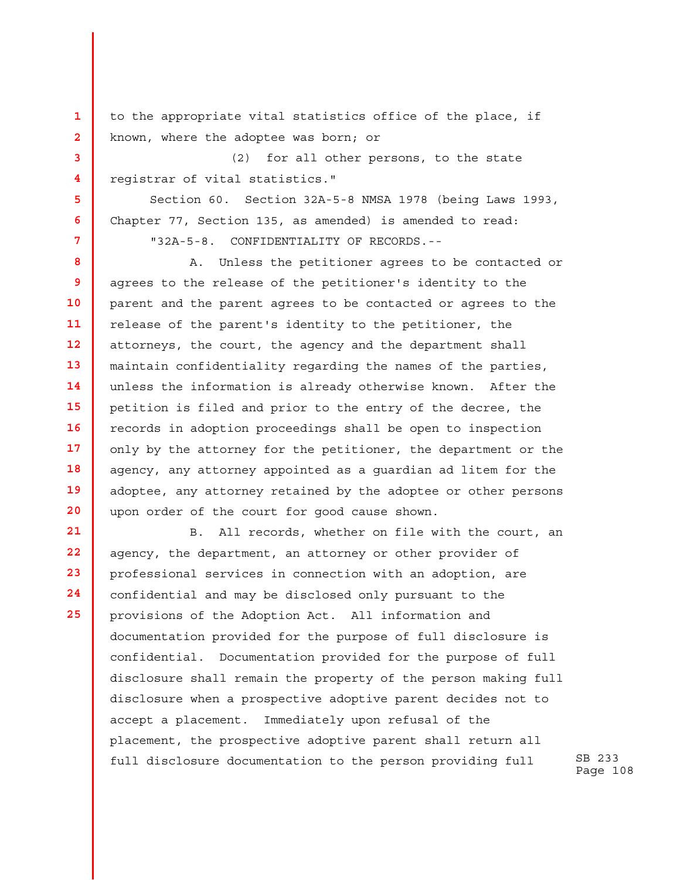to the appropriate vital statistics office of the place, if known, where the adoptee was born; or

(2) for all other persons, to the state registrar of vital statistics."

Section 60. Section 32A-5-8 NMSA 1978 (being Laws 1993, Chapter 77, Section 135, as amended) is amended to read:

"32A-5-8. CONFIDENTIALITY OF RECORDS.--

A. Unless the petitioner agrees to be contacted or agrees to the release of the petitioner's identity to the parent and the parent agrees to be contacted or agrees to the release of the parent's identity to the petitioner, the attorneys, the court, the agency and the department shall maintain confidentiality regarding the names of the parties, unless the information is already otherwise known. After the petition is filed and prior to the entry of the decree, the records in adoption proceedings shall be open to inspection only by the attorney for the petitioner, the department or the agency, any attorney appointed as a guardian ad litem for the adoptee, any attorney retained by the adoptee or other persons upon order of the court for good cause shown.

B. All records, whether on file with the court, an agency, the department, an attorney or other provider of professional services in connection with an adoption, are confidential and may be disclosed only pursuant to the provisions of the Adoption Act. All information and documentation provided for the purpose of full disclosure is confidential. Documentation provided for the purpose of full disclosure shall remain the property of the person making full disclosure when a prospective adoptive parent decides not to accept a placement. Immediately upon refusal of the placement, the prospective adoptive parent shall return all full disclosure documentation to the person providing full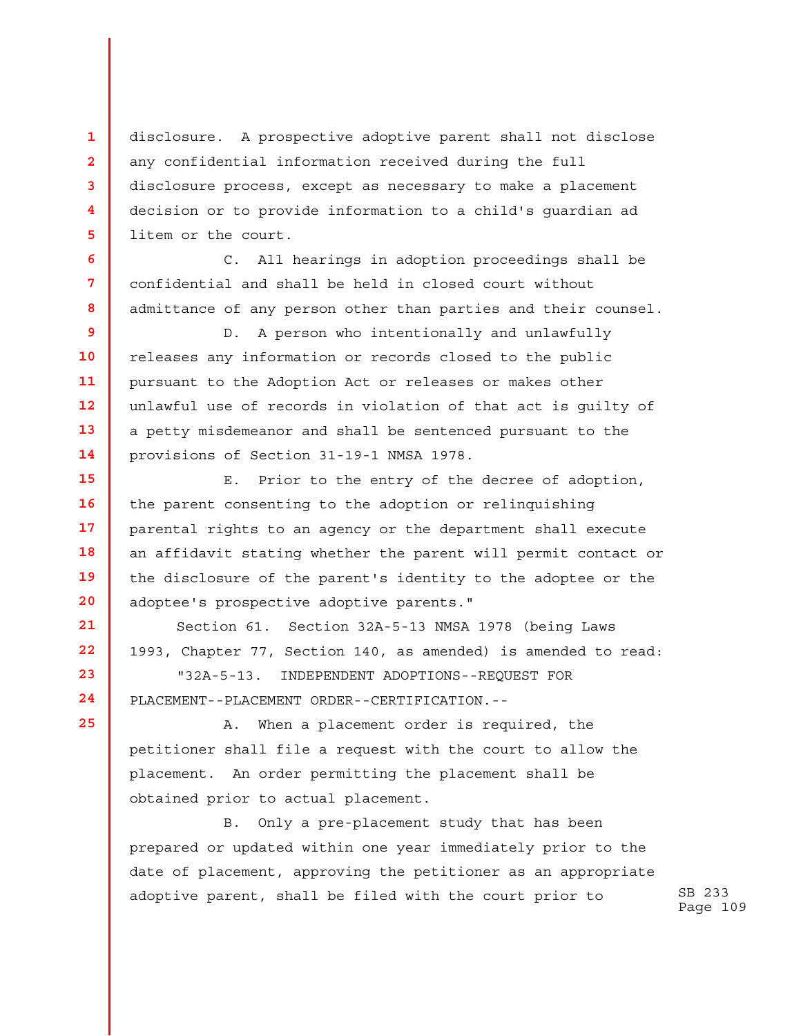disclosure. A prospective adoptive parent shall not disclose any confidential information received during the full disclosure process, except as necessary to make a placement decision or to provide information to a child's guardian ad litem or the court.

C. All hearings in adoption proceedings shall be confidential and shall be held in closed court without admittance of any person other than parties and their counsel.

D. A person who intentionally and unlawfully releases any information or records closed to the public pursuant to the Adoption Act or releases or makes other unlawful use of records in violation of that act is guilty of a petty misdemeanor and shall be sentenced pursuant to the provisions of Section 31-19-1 NMSA 1978.

E. Prior to the entry of the decree of adoption, the parent consenting to the adoption or relinquishing parental rights to an agency or the department shall execute an affidavit stating whether the parent will permit contact or the disclosure of the parent's identity to the adoptee or the adoptee's prospective adoptive parents."

Section 61. Section 32A-5-13 NMSA 1978 (being Laws 1993, Chapter 77, Section 140, as amended) is amended to read:

"32A-5-13. INDEPENDENT ADOPTIONS--REQUEST FOR PLACEMENT--PLACEMENT ORDER--CERTIFICATION.--

A. When a placement order is required, the petitioner shall file a request with the court to allow the placement. An order permitting the placement shall be obtained prior to actual placement.

B. Only a pre-placement study that has been prepared or updated within one year immediately prior to the date of placement, approving the petitioner as an appropriate adoptive parent, shall be filed with the court prior to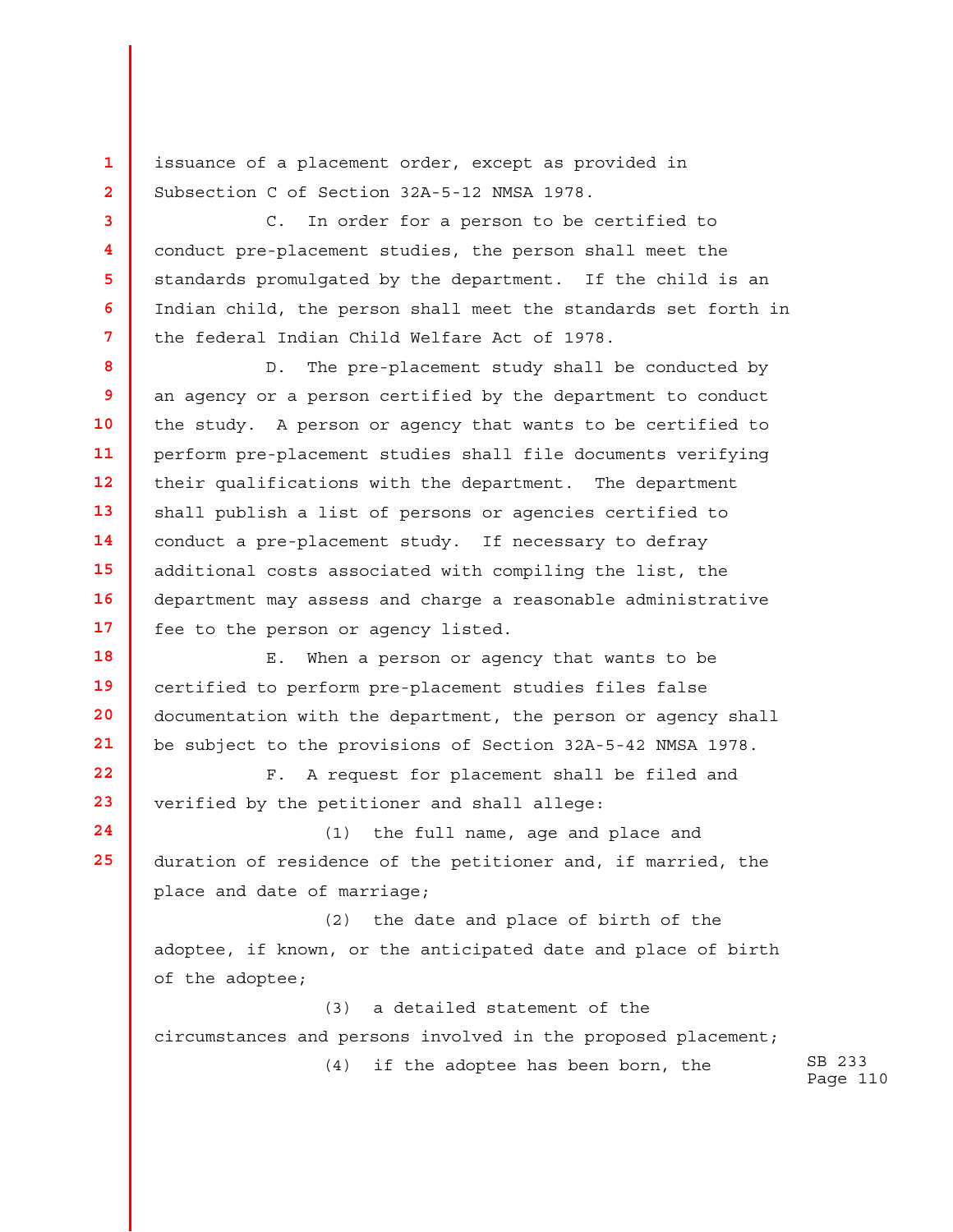issuance of a placement order, except as provided in Subsection C of Section 32A-5-12 NMSA 1978.

C. In order for a person to be certified to conduct pre-placement studies, the person shall meet the standards promulgated by the department. If the child is an Indian child, the person shall meet the standards set forth in the federal Indian Child Welfare Act of 1978.

D. The pre-placement study shall be conducted by an agency or a person certified by the department to conduct the study. A person or agency that wants to be certified to perform pre-placement studies shall file documents verifying their qualifications with the department. The department shall publish a list of persons or agencies certified to conduct a pre-placement study. If necessary to defray additional costs associated with compiling the list, the department may assess and charge a reasonable administrative fee to the person or agency listed.

E. When a person or agency that wants to be certified to perform pre-placement studies files false documentation with the department, the person or agency shall be subject to the provisions of Section 32A-5-42 NMSA 1978.

F. A request for placement shall be filed and verified by the petitioner and shall allege:

(1) the full name, age and place and duration of residence of the petitioner and, if married, the place and date of marriage;

(2) the date and place of birth of the adoptee, if known, or the anticipated date and place of birth of the adoptee;

(3) a detailed statement of the circumstances and persons involved in the proposed placement;

(4) if the adoptee has been born, the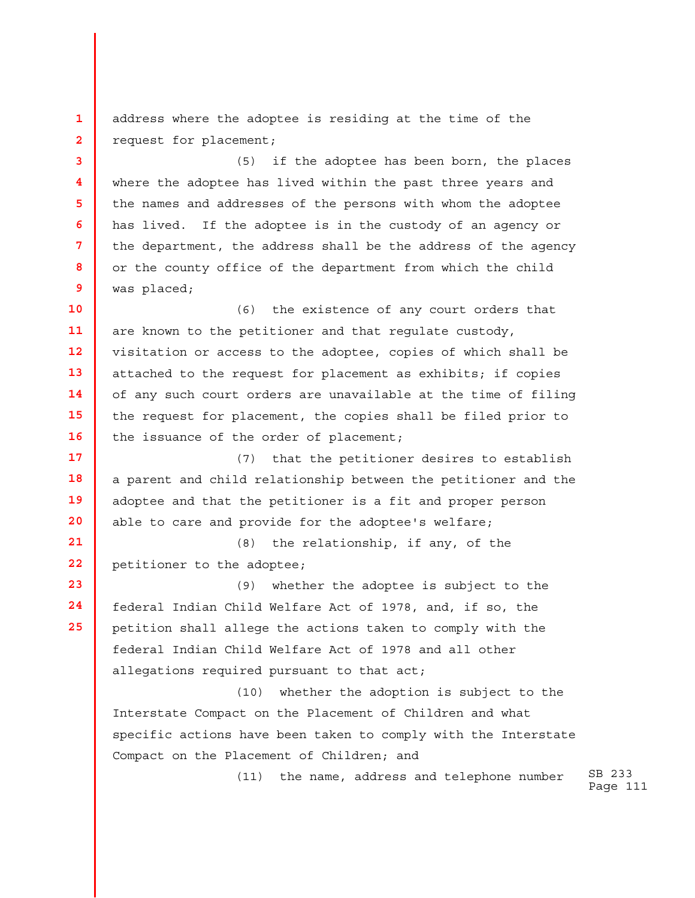address where the adoptee is residing at the time of the request for placement;

(5) if the adoptee has been born, the places where the adoptee has lived within the past three years and the names and addresses of the persons with whom the adoptee has lived. If the adoptee is in the custody of an agency or the department, the address shall be the address of the agency or the county office of the department from which the child was placed;

(6) the existence of any court orders that are known to the petitioner and that regulate custody, visitation or access to the adoptee, copies of which shall be attached to the request for placement as exhibits; if copies of any such court orders are unavailable at the time of filing the request for placement, the copies shall be filed prior to the issuance of the order of placement;

(7) that the petitioner desires to establish a parent and child relationship between the petitioner and the adoptee and that the petitioner is a fit and proper person able to care and provide for the adoptee's welfare;

(8) the relationship, if any, of the petitioner to the adoptee;

(9) whether the adoptee is subject to the federal Indian Child Welfare Act of 1978, and, if so, the petition shall allege the actions taken to comply with the federal Indian Child Welfare Act of 1978 and all other allegations required pursuant to that act;

(10) whether the adoption is subject to the Interstate Compact on the Placement of Children and what specific actions have been taken to comply with the Interstate Compact on the Placement of Children; and

(11) the name, address and telephone number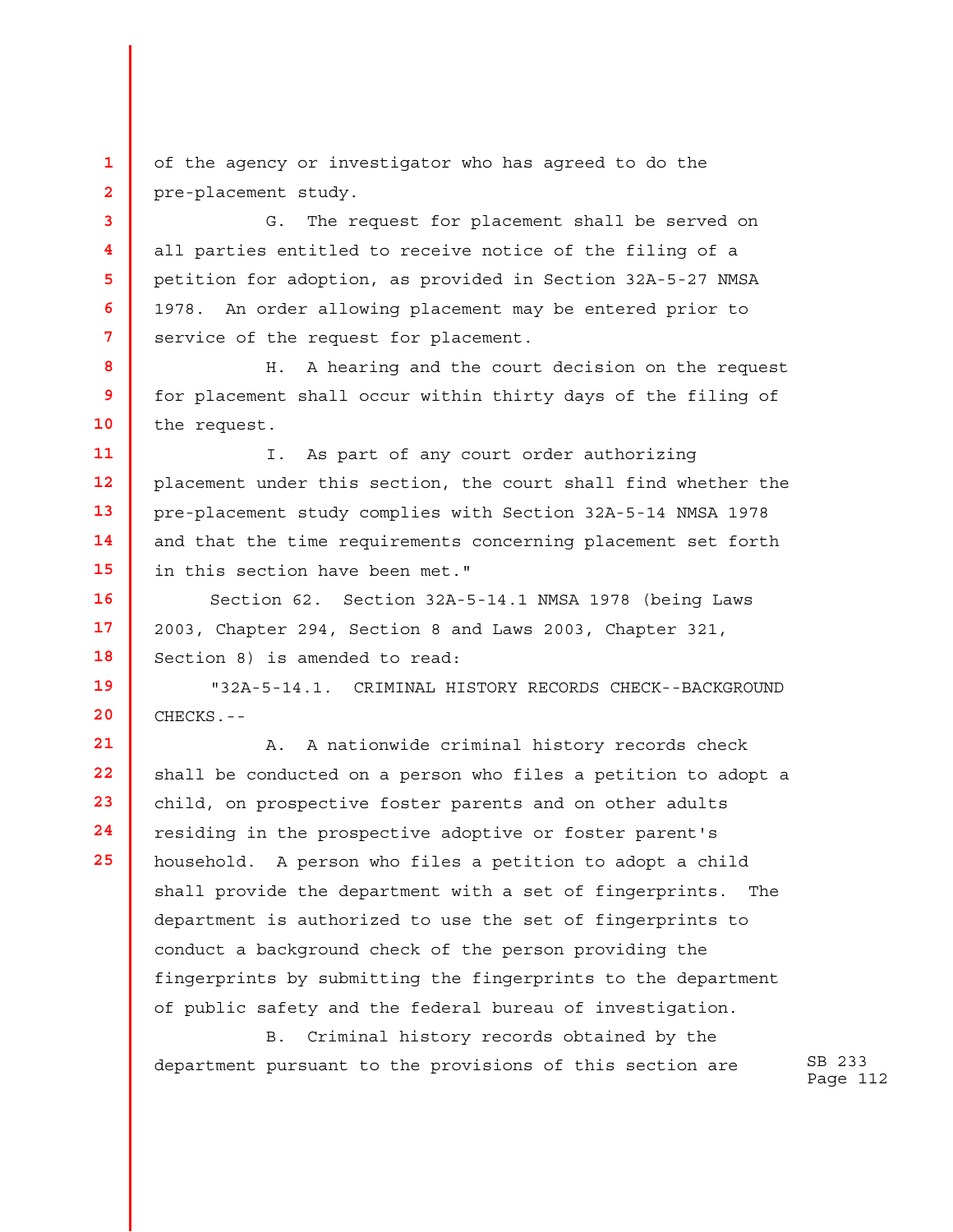of the agency or investigator who has agreed to do the pre-placement study.

G. The request for placement shall be served on all parties entitled to receive notice of the filing of a petition for adoption, as provided in Section 32A-5-27 NMSA 1978. An order allowing placement may be entered prior to service of the request for placement.

H. A hearing and the court decision on the request for placement shall occur within thirty days of the filing of the request.

I. As part of any court order authorizing placement under this section, the court shall find whether the pre-placement study complies with Section 32A-5-14 NMSA 1978 and that the time requirements concerning placement set forth in this section have been met."

Section 62. Section 32A-5-14.1 NMSA 1978 (being Laws 2003, Chapter 294, Section 8 and Laws 2003, Chapter 321, Section 8) is amended to read:

"32A-5-14.1. CRIMINAL HISTORY RECORDS CHECK--BACKGROUND CHECKS.--

A. A nationwide criminal history records check shall be conducted on a person who files a petition to adopt a child, on prospective foster parents and on other adults residing in the prospective adoptive or foster parent's household. A person who files a petition to adopt a child shall provide the department with a set of fingerprints. The department is authorized to use the set of fingerprints to conduct a background check of the person providing the fingerprints by submitting the fingerprints to the department of public safety and the federal bureau of investigation.

B. Criminal history records obtained by the department pursuant to the provisions of this section are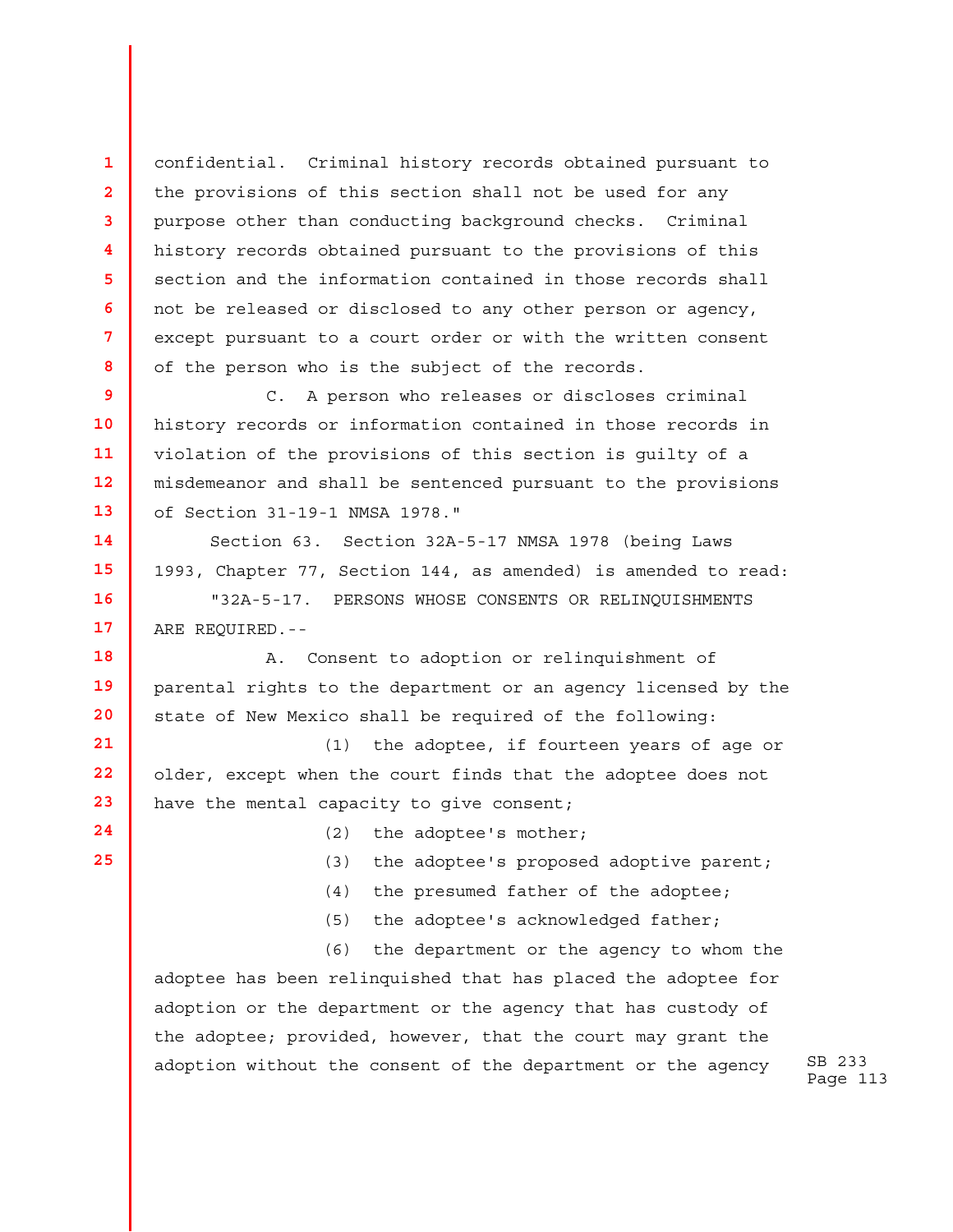confidential. Criminal history records obtained pursuant to the provisions of this section shall not be used for any purpose other than conducting background checks. Criminal history records obtained pursuant to the provisions of this section and the information contained in those records shall not be released or disclosed to any other person or agency, except pursuant to a court order or with the written consent of the person who is the subject of the records.

C. A person who releases or discloses criminal history records or information contained in those records in violation of the provisions of this section is guilty of a misdemeanor and shall be sentenced pursuant to the provisions of Section 31-19-1 NMSA 1978."

Section 63. Section 32A-5-17 NMSA 1978 (being Laws 1993, Chapter 77, Section 144, as amended) is amended to read:

"32A-5-17. PERSONS WHOSE CONSENTS OR RELINQUISHMENTS ARE REQUIRED.--

A. Consent to adoption or relinquishment of parental rights to the department or an agency licensed by the state of New Mexico shall be required of the following:

(1) the adoptee, if fourteen years of age or older, except when the court finds that the adoptee does not have the mental capacity to give consent;

(2) the adoptee's mother;

(3) the adoptee's proposed adoptive parent;

(4) the presumed father of the adoptee;

(5) the adoptee's acknowledged father;

(6) the department or the agency to whom the adoptee has been relinquished that has placed the adoptee for adoption or the department or the agency that has custody of the adoptee; provided, however, that the court may grant the adoption without the consent of the department or the agency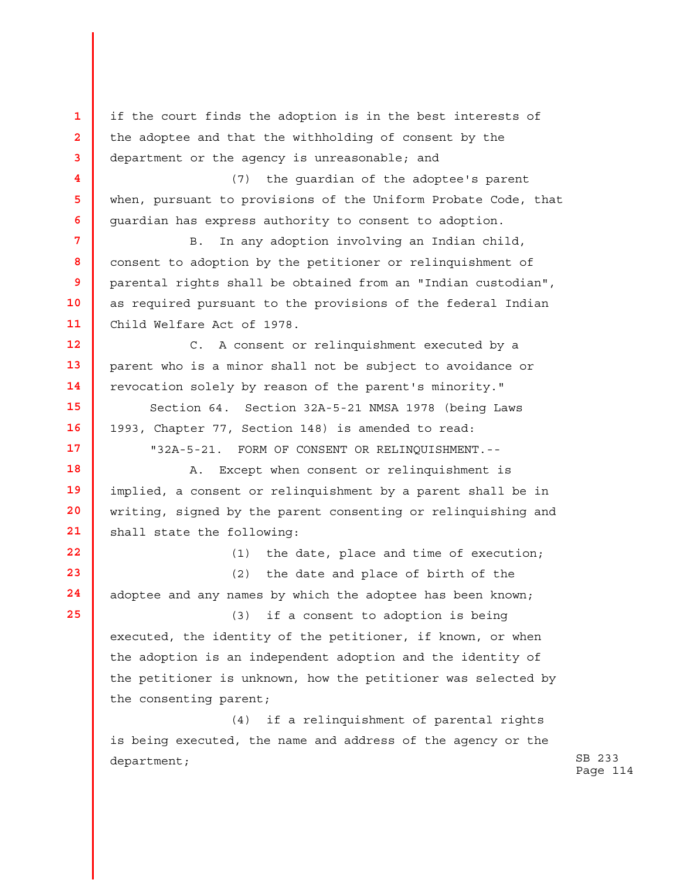if the court finds the adoption is in the best interests of the adoptee and that the withholding of consent by the department or the agency is unreasonable; and

(7) the guardian of the adoptee's parent when, pursuant to provisions of the Uniform Probate Code, that guardian has express authority to consent to adoption.

B. In any adoption involving an Indian child, consent to adoption by the petitioner or relinquishment of parental rights shall be obtained from an "Indian custodian", as required pursuant to the provisions of the federal Indian Child Welfare Act of 1978.

C. A consent or relinquishment executed by a parent who is a minor shall not be subject to avoidance or revocation solely by reason of the parent's minority."

Section 64. Section 32A-5-21 NMSA 1978 (being Laws 1993, Chapter 77, Section 148) is amended to read:

"32A-5-21. FORM OF CONSENT OR RELINQUISHMENT.--

A. Except when consent or relinquishment is implied, a consent or relinquishment by a parent shall be in writing, signed by the parent consenting or relinquishing and shall state the following:

(1) the date, place and time of execution;

(2) the date and place of birth of the adoptee and any names by which the adoptee has been known;

(3) if a consent to adoption is being executed, the identity of the petitioner, if known, or when the adoption is an independent adoption and the identity of the petitioner is unknown, how the petitioner was selected by the consenting parent;

(4) if a relinquishment of parental rights is being executed, the name and address of the agency or the department;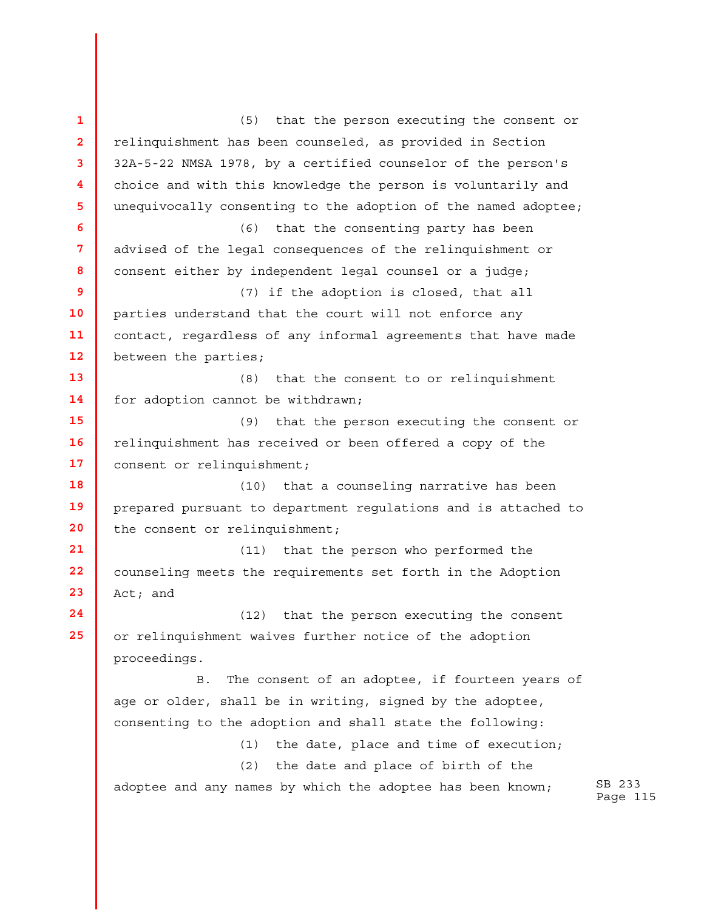(5) that the person executing the consent or relinquishment has been counseled, as provided in Section 32A-5-22 NMSA 1978, by a certified counselor of the person's choice and with this knowledge the person is voluntarily and unequivocally consenting to the adoption of the named adoptee;

(6) that the consenting party has been advised of the legal consequences of the relinquishment or consent either by independent legal counsel or a judge;

(7) if the adoption is closed, that all parties understand that the court will not enforce any contact, regardless of any informal agreements that have made between the parties;

(8) that the consent to or relinquishment for adoption cannot be withdrawn;

(9) that the person executing the consent or relinquishment has received or been offered a copy of the consent or relinquishment;

(10) that a counseling narrative has been prepared pursuant to department regulations and is attached to the consent or relinquishment;

(11) that the person who performed the counseling meets the requirements set forth in the Adoption Act; and

(12) that the person executing the consent or relinquishment waives further notice of the adoption proceedings.

B. The consent of an adoptee, if fourteen years of age or older, shall be in writing, signed by the adoptee, consenting to the adoption and shall state the following:

(1) the date, place and time of execution;

(2) the date and place of birth of the adoptee and any names by which the adoptee has been known;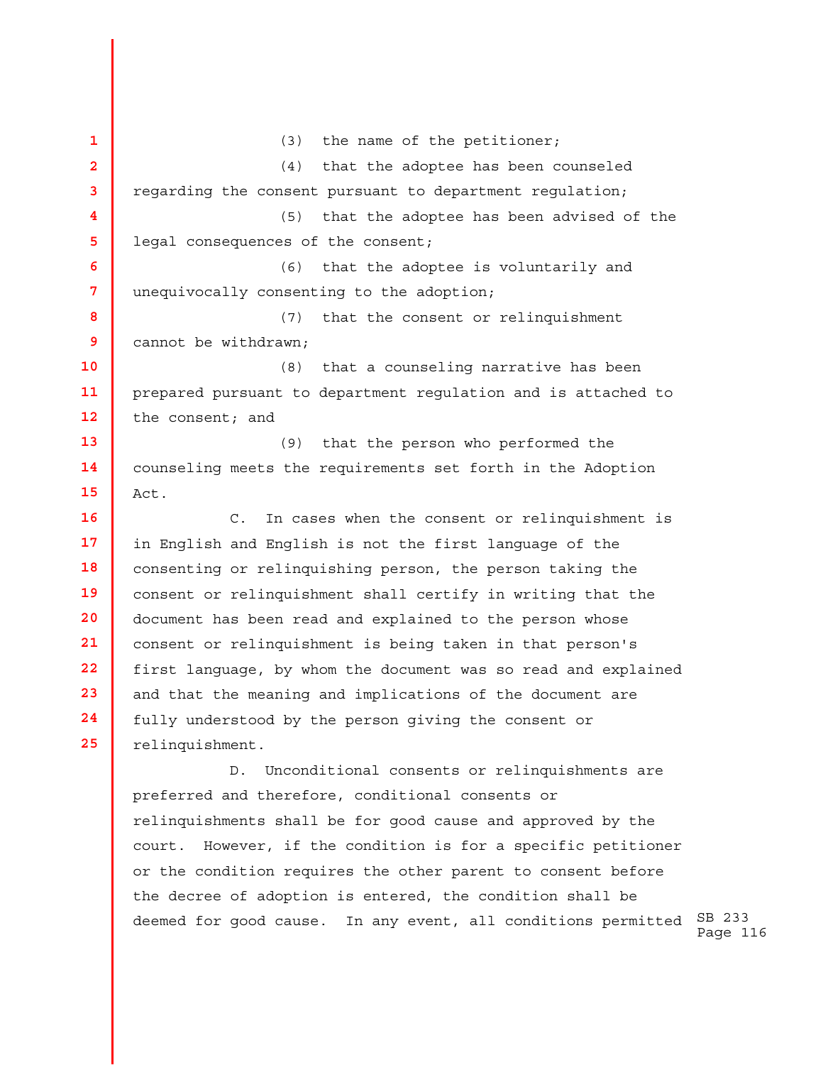(3) the name of the petitioner;

(4) that the adoptee has been counseled regarding the consent pursuant to department regulation;

(5) that the adoptee has been advised of the legal consequences of the consent;

(6) that the adoptee is voluntarily and unequivocally consenting to the adoption;

(7) that the consent or relinquishment cannot be withdrawn;

(8) that a counseling narrative has been prepared pursuant to department regulation and is attached to the consent; and

(9) that the person who performed the counseling meets the requirements set forth in the Adoption Act.

C. In cases when the consent or relinquishment is in English and English is not the first language of the consenting or relinquishing person, the person taking the consent or relinquishment shall certify in writing that the document has been read and explained to the person whose consent or relinquishment is being taken in that person's first language, by whom the document was so read and explained and that the meaning and implications of the document are fully understood by the person giving the consent or relinquishment.

D. Unconditional consents or relinquishments are preferred and therefore, conditional consents or relinquishments shall be for good cause and approved by the court. However, if the condition is for a specific petitioner or the condition requires the other parent to consent before the decree of adoption is entered, the condition shall be deemed for good cause. In any event, all conditions permitted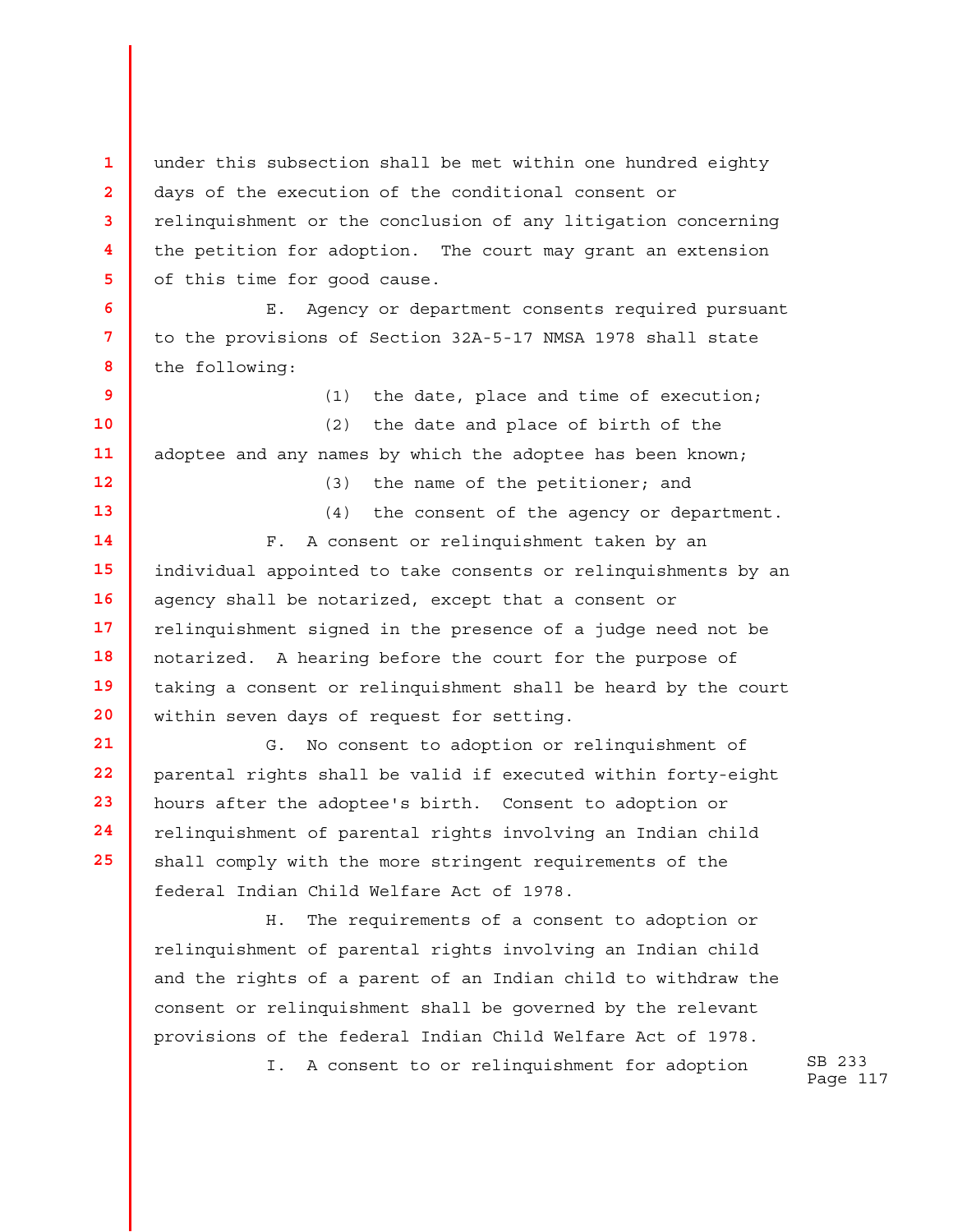under this subsection shall be met within one hundred eighty days of the execution of the conditional consent or relinquishment or the conclusion of any litigation concerning the petition for adoption. The court may grant an extension of this time for good cause.

E. Agency or department consents required pursuant to the provisions of Section 32A-5-17 NMSA 1978 shall state the following:

(1) the date, place and time of execution;

(2) the date and place of birth of the adoptee and any names by which the adoptee has been known;

(3) the name of the petitioner; and

(4) the consent of the agency or department.

F. A consent or relinquishment taken by an individual appointed to take consents or relinquishments by an agency shall be notarized, except that a consent or relinquishment signed in the presence of a judge need not be notarized. A hearing before the court for the purpose of taking a consent or relinquishment shall be heard by the court within seven days of request for setting.

G. No consent to adoption or relinquishment of parental rights shall be valid if executed within forty-eight hours after the adoptee's birth. Consent to adoption or relinquishment of parental rights involving an Indian child shall comply with the more stringent requirements of the federal Indian Child Welfare Act of 1978.

H. The requirements of a consent to adoption or relinquishment of parental rights involving an Indian child and the rights of a parent of an Indian child to withdraw the consent or relinquishment shall be governed by the relevant provisions of the federal Indian Child Welfare Act of 1978.

I. A consent to or relinquishment for adoption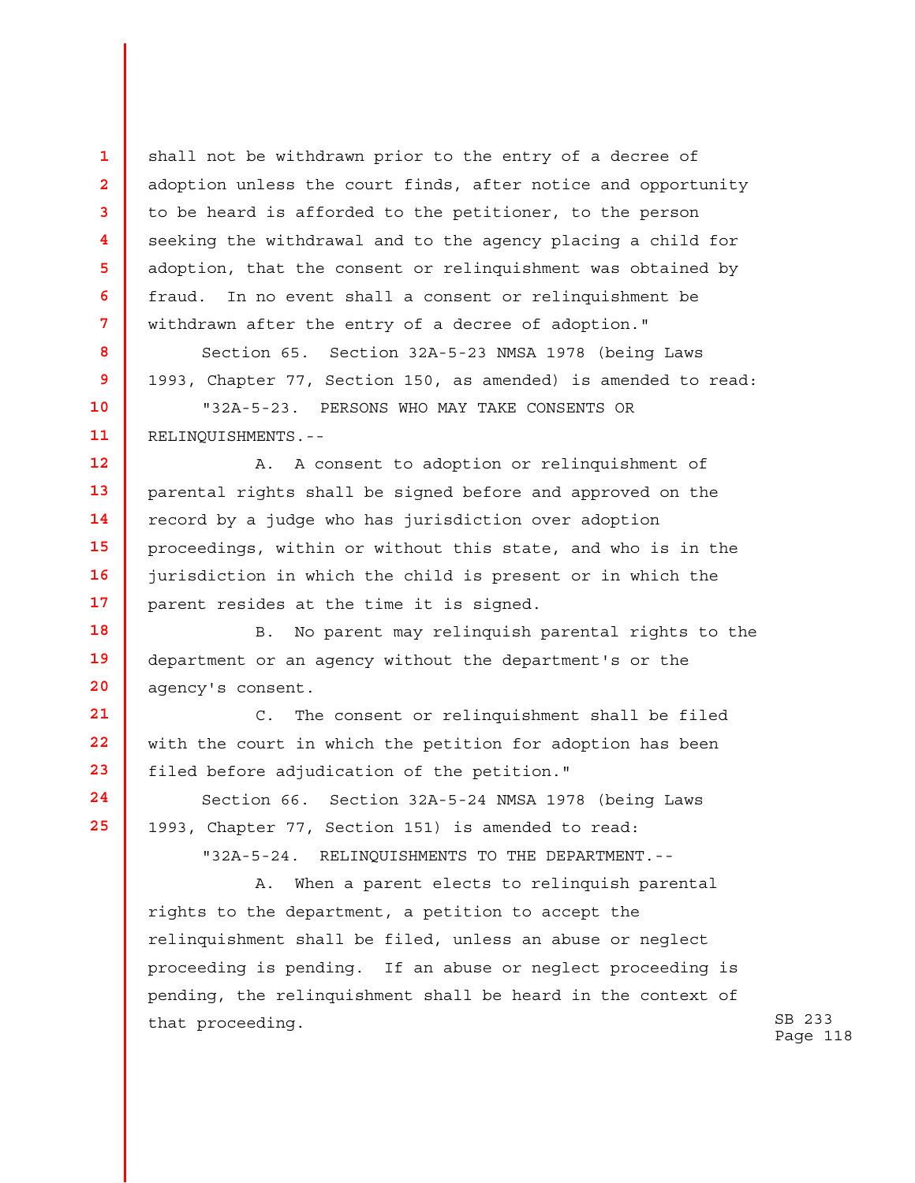shall not be withdrawn prior to the entry of a decree of adoption unless the court finds, after notice and opportunity to be heard is afforded to the petitioner, to the person seeking the withdrawal and to the agency placing a child for adoption, that the consent or relinquishment was obtained by fraud. In no event shall a consent or relinquishment be withdrawn after the entry of a decree of adoption."

Section 65. Section 32A-5-23 NMSA 1978 (being Laws 1993, Chapter 77, Section 150, as amended) is amended to read:

"32A-5-23. PERSONS WHO MAY TAKE CONSENTS OR RELINQUISHMENTS.--

A. A consent to adoption or relinquishment of parental rights shall be signed before and approved on the record by a judge who has jurisdiction over adoption proceedings, within or without this state, and who is in the jurisdiction in which the child is present or in which the parent resides at the time it is signed.

B. No parent may relinquish parental rights to the department or an agency without the department's or the agency's consent.

C. The consent or relinquishment shall be filed with the court in which the petition for adoption has been filed before adjudication of the petition."

Section 66. Section 32A-5-24 NMSA 1978 (being Laws 1993, Chapter 77, Section 151) is amended to read:

"32A-5-24. RELINQUISHMENTS TO THE DEPARTMENT.--

A. When a parent elects to relinquish parental rights to the department, a petition to accept the relinquishment shall be filed, unless an abuse or neglect proceeding is pending. If an abuse or neglect proceeding is pending, the relinquishment shall be heard in the context of that proceeding.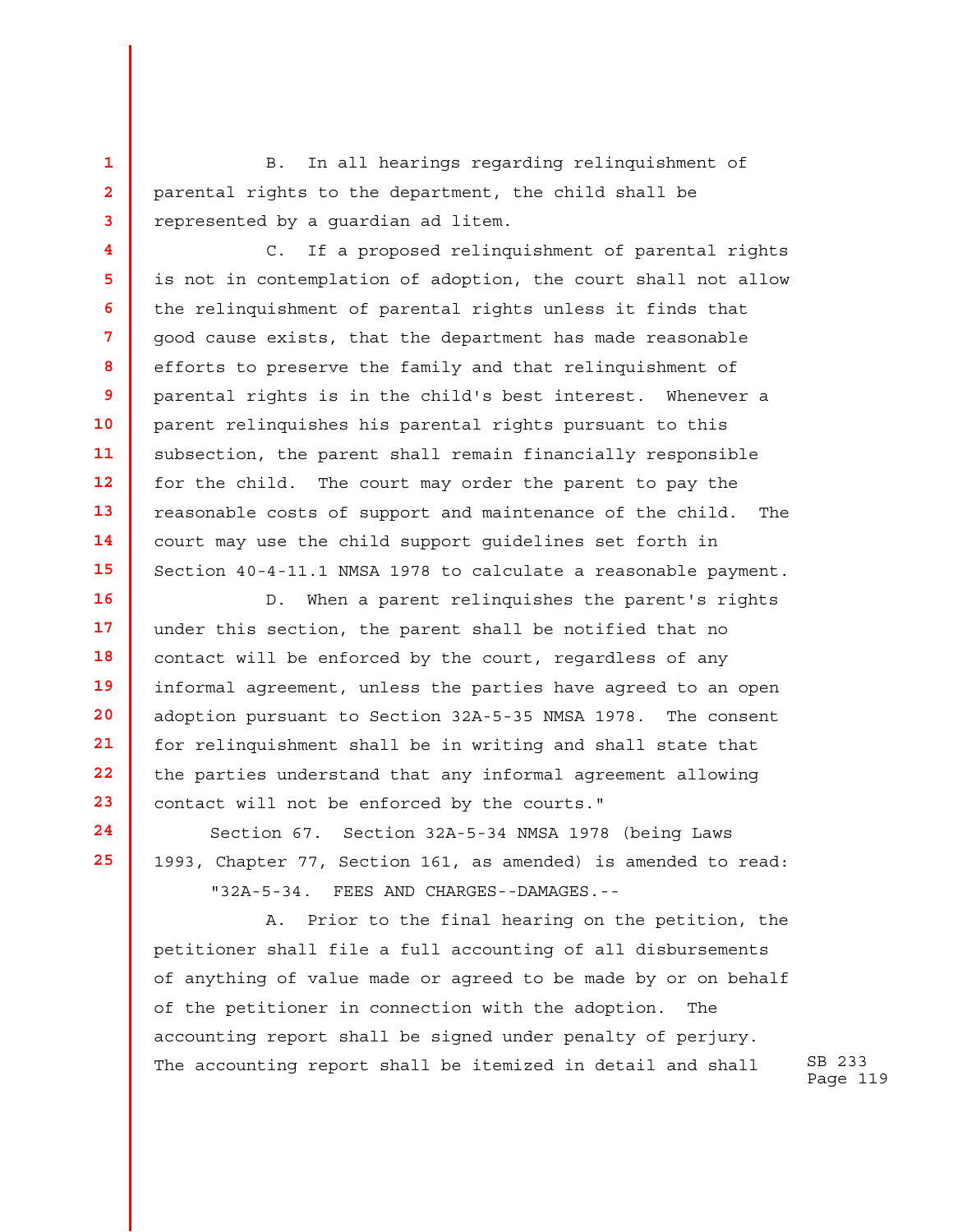B. In all hearings regarding relinquishment of parental rights to the department, the child shall be represented by a guardian ad litem.

C. If a proposed relinquishment of parental rights is not in contemplation of adoption, the court shall not allow the relinquishment of parental rights unless it finds that good cause exists, that the department has made reasonable efforts to preserve the family and that relinquishment of parental rights is in the child's best interest. Whenever a parent relinquishes his parental rights pursuant to this subsection, the parent shall remain financially responsible for the child. The court may order the parent to pay the reasonable costs of support and maintenance of the child. The court may use the child support guidelines set forth in Section 40-4-11.1 NMSA 1978 to calculate a reasonable payment.

D. When a parent relinquishes the parent's rights under this section, the parent shall be notified that no contact will be enforced by the court, regardless of any informal agreement, unless the parties have agreed to an open adoption pursuant to Section 32A-5-35 NMSA 1978. The consent for relinquishment shall be in writing and shall state that the parties understand that any informal agreement allowing contact will not be enforced by the courts."

Section 67. Section 32A-5-34 NMSA 1978 (being Laws 1993, Chapter 77, Section 161, as amended) is amended to read:

"32A-5-34. FEES AND CHARGES--DAMAGES.--

A. Prior to the final hearing on the petition, the petitioner shall file a full accounting of all disbursements of anything of value made or agreed to be made by or on behalf of the petitioner in connection with the adoption. The accounting report shall be signed under penalty of perjury. The accounting report shall be itemized in detail and shall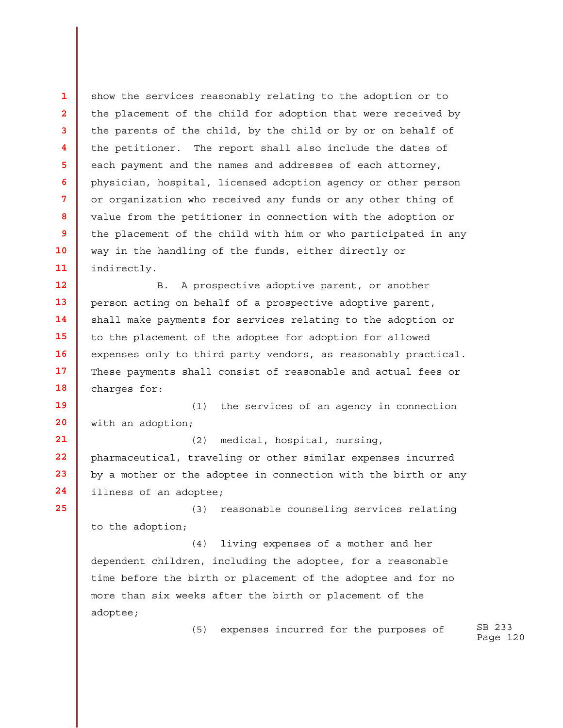show the services reasonably relating to the adoption or to the placement of the child for adoption that were received by the parents of the child, by the child or by or on behalf of the petitioner. The report shall also include the dates of each payment and the names and addresses of each attorney, physician, hospital, licensed adoption agency or other person or organization who received any funds or any other thing of value from the petitioner in connection with the adoption or the placement of the child with him or who participated in any way in the handling of the funds, either directly or indirectly.

B. A prospective adoptive parent, or another person acting on behalf of a prospective adoptive parent, shall make payments for services relating to the adoption or to the placement of the adoptee for adoption for allowed expenses only to third party vendors, as reasonably practical. These payments shall consist of reasonable and actual fees or charges for:

(1) the services of an agency in connection with an adoption;

(2) medical, hospital, nursing, pharmaceutical, traveling or other similar expenses incurred by a mother or the adoptee in connection with the birth or any illness of an adoptee;

(3) reasonable counseling services relating to the adoption;

(4) living expenses of a mother and her dependent children, including the adoptee, for a reasonable time before the birth or placement of the adoptee and for no more than six weeks after the birth or placement of the adoptee;

(5) expenses incurred for the purposes of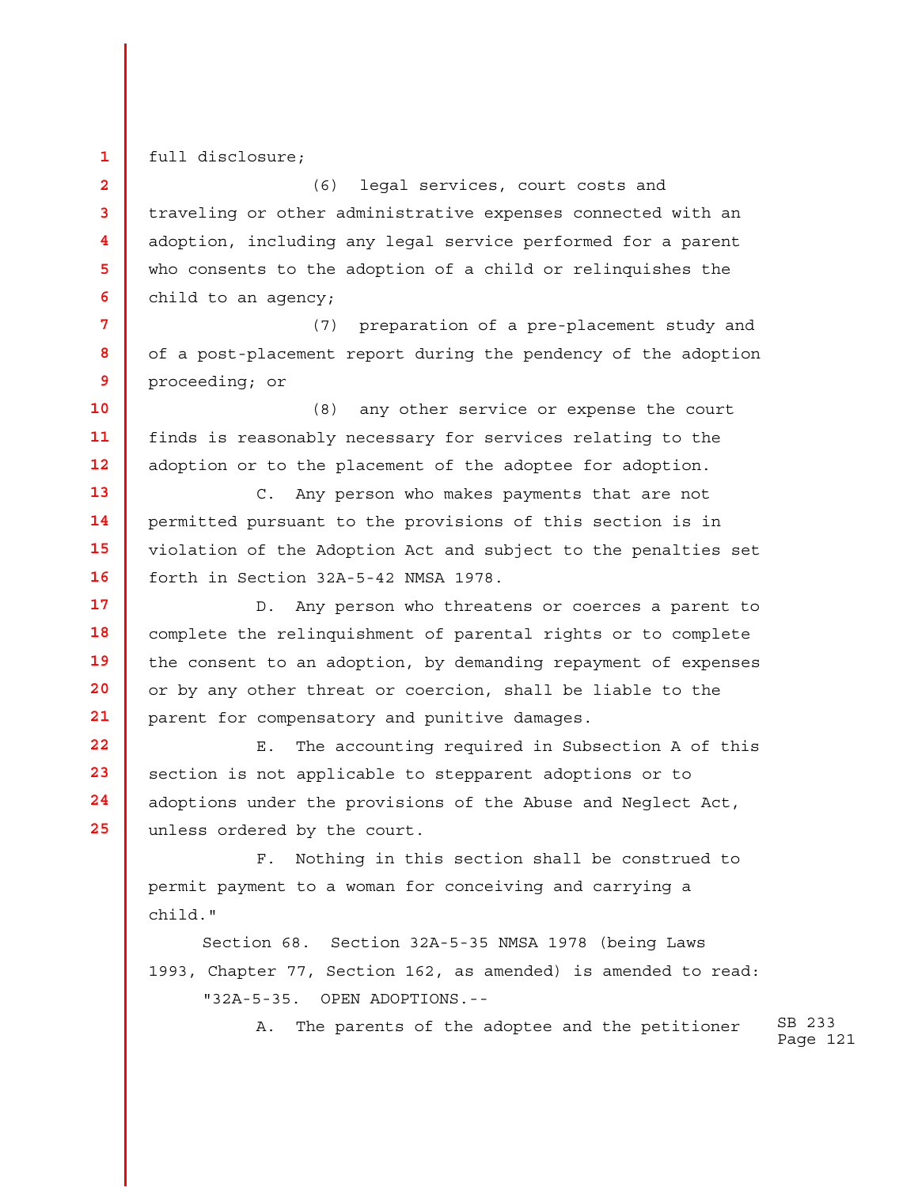full disclosure;

(6) legal services, court costs and traveling or other administrative expenses connected with an adoption, including any legal service performed for a parent who consents to the adoption of a child or relinquishes the child to an agency;

(7) preparation of a pre-placement study and of a post-placement report during the pendency of the adoption proceeding; or

(8) any other service or expense the court finds is reasonably necessary for services relating to the adoption or to the placement of the adoptee for adoption.

C. Any person who makes payments that are not permitted pursuant to the provisions of this section is in violation of the Adoption Act and subject to the penalties set forth in Section 32A-5-42 NMSA 1978.

D. Any person who threatens or coerces a parent to complete the relinquishment of parental rights or to complete the consent to an adoption, by demanding repayment of expenses or by any other threat or coercion, shall be liable to the parent for compensatory and punitive damages.

E. The accounting required in Subsection A of this section is not applicable to stepparent adoptions or to adoptions under the provisions of the Abuse and Neglect Act, unless ordered by the court.

F. Nothing in this section shall be construed to permit payment to a woman for conceiving and carrying a child."

Section 68. Section 32A-5-35 NMSA 1978 (being Laws 1993, Chapter 77, Section 162, as amended) is amended to read:

"32A-5-35. OPEN ADOPTIONS.--

A. The parents of the adoptee and the petitioner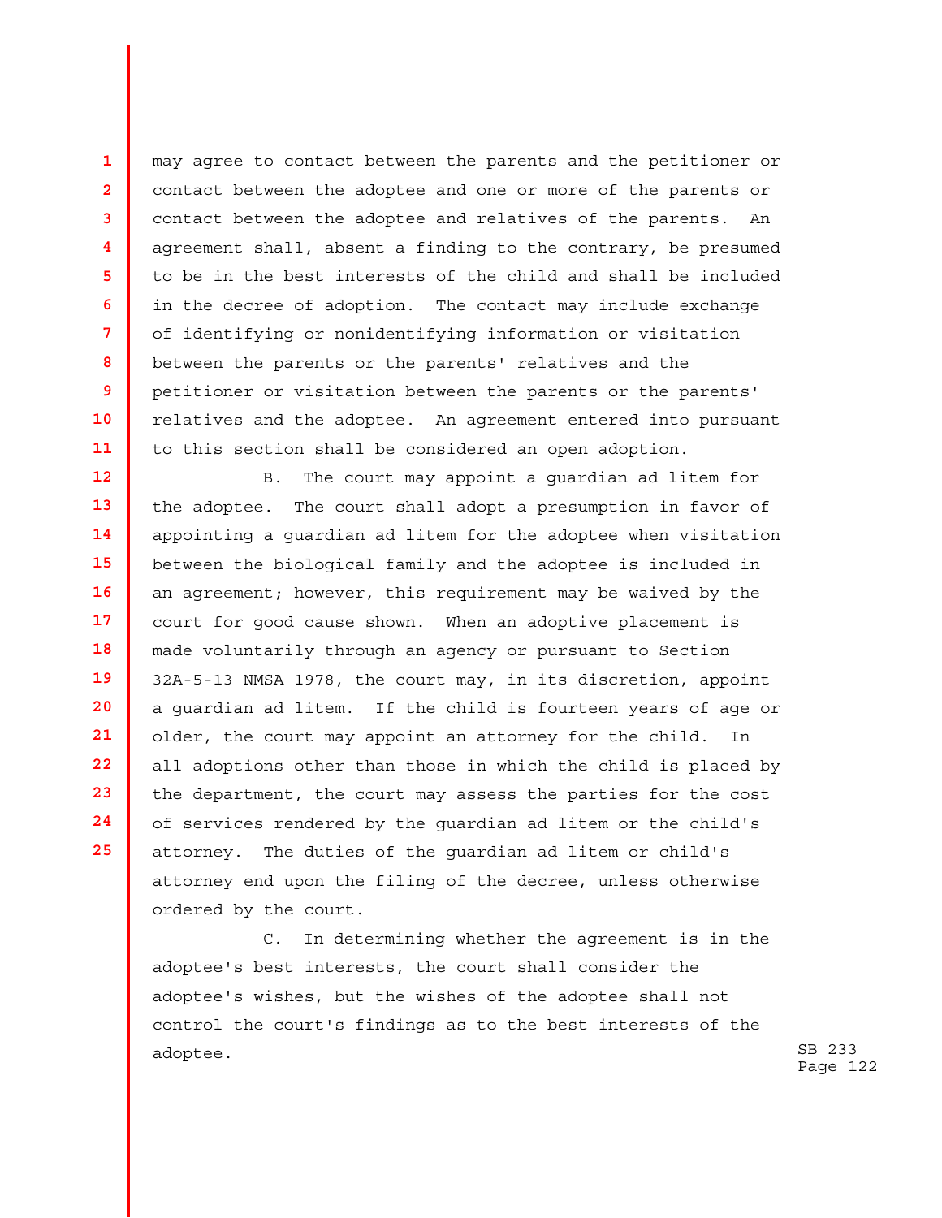may agree to contact between the parents and the petitioner or contact between the adoptee and one or more of the parents or contact between the adoptee and relatives of the parents. An agreement shall, absent a finding to the contrary, be presumed to be in the best interests of the child and shall be included in the decree of adoption. The contact may include exchange of identifying or nonidentifying information or visitation between the parents or the parents' relatives and the petitioner or visitation between the parents or the parents' relatives and the adoptee. An agreement entered into pursuant to this section shall be considered an open adoption.

B. The court may appoint a guardian ad litem for the adoptee. The court shall adopt a presumption in favor of appointing a guardian ad litem for the adoptee when visitation between the biological family and the adoptee is included in an agreement; however, this requirement may be waived by the court for good cause shown. When an adoptive placement is made voluntarily through an agency or pursuant to Section 32A-5-13 NMSA 1978, the court may, in its discretion, appoint a guardian ad litem. If the child is fourteen years of age or older, the court may appoint an attorney for the child. In all adoptions other than those in which the child is placed by the department, the court may assess the parties for the cost of services rendered by the guardian ad litem or the child's attorney. The duties of the guardian ad litem or child's attorney end upon the filing of the decree, unless otherwise ordered by the court.

C. In determining whether the agreement is in the adoptee's best interests, the court shall consider the adoptee's wishes, but the wishes of the adoptee shall not control the court's findings as to the best interests of the adoptee.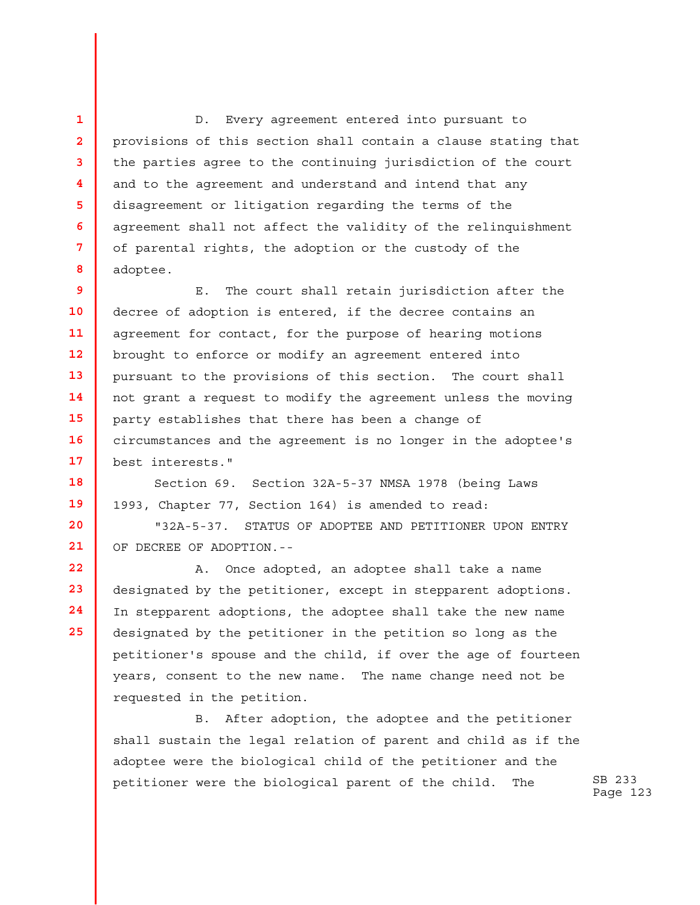D. Every agreement entered into pursuant to provisions of this section shall contain a clause stating that the parties agree to the continuing jurisdiction of the court and to the agreement and understand and intend that any disagreement or litigation regarding the terms of the agreement shall not affect the validity of the relinquishment of parental rights, the adoption or the custody of the adoptee.

E. The court shall retain jurisdiction after the decree of adoption is entered, if the decree contains an agreement for contact, for the purpose of hearing motions brought to enforce or modify an agreement entered into pursuant to the provisions of this section. The court shall not grant a request to modify the agreement unless the moving party establishes that there has been a change of circumstances and the agreement is no longer in the adoptee's best interests."

Section 69. Section 32A-5-37 NMSA 1978 (being Laws 1993, Chapter 77, Section 164) is amended to read:

"32A-5-37. STATUS OF ADOPTEE AND PETITIONER UPON ENTRY OF DECREE OF ADOPTION.--

A. Once adopted, an adoptee shall take a name designated by the petitioner, except in stepparent adoptions. In stepparent adoptions, the adoptee shall take the new name designated by the petitioner in the petition so long as the petitioner's spouse and the child, if over the age of fourteen years, consent to the new name. The name change need not be requested in the petition.

B. After adoption, the adoptee and the petitioner shall sustain the legal relation of parent and child as if the adoptee were the biological child of the petitioner and the petitioner were the biological parent of the child. The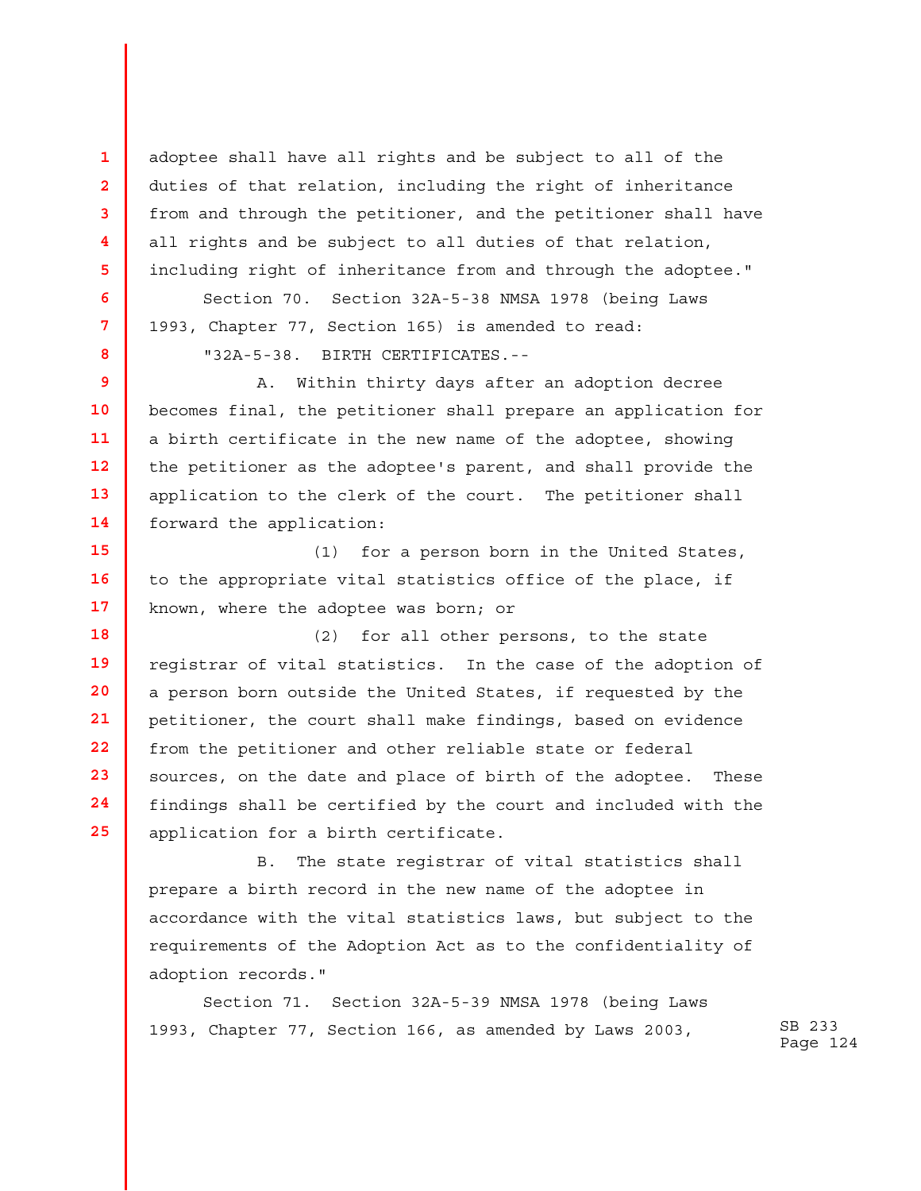adoptee shall have all rights and be subject to all of the duties of that relation, including the right of inheritance from and through the petitioner, and the petitioner shall have all rights and be subject to all duties of that relation, including right of inheritance from and through the adoptee."

Section 70. Section 32A-5-38 NMSA 1978 (being Laws 1993, Chapter 77, Section 165) is amended to read:

"32A-5-38. BIRTH CERTIFICATES.--

A. Within thirty days after an adoption decree becomes final, the petitioner shall prepare an application for a birth certificate in the new name of the adoptee, showing the petitioner as the adoptee's parent, and shall provide the application to the clerk of the court. The petitioner shall forward the application:

(1) for a person born in the United States, to the appropriate vital statistics office of the place, if known, where the adoptee was born; or

(2) for all other persons, to the state registrar of vital statistics. In the case of the adoption of a person born outside the United States, if requested by the petitioner, the court shall make findings, based on evidence from the petitioner and other reliable state or federal sources, on the date and place of birth of the adoptee. These findings shall be certified by the court and included with the application for a birth certificate.

B. The state registrar of vital statistics shall prepare a birth record in the new name of the adoptee in accordance with the vital statistics laws, but subject to the requirements of the Adoption Act as to the confidentiality of adoption records."

Section 71. Section 32A-5-39 NMSA 1978 (being Laws 1993, Chapter 77, Section 166, as amended by Laws 2003,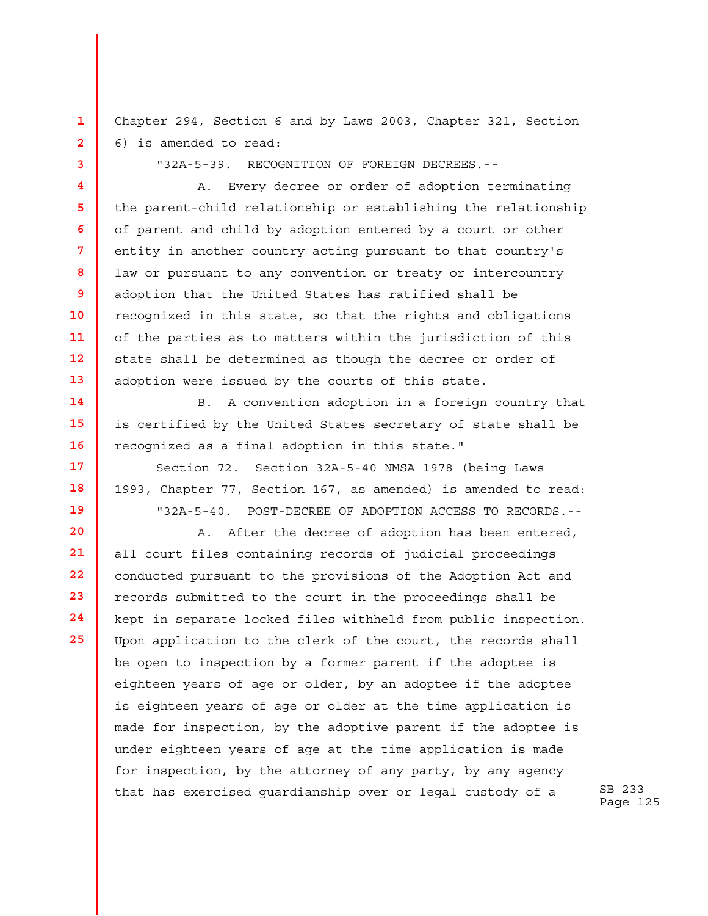Chapter 294, Section 6 and by Laws 2003, Chapter 321, Section 6) is amended to read:

"32A-5-39. RECOGNITION OF FOREIGN DECREES.--

A. Every decree or order of adoption terminating the parent-child relationship or establishing the relationship of parent and child by adoption entered by a court or other entity in another country acting pursuant to that country's law or pursuant to any convention or treaty or intercountry adoption that the United States has ratified shall be recognized in this state, so that the rights and obligations of the parties as to matters within the jurisdiction of this state shall be determined as though the decree or order of adoption were issued by the courts of this state.

B. A convention adoption in a foreign country that is certified by the United States secretary of state shall be recognized as a final adoption in this state."

Section 72. Section 32A-5-40 NMSA 1978 (being Laws 1993, Chapter 77, Section 167, as amended) is amended to read:

"32A-5-40. POST-DECREE OF ADOPTION ACCESS TO RECORDS.--

A. After the decree of adoption has been entered, all court files containing records of judicial proceedings conducted pursuant to the provisions of the Adoption Act and records submitted to the court in the proceedings shall be kept in separate locked files withheld from public inspection. Upon application to the clerk of the court, the records shall be open to inspection by a former parent if the adoptee is eighteen years of age or older, by an adoptee if the adoptee is eighteen years of age or older at the time application is made for inspection, by the adoptive parent if the adoptee is under eighteen years of age at the time application is made for inspection, by the attorney of any party, by any agency that has exercised guardianship over or legal custody of a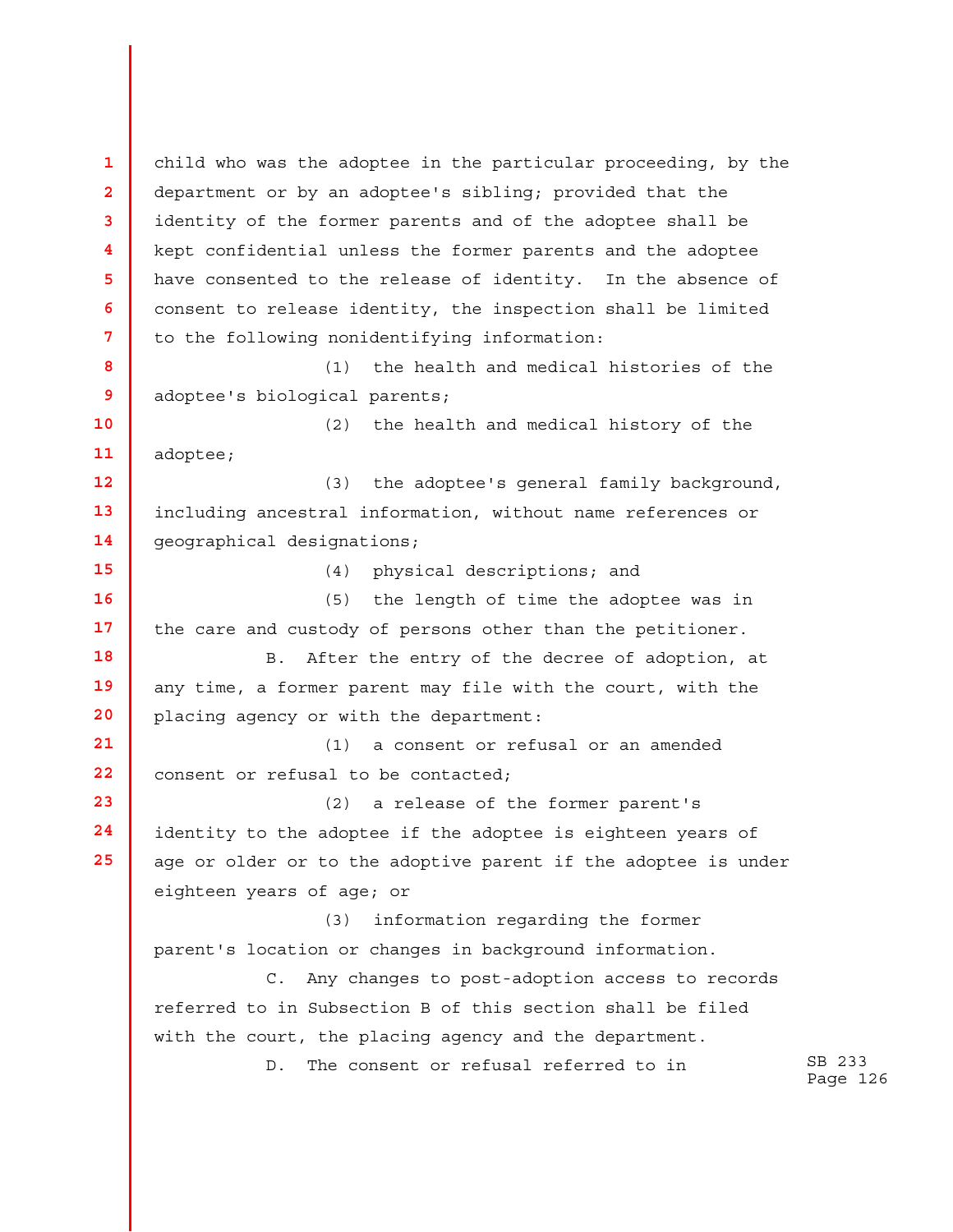child who was the adoptee in the particular proceeding, by the department or by an adoptee's sibling; provided that the identity of the former parents and of the adoptee shall be kept confidential unless the former parents and the adoptee have consented to the release of identity. In the absence of consent to release identity, the inspection shall be limited to the following nonidentifying information:

(1) the health and medical histories of the adoptee's biological parents;

(2) the health and medical history of the adoptee;

(3) the adoptee's general family background, including ancestral information, without name references or geographical designations;

(4) physical descriptions; and

(5) the length of time the adoptee was in the care and custody of persons other than the petitioner.

B. After the entry of the decree of adoption, at any time, a former parent may file with the court, with the placing agency or with the department:

(1) a consent or refusal or an amended consent or refusal to be contacted;

(2) a release of the former parent's identity to the adoptee if the adoptee is eighteen years of age or older or to the adoptive parent if the adoptee is under eighteen years of age; or

(3) information regarding the former parent's location or changes in background information.

C. Any changes to post-adoption access to records referred to in Subsection B of this section shall be filed with the court, the placing agency and the department.

D. The consent or refusal referred to in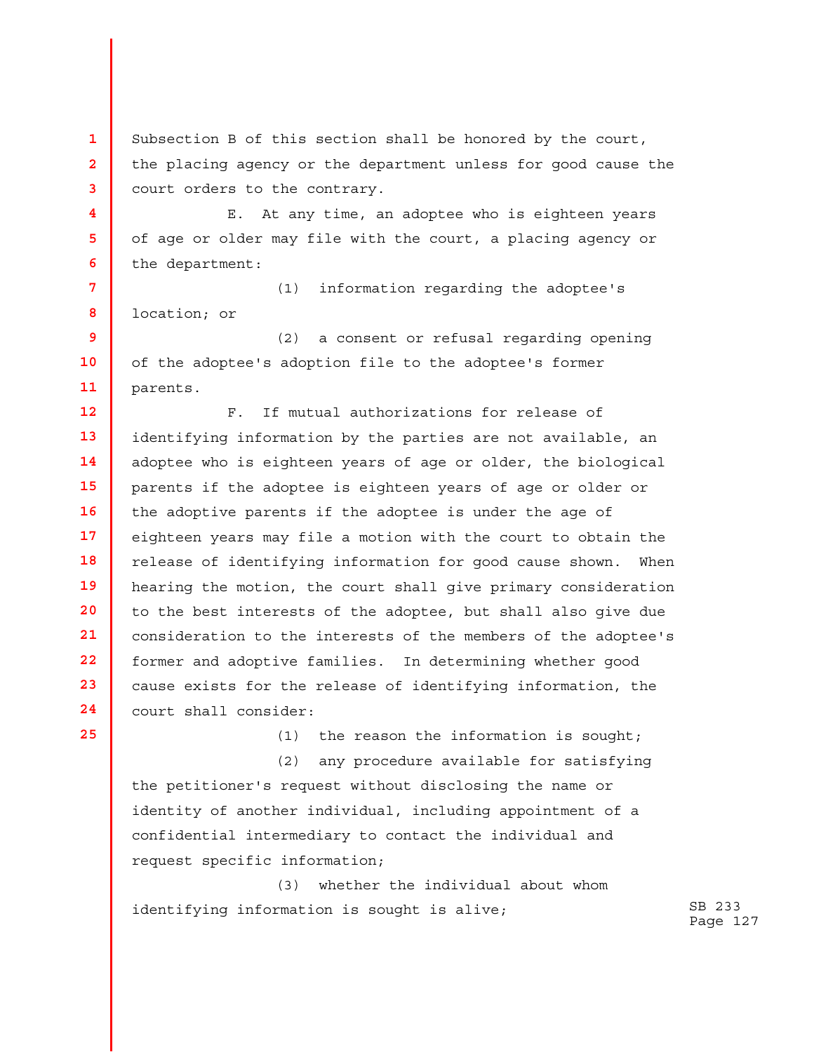Subsection B of this section shall be honored by the court, the placing agency or the department unless for good cause the court orders to the contrary.

E. At any time, an adoptee who is eighteen years of age or older may file with the court, a placing agency or the department:

(1) information regarding the adoptee's location; or

(2) a consent or refusal regarding opening of the adoptee's adoption file to the adoptee's former parents.

F. If mutual authorizations for release of identifying information by the parties are not available, an adoptee who is eighteen years of age or older, the biological parents if the adoptee is eighteen years of age or older or the adoptive parents if the adoptee is under the age of eighteen years may file a motion with the court to obtain the release of identifying information for good cause shown. When hearing the motion, the court shall give primary consideration to the best interests of the adoptee, but shall also give due consideration to the interests of the members of the adoptee's former and adoptive families. In determining whether good cause exists for the release of identifying information, the court shall consider:

(1) the reason the information is sought;

(2) any procedure available for satisfying the petitioner's request without disclosing the name or identity of another individual, including appointment of a confidential intermediary to contact the individual and request specific information;

(3) whether the individual about whom identifying information is sought is alive;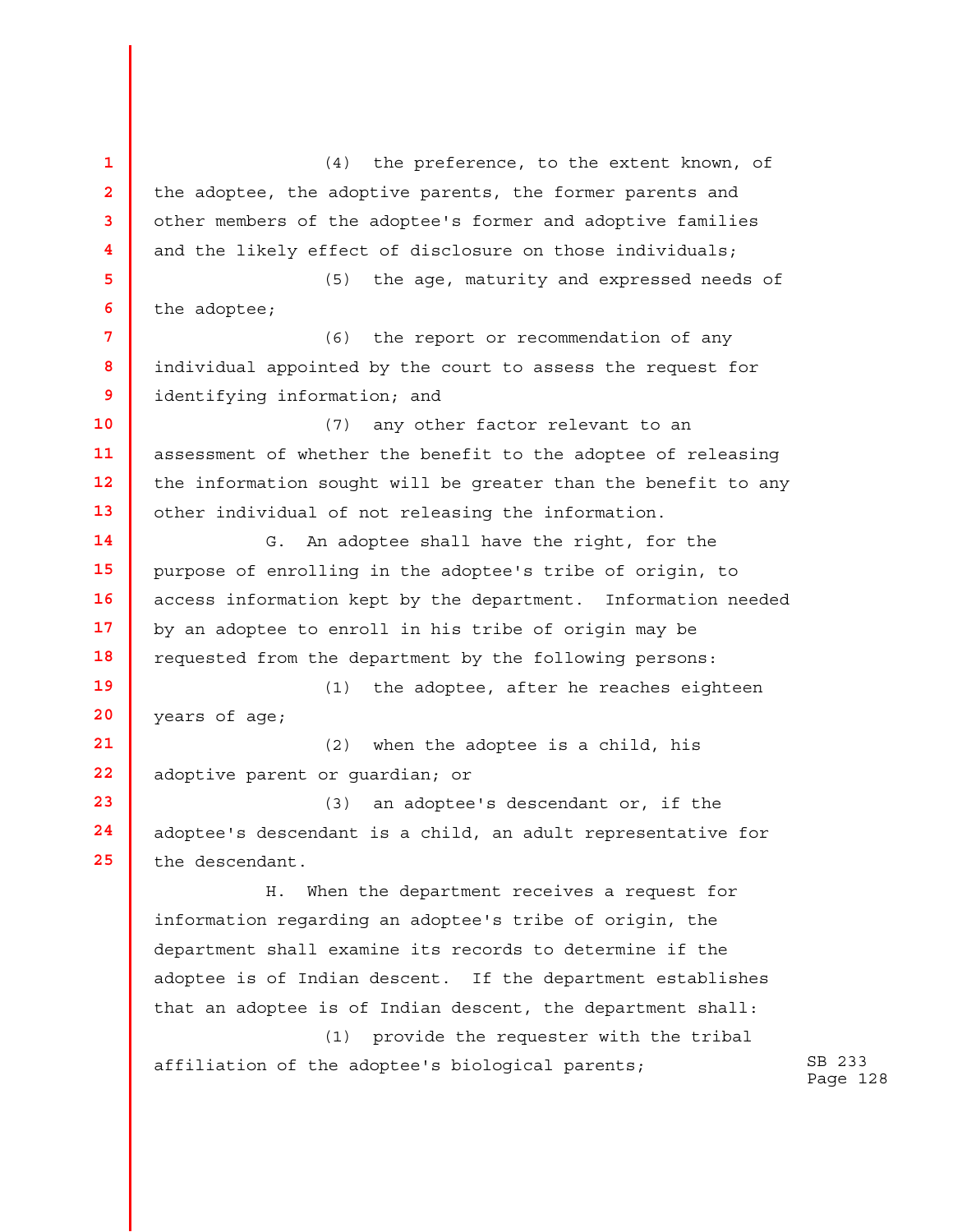(4) the preference, to the extent known, of the adoptee, the adoptive parents, the former parents and other members of the adoptee's former and adoptive families and the likely effect of disclosure on those individuals;

(5) the age, maturity and expressed needs of the adoptee;

(6) the report or recommendation of any individual appointed by the court to assess the request for identifying information; and

(7) any other factor relevant to an assessment of whether the benefit to the adoptee of releasing the information sought will be greater than the benefit to any other individual of not releasing the information.

G. An adoptee shall have the right, for the purpose of enrolling in the adoptee's tribe of origin, to access information kept by the department. Information needed by an adoptee to enroll in his tribe of origin may be requested from the department by the following persons:

(1) the adoptee, after he reaches eighteen years of age;

(2) when the adoptee is a child, his adoptive parent or guardian; or

(3) an adoptee's descendant or, if the adoptee's descendant is a child, an adult representative for the descendant.

H. When the department receives a request for information regarding an adoptee's tribe of origin, the department shall examine its records to determine if the adoptee is of Indian descent. If the department establishes that an adoptee is of Indian descent, the department shall:

(1) provide the requester with the tribal affiliation of the adoptee's biological parents;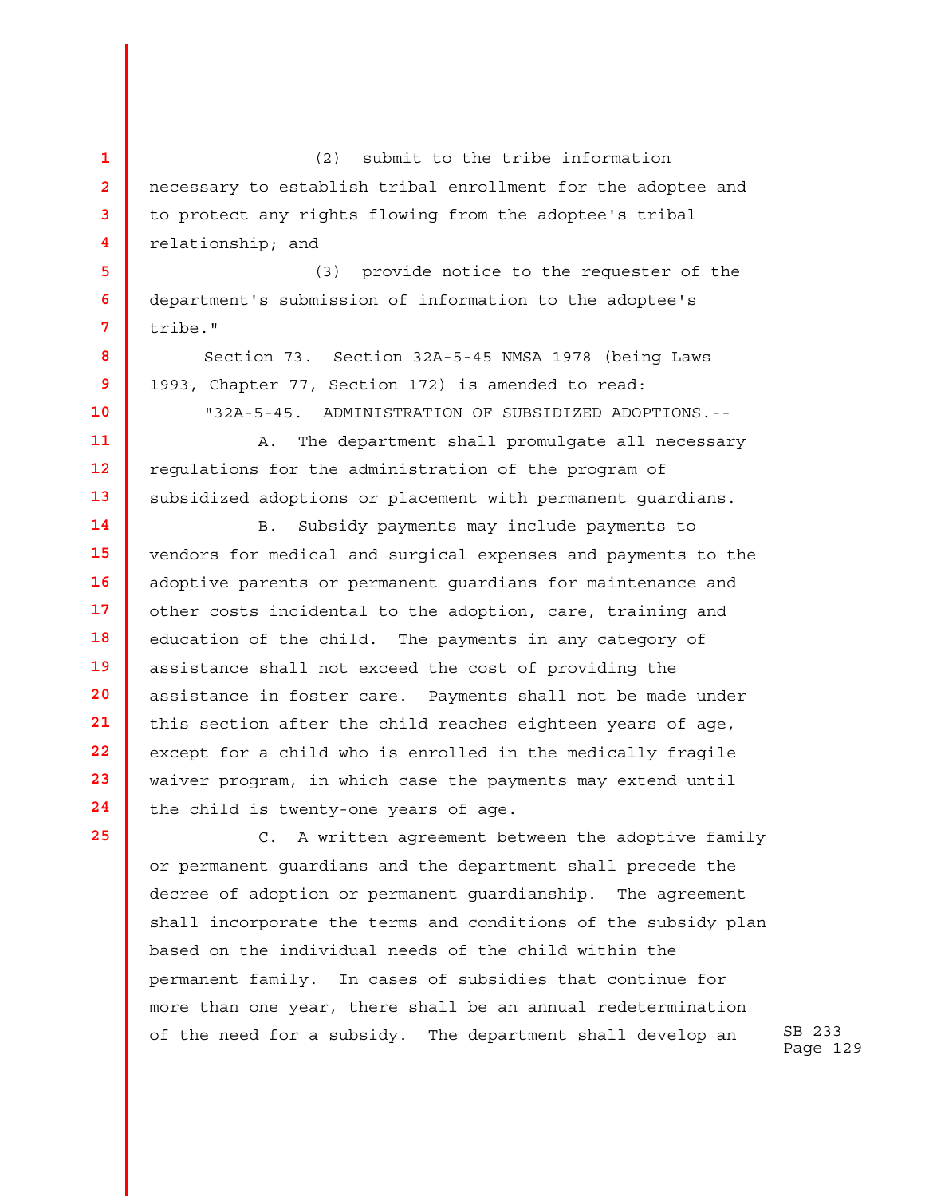(2) submit to the tribe information necessary to establish tribal enrollment for the adoptee and to protect any rights flowing from the adoptee's tribal relationship; and

(3) provide notice to the requester of the department's submission of information to the adoptee's tribe."

Section 73. Section 32A-5-45 NMSA 1978 (being Laws 1993, Chapter 77, Section 172) is amended to read:

"32A-5-45. ADMINISTRATION OF SUBSIDIZED ADOPTIONS.--

A. The department shall promulgate all necessary regulations for the administration of the program of subsidized adoptions or placement with permanent guardians.

B. Subsidy payments may include payments to vendors for medical and surgical expenses and payments to the adoptive parents or permanent guardians for maintenance and other costs incidental to the adoption, care, training and education of the child. The payments in any category of assistance shall not exceed the cost of providing the assistance in foster care. Payments shall not be made under this section after the child reaches eighteen years of age, except for a child who is enrolled in the medically fragile waiver program, in which case the payments may extend until the child is twenty-one years of age.

C. A written agreement between the adoptive family or permanent guardians and the department shall precede the decree of adoption or permanent guardianship. The agreement shall incorporate the terms and conditions of the subsidy plan based on the individual needs of the child within the permanent family. In cases of subsidies that continue for more than one year, there shall be an annual redetermination of the need for a subsidy. The department shall develop an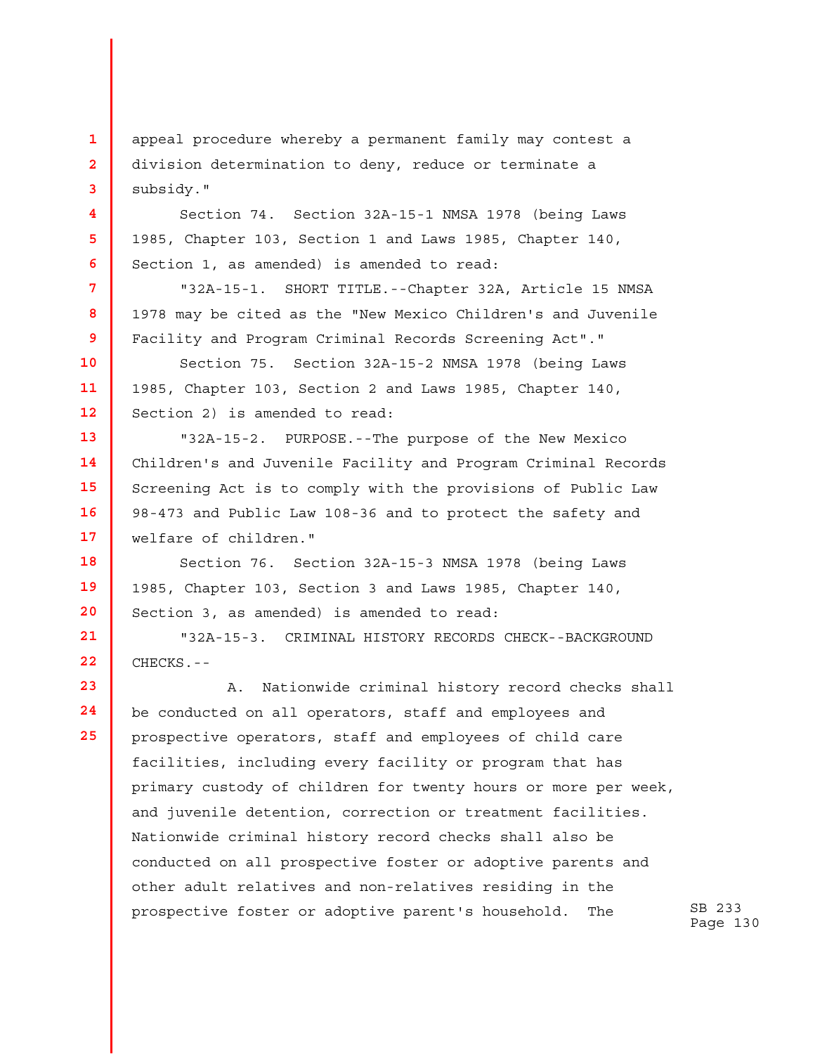appeal procedure whereby a permanent family may contest a division determination to deny, reduce or terminate a subsidy."

Section 74. Section 32A-15-1 NMSA 1978 (being Laws 1985, Chapter 103, Section 1 and Laws 1985, Chapter 140, Section 1, as amended) is amended to read:

"32A-15-1. SHORT TITLE.--Chapter 32A, Article 15 NMSA 1978 may be cited as the "New Mexico Children's and Juvenile Facility and Program Criminal Records Screening Act"."

Section 75. Section 32A-15-2 NMSA 1978 (being Laws 1985, Chapter 103, Section 2 and Laws 1985, Chapter 140, Section 2) is amended to read:

"32A-15-2. PURPOSE.--The purpose of the New Mexico Children's and Juvenile Facility and Program Criminal Records Screening Act is to comply with the provisions of Public Law 98-473 and Public Law 108-36 and to protect the safety and welfare of children."

Section 76. Section 32A-15-3 NMSA 1978 (being Laws 1985, Chapter 103, Section 3 and Laws 1985, Chapter 140, Section 3, as amended) is amended to read:

"32A-15-3. CRIMINAL HISTORY RECORDS CHECK--BACKGROUND CHECKS.--

A. Nationwide criminal history record checks shall be conducted on all operators, staff and employees and prospective operators, staff and employees of child care facilities, including every facility or program that has primary custody of children for twenty hours or more per week, and juvenile detention, correction or treatment facilities. Nationwide criminal history record checks shall also be conducted on all prospective foster or adoptive parents and other adult relatives and non-relatives residing in the prospective foster or adoptive parent's household. The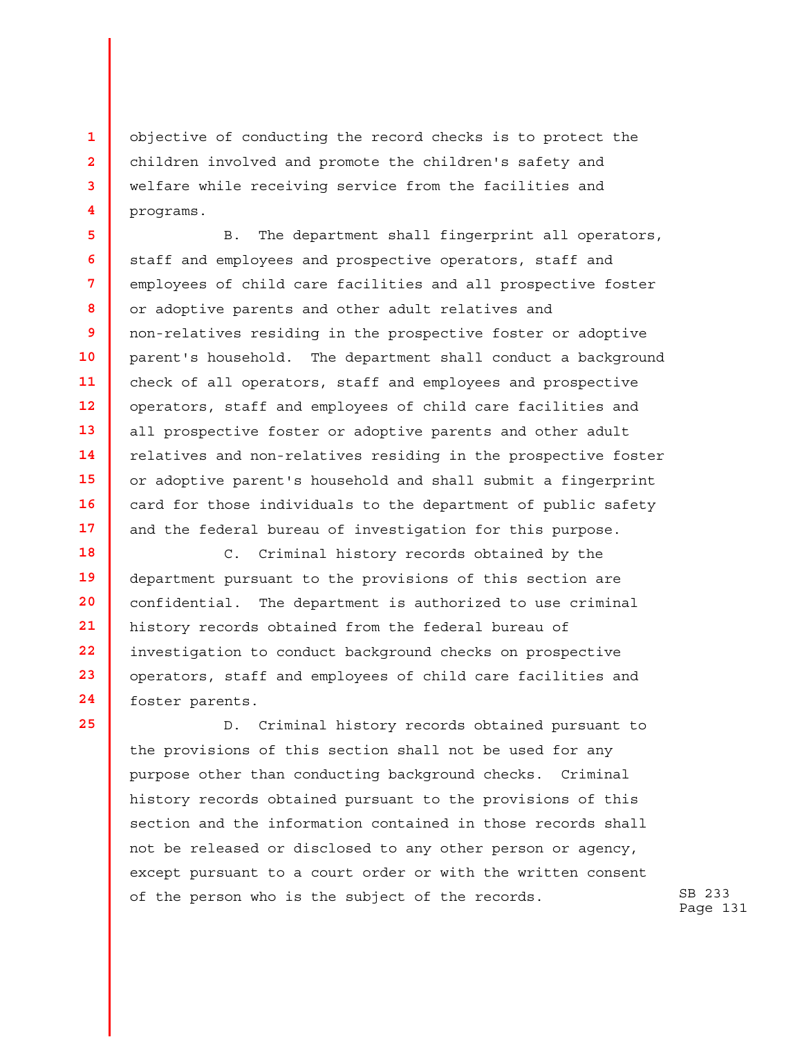objective of conducting the record checks is to protect the children involved and promote the children's safety and welfare while receiving service from the facilities and programs.

B. The department shall fingerprint all operators, staff and employees and prospective operators, staff and employees of child care facilities and all prospective foster or adoptive parents and other adult relatives and non-relatives residing in the prospective foster or adoptive parent's household. The department shall conduct a background check of all operators, staff and employees and prospective operators, staff and employees of child care facilities and all prospective foster or adoptive parents and other adult relatives and non-relatives residing in the prospective foster or adoptive parent's household and shall submit a fingerprint card for those individuals to the department of public safety and the federal bureau of investigation for this purpose.

C. Criminal history records obtained by the department pursuant to the provisions of this section are confidential. The department is authorized to use criminal history records obtained from the federal bureau of investigation to conduct background checks on prospective operators, staff and employees of child care facilities and foster parents.

D. Criminal history records obtained pursuant to the provisions of this section shall not be used for any purpose other than conducting background checks. Criminal history records obtained pursuant to the provisions of this section and the information contained in those records shall not be released or disclosed to any other person or agency, except pursuant to a court order or with the written consent of the person who is the subject of the records.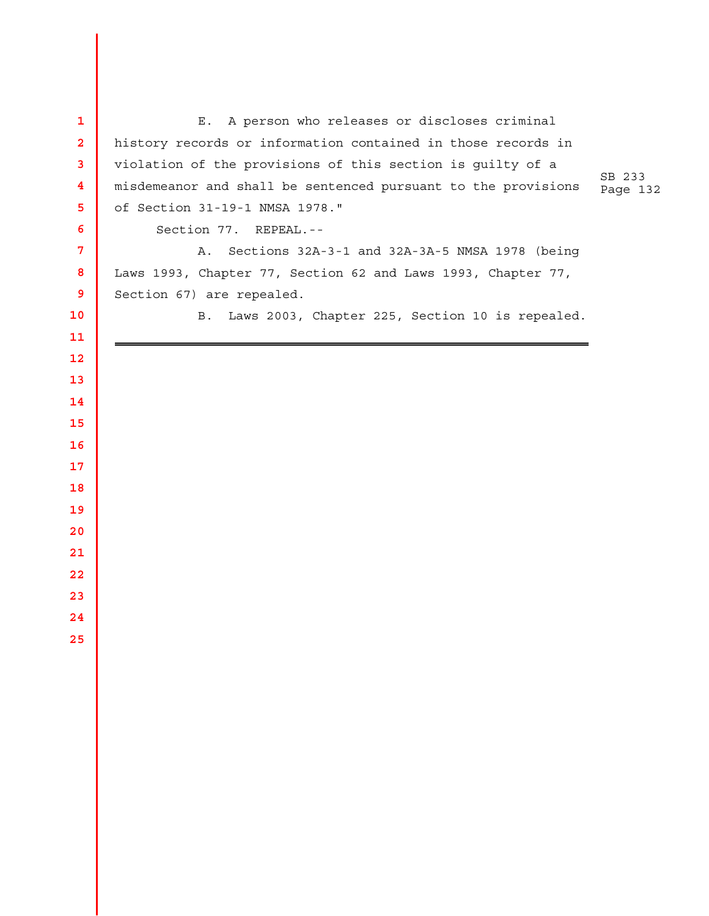E. A person who releases or discloses criminal history records or information contained in those records in violation of the provisions of this section is guilty of a misdemeanor and shall be sentenced pursuant to the provisions of Section 31-19-1 NMSA 1978."

Section 77. REPEAL.--

A. Sections 32A-3-1 and 32A-3A-5 NMSA 1978 (being Laws 1993, Chapter 77, Section 62 and Laws 1993, Chapter 77, Section 67) are repealed.

B. Laws 2003, Chapter 225, Section 10 is repealed.